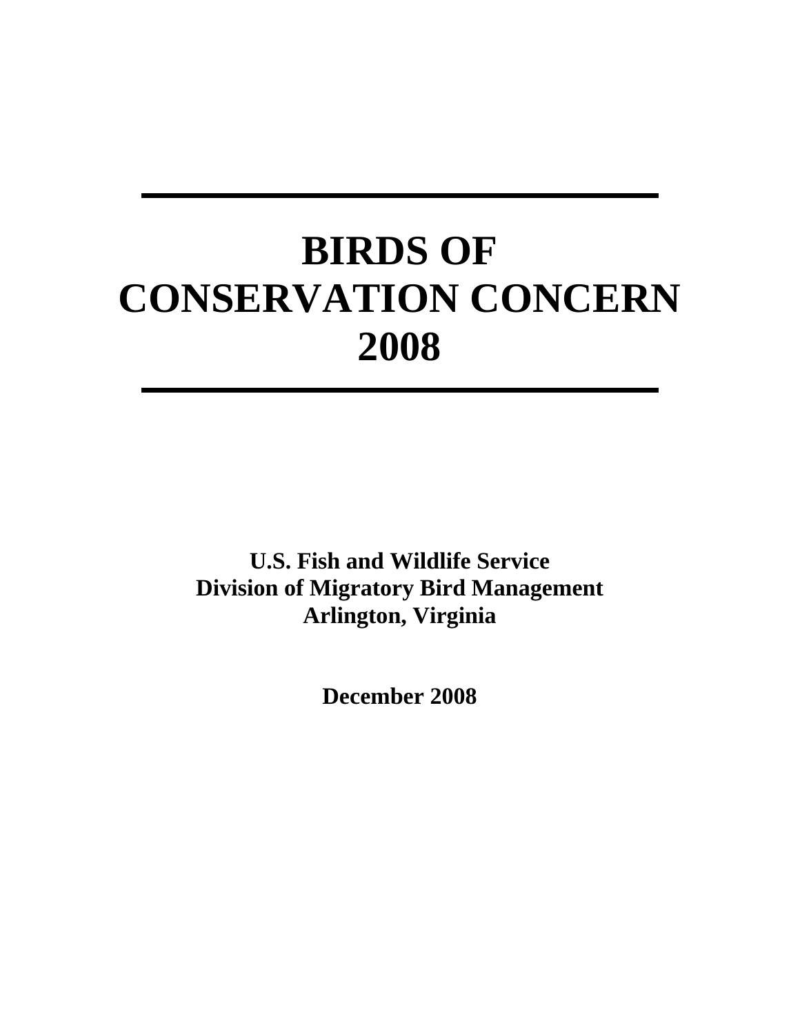# BIRDS OF CONSERVATION CONCERN 2008

**U.S. Fish and Wildlife Service**
**Division of Migratory Bird Management**
**Arlington, Virginia**

**December 2008**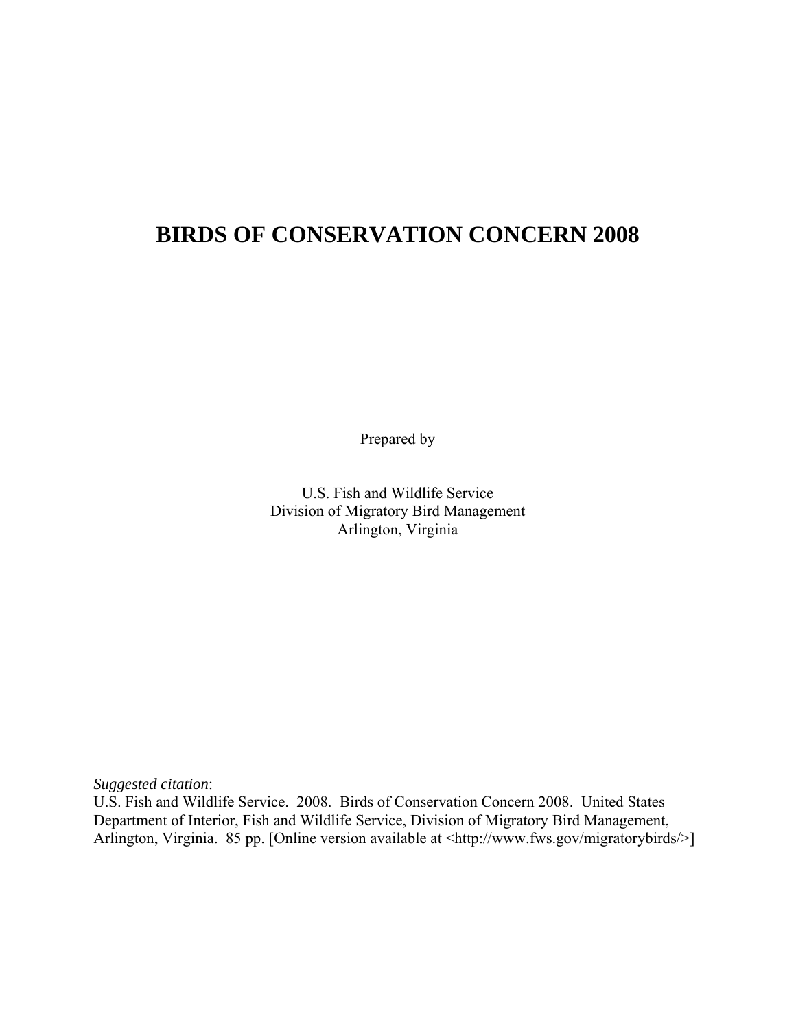# BIRDS OF CONSERVATION CONCERN 2008

Prepared by

U.S. Fish and Wildlife Service
Division of Migratory Bird Management
Arlington, Virginia

*Suggested citation*:
U.S. Fish and Wildlife Service. 2008. Birds of Conservation Concern 2008. United States Department of Interior, Fish and Wildlife Service, Division of Migratory Bird Management, Arlington, Virginia. 85 pp. [Online version available at <http://www.fws.gov/migratorybirds/>]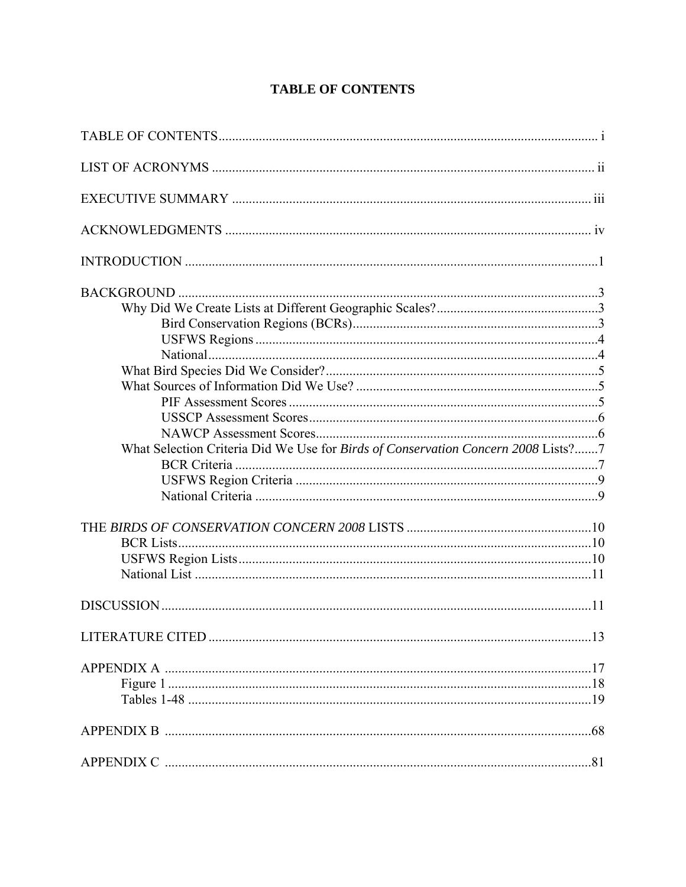# TABLE OF CONTENTS

TABLE OF CONTENTS ................................................................................................................ i

LIST OF ACRONYMS ................................................................................................................. ii

EXECUTIVE SUMMARY ........................................................................................................... iii

ACKNOWLEDGMENTS ............................................................................................................. iv

INTRODUCTION ..........................................................................................................................1

BACKGROUND ............................................................................................................................3
- Why Did We Create Lists at Different Geographic Scales? ................................................3
  - Bird Conservation Regions (BCRs) .........................................................................3
  - USFWS Regions .....................................................................................................4
  - National ...................................................................................................................4
- What Bird Species Did We Consider? .................................................................................5
- What Sources of Information Did We Use? ........................................................................5
  - PIF Assessment Scores ............................................................................................5
  - USSCP Assessment Scores ......................................................................................6
  - NAWCP Assessment Scores ....................................................................................6
- What Selection Criteria Did We Use for *Birds of Conservation Concern 2008* Lists? .......7
  - BCR Criteria ............................................................................................................7
  - USFWS Region Criteria ..........................................................................................9
  - National Criteria ......................................................................................................9

THE *BIRDS OF CONSERVATION CONCERN 2008* LISTS .......................................................10
- BCR Lists ...........................................................................................................................10
- USFWS Region Lists .........................................................................................................10
- National List ......................................................................................................................11

DISCUSSION ...............................................................................................................................11

LITERATURE CITED .................................................................................................................13

APPENDIX A ...............................................................................................................................17
- Figure 1 ..............................................................................................................................18
- Tables 1-48 ........................................................................................................................19

APPENDIX B ...............................................................................................................................68

APPENDIX C ...............................................................................................................................81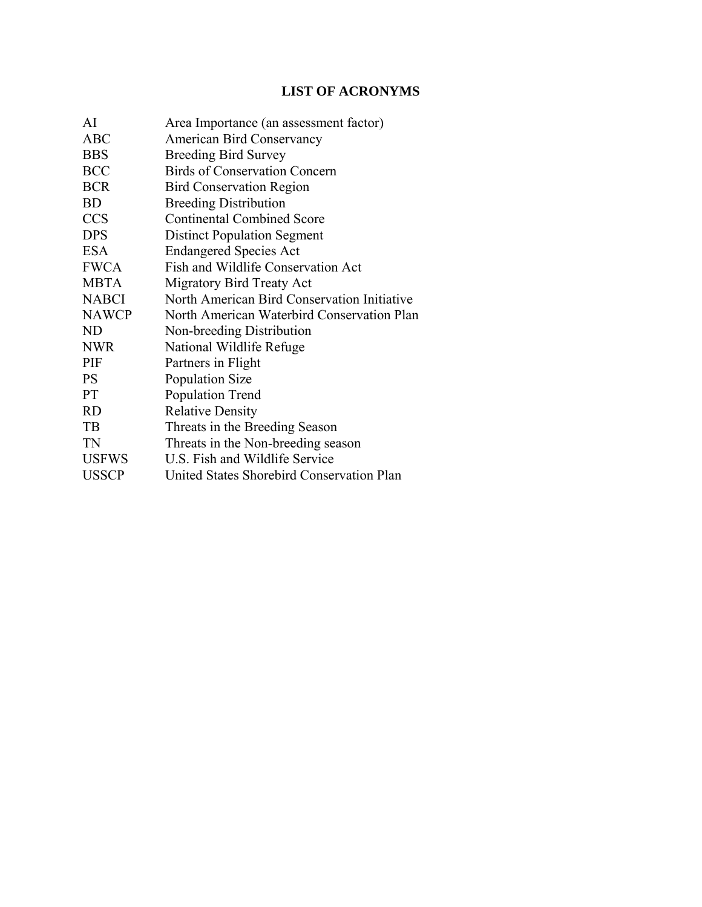# LIST OF ACRONYMS

| | |
|---|---|
| AI | Area Importance (an assessment factor) |
| ABC | American Bird Conservancy |
| BBS | Breeding Bird Survey |
| BCC | Birds of Conservation Concern |
| BCR | Bird Conservation Region |
| BD | Breeding Distribution |
| CCS | Continental Combined Score |
| DPS | Distinct Population Segment |
| ESA | Endangered Species Act |
| FWCA | Fish and Wildlife Conservation Act |
| MBTA | Migratory Bird Treaty Act |
| NABCI | North American Bird Conservation Initiative |
| NAWCP | North American Waterbird Conservation Plan |
| ND | Non-breeding Distribution |
| NWR | National Wildlife Refuge |
| PIF | Partners in Flight |
| PS | Population Size |
| PT | Population Trend |
| RD | Relative Density |
| TB | Threats in the Breeding Season |
| TN | Threats in the Non-breeding season |
| USFWS | U.S. Fish and Wildlife Service |
| USSCP | United States Shorebird Conservation Plan |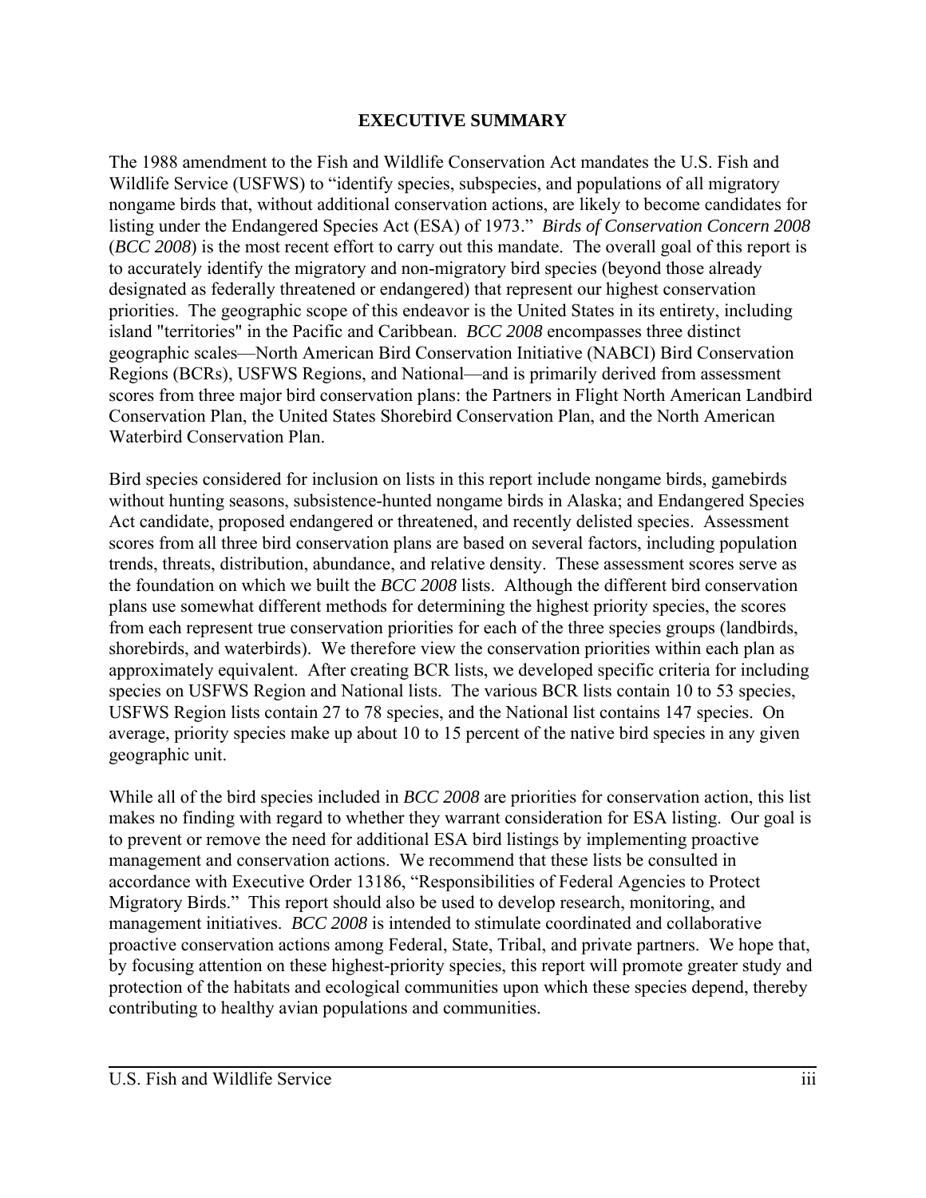# EXECUTIVE SUMMARY

The 1988 amendment to the Fish and Wildlife Conservation Act mandates the U.S. Fish and Wildlife Service (USFWS) to "identify species, subspecies, and populations of all migratory nongame birds that, without additional conservation actions, are likely to become candidates for listing under the Endangered Species Act (ESA) of 1973." *Birds of Conservation Concern 2008* (*BCC 2008*) is the most recent effort to carry out this mandate. The overall goal of this report is to accurately identify the migratory and non-migratory bird species (beyond those already designated as federally threatened or endangered) that represent our highest conservation priorities. The geographic scope of this endeavor is the United States in its entirety, including island "territories" in the Pacific and Caribbean. *BCC 2008* encompasses three distinct geographic scales—North American Bird Conservation Initiative (NABCI) Bird Conservation Regions (BCRs), USFWS Regions, and National—and is primarily derived from assessment scores from three major bird conservation plans: the Partners in Flight North American Landbird Conservation Plan, the United States Shorebird Conservation Plan, and the North American Waterbird Conservation Plan.

Bird species considered for inclusion on lists in this report include nongame birds, gamebirds without hunting seasons, subsistence-hunted nongame birds in Alaska; and Endangered Species Act candidate, proposed endangered or threatened, and recently delisted species. Assessment scores from all three bird conservation plans are based on several factors, including population trends, threats, distribution, abundance, and relative density. These assessment scores serve as the foundation on which we built the *BCC 2008* lists. Although the different bird conservation plans use somewhat different methods for determining the highest priority species, the scores from each represent true conservation priorities for each of the three species groups (landbirds, shorebirds, and waterbirds). We therefore view the conservation priorities within each plan as approximately equivalent. After creating BCR lists, we developed specific criteria for including species on USFWS Region and National lists. The various BCR lists contain 10 to 53 species, USFWS Region lists contain 27 to 78 species, and the National list contains 147 species. On average, priority species make up about 10 to 15 percent of the native bird species in any given geographic unit.

While all of the bird species included in *BCC 2008* are priorities for conservation action, this list makes no finding with regard to whether they warrant consideration for ESA listing. Our goal is to prevent or remove the need for additional ESA bird listings by implementing proactive management and conservation actions. We recommend that these lists be consulted in accordance with Executive Order 13186, "Responsibilities of Federal Agencies to Protect Migratory Birds." This report should also be used to develop research, monitoring, and management initiatives. *BCC 2008* is intended to stimulate coordinated and collaborative proactive conservation actions among Federal, State, Tribal, and private partners. We hope that, by focusing attention on these highest-priority species, this report will promote greater study and protection of the habitats and ecological communities upon which these species depend, thereby contributing to healthy avian populations and communities.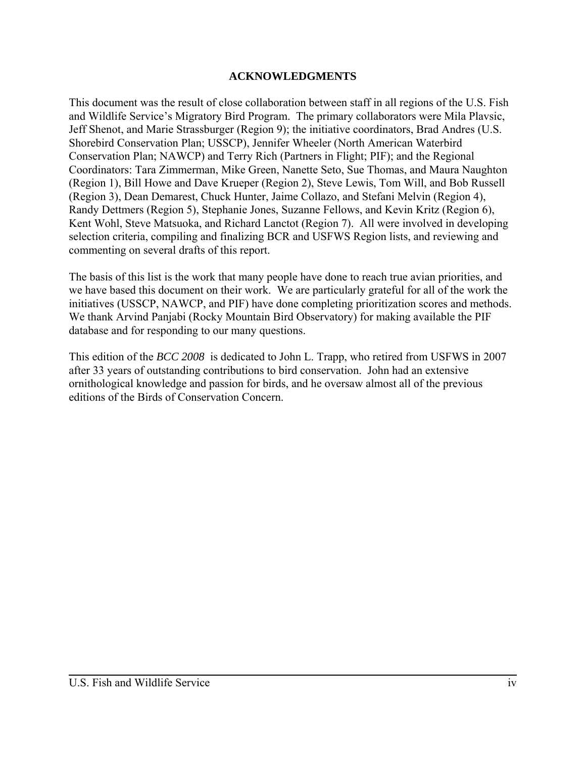## ACKNOWLEDGMENTS

This document was the result of close collaboration between staff in all regions of the U.S. Fish and Wildlife Service's Migratory Bird Program. The primary collaborators were Mila Plavsic, Jeff Shenot, and Marie Strassburger (Region 9); the initiative coordinators, Brad Andres (U.S. Shorebird Conservation Plan; USSCP), Jennifer Wheeler (North American Waterbird Conservation Plan; NAWCP) and Terry Rich (Partners in Flight; PIF); and the Regional Coordinators: Tara Zimmerman, Mike Green, Nanette Seto, Sue Thomas, and Maura Naughton (Region 1), Bill Howe and Dave Krueper (Region 2), Steve Lewis, Tom Will, and Bob Russell (Region 3), Dean Demarest, Chuck Hunter, Jaime Collazo, and Stefani Melvin (Region 4), Randy Dettmers (Region 5), Stephanie Jones, Suzanne Fellows, and Kevin Kritz (Region 6), Kent Wohl, Steve Matsuoka, and Richard Lanctot (Region 7). All were involved in developing selection criteria, compiling and finalizing BCR and USFWS Region lists, and reviewing and commenting on several drafts of this report.

The basis of this list is the work that many people have done to reach true avian priorities, and we have based this document on their work. We are particularly grateful for all of the work the initiatives (USSCP, NAWCP, and PIF) have done completing prioritization scores and methods. We thank Arvind Panjabi (Rocky Mountain Bird Observatory) for making available the PIF database and for responding to our many questions.

This edition of the *BCC 2008* is dedicated to John L. Trapp, who retired from USFWS in 2007 after 33 years of outstanding contributions to bird conservation. John had an extensive ornithological knowledge and passion for birds, and he oversaw almost all of the previous editions of the Birds of Conservation Concern.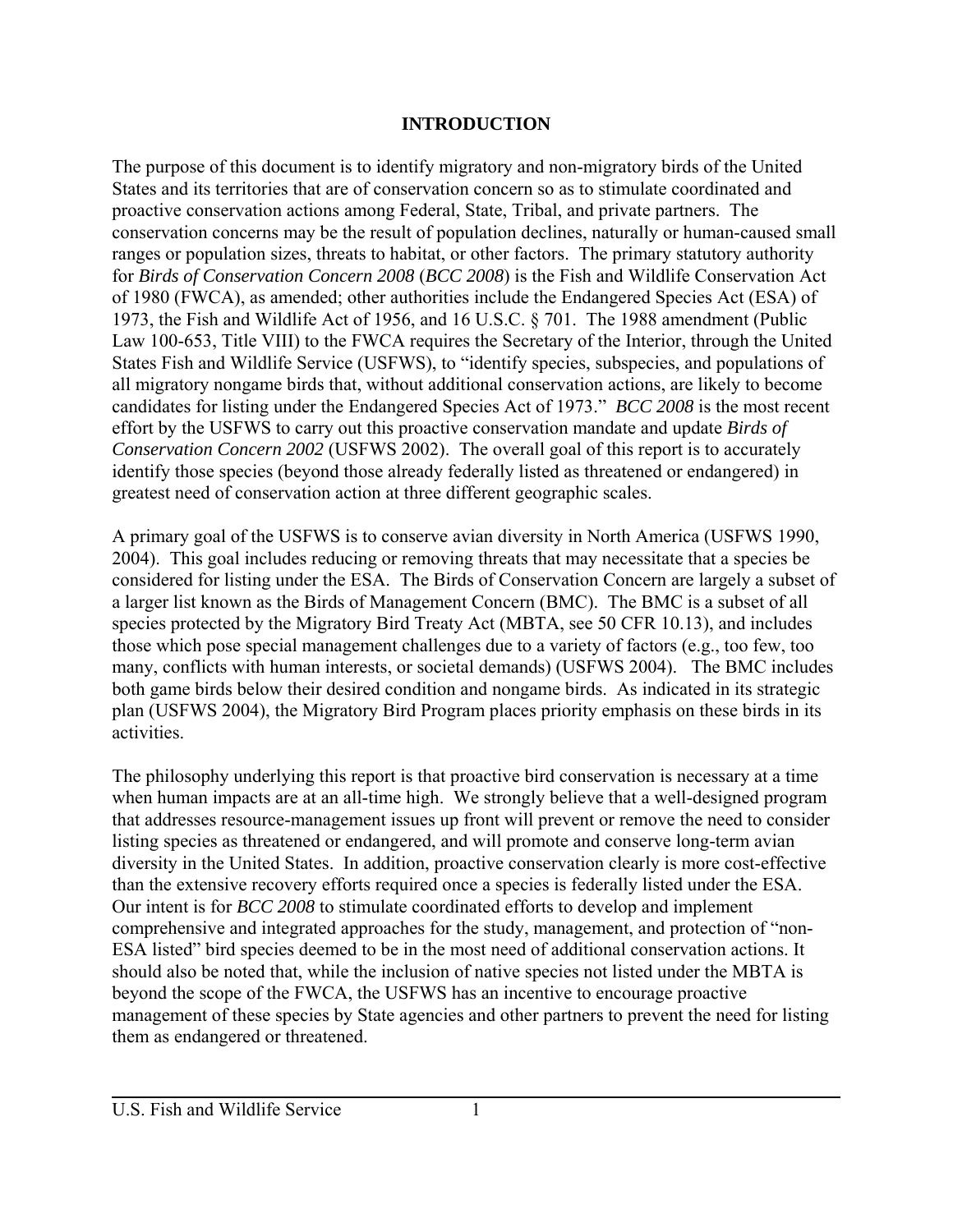# INTRODUCTION

The purpose of this document is to identify migratory and non-migratory birds of the United States and its territories that are of conservation concern so as to stimulate coordinated and proactive conservation actions among Federal, State, Tribal, and private partners. The conservation concerns may be the result of population declines, naturally or human-caused small ranges or population sizes, threats to habitat, or other factors. The primary statutory authority for *Birds of Conservation Concern 2008* (*BCC 2008*) is the Fish and Wildlife Conservation Act of 1980 (FWCA), as amended; other authorities include the Endangered Species Act (ESA) of 1973, the Fish and Wildlife Act of 1956, and 16 U.S.C. § 701. The 1988 amendment (Public Law 100-653, Title VIII) to the FWCA requires the Secretary of the Interior, through the United States Fish and Wildlife Service (USFWS), to "identify species, subspecies, and populations of all migratory nongame birds that, without additional conservation actions, are likely to become candidates for listing under the Endangered Species Act of 1973." *BCC 2008* is the most recent effort by the USFWS to carry out this proactive conservation mandate and update *Birds of Conservation Concern 2002* (USFWS 2002). The overall goal of this report is to accurately identify those species (beyond those already federally listed as threatened or endangered) in greatest need of conservation action at three different geographic scales.

A primary goal of the USFWS is to conserve avian diversity in North America (USFWS 1990, 2004). This goal includes reducing or removing threats that may necessitate that a species be considered for listing under the ESA. The Birds of Conservation Concern are largely a subset of a larger list known as the Birds of Management Concern (BMC). The BMC is a subset of all species protected by the Migratory Bird Treaty Act (MBTA, see 50 CFR 10.13), and includes those which pose special management challenges due to a variety of factors (e.g., too few, too many, conflicts with human interests, or societal demands) (USFWS 2004). The BMC includes both game birds below their desired condition and nongame birds. As indicated in its strategic plan (USFWS 2004), the Migratory Bird Program places priority emphasis on these birds in its activities.

The philosophy underlying this report is that proactive bird conservation is necessary at a time when human impacts are at an all-time high. We strongly believe that a well-designed program that addresses resource-management issues up front will prevent or remove the need to consider listing species as threatened or endangered, and will promote and conserve long-term avian diversity in the United States. In addition, proactive conservation clearly is more cost-effective than the extensive recovery efforts required once a species is federally listed under the ESA. Our intent is for *BCC 2008* to stimulate coordinated efforts to develop and implement comprehensive and integrated approaches for the study, management, and protection of "non-ESA listed" bird species deemed to be in the most need of additional conservation actions. It should also be noted that, while the inclusion of native species not listed under the MBTA is beyond the scope of the FWCA, the USFWS has an incentive to encourage proactive management of these species by State agencies and other partners to prevent the need for listing them as endangered or threatened.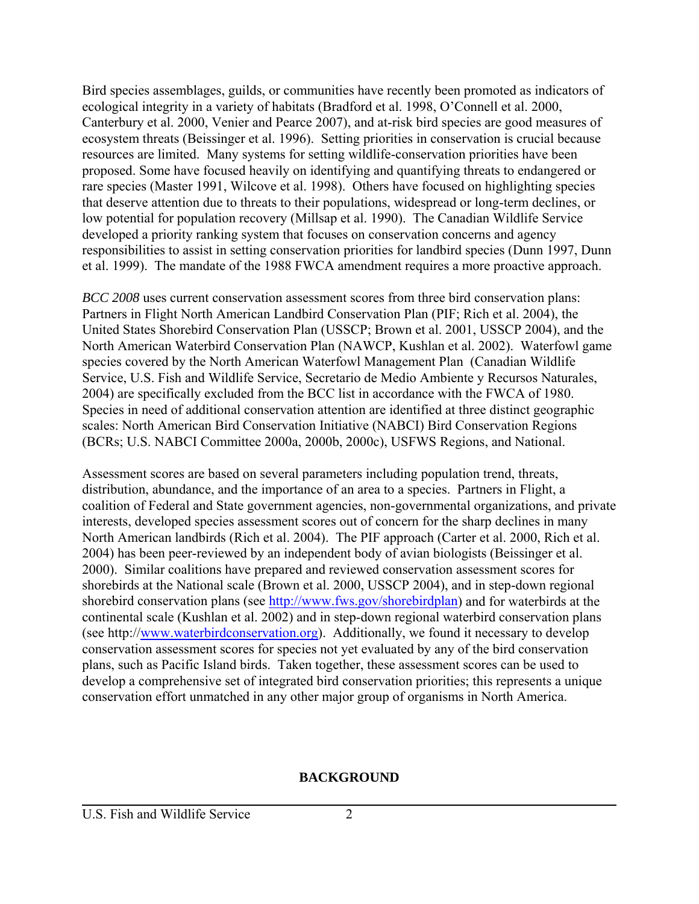Bird species assemblages, guilds, or communities have recently been promoted as indicators of ecological integrity in a variety of habitats (Bradford et al. 1998, O'Connell et al. 2000, Canterbury et al. 2000, Venier and Pearce 2007), and at-risk bird species are good measures of ecosystem threats (Beissinger et al. 1996). Setting priorities in conservation is crucial because resources are limited. Many systems for setting wildlife-conservation priorities have been proposed. Some have focused heavily on identifying and quantifying threats to endangered or rare species (Master 1991, Wilcove et al. 1998). Others have focused on highlighting species that deserve attention due to threats to their populations, widespread or long-term declines, or low potential for population recovery (Millsap et al. 1990). The Canadian Wildlife Service developed a priority ranking system that focuses on conservation concerns and agency responsibilities to assist in setting conservation priorities for landbird species (Dunn 1997, Dunn et al. 1999). The mandate of the 1988 FWCA amendment requires a more proactive approach.

*BCC 2008* uses current conservation assessment scores from three bird conservation plans: Partners in Flight North American Landbird Conservation Plan (PIF; Rich et al. 2004), the United States Shorebird Conservation Plan (USSCP; Brown et al. 2001, USSCP 2004), and the North American Waterbird Conservation Plan (NAWCP, Kushlan et al. 2002). Waterfowl game species covered by the North American Waterfowl Management Plan (Canadian Wildlife Service, U.S. Fish and Wildlife Service, Secretario de Medio Ambiente y Recursos Naturales, 2004) are specifically excluded from the BCC list in accordance with the FWCA of 1980. Species in need of additional conservation attention are identified at three distinct geographic scales: North American Bird Conservation Initiative (NABCI) Bird Conservation Regions (BCRs; U.S. NABCI Committee 2000a, 2000b, 2000c), USFWS Regions, and National.

Assessment scores are based on several parameters including population trend, threats, distribution, abundance, and the importance of an area to a species. Partners in Flight, a coalition of Federal and State government agencies, non-governmental organizations, and private interests, developed species assessment scores out of concern for the sharp declines in many North American landbirds (Rich et al. 2004). The PIF approach (Carter et al. 2000, Rich et al. 2004) has been peer-reviewed by an independent body of avian biologists (Beissinger et al. 2000). Similar coalitions have prepared and reviewed conservation assessment scores for shorebirds at the National scale (Brown et al. 2000, USSCP 2004), and in step-down regional shorebird conservation plans (see http://www.fws.gov/shorebirdplan) and for waterbirds at the continental scale (Kushlan et al. 2002) and in step-down regional waterbird conservation plans (see http://www.waterbirdconservation.org). Additionally, we found it necessary to develop conservation assessment scores for species not yet evaluated by any of the bird conservation plans, such as Pacific Island birds. Taken together, these assessment scores can be used to develop a comprehensive set of integrated bird conservation priorities; this represents a unique conservation effort unmatched in any other major group of organisms in North America.

## BACKGROUND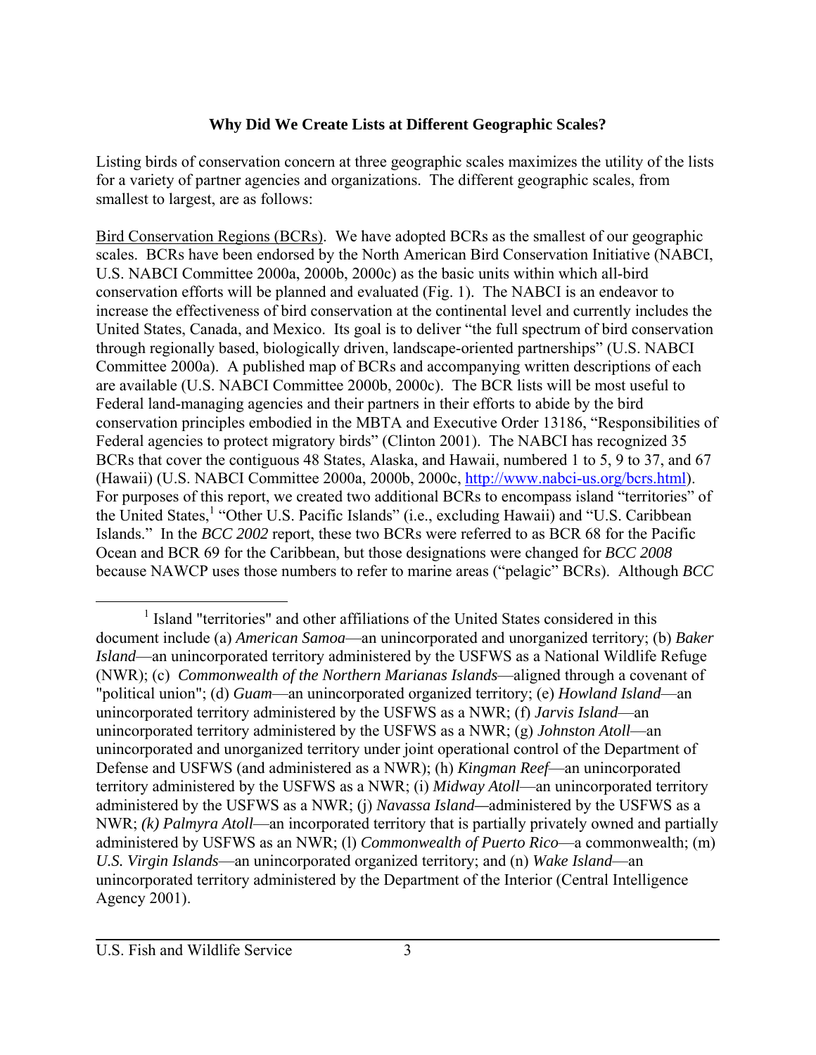### Why Did We Create Lists at Different Geographic Scales?

Listing birds of conservation concern at three geographic scales maximizes the utility of the lists for a variety of partner agencies and organizations. The different geographic scales, from smallest to largest, are as follows:

Bird Conservation Regions (BCRs). We have adopted BCRs as the smallest of our geographic scales. BCRs have been endorsed by the North American Bird Conservation Initiative (NABCI, U.S. NABCI Committee 2000a, 2000b, 2000c) as the basic units within which all-bird conservation efforts will be planned and evaluated (Fig. 1). The NABCI is an endeavor to increase the effectiveness of bird conservation at the continental level and currently includes the United States, Canada, and Mexico. Its goal is to deliver "the full spectrum of bird conservation through regionally based, biologically driven, landscape-oriented partnerships" (U.S. NABCI Committee 2000a). A published map of BCRs and accompanying written descriptions of each are available (U.S. NABCI Committee 2000b, 2000c). The BCR lists will be most useful to Federal land-managing agencies and their partners in their efforts to abide by the bird conservation principles embodied in the MBTA and Executive Order 13186, "Responsibilities of Federal agencies to protect migratory birds" (Clinton 2001). The NABCI has recognized 35 BCRs that cover the contiguous 48 States, Alaska, and Hawaii, numbered 1 to 5, 9 to 37, and 67 (Hawaii) (U.S. NABCI Committee 2000a, 2000b, 2000c, http://www.nabci-us.org/bcrs.html). For purposes of this report, we created two additional BCRs to encompass island "territories" of the United States,[1] "Other U.S. Pacific Islands" (i.e., excluding Hawaii) and "U.S. Caribbean Islands." In the *BCC 2002* report, these two BCRs were referred to as BCR 68 for the Pacific Ocean and BCR 69 for the Caribbean, but those designations were changed for *BCC 2008* because NAWCP uses those numbers to refer to marine areas ("pelagic" BCRs). Although *BCC*

[1] Island "territories" and other affiliations of the United States considered in this document include (a) *American Samoa*—an unincorporated and unorganized territory; (b) *Baker Island*—an unincorporated territory administered by the USFWS as a National Wildlife Refuge (NWR); (c) *Commonwealth of the Northern Marianas Islands*—aligned through a covenant of "political union"; (d) *Guam*—an unincorporated organized territory; (e) *Howland Island*—an unincorporated territory administered by the USFWS as a NWR; (f) *Jarvis Island*—an unincorporated territory administered by the USFWS as a NWR; (g) *Johnston Atoll*—an unincorporated and unorganized territory under joint operational control of the Department of Defense and USFWS (and administered as a NWR); (h) *Kingman Reef*—an unincorporated territory administered by the USFWS as a NWR; (i) *Midway Atoll*—an unincorporated territory administered by the USFWS as a NWR; (j) *Navassa Island*—administered by the USFWS as a NWR; *(k) Palmyra Atoll*—an incorporated territory that is partially privately owned and partially administered by USFWS as an NWR; (l) *Commonwealth of Puerto Rico*—a commonwealth; (m) *U.S. Virgin Islands*—an unincorporated organized territory; and (n) *Wake Island*—an unincorporated territory administered by the Department of the Interior (Central Intelligence Agency 2001).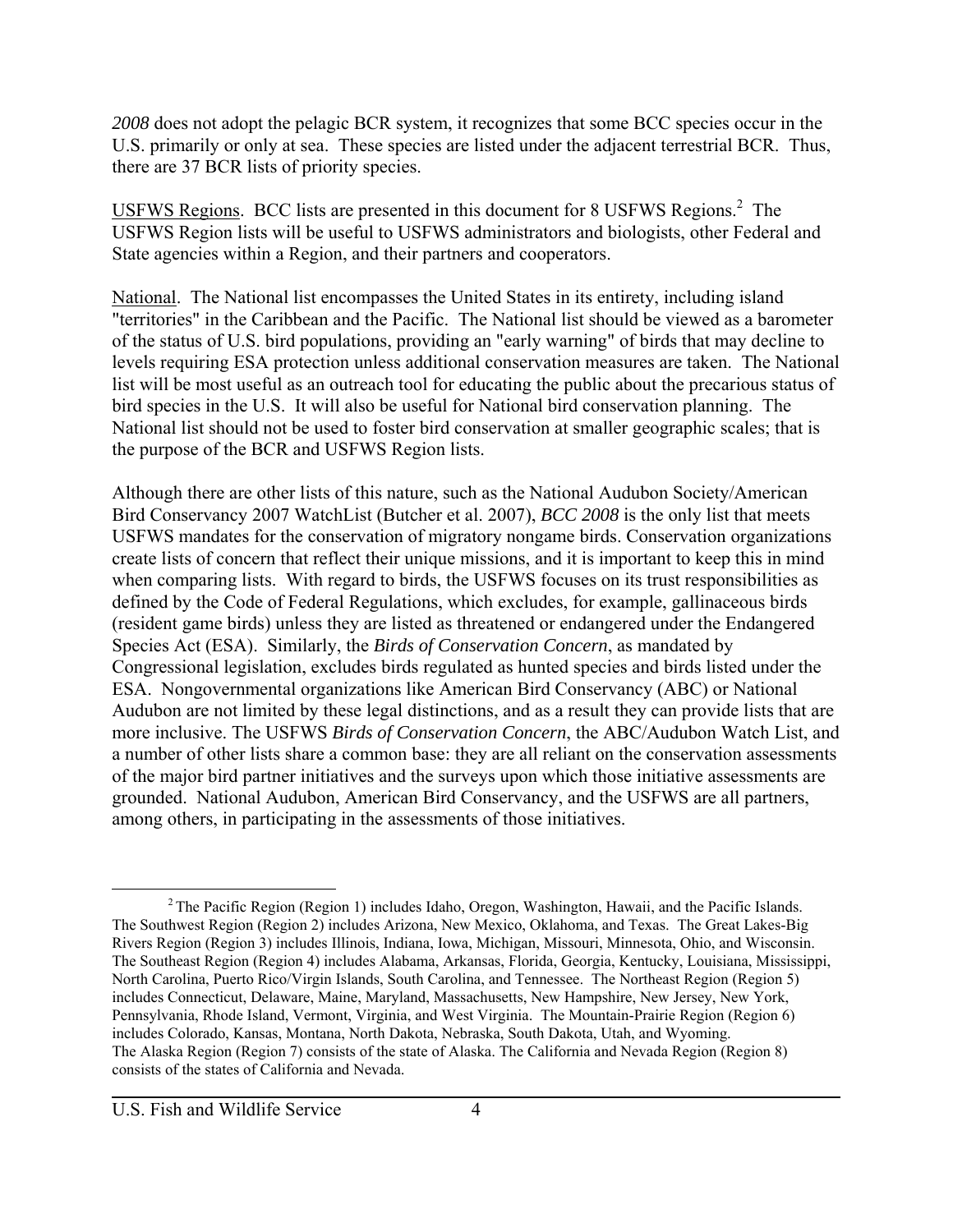*2008* does not adopt the pelagic BCR system, it recognizes that some BCC species occur in the U.S. primarily or only at sea. These species are listed under the adjacent terrestrial BCR. Thus, there are 37 BCR lists of priority species.

USFWS Regions. BCC lists are presented in this document for 8 USFWS Regions.[2] The USFWS Region lists will be useful to USFWS administrators and biologists, other Federal and State agencies within a Region, and their partners and cooperators.

National. The National list encompasses the United States in its entirety, including island "territories" in the Caribbean and the Pacific. The National list should be viewed as a barometer of the status of U.S. bird populations, providing an "early warning" of birds that may decline to levels requiring ESA protection unless additional conservation measures are taken. The National list will be most useful as an outreach tool for educating the public about the precarious status of bird species in the U.S. It will also be useful for National bird conservation planning. The National list should not be used to foster bird conservation at smaller geographic scales; that is the purpose of the BCR and USFWS Region lists.

Although there are other lists of this nature, such as the National Audubon Society/American Bird Conservancy 2007 WatchList (Butcher et al. 2007), *BCC 2008* is the only list that meets USFWS mandates for the conservation of migratory nongame birds. Conservation organizations create lists of concern that reflect their unique missions, and it is important to keep this in mind when comparing lists. With regard to birds, the USFWS focuses on its trust responsibilities as defined by the Code of Federal Regulations, which excludes, for example, gallinaceous birds (resident game birds) unless they are listed as threatened or endangered under the Endangered Species Act (ESA). Similarly, the *Birds of Conservation Concern*, as mandated by Congressional legislation, excludes birds regulated as hunted species and birds listed under the ESA. Nongovernmental organizations like American Bird Conservancy (ABC) or National Audubon are not limited by these legal distinctions, and as a result they can provide lists that are more inclusive. The USFWS *Birds of Conservation Concern*, the ABC/Audubon Watch List, and a number of other lists share a common base: they are all reliant on the conservation assessments of the major bird partner initiatives and the surveys upon which those initiative assessments are grounded. National Audubon, American Bird Conservancy, and the USFWS are all partners, among others, in participating in the assessments of those initiatives.

[2] The Pacific Region (Region 1) includes Idaho, Oregon, Washington, Hawaii, and the Pacific Islands. The Southwest Region (Region 2) includes Arizona, New Mexico, Oklahoma, and Texas. The Great Lakes-Big Rivers Region (Region 3) includes Illinois, Indiana, Iowa, Michigan, Missouri, Minnesota, Ohio, and Wisconsin. The Southeast Region (Region 4) includes Alabama, Arkansas, Florida, Georgia, Kentucky, Louisiana, Mississippi, North Carolina, Puerto Rico/Virgin Islands, South Carolina, and Tennessee. The Northeast Region (Region 5) includes Connecticut, Delaware, Maine, Maryland, Massachusetts, New Hampshire, New Jersey, New York, Pennsylvania, Rhode Island, Vermont, Virginia, and West Virginia. The Mountain-Prairie Region (Region 6) includes Colorado, Kansas, Montana, North Dakota, Nebraska, South Dakota, Utah, and Wyoming. The Alaska Region (Region 7) consists of the state of Alaska. The California and Nevada Region (Region 8) consists of the states of California and Nevada.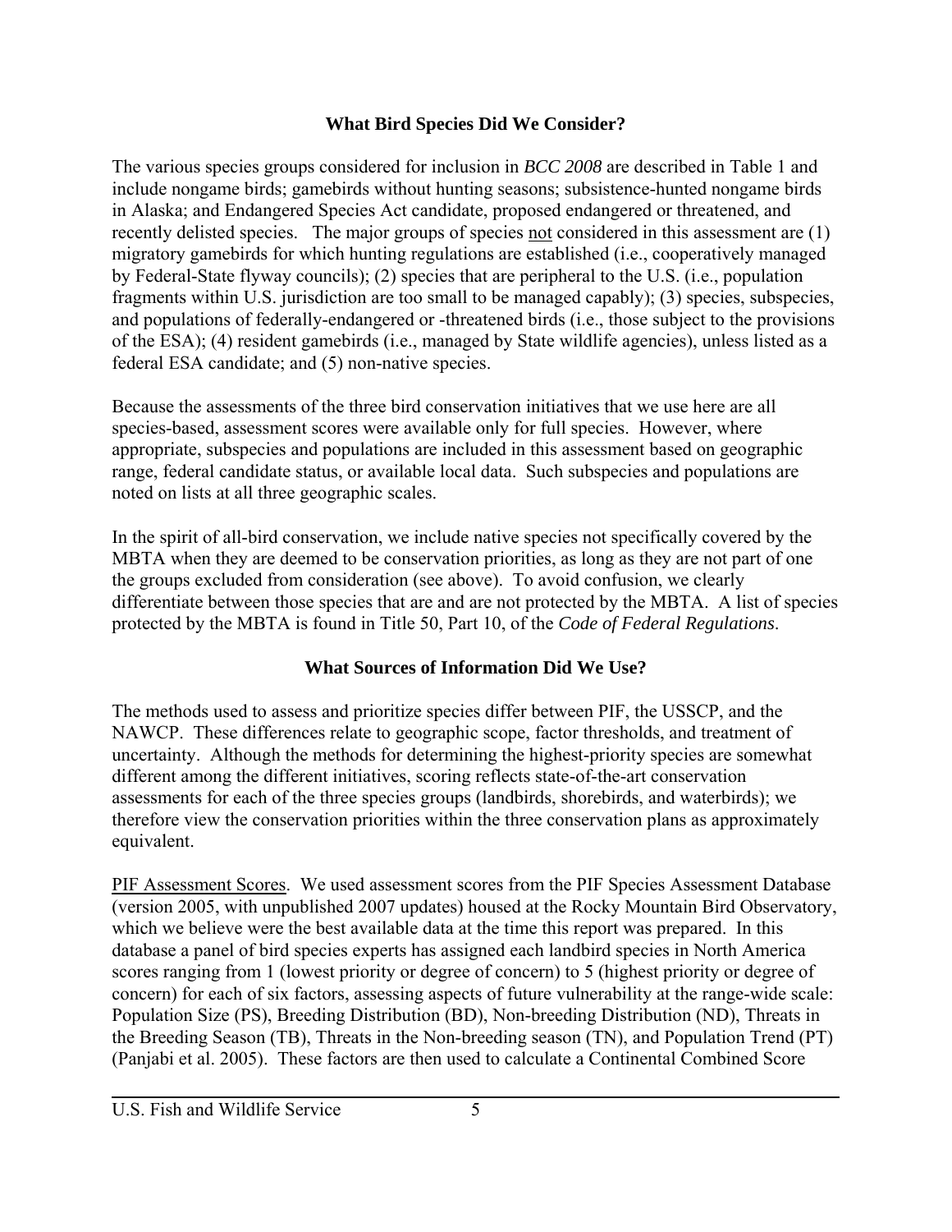## What Bird Species Did We Consider?

The various species groups considered for inclusion in *BCC 2008* are described in Table 1 and include nongame birds; gamebirds without hunting seasons; subsistence-hunted nongame birds in Alaska; and Endangered Species Act candidate, proposed endangered or threatened, and recently delisted species. The major groups of species <u>not</u> considered in this assessment are (1) migratory gamebirds for which hunting regulations are established (i.e., cooperatively managed by Federal-State flyway councils); (2) species that are peripheral to the U.S. (i.e., population fragments within U.S. jurisdiction are too small to be managed capably); (3) species, subspecies, and populations of federally-endangered or -threatened birds (i.e., those subject to the provisions of the ESA); (4) resident gamebirds (i.e., managed by State wildlife agencies), unless listed as a federal ESA candidate; and (5) non-native species.

Because the assessments of the three bird conservation initiatives that we use here are all species-based, assessment scores were available only for full species. However, where appropriate, subspecies and populations are included in this assessment based on geographic range, federal candidate status, or available local data. Such subspecies and populations are noted on lists at all three geographic scales.

In the spirit of all-bird conservation, we include native species not specifically covered by the MBTA when they are deemed to be conservation priorities, as long as they are not part of one the groups excluded from consideration (see above). To avoid confusion, we clearly differentiate between those species that are and are not protected by the MBTA. A list of species protected by the MBTA is found in Title 50, Part 10, of the *Code of Federal Regulations*.

## What Sources of Information Did We Use?

The methods used to assess and prioritize species differ between PIF, the USSCP, and the NAWCP. These differences relate to geographic scope, factor thresholds, and treatment of uncertainty. Although the methods for determining the highest-priority species are somewhat different among the different initiatives, scoring reflects state-of-the-art conservation assessments for each of the three species groups (landbirds, shorebirds, and waterbirds); we therefore view the conservation priorities within the three conservation plans as approximately equivalent.

<u>PIF Assessment Scores</u>. We used assessment scores from the PIF Species Assessment Database (version 2005, with unpublished 2007 updates) housed at the Rocky Mountain Bird Observatory, which we believe were the best available data at the time this report was prepared. In this database a panel of bird species experts has assigned each landbird species in North America scores ranging from 1 (lowest priority or degree of concern) to 5 (highest priority or degree of concern) for each of six factors, assessing aspects of future vulnerability at the range-wide scale: Population Size (PS), Breeding Distribution (BD), Non-breeding Distribution (ND), Threats in the Breeding Season (TB), Threats in the Non-breeding season (TN), and Population Trend (PT) (Panjabi et al. 2005). These factors are then used to calculate a Continental Combined Score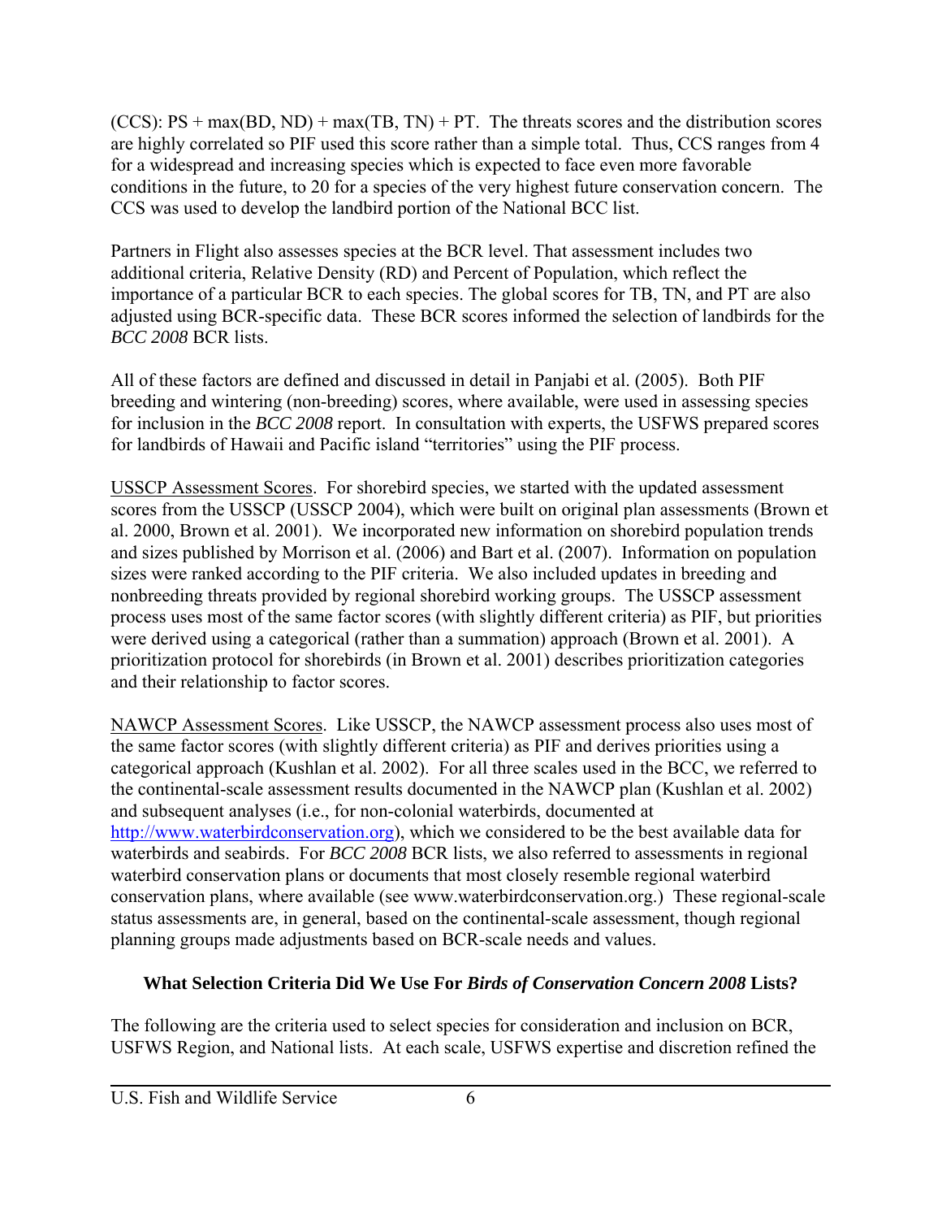(CCS): PS + max(BD, ND) + max(TB, TN) + PT. The threats scores and the distribution scores are highly correlated so PIF used this score rather than a simple total. Thus, CCS ranges from 4 for a widespread and increasing species which is expected to face even more favorable conditions in the future, to 20 for a species of the very highest future conservation concern. The CCS was used to develop the landbird portion of the National BCC list.

Partners in Flight also assesses species at the BCR level. That assessment includes two additional criteria, Relative Density (RD) and Percent of Population, which reflect the importance of a particular BCR to each species. The global scores for TB, TN, and PT are also adjusted using BCR-specific data. These BCR scores informed the selection of landbirds for the *BCC 2008* BCR lists.

All of these factors are defined and discussed in detail in Panjabi et al. (2005). Both PIF breeding and wintering (non-breeding) scores, where available, were used in assessing species for inclusion in the *BCC 2008* report. In consultation with experts, the USFWS prepared scores for landbirds of Hawaii and Pacific island "territories" using the PIF process.

USSCP Assessment Scores. For shorebird species, we started with the updated assessment scores from the USSCP (USSCP 2004), which were built on original plan assessments (Brown et al. 2000, Brown et al. 2001). We incorporated new information on shorebird population trends and sizes published by Morrison et al. (2006) and Bart et al. (2007). Information on population sizes were ranked according to the PIF criteria. We also included updates in breeding and nonbreeding threats provided by regional shorebird working groups. The USSCP assessment process uses most of the same factor scores (with slightly different criteria) as PIF, but priorities were derived using a categorical (rather than a summation) approach (Brown et al. 2001). A prioritization protocol for shorebirds (in Brown et al. 2001) describes prioritization categories and their relationship to factor scores.

NAWCP Assessment Scores. Like USSCP, the NAWCP assessment process also uses most of the same factor scores (with slightly different criteria) as PIF and derives priorities using a categorical approach (Kushlan et al. 2002). For all three scales used in the BCC, we referred to the continental-scale assessment results documented in the NAWCP plan (Kushlan et al. 2002) and subsequent analyses (i.e., for non-colonial waterbirds, documented at http://www.waterbirdconservation.org), which we considered to be the best available data for waterbirds and seabirds. For *BCC 2008* BCR lists, we also referred to assessments in regional waterbird conservation plans or documents that most closely resemble regional waterbird conservation plans, where available (see www.waterbirdconservation.org.) These regional-scale status assessments are, in general, based on the continental-scale assessment, though regional planning groups made adjustments based on BCR-scale needs and values.

## What Selection Criteria Did We Use For *Birds of Conservation Concern 2008* Lists?

The following are the criteria used to select species for consideration and inclusion on BCR, USFWS Region, and National lists. At each scale, USFWS expertise and discretion refined the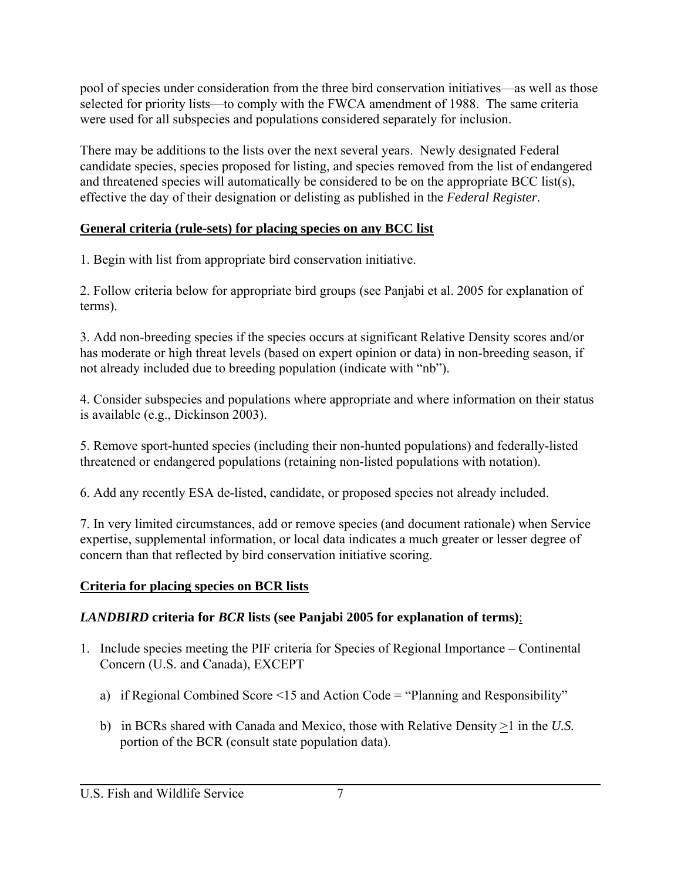pool of species under consideration from the three bird conservation initiatives—as well as those selected for priority lists—to comply with the FWCA amendment of 1988. The same criteria were used for all subspecies and populations considered separately for inclusion.

There may be additions to the lists over the next several years. Newly designated Federal candidate species, species proposed for listing, and species removed from the list of endangered and threatened species will automatically be considered to be on the appropriate BCC list(s), effective the day of their designation or delisting as published in the *Federal Register*.

**General criteria (rule-sets) for placing species on any BCC list**

1. Begin with list from appropriate bird conservation initiative.

2. Follow criteria below for appropriate bird groups (see Panjabi et al. 2005 for explanation of terms).

3. Add non-breeding species if the species occurs at significant Relative Density scores and/or has moderate or high threat levels (based on expert opinion or data) in non-breeding season, if not already included due to breeding population (indicate with "nb").

4. Consider subspecies and populations where appropriate and where information on their status is available (e.g., Dickinson 2003).

5. Remove sport-hunted species (including their non-hunted populations) and federally-listed threatened or endangered populations (retaining non-listed populations with notation).

6. Add any recently ESA de-listed, candidate, or proposed species not already included.

7. In very limited circumstances, add or remove species (and document rationale) when Service expertise, supplemental information, or local data indicates a much greater or lesser degree of concern than that reflected by bird conservation initiative scoring.

**Criteria for placing species on BCR lists**

***LANDBIRD* criteria for *BCR* lists (see Panjabi 2005 for explanation of terms)**:

1. Include species meeting the PIF criteria for Species of Regional Importance – Continental Concern (U.S. and Canada), EXCEPT
   a) if Regional Combined Score <15 and Action Code = "Planning and Responsibility"
   b) in BCRs shared with Canada and Mexico, those with Relative Density ≥1 in the *U.S.* portion of the BCR (consult state population data).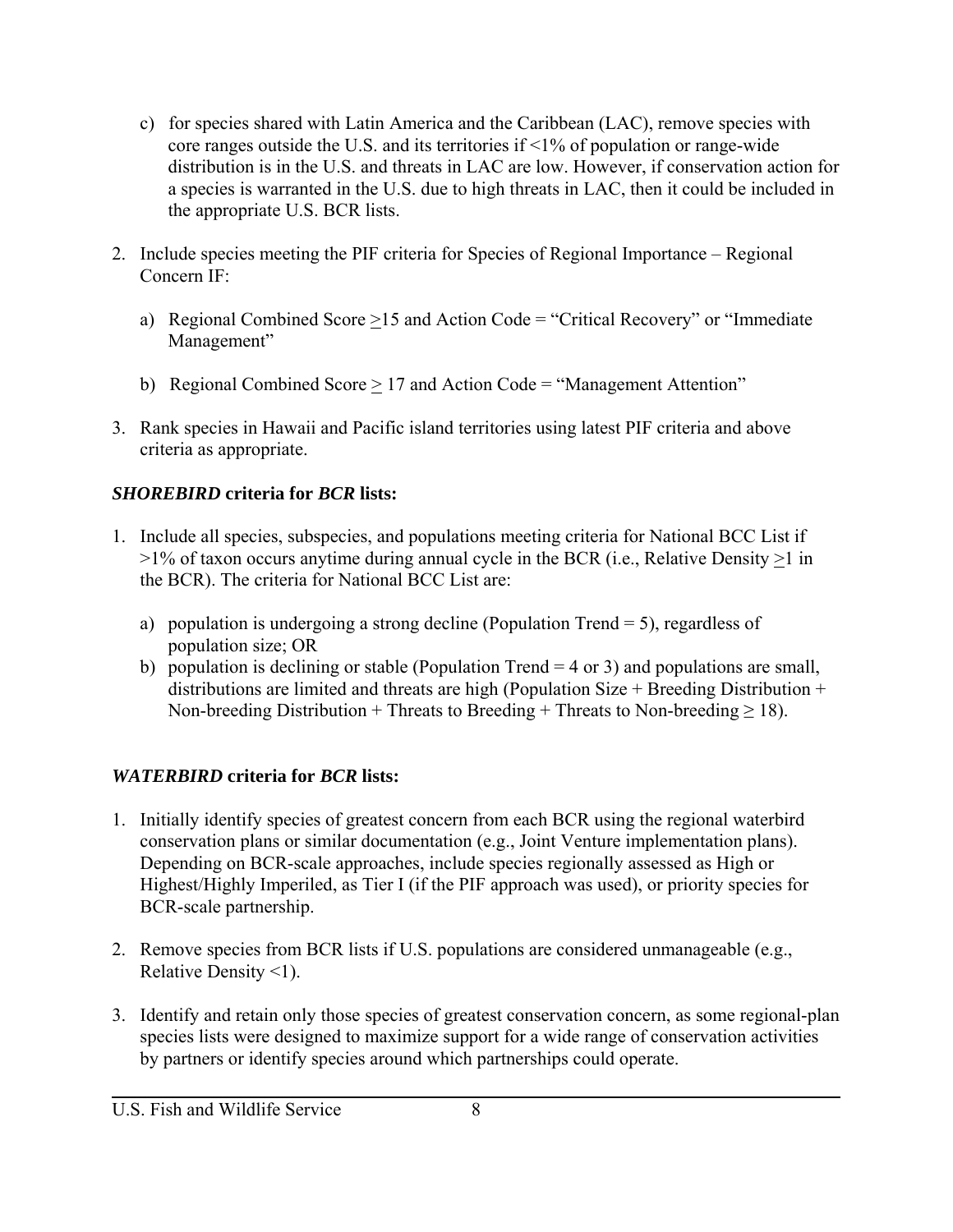c) for species shared with Latin America and the Caribbean (LAC), remove species with core ranges outside the U.S. and its territories if <1% of population or range-wide distribution is in the U.S. and threats in LAC are low. However, if conservation action for a species is warranted in the U.S. due to high threats in LAC, then it could be included in the appropriate U.S. BCR lists.

2. Include species meeting the PIF criteria for Species of Regional Importance – Regional Concern IF:

   a) Regional Combined Score $\geq$15 and Action Code = "Critical Recovery" or "Immediate Management"

   b) Regional Combined Score $\geq$ 17 and Action Code = "Management Attention"

3. Rank species in Hawaii and Pacific island territories using latest PIF criteria and above criteria as appropriate.

***SHOREBIRD* criteria for *BCR* lists:**

1. Include all species, subspecies, and populations meeting criteria for National BCC List if >1% of taxon occurs anytime during annual cycle in the BCR (i.e., Relative Density $\geq$1 in the BCR). The criteria for National BCC List are:

   a) population is undergoing a strong decline (Population Trend = 5), regardless of population size; OR
   b) population is declining or stable (Population Trend = 4 or 3) and populations are small, distributions are limited and threats are high (Population Size + Breeding Distribution + Non-breeding Distribution + Threats to Breeding + Threats to Non-breeding ≥ 18).

***WATERBIRD* criteria for *BCR* lists:**

1. Initially identify species of greatest concern from each BCR using the regional waterbird conservation plans or similar documentation (e.g., Joint Venture implementation plans). Depending on BCR-scale approaches, include species regionally assessed as High or Highest/Highly Imperiled, as Tier I (if the PIF approach was used), or priority species for BCR-scale partnership.

2. Remove species from BCR lists if U.S. populations are considered unmanageable (e.g., Relative Density <1).

3. Identify and retain only those species of greatest conservation concern, as some regional-plan species lists were designed to maximize support for a wide range of conservation activities by partners or identify species around which partnerships could operate.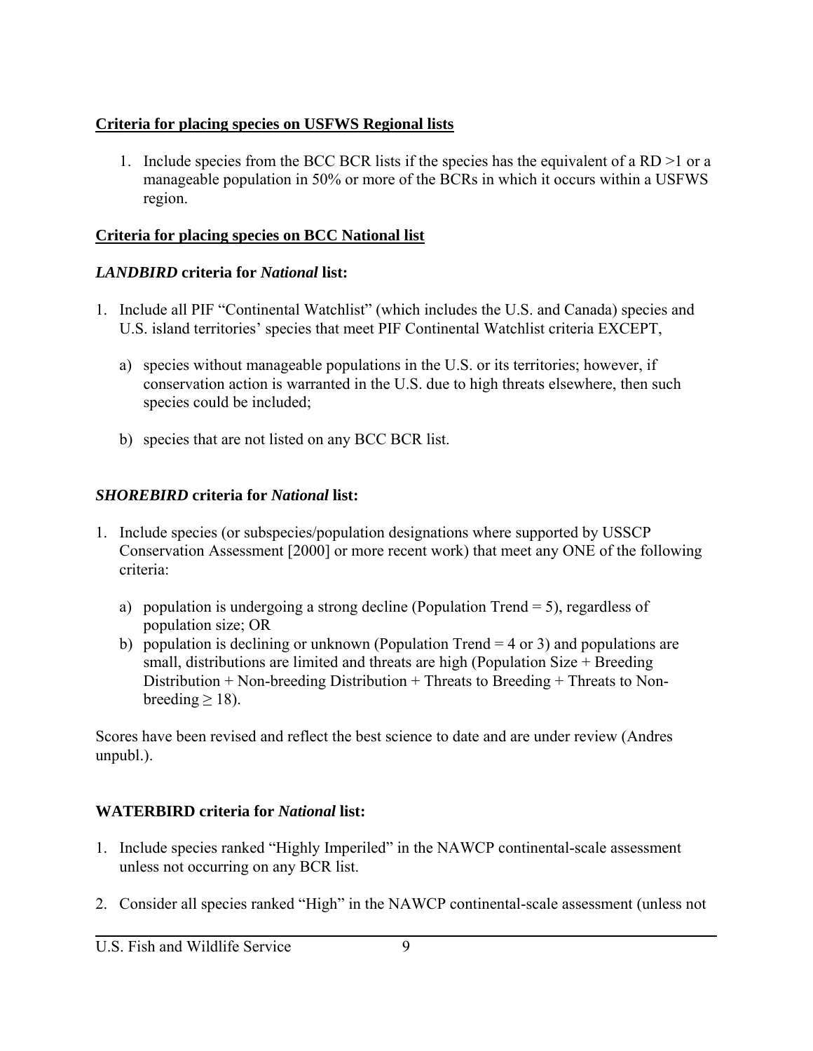**Criteria for placing species on USFWS Regional lists**

1. Include species from the BCC BCR lists if the species has the equivalent of a RD >1 or a manageable population in 50% or more of the BCRs in which it occurs within a USFWS region.

**Criteria for placing species on BCC National list**

***LANDBIRD* criteria for *National* list:**

1. Include all PIF "Continental Watchlist" (which includes the U.S. and Canada) species and U.S. island territories' species that meet PIF Continental Watchlist criteria EXCEPT,

   a) species without manageable populations in the U.S. or its territories; however, if conservation action is warranted in the U.S. due to high threats elsewhere, then such species could be included;

   b) species that are not listed on any BCC BCR list.

***SHOREBIRD* criteria for *National* list:**

1. Include species (or subspecies/population designations where supported by USSCP Conservation Assessment [2000] or more recent work) that meet any ONE of the following criteria:

   a) population is undergoing a strong decline (Population Trend = 5), regardless of population size; OR
   b) population is declining or unknown (Population Trend = 4 or 3) and populations are small, distributions are limited and threats are high (Population Size + Breeding Distribution + Non-breeding Distribution + Threats to Breeding + Threats to Non-breeding ≥ 18).

Scores have been revised and reflect the best science to date and are under review (Andres unpubl.).

**WATERBIRD criteria for *National* list:**

1. Include species ranked "Highly Imperiled" in the NAWCP continental-scale assessment unless not occurring on any BCR list.

2. Consider all species ranked "High" in the NAWCP continental-scale assessment (unless not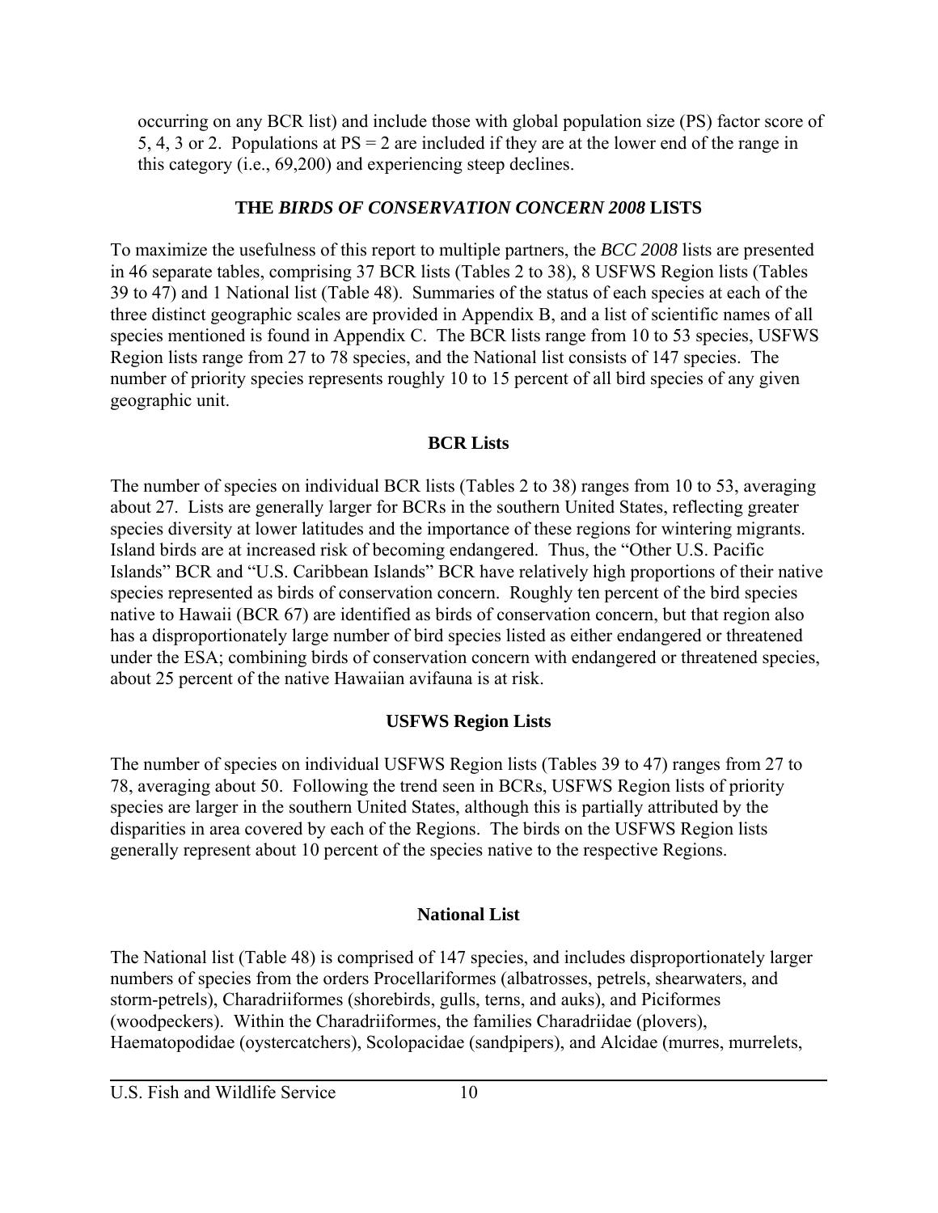occurring on any BCR list) and include those with global population size (PS) factor score of 5, 4, 3 or 2. Populations at PS = 2 are included if they are at the lower end of the range in this category (i.e., 69,200) and experiencing steep declines.

## THE *BIRDS OF CONSERVATION CONCERN 2008* LISTS

To maximize the usefulness of this report to multiple partners, the *BCC 2008* lists are presented in 46 separate tables, comprising 37 BCR lists (Tables 2 to 38), 8 USFWS Region lists (Tables 39 to 47) and 1 National list (Table 48). Summaries of the status of each species at each of the three distinct geographic scales are provided in Appendix B, and a list of scientific names of all species mentioned is found in Appendix C. The BCR lists range from 10 to 53 species, USFWS Region lists range from 27 to 78 species, and the National list consists of 147 species. The number of priority species represents roughly 10 to 15 percent of all bird species of any given geographic unit.

### BCR Lists

The number of species on individual BCR lists (Tables 2 to 38) ranges from 10 to 53, averaging about 27. Lists are generally larger for BCRs in the southern United States, reflecting greater species diversity at lower latitudes and the importance of these regions for wintering migrants. Island birds are at increased risk of becoming endangered. Thus, the "Other U.S. Pacific Islands" BCR and "U.S. Caribbean Islands" BCR have relatively high proportions of their native species represented as birds of conservation concern. Roughly ten percent of the bird species native to Hawaii (BCR 67) are identified as birds of conservation concern, but that region also has a disproportionately large number of bird species listed as either endangered or threatened under the ESA; combining birds of conservation concern with endangered or threatened species, about 25 percent of the native Hawaiian avifauna is at risk.

### USFWS Region Lists

The number of species on individual USFWS Region lists (Tables 39 to 47) ranges from 27 to 78, averaging about 50. Following the trend seen in BCRs, USFWS Region lists of priority species are larger in the southern United States, although this is partially attributed by the disparities in area covered by each of the Regions. The birds on the USFWS Region lists generally represent about 10 percent of the species native to the respective Regions.

### National List

The National list (Table 48) is comprised of 147 species, and includes disproportionately larger numbers of species from the orders Procellariformes (albatrosses, petrels, shearwaters, and storm-petrels), Charadriiformes (shorebirds, gulls, terns, and auks), and Piciformes (woodpeckers). Within the Charadriiformes, the families Charadriidae (plovers), Haematopodidae (oystercatchers), Scolopacidae (sandpipers), and Alcidae (murres, murrelets,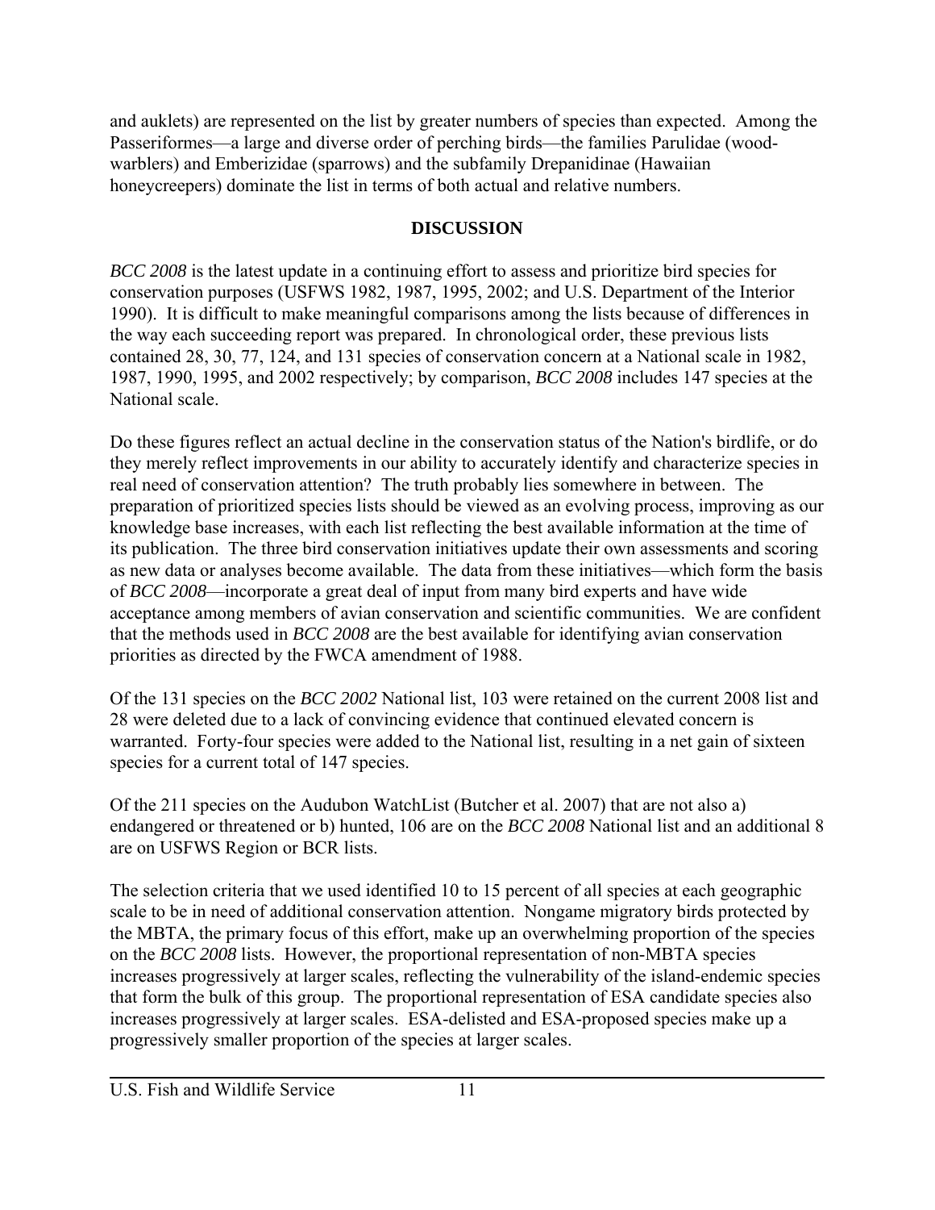and auklets) are represented on the list by greater numbers of species than expected. Among the Passeriformes—a large and diverse order of perching birds—the families Parulidae (wood-warblers) and Emberizidae (sparrows) and the subfamily Drepanidinae (Hawaiian honeycreepers) dominate the list in terms of both actual and relative numbers.

## DISCUSSION

*BCC 2008* is the latest update in a continuing effort to assess and prioritize bird species for conservation purposes (USFWS 1982, 1987, 1995, 2002; and U.S. Department of the Interior 1990). It is difficult to make meaningful comparisons among the lists because of differences in the way each succeeding report was prepared. In chronological order, these previous lists contained 28, 30, 77, 124, and 131 species of conservation concern at a National scale in 1982, 1987, 1990, 1995, and 2002 respectively; by comparison, *BCC 2008* includes 147 species at the National scale.

Do these figures reflect an actual decline in the conservation status of the Nation's birdlife, or do they merely reflect improvements in our ability to accurately identify and characterize species in real need of conservation attention? The truth probably lies somewhere in between. The preparation of prioritized species lists should be viewed as an evolving process, improving as our knowledge base increases, with each list reflecting the best available information at the time of its publication. The three bird conservation initiatives update their own assessments and scoring as new data or analyses become available. The data from these initiatives—which form the basis of *BCC 2008*—incorporate a great deal of input from many bird experts and have wide acceptance among members of avian conservation and scientific communities. We are confident that the methods used in *BCC 2008* are the best available for identifying avian conservation priorities as directed by the FWCA amendment of 1988.

Of the 131 species on the *BCC 2002* National list, 103 were retained on the current 2008 list and 28 were deleted due to a lack of convincing evidence that continued elevated concern is warranted. Forty-four species were added to the National list, resulting in a net gain of sixteen species for a current total of 147 species.

Of the 211 species on the Audubon WatchList (Butcher et al. 2007) that are not also a) endangered or threatened or b) hunted, 106 are on the *BCC 2008* National list and an additional 8 are on USFWS Region or BCR lists.

The selection criteria that we used identified 10 to 15 percent of all species at each geographic scale to be in need of additional conservation attention. Nongame migratory birds protected by the MBTA, the primary focus of this effort, make up an overwhelming proportion of the species on the *BCC 2008* lists. However, the proportional representation of non-MBTA species increases progressively at larger scales, reflecting the vulnerability of the island-endemic species that form the bulk of this group. The proportional representation of ESA candidate species also increases progressively at larger scales. ESA-delisted and ESA-proposed species make up a progressively smaller proportion of the species at larger scales.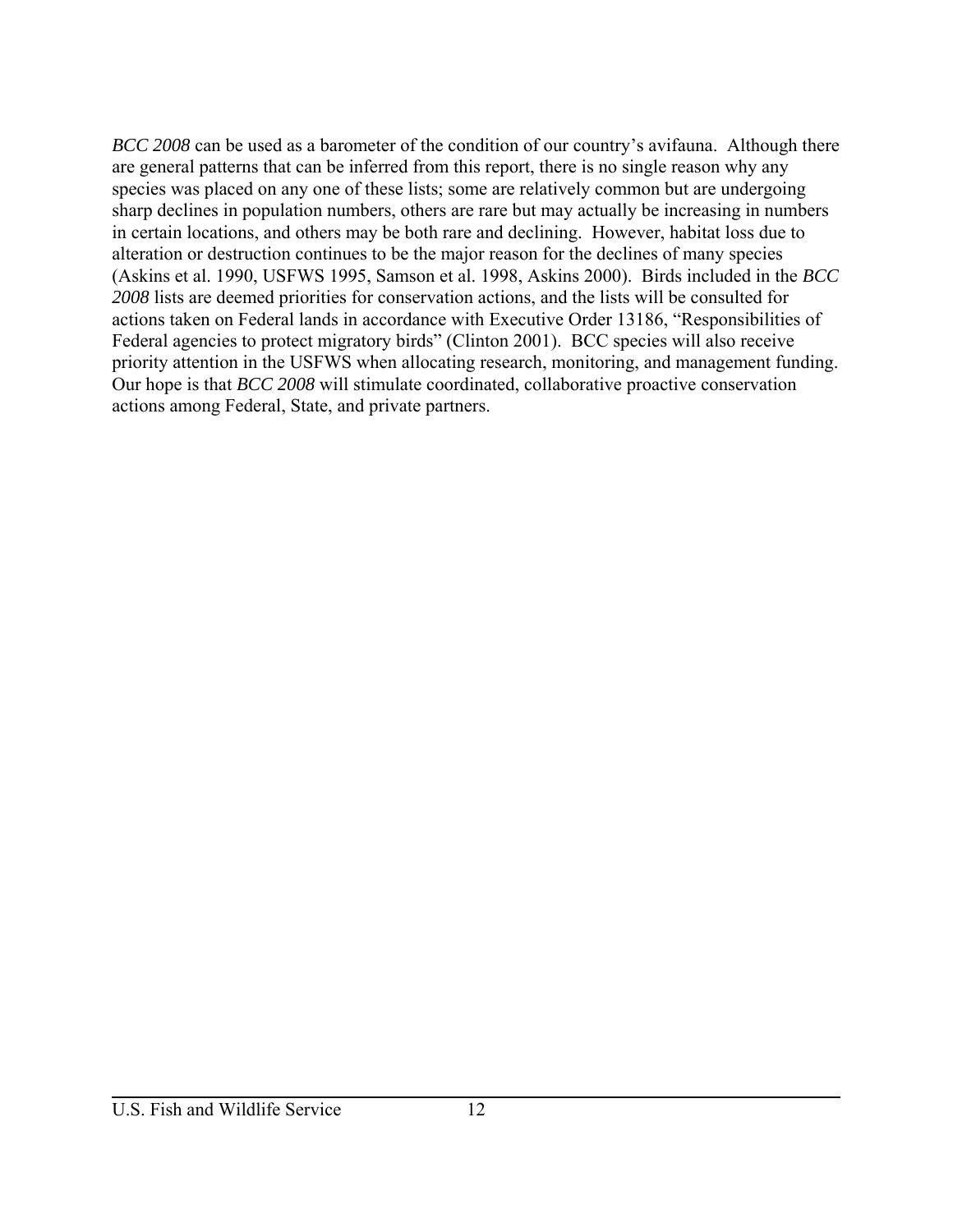*BCC 2008* can be used as a barometer of the condition of our country's avifauna. Although there are general patterns that can be inferred from this report, there is no single reason why any species was placed on any one of these lists; some are relatively common but are undergoing sharp declines in population numbers, others are rare but may actually be increasing in numbers in certain locations, and others may be both rare and declining. However, habitat loss due to alteration or destruction continues to be the major reason for the declines of many species (Askins et al. 1990, USFWS 1995, Samson et al. 1998, Askins 2000). Birds included in the *BCC 2008* lists are deemed priorities for conservation actions, and the lists will be consulted for actions taken on Federal lands in accordance with Executive Order 13186, "Responsibilities of Federal agencies to protect migratory birds" (Clinton 2001). BCC species will also receive priority attention in the USFWS when allocating research, monitoring, and management funding. Our hope is that *BCC 2008* will stimulate coordinated, collaborative proactive conservation actions among Federal, State, and private partners.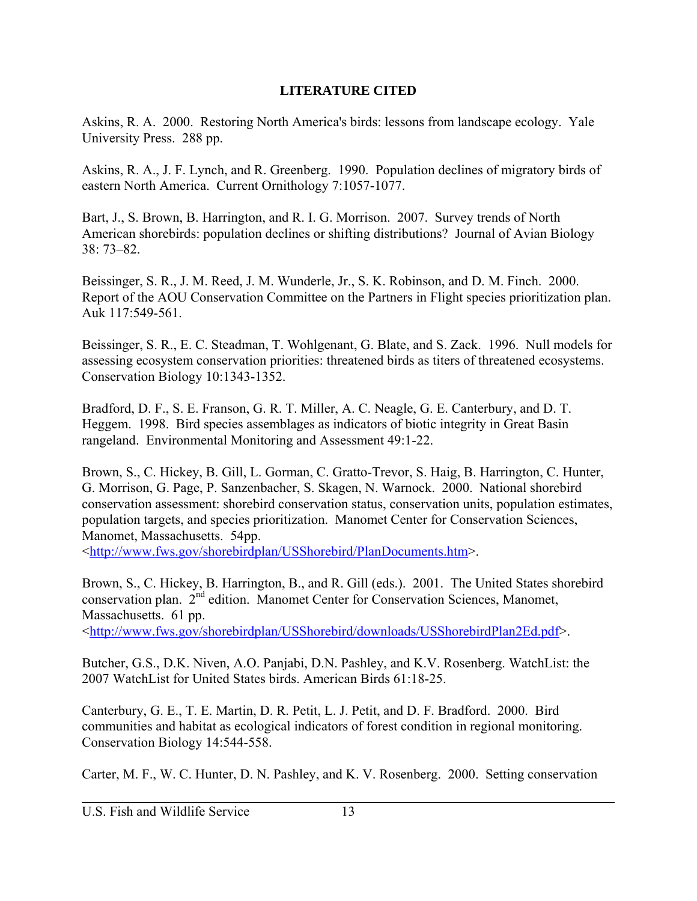## LITERATURE CITED

Askins, R. A. 2000. Restoring North America's birds: lessons from landscape ecology. Yale University Press. 288 pp.

Askins, R. A., J. F. Lynch, and R. Greenberg. 1990. Population declines of migratory birds of eastern North America. Current Ornithology 7:1057-1077.

Bart, J., S. Brown, B. Harrington, and R. I. G. Morrison. 2007. Survey trends of North American shorebirds: population declines or shifting distributions? Journal of Avian Biology 38: 73–82.

Beissinger, S. R., J. M. Reed, J. M. Wunderle, Jr., S. K. Robinson, and D. M. Finch. 2000. Report of the AOU Conservation Committee on the Partners in Flight species prioritization plan. Auk 117:549-561.

Beissinger, S. R., E. C. Steadman, T. Wohlgenant, G. Blate, and S. Zack. 1996. Null models for assessing ecosystem conservation priorities: threatened birds as titers of threatened ecosystems. Conservation Biology 10:1343-1352.

Bradford, D. F., S. E. Franson, G. R. T. Miller, A. C. Neagle, G. E. Canterbury, and D. T. Heggem. 1998. Bird species assemblages as indicators of biotic integrity in Great Basin rangeland. Environmental Monitoring and Assessment 49:1-22.

Brown, S., C. Hickey, B. Gill, L. Gorman, C. Gratto-Trevor, S. Haig, B. Harrington, C. Hunter, G. Morrison, G. Page, P. Sanzenbacher, S. Skagen, N. Warnock. 2000. National shorebird conservation assessment: shorebird conservation status, conservation units, population estimates, population targets, and species prioritization. Manomet Center for Conservation Sciences, Manomet, Massachusetts. 54pp. <http://www.fws.gov/shorebirdplan/USShorebird/PlanDocuments.htm>.

Brown, S., C. Hickey, B. Harrington, B., and R. Gill (eds.). 2001. The United States shorebird conservation plan. 2nd edition. Manomet Center for Conservation Sciences, Manomet, Massachusetts. 61 pp. <http://www.fws.gov/shorebirdplan/USShorebird/downloads/USShorebirdPlan2Ed.pdf>.

Butcher, G.S., D.K. Niven, A.O. Panjabi, D.N. Pashley, and K.V. Rosenberg. WatchList: the 2007 WatchList for United States birds. American Birds 61:18-25.

Canterbury, G. E., T. E. Martin, D. R. Petit, L. J. Petit, and D. F. Bradford. 2000. Bird communities and habitat as ecological indicators of forest condition in regional monitoring. Conservation Biology 14:544-558.

Carter, M. F., W. C. Hunter, D. N. Pashley, and K. V. Rosenberg. 2000. Setting conservation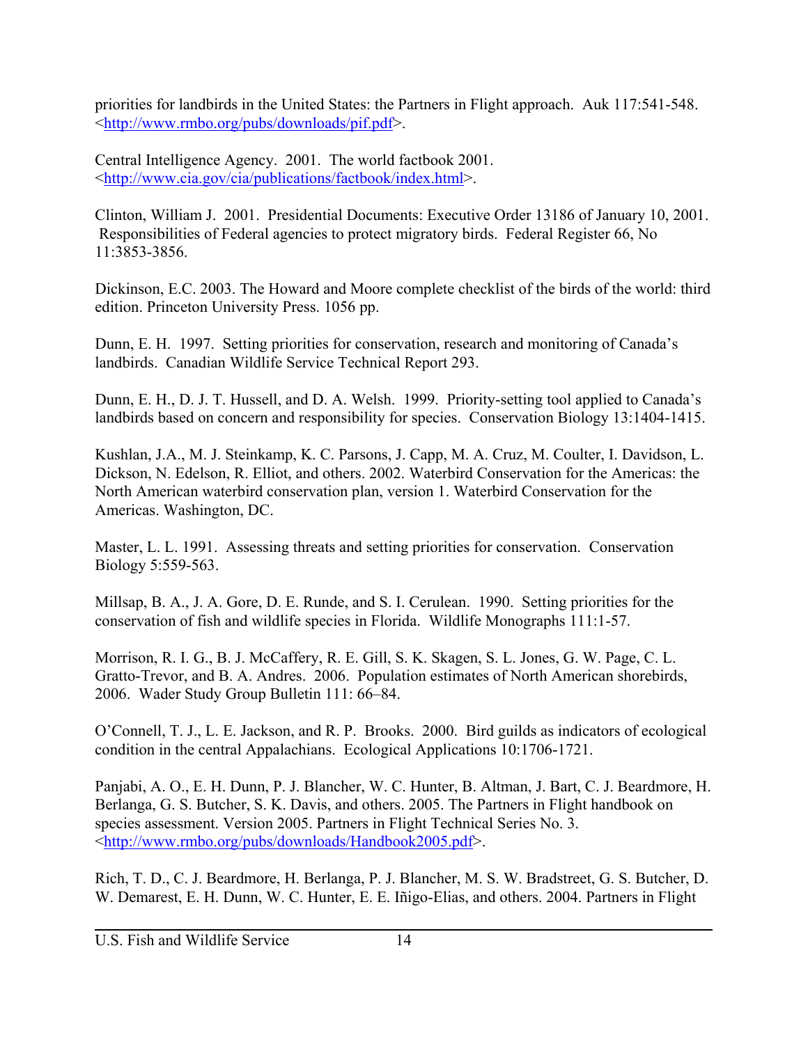priorities for landbirds in the United States: the Partners in Flight approach. Auk 117:541-548. <http://www.rmbo.org/pubs/downloads/pif.pdf>.

Central Intelligence Agency. 2001. The world factbook 2001. <http://www.cia.gov/cia/publications/factbook/index.html>.

Clinton, William J. 2001. Presidential Documents: Executive Order 13186 of January 10, 2001. Responsibilities of Federal agencies to protect migratory birds. Federal Register 66, No 11:3853-3856.

Dickinson, E.C. 2003. The Howard and Moore complete checklist of the birds of the world: third edition. Princeton University Press. 1056 pp.

Dunn, E. H. 1997. Setting priorities for conservation, research and monitoring of Canada's landbirds. Canadian Wildlife Service Technical Report 293.

Dunn, E. H., D. J. T. Hussell, and D. A. Welsh. 1999. Priority-setting tool applied to Canada's landbirds based on concern and responsibility for species. Conservation Biology 13:1404-1415.

Kushlan, J.A., M. J. Steinkamp, K. C. Parsons, J. Capp, M. A. Cruz, M. Coulter, I. Davidson, L. Dickson, N. Edelson, R. Elliot, and others. 2002. Waterbird Conservation for the Americas: the North American waterbird conservation plan, version 1. Waterbird Conservation for the Americas. Washington, DC.

Master, L. L. 1991. Assessing threats and setting priorities for conservation. Conservation Biology 5:559-563.

Millsap, B. A., J. A. Gore, D. E. Runde, and S. I. Cerulean. 1990. Setting priorities for the conservation of fish and wildlife species in Florida. Wildlife Monographs 111:1-57.

Morrison, R. I. G., B. J. McCaffery, R. E. Gill, S. K. Skagen, S. L. Jones, G. W. Page, C. L. Gratto-Trevor, and B. A. Andres. 2006. Population estimates of North American shorebirds, 2006. Wader Study Group Bulletin 111: 66–84.

O'Connell, T. J., L. E. Jackson, and R. P. Brooks. 2000. Bird guilds as indicators of ecological condition in the central Appalachians. Ecological Applications 10:1706-1721.

Panjabi, A. O., E. H. Dunn, P. J. Blancher, W. C. Hunter, B. Altman, J. Bart, C. J. Beardmore, H. Berlanga, G. S. Butcher, S. K. Davis, and others. 2005. The Partners in Flight handbook on species assessment. Version 2005. Partners in Flight Technical Series No. 3. <http://www.rmbo.org/pubs/downloads/Handbook2005.pdf>.

Rich, T. D., C. J. Beardmore, H. Berlanga, P. J. Blancher, M. S. W. Bradstreet, G. S. Butcher, D. W. Demarest, E. H. Dunn, W. C. Hunter, E. E. Iñigo-Elias, and others. 2004. Partners in Flight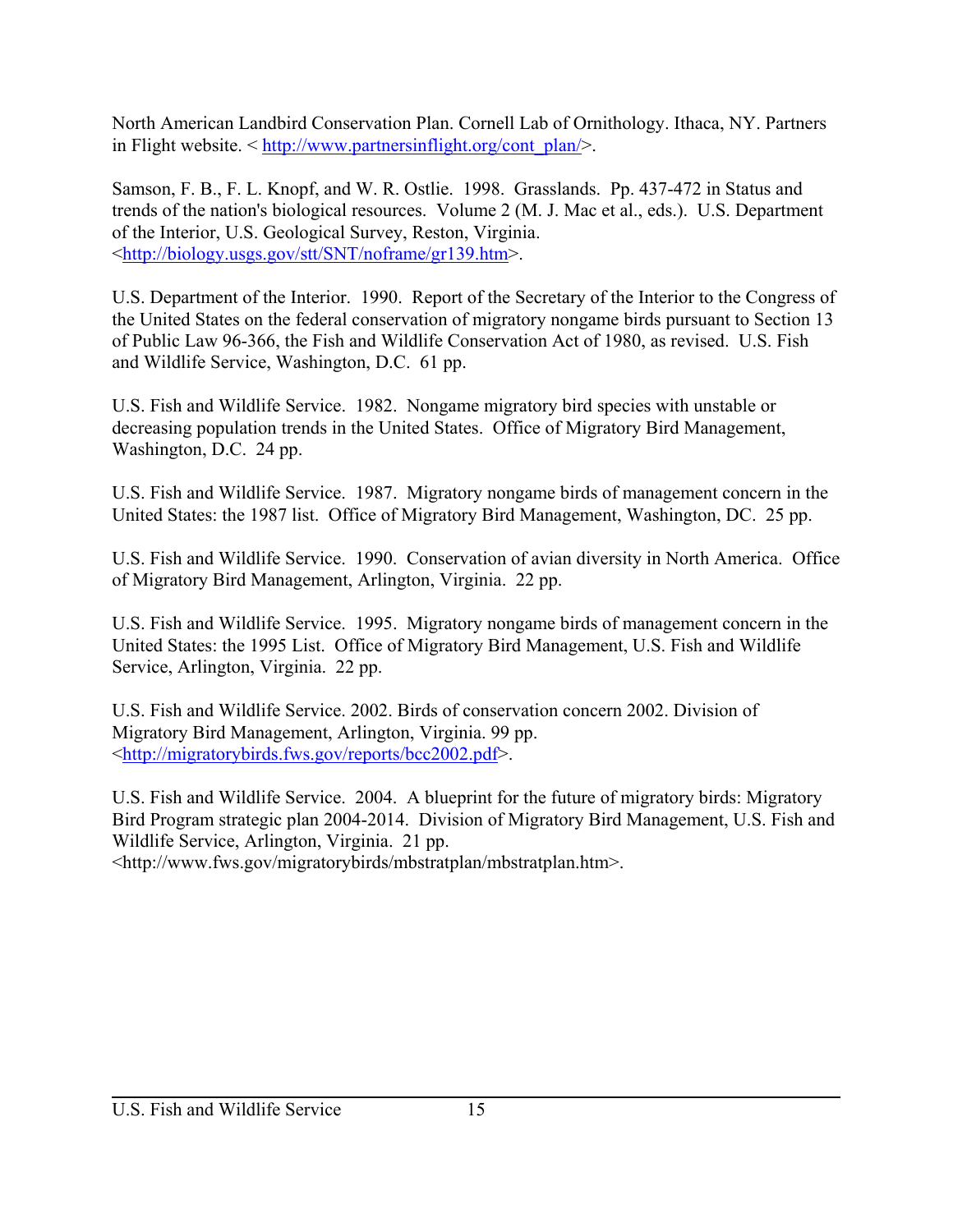North American Landbird Conservation Plan. Cornell Lab of Ornithology. Ithaca, NY. Partners in Flight website. < http://www.partnersinflight.org/cont_plan/>.

Samson, F. B., F. L. Knopf, and W. R. Ostlie. 1998. Grasslands. Pp. 437-472 in Status and trends of the nation's biological resources. Volume 2 (M. J. Mac et al., eds.). U.S. Department of the Interior, U.S. Geological Survey, Reston, Virginia. <http://biology.usgs.gov/stt/SNT/noframe/gr139.htm>.

U.S. Department of the Interior. 1990. Report of the Secretary of the Interior to the Congress of the United States on the federal conservation of migratory nongame birds pursuant to Section 13 of Public Law 96-366, the Fish and Wildlife Conservation Act of 1980, as revised. U.S. Fish and Wildlife Service, Washington, D.C. 61 pp.

U.S. Fish and Wildlife Service. 1982. Nongame migratory bird species with unstable or decreasing population trends in the United States. Office of Migratory Bird Management, Washington, D.C. 24 pp.

U.S. Fish and Wildlife Service. 1987. Migratory nongame birds of management concern in the United States: the 1987 list. Office of Migratory Bird Management, Washington, DC. 25 pp.

U.S. Fish and Wildlife Service. 1990. Conservation of avian diversity in North America. Office of Migratory Bird Management, Arlington, Virginia. 22 pp.

U.S. Fish and Wildlife Service. 1995. Migratory nongame birds of management concern in the United States: the 1995 List. Office of Migratory Bird Management, U.S. Fish and Wildlife Service, Arlington, Virginia. 22 pp.

U.S. Fish and Wildlife Service. 2002. Birds of conservation concern 2002. Division of Migratory Bird Management, Arlington, Virginia. 99 pp. <http://migratorybirds.fws.gov/reports/bcc2002.pdf>.

U.S. Fish and Wildlife Service. 2004. A blueprint for the future of migratory birds: Migratory Bird Program strategic plan 2004-2014. Division of Migratory Bird Management, U.S. Fish and Wildlife Service, Arlington, Virginia. 21 pp. <http://www.fws.gov/migratorybirds/mbstratplan/mbstratplan.htm>.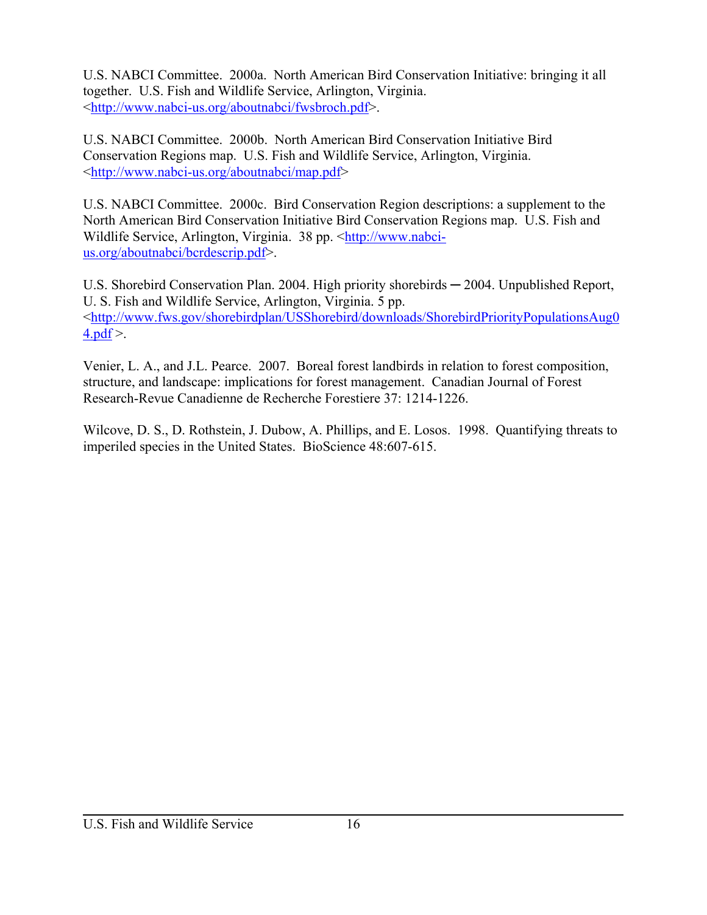U.S. NABCI Committee. 2000a. North American Bird Conservation Initiative: bringing it all together. U.S. Fish and Wildlife Service, Arlington, Virginia. <http://www.nabci-us.org/aboutnabci/fwsbroch.pdf>.

U.S. NABCI Committee. 2000b. North American Bird Conservation Initiative Bird Conservation Regions map. U.S. Fish and Wildlife Service, Arlington, Virginia. <http://www.nabci-us.org/aboutnabci/map.pdf>

U.S. NABCI Committee. 2000c. Bird Conservation Region descriptions: a supplement to the North American Bird Conservation Initiative Bird Conservation Regions map. U.S. Fish and Wildlife Service, Arlington, Virginia. 38 pp. <http://www.nabci-us.org/aboutnabci/bcrdescrip.pdf>.

U.S. Shorebird Conservation Plan. 2004. High priority shorebirds ─ 2004. Unpublished Report, U. S. Fish and Wildlife Service, Arlington, Virginia. 5 pp. <http://www.fws.gov/shorebirdplan/USShorebird/downloads/ShorebirdPriorityPopulationsAug04.pdf >.

Venier, L. A., and J.L. Pearce. 2007. Boreal forest landbirds in relation to forest composition, structure, and landscape: implications for forest management. Canadian Journal of Forest Research-Revue Canadienne de Recherche Forestiere 37: 1214-1226.

Wilcove, D. S., D. Rothstein, J. Dubow, A. Phillips, and E. Losos. 1998. Quantifying threats to imperiled species in the United States. BioScience 48:607-615.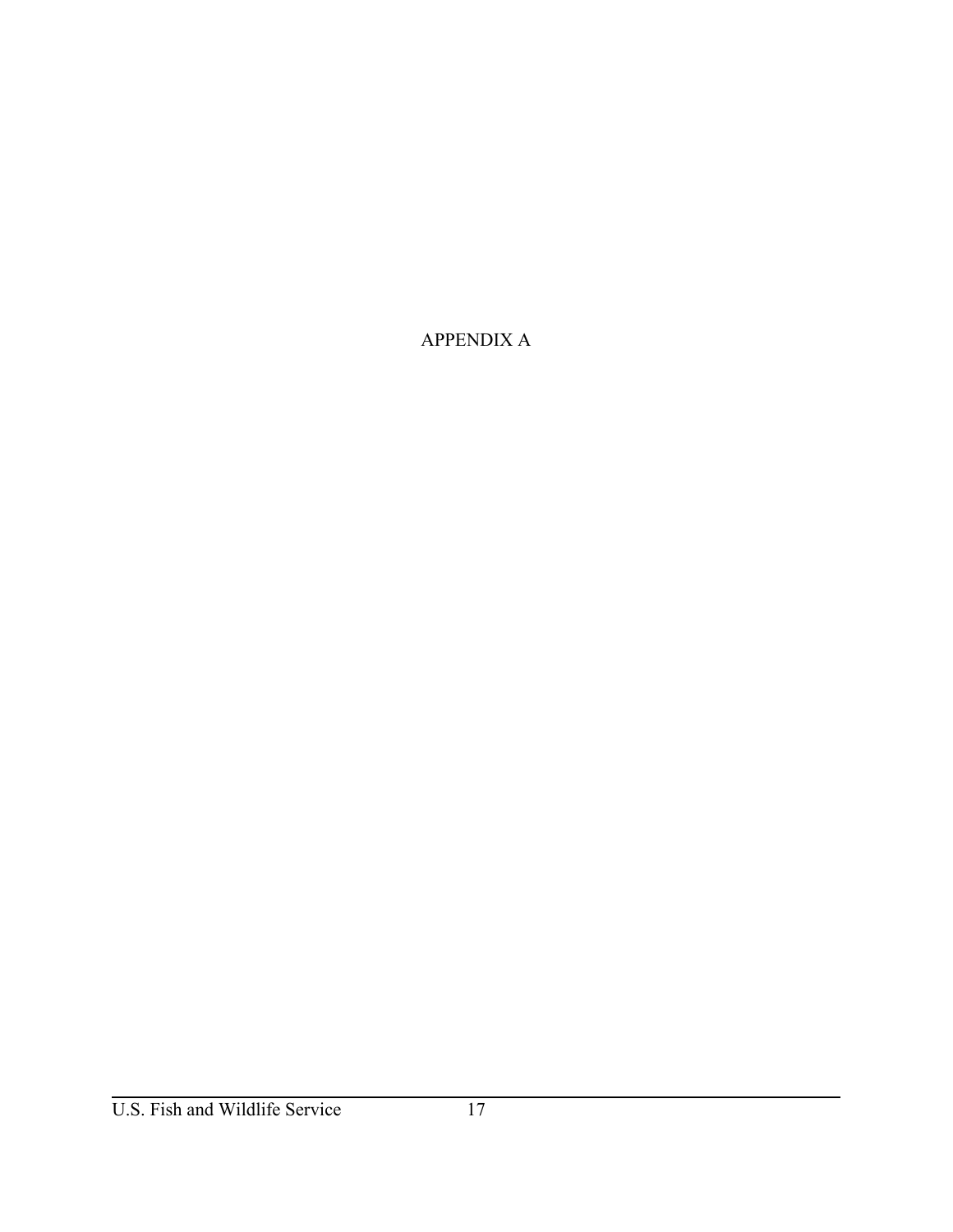# APPENDIX A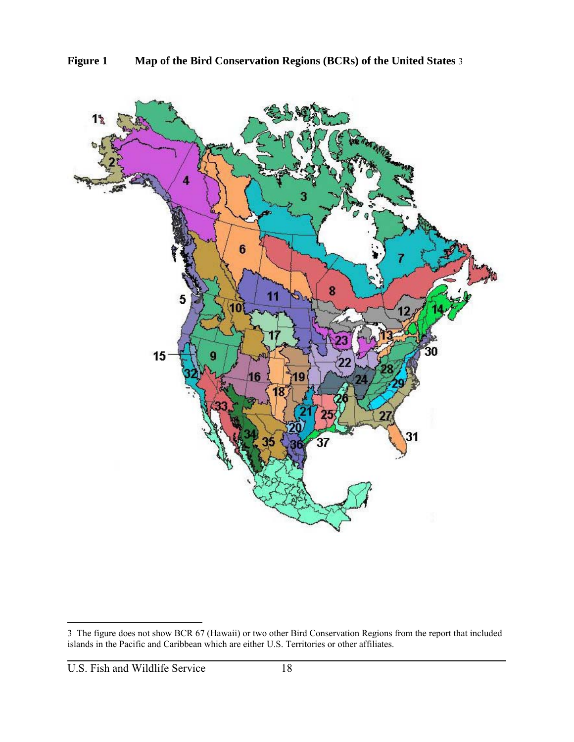**Figure 1 Map of the Bird Conservation Regions (BCRs) of the United States** [3]

3 The figure does not show BCR 67 (Hawaii) or two other Bird Conservation Regions from the report that included islands in the Pacific and Caribbean which are either U.S. Territories or other affiliates.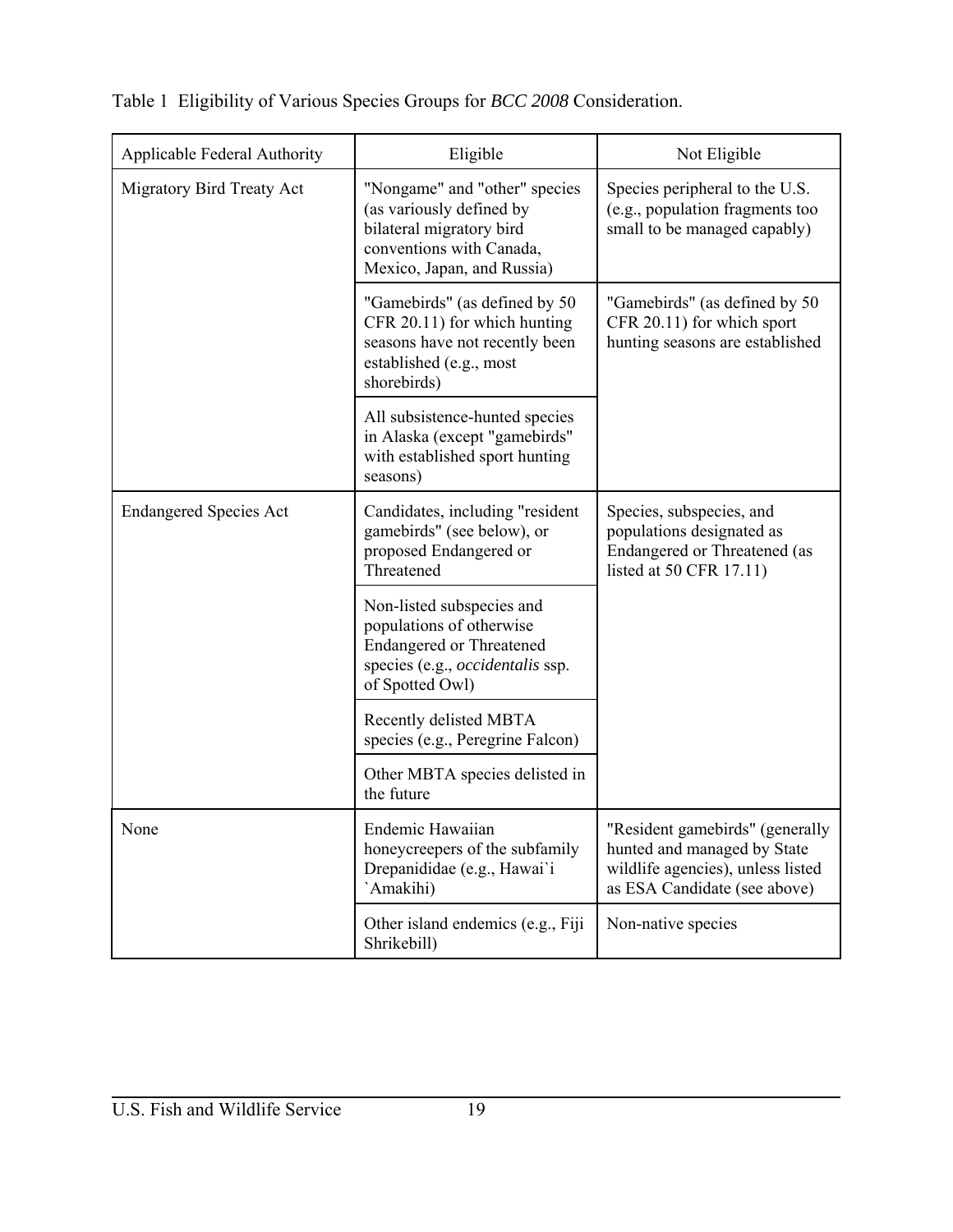Table 1 Eligibility of Various Species Groups for *BCC 2008* Consideration.

| Applicable Federal Authority | Eligible | Not Eligible |
| --- | --- | --- |
| Migratory Bird Treaty Act | "Nongame" and "other" species (as variously defined by bilateral migratory bird conventions with Canada, Mexico, Japan, and Russia) | Species peripheral to the U.S. (e.g., population fragments too small to be managed capably) |
| | "Gamebirds" (as defined by 50 CFR 20.11) for which hunting seasons have not recently been established (e.g., most shorebirds) | "Gamebirds" (as defined by 50 CFR 20.11) for which sport hunting seasons are established |
| | All subsistence-hunted species in Alaska (except "gamebirds" with established sport hunting seasons) | |
| Endangered Species Act | Candidates, including "resident gamebirds" (see below), or proposed Endangered or Threatened | Species, subspecies, and populations designated as Endangered or Threatened (as listed at 50 CFR 17.11) |
| | Non-listed subspecies and populations of otherwise Endangered or Threatened species (e.g., *occidentalis* ssp. of Spotted Owl) | |
| | Recently delisted MBTA species (e.g., Peregrine Falcon) | |
| | Other MBTA species delisted in the future | |
| None | Endemic Hawaiian honeycreepers of the subfamily Drepanididae (e.g., Hawai`i `Amakihi) | "Resident gamebirds" (generally hunted and managed by State wildlife agencies), unless listed as ESA Candidate (see above) |
| | Other island endemics (e.g., Fiji Shrikebill) | Non-native species |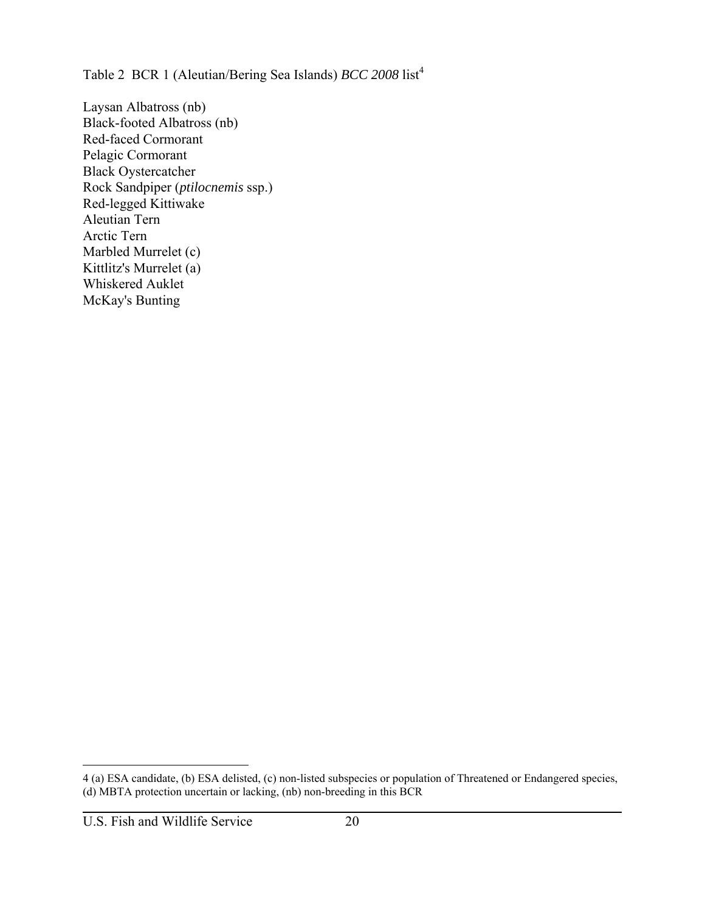Table 2 BCR 1 (Aleutian/Bering Sea Islands) *BCC 2008* list[4]

Laysan Albatross (nb)
Black-footed Albatross (nb)
Red-faced Cormorant
Pelagic Cormorant
Black Oystercatcher
Rock Sandpiper (*ptilocnemis* ssp.)
Red-legged Kittiwake
Aleutian Tern
Arctic Tern
Marbled Murrelet (c)
Kittlitz's Murrelet (a)
Whiskered Auklet
McKay's Bunting

---

4 (a) ESA candidate, (b) ESA delisted, (c) non-listed subspecies or population of Threatened or Endangered species, (d) MBTA protection uncertain or lacking, (nb) non-breeding in this BCR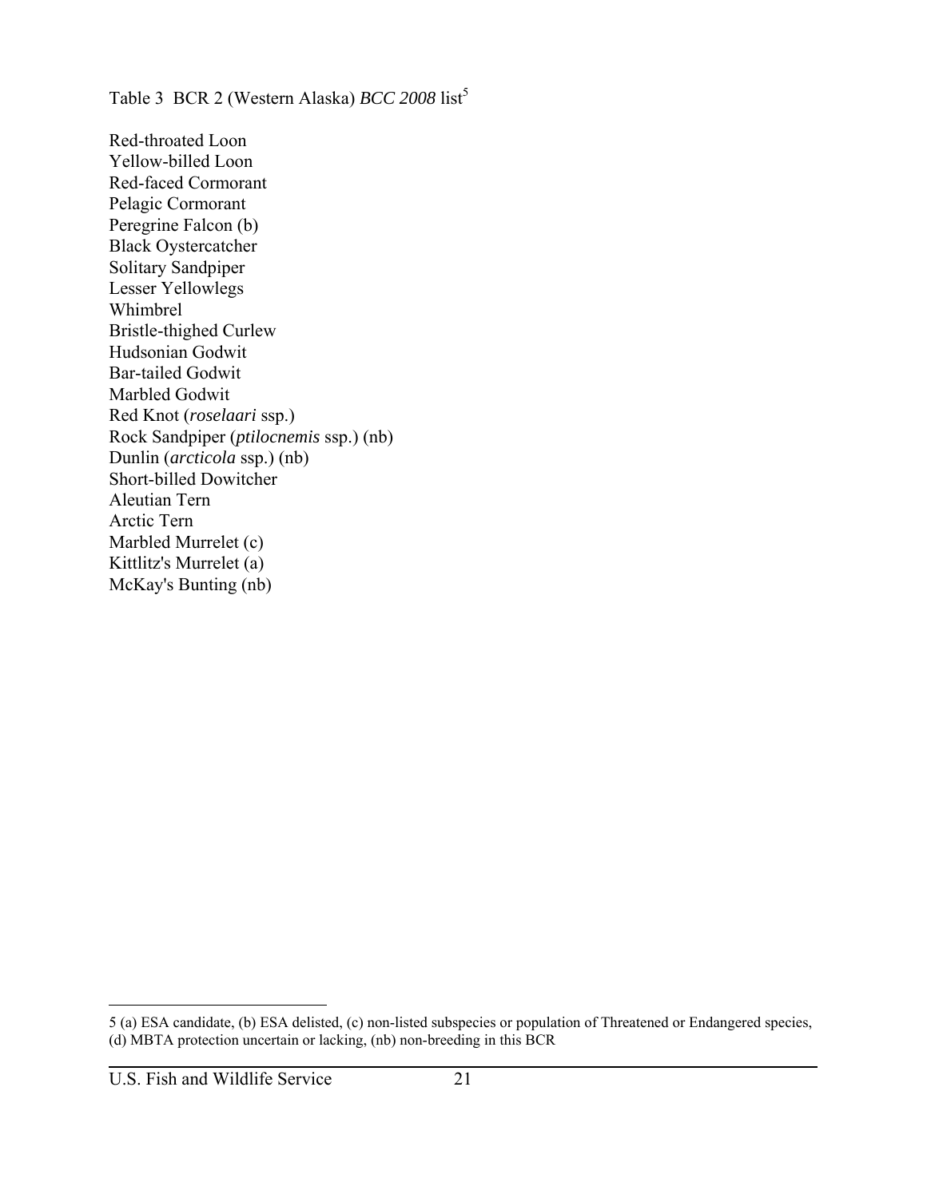Table 3 BCR 2 (Western Alaska) *BCC 2008* list[5]

Red-throated Loon
Yellow-billed Loon
Red-faced Cormorant
Pelagic Cormorant
Peregrine Falcon (b)
Black Oystercatcher
Solitary Sandpiper
Lesser Yellowlegs
Whimbrel
Bristle-thighed Curlew
Hudsonian Godwit
Bar-tailed Godwit
Marbled Godwit
Red Knot (*roselaari* ssp.)
Rock Sandpiper (*ptilocnemis* ssp.) (nb)
Dunlin (*arcticola* ssp.) (nb)
Short-billed Dowitcher
Aleutian Tern
Arctic Tern
Marbled Murrelet (c)
Kittlitz's Murrelet (a)
McKay's Bunting (nb)

---

5 (a) ESA candidate, (b) ESA delisted, (c) non-listed subspecies or population of Threatened or Endangered species, (d) MBTA protection uncertain or lacking, (nb) non-breeding in this BCR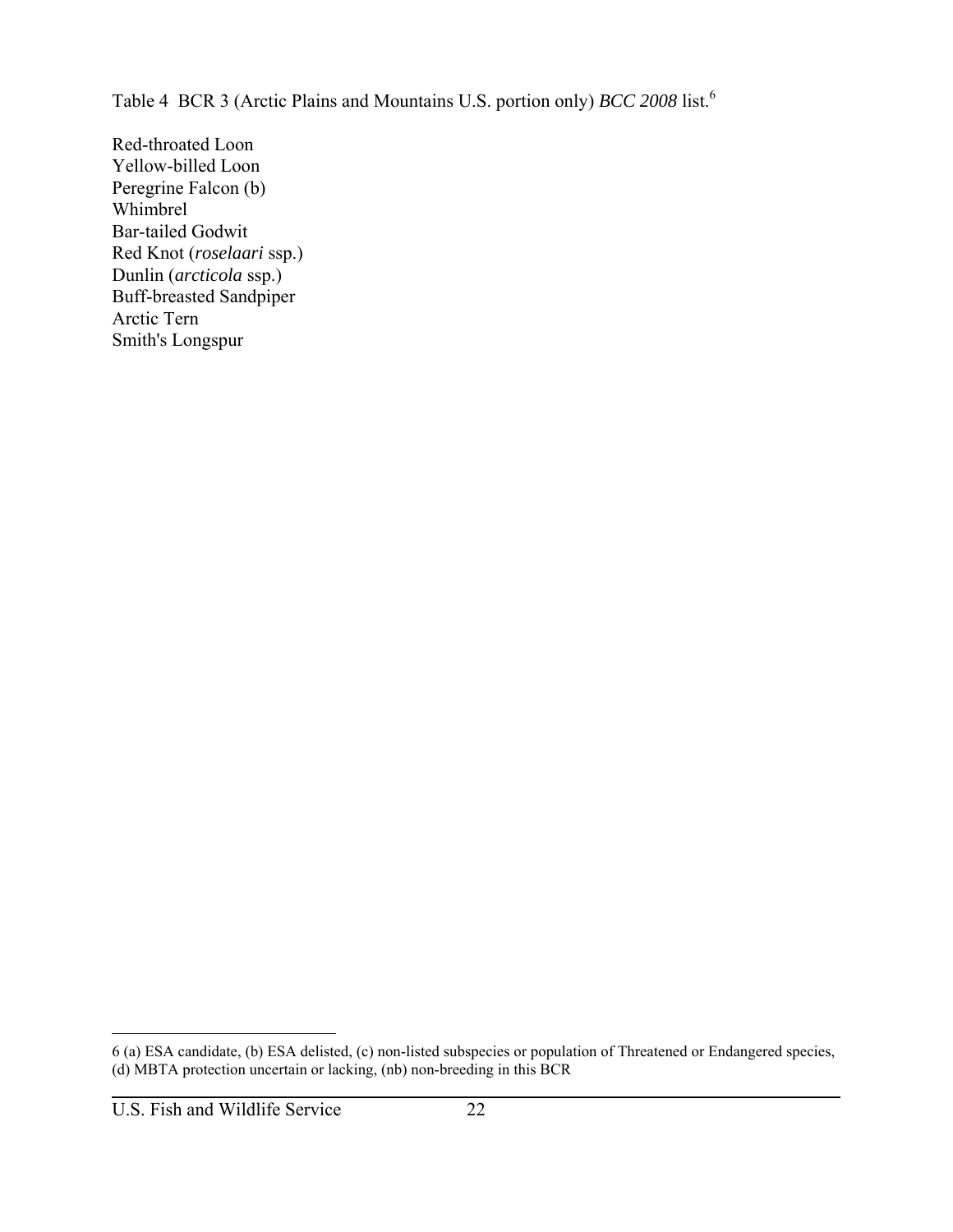Table 4 BCR 3 (Arctic Plains and Mountains U.S. portion only) *BCC 2008* list.[6]

Red-throated Loon
Yellow-billed Loon
Peregrine Falcon (b)
Whimbrel
Bar-tailed Godwit
Red Knot (*roselaari* ssp.)
Dunlin (*arcticola* ssp.)
Buff-breasted Sandpiper
Arctic Tern
Smith's Longspur

---

6 (a) ESA candidate, (b) ESA delisted, (c) non-listed subspecies or population of Threatened or Endangered species, (d) MBTA protection uncertain or lacking, (nb) non-breeding in this BCR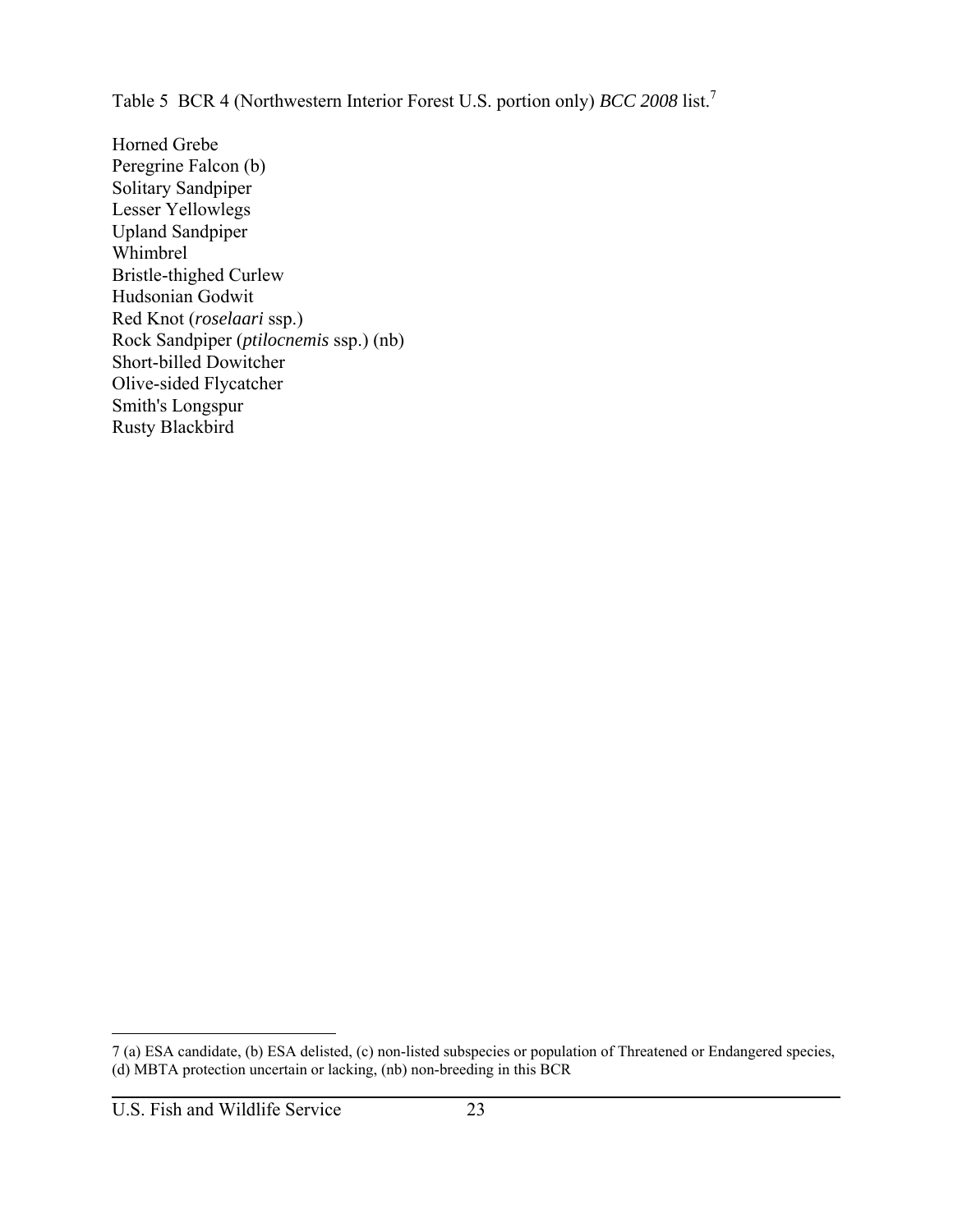Table 5 BCR 4 (Northwestern Interior Forest U.S. portion only) *BCC 2008* list.[7]

Horned Grebe
Peregrine Falcon (b)
Solitary Sandpiper
Lesser Yellowlegs
Upland Sandpiper
Whimbrel
Bristle-thighed Curlew
Hudsonian Godwit
Red Knot (*roselaari* ssp.)
Rock Sandpiper (*ptilocnemis* ssp.) (nb)
Short-billed Dowitcher
Olive-sided Flycatcher
Smith's Longspur
Rusty Blackbird

---

7 (a) ESA candidate, (b) ESA delisted, (c) non-listed subspecies or population of Threatened or Endangered species, (d) MBTA protection uncertain or lacking, (nb) non-breeding in this BCR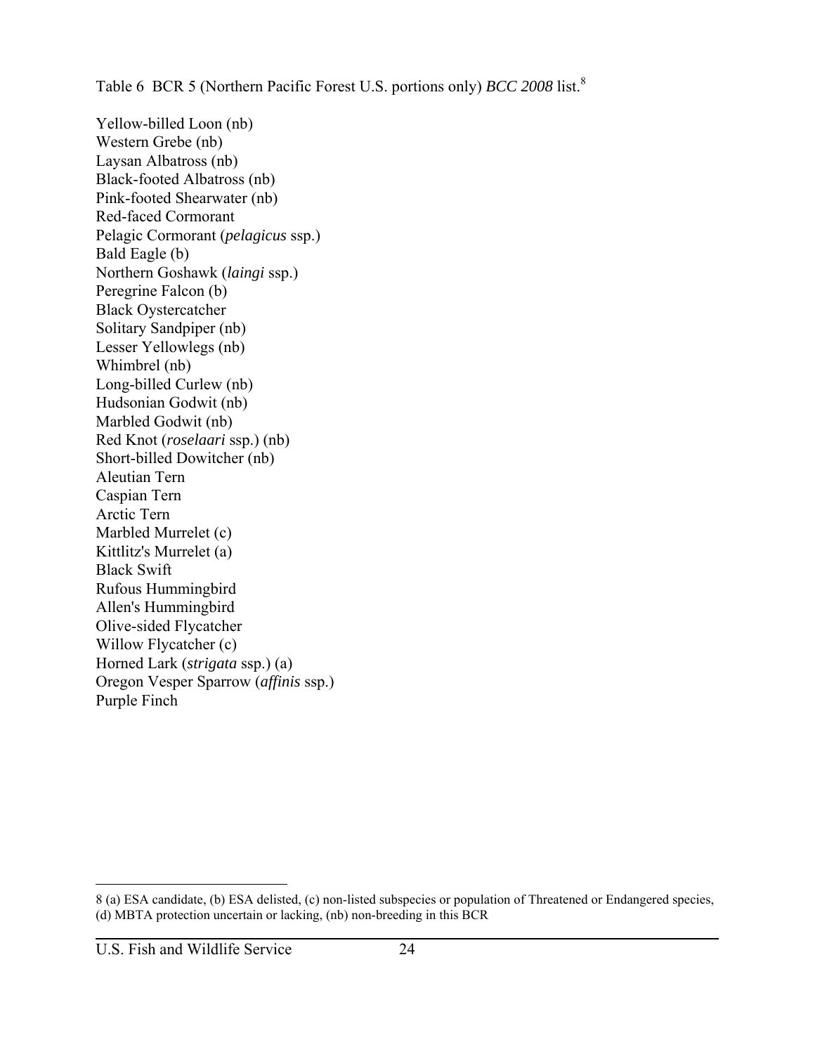Table 6 BCR 5 (Northern Pacific Forest U.S. portions only) *BCC 2008* list.[8]

Yellow-billed Loon (nb)
Western Grebe (nb)
Laysan Albatross (nb)
Black-footed Albatross (nb)
Pink-footed Shearwater (nb)
Red-faced Cormorant
Pelagic Cormorant (*pelagicus* ssp.)
Bald Eagle (b)
Northern Goshawk (*laingi* ssp.)
Peregrine Falcon (b)
Black Oystercatcher
Solitary Sandpiper (nb)
Lesser Yellowlegs (nb)
Whimbrel (nb)
Long-billed Curlew (nb)
Hudsonian Godwit (nb)
Marbled Godwit (nb)
Red Knot (*roselaari* ssp.) (nb)
Short-billed Dowitcher (nb)
Aleutian Tern
Caspian Tern
Arctic Tern
Marbled Murrelet (c)
Kittlitz's Murrelet (a)
Black Swift
Rufous Hummingbird
Allen's Hummingbird
Olive-sided Flycatcher
Willow Flycatcher (c)
Horned Lark (*strigata* ssp.) (a)
Oregon Vesper Sparrow (*affinis* ssp.)
Purple Finch

---

8 (a) ESA candidate, (b) ESA delisted, (c) non-listed subspecies or population of Threatened or Endangered species, (d) MBTA protection uncertain or lacking, (nb) non-breeding in this BCR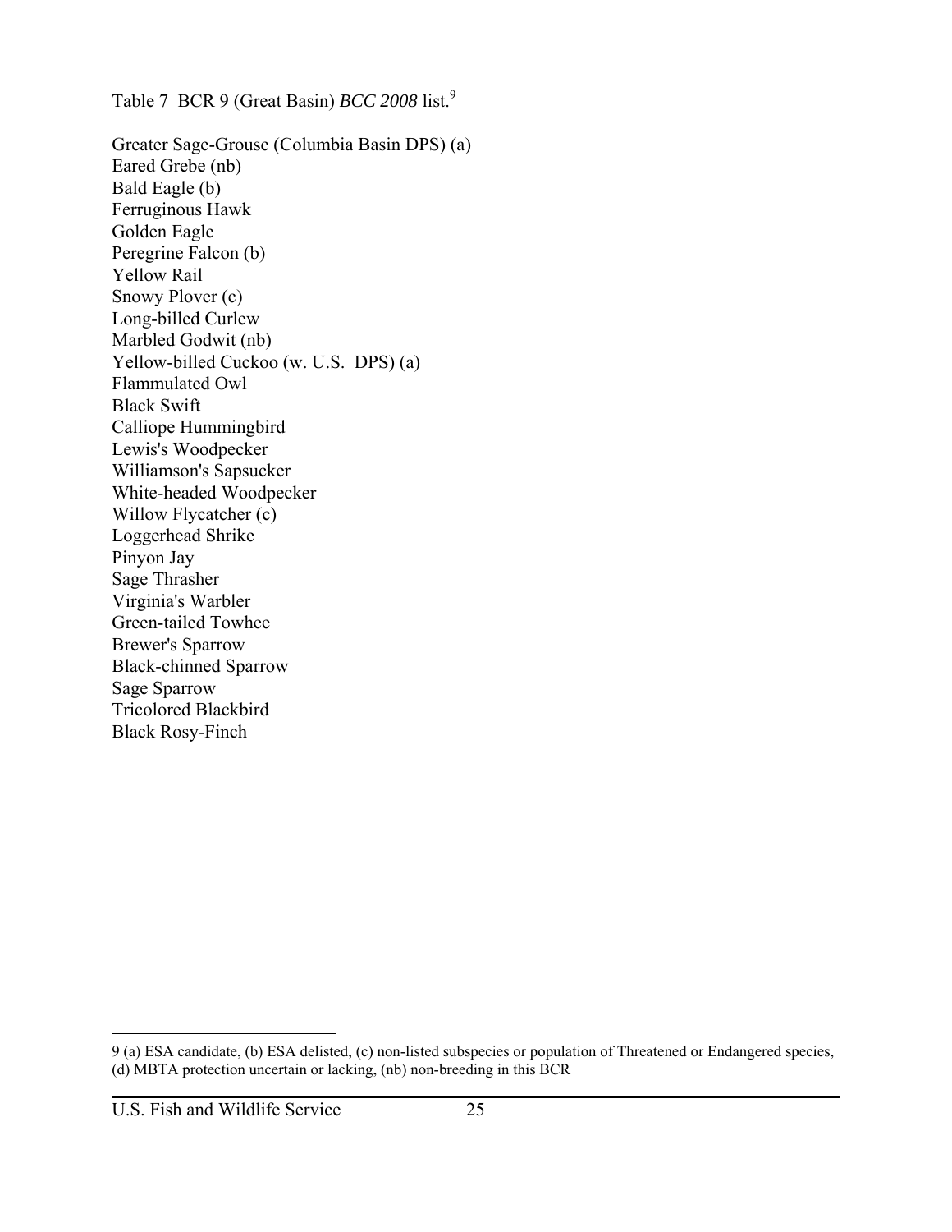Table 7 BCR 9 (Great Basin) *BCC 2008* list.[9]

Greater Sage-Grouse (Columbia Basin DPS) (a)
Eared Grebe (nb)
Bald Eagle (b)
Ferruginous Hawk
Golden Eagle
Peregrine Falcon (b)
Yellow Rail
Snowy Plover (c)
Long-billed Curlew
Marbled Godwit (nb)
Yellow-billed Cuckoo (w. U.S. DPS) (a)
Flammulated Owl
Black Swift
Calliope Hummingbird
Lewis's Woodpecker
Williamson's Sapsucker
White-headed Woodpecker
Willow Flycatcher (c)
Loggerhead Shrike
Pinyon Jay
Sage Thrasher
Virginia's Warbler
Green-tailed Towhee
Brewer's Sparrow
Black-chinned Sparrow
Sage Sparrow
Tricolored Blackbird
Black Rosy-Finch

---

9 (a) ESA candidate, (b) ESA delisted, (c) non-listed subspecies or population of Threatened or Endangered species, (d) MBTA protection uncertain or lacking, (nb) non-breeding in this BCR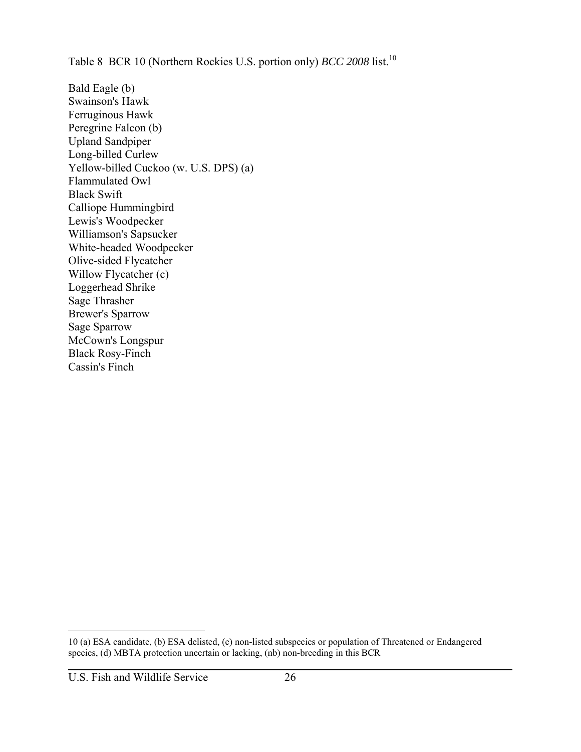Table 8 BCR 10 (Northern Rockies U.S. portion only) *BCC 2008* list.[10]

Bald Eagle (b)
Swainson's Hawk
Ferruginous Hawk
Peregrine Falcon (b)
Upland Sandpiper
Long-billed Curlew
Yellow-billed Cuckoo (w. U.S. DPS) (a)
Flammulated Owl
Black Swift
Calliope Hummingbird
Lewis's Woodpecker
Williamson's Sapsucker
White-headed Woodpecker
Olive-sided Flycatcher
Willow Flycatcher (c)
Loggerhead Shrike
Sage Thrasher
Brewer's Sparrow
Sage Sparrow
McCown's Longspur
Black Rosy-Finch
Cassin's Finch

---

10 (a) ESA candidate, (b) ESA delisted, (c) non-listed subspecies or population of Threatened or Endangered species, (d) MBTA protection uncertain or lacking, (nb) non-breeding in this BCR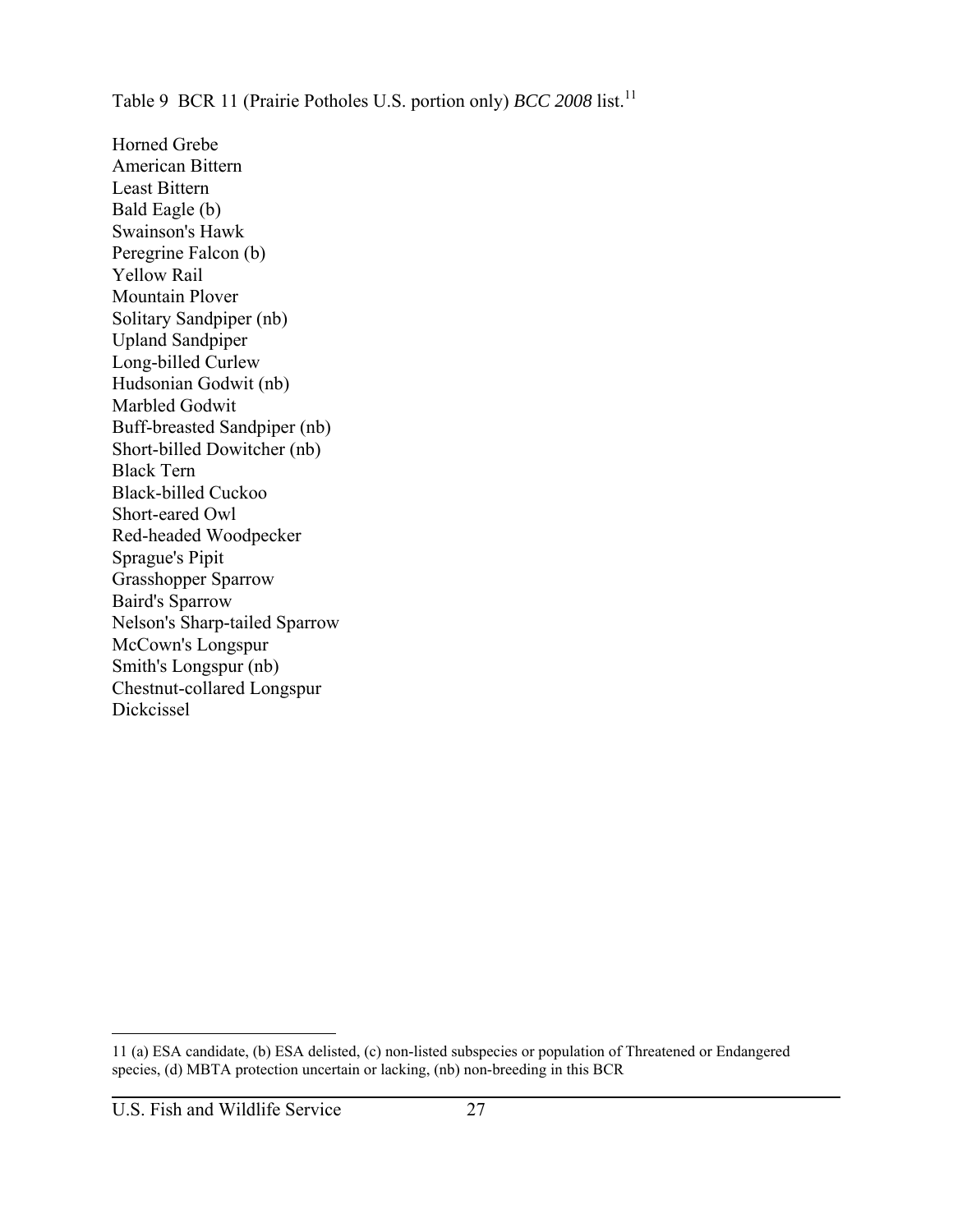Table 9 BCR 11 (Prairie Potholes U.S. portion only) *BCC 2008* list.[11]

Horned Grebe
American Bittern
Least Bittern
Bald Eagle (b)
Swainson's Hawk
Peregrine Falcon (b)
Yellow Rail
Mountain Plover
Solitary Sandpiper (nb)
Upland Sandpiper
Long-billed Curlew
Hudsonian Godwit (nb)
Marbled Godwit
Buff-breasted Sandpiper (nb)
Short-billed Dowitcher (nb)
Black Tern
Black-billed Cuckoo
Short-eared Owl
Red-headed Woodpecker
Sprague's Pipit
Grasshopper Sparrow
Baird's Sparrow
Nelson's Sharp-tailed Sparrow
McCown's Longspur
Smith's Longspur (nb)
Chestnut-collared Longspur
Dickcissel

---

11 (a) ESA candidate, (b) ESA delisted, (c) non-listed subspecies or population of Threatened or Endangered species, (d) MBTA protection uncertain or lacking, (nb) non-breeding in this BCR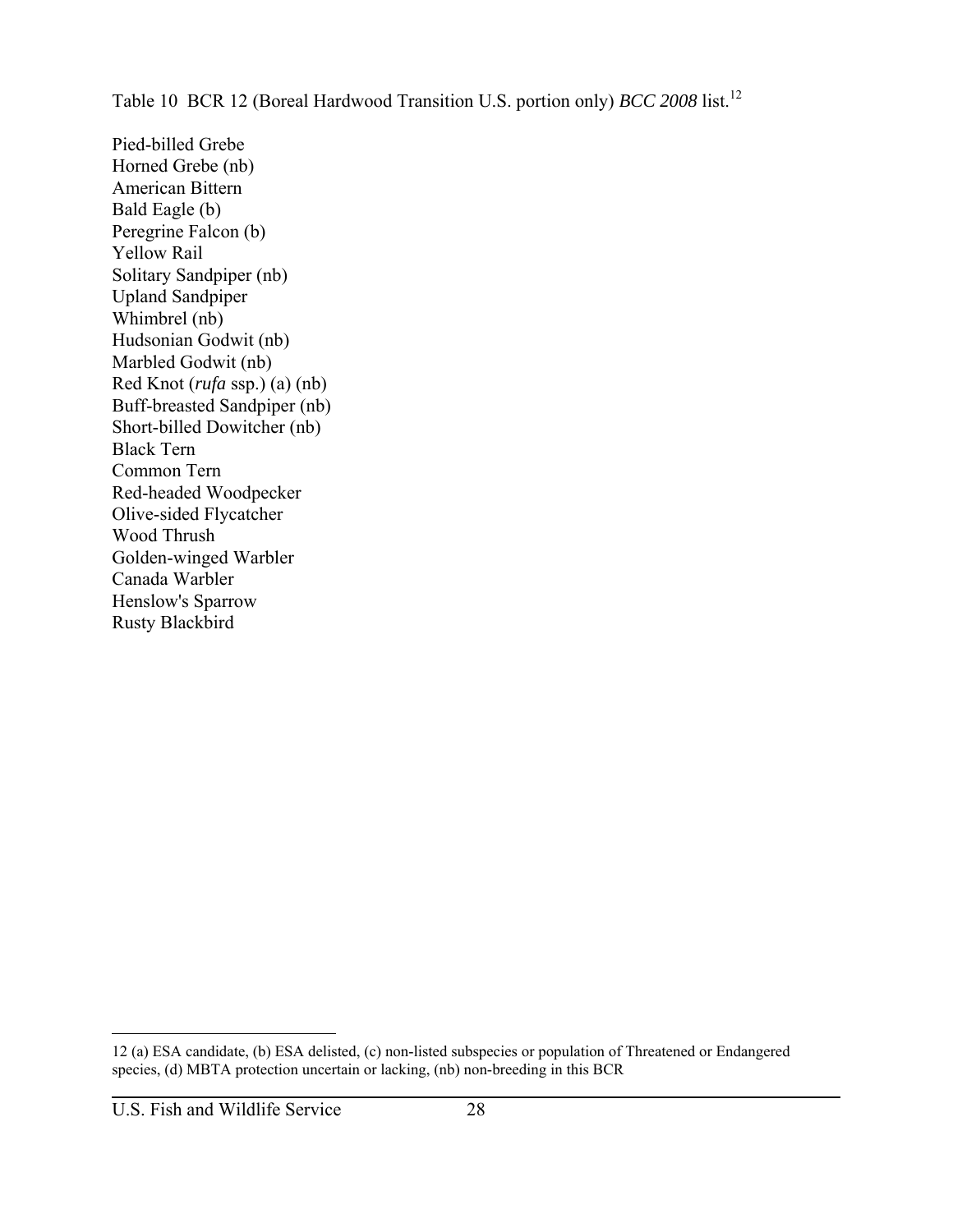Table 10 BCR 12 (Boreal Hardwood Transition U.S. portion only) *BCC 2008* list.[12]

Pied-billed Grebe
Horned Grebe (nb)
American Bittern
Bald Eagle (b)
Peregrine Falcon (b)
Yellow Rail
Solitary Sandpiper (nb)
Upland Sandpiper
Whimbrel (nb)
Hudsonian Godwit (nb)
Marbled Godwit (nb)
Red Knot (*rufa* ssp.) (a) (nb)
Buff-breasted Sandpiper (nb)
Short-billed Dowitcher (nb)
Black Tern
Common Tern
Red-headed Woodpecker
Olive-sided Flycatcher
Wood Thrush
Golden-winged Warbler
Canada Warbler
Henslow's Sparrow
Rusty Blackbird

---

12 (a) ESA candidate, (b) ESA delisted, (c) non-listed subspecies or population of Threatened or Endangered species, (d) MBTA protection uncertain or lacking, (nb) non-breeding in this BCR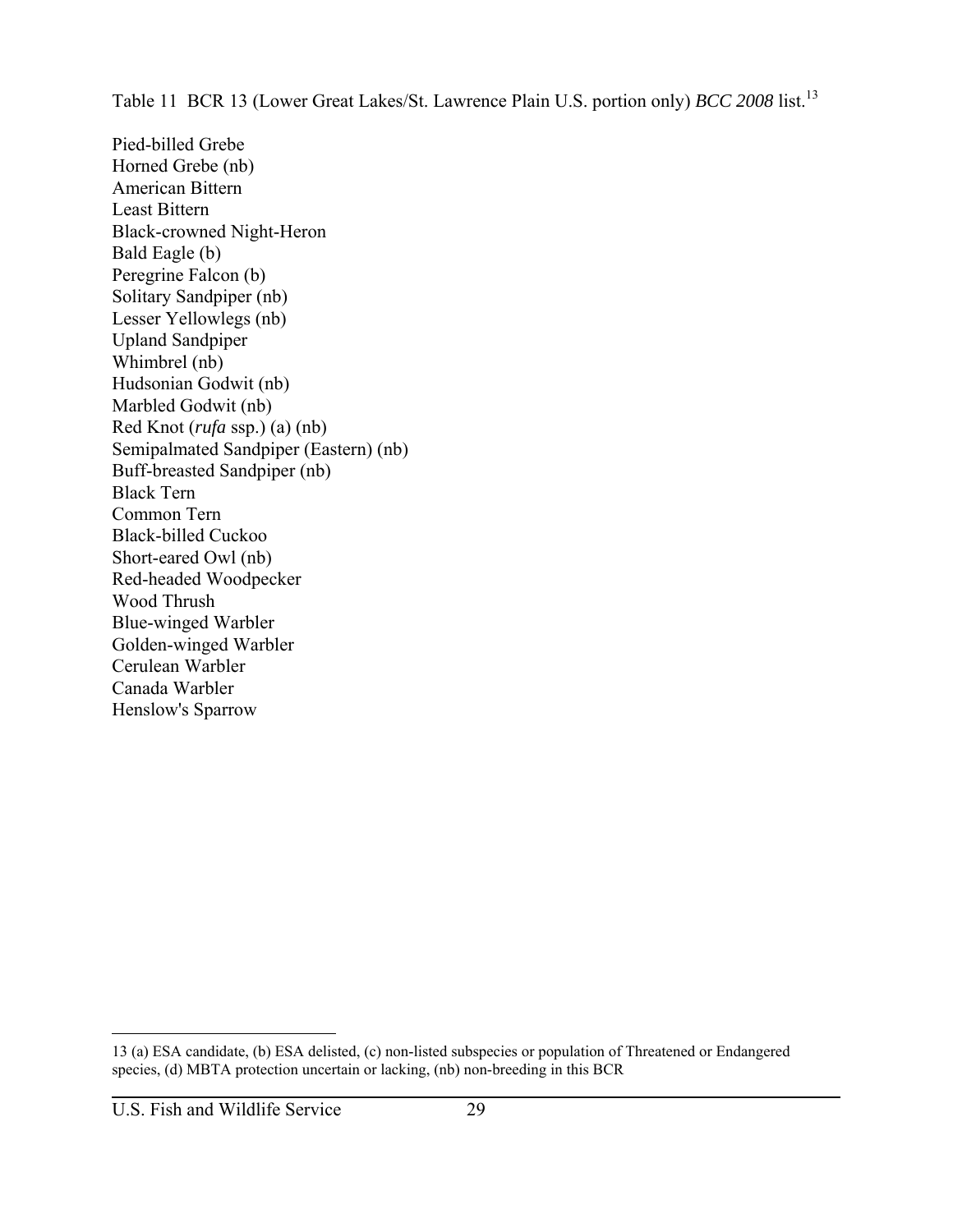Table 11 BCR 13 (Lower Great Lakes/St. Lawrence Plain U.S. portion only) *BCC 2008* list.[13]

Pied-billed Grebe
Horned Grebe (nb)
American Bittern
Least Bittern
Black-crowned Night-Heron
Bald Eagle (b)
Peregrine Falcon (b)
Solitary Sandpiper (nb)
Lesser Yellowlegs (nb)
Upland Sandpiper
Whimbrel (nb)
Hudsonian Godwit (nb)
Marbled Godwit (nb)
Red Knot (*rufa* ssp.) (a) (nb)
Semipalmated Sandpiper (Eastern) (nb)
Buff-breasted Sandpiper (nb)
Black Tern
Common Tern
Black-billed Cuckoo
Short-eared Owl (nb)
Red-headed Woodpecker
Wood Thrush
Blue-winged Warbler
Golden-winged Warbler
Cerulean Warbler
Canada Warbler
Henslow's Sparrow

---

13 (a) ESA candidate, (b) ESA delisted, (c) non-listed subspecies or population of Threatened or Endangered species, (d) MBTA protection uncertain or lacking, (nb) non-breeding in this BCR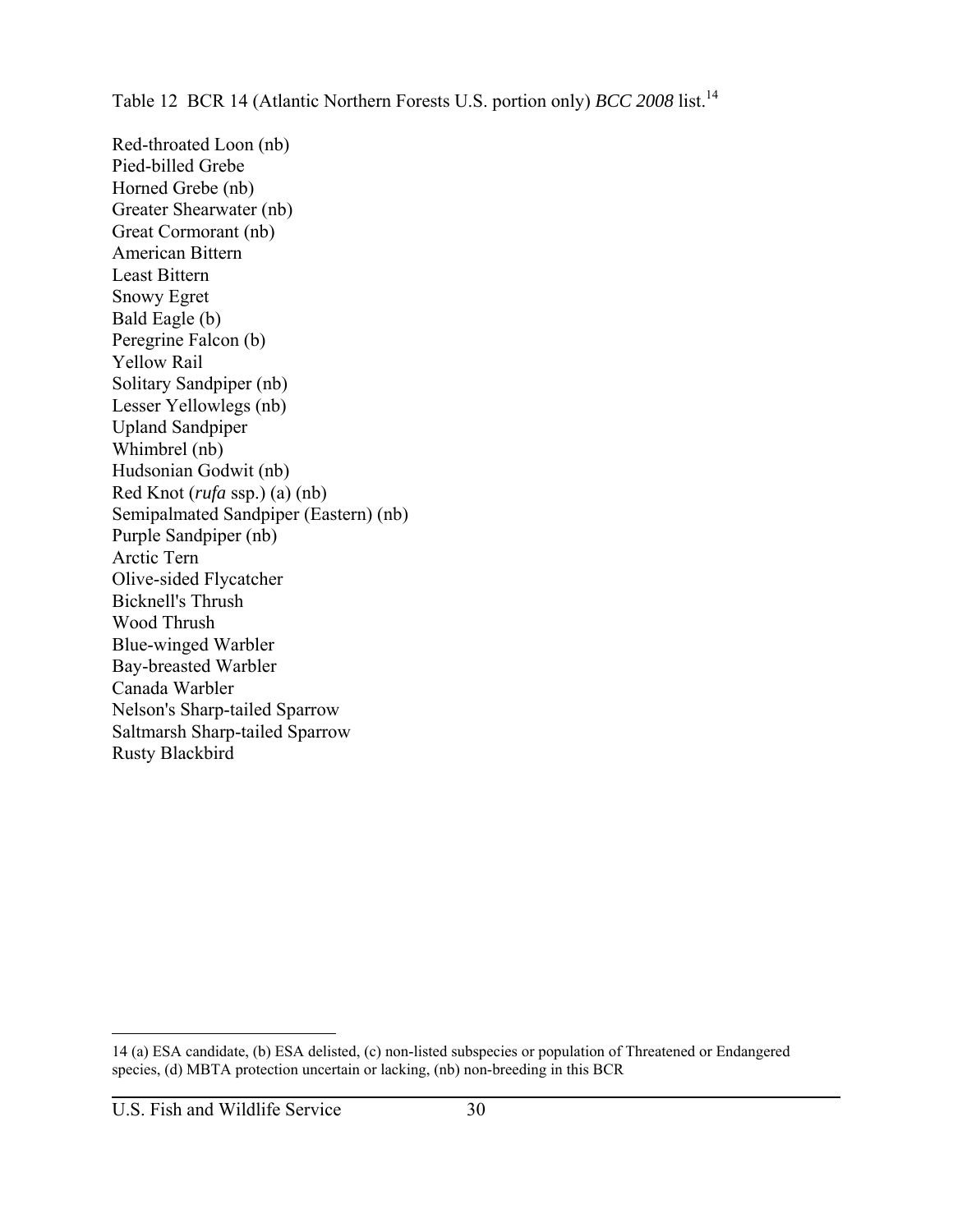Table 12 BCR 14 (Atlantic Northern Forests U.S. portion only) *BCC 2008* list.[14]

Red-throated Loon (nb)
Pied-billed Grebe
Horned Grebe (nb)
Greater Shearwater (nb)
Great Cormorant (nb)
American Bittern
Least Bittern
Snowy Egret
Bald Eagle (b)
Peregrine Falcon (b)
Yellow Rail
Solitary Sandpiper (nb)
Lesser Yellowlegs (nb)
Upland Sandpiper
Whimbrel (nb)
Hudsonian Godwit (nb)
Red Knot (*rufa* ssp.) (a) (nb)
Semipalmated Sandpiper (Eastern) (nb)
Purple Sandpiper (nb)
Arctic Tern
Olive-sided Flycatcher
Bicknell's Thrush
Wood Thrush
Blue-winged Warbler
Bay-breasted Warbler
Canada Warbler
Nelson's Sharp-tailed Sparrow
Saltmarsh Sharp-tailed Sparrow
Rusty Blackbird

---

14 (a) ESA candidate, (b) ESA delisted, (c) non-listed subspecies or population of Threatened or Endangered species, (d) MBTA protection uncertain or lacking, (nb) non-breeding in this BCR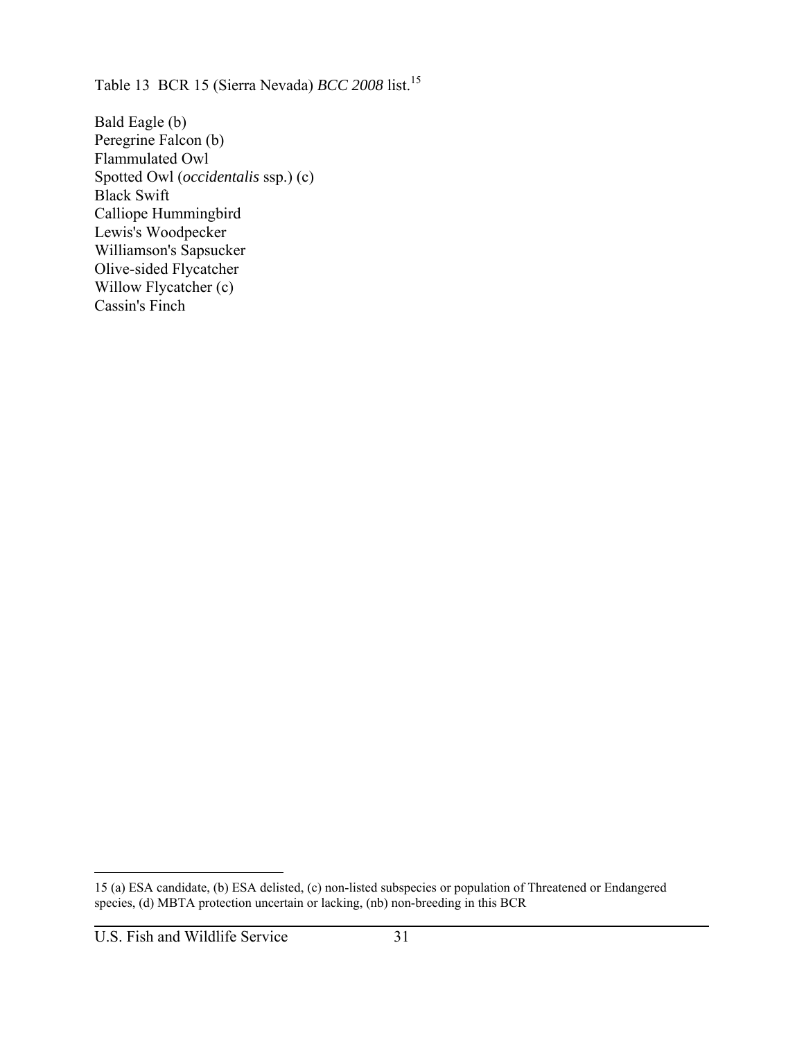Table 13 BCR 15 (Sierra Nevada) *BCC 2008* list.[15]

Bald Eagle (b)
Peregrine Falcon (b)
Flammulated Owl
Spotted Owl (*occidentalis* ssp.) (c)
Black Swift
Calliope Hummingbird
Lewis's Woodpecker
Williamson's Sapsucker
Olive-sided Flycatcher
Willow Flycatcher (c)
Cassin's Finch

---

15 (a) ESA candidate, (b) ESA delisted, (c) non-listed subspecies or population of Threatened or Endangered species, (d) MBTA protection uncertain or lacking, (nb) non-breeding in this BCR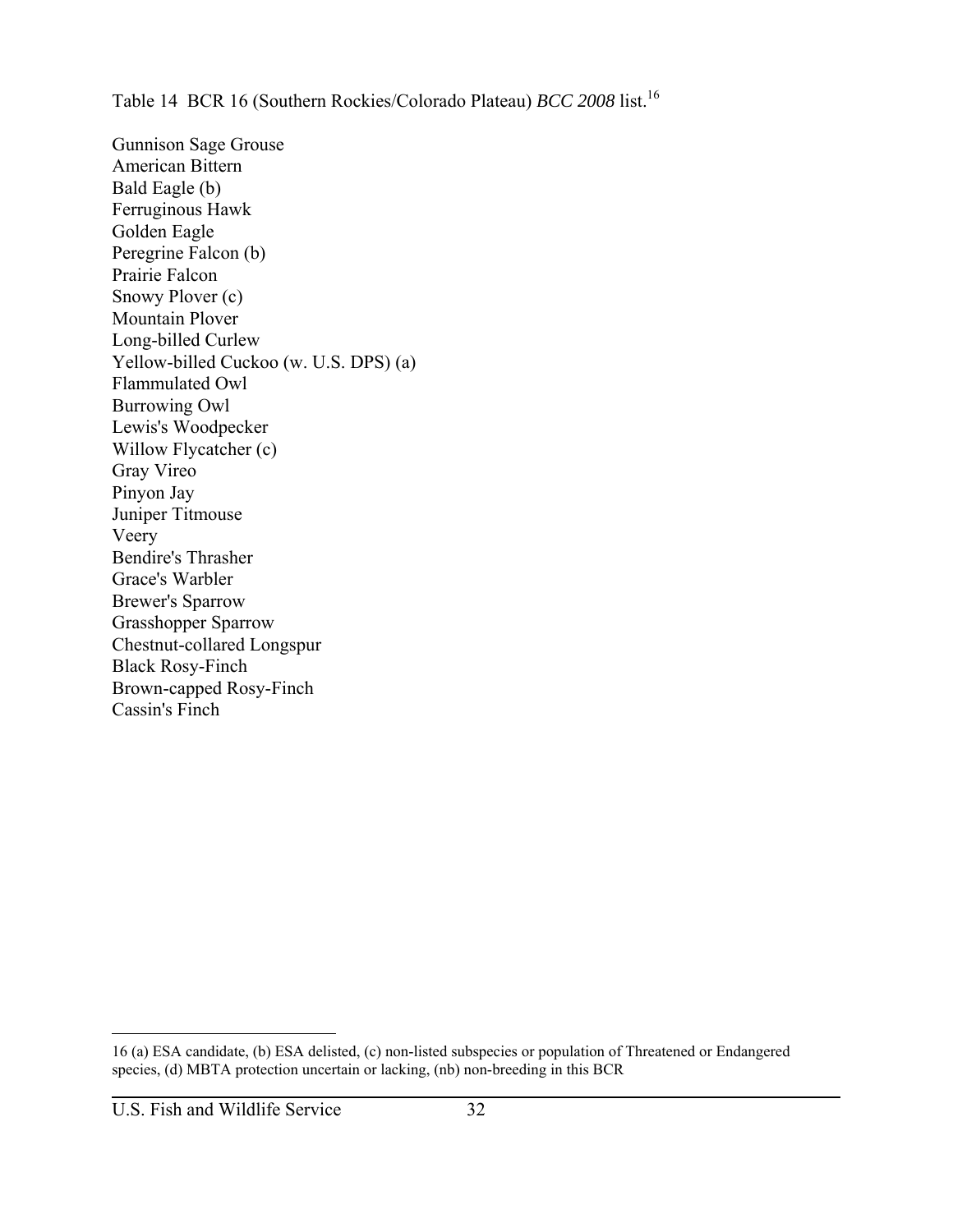Table 14 BCR 16 (Southern Rockies/Colorado Plateau) *BCC 2008* list.[16]

Gunnison Sage Grouse
American Bittern
Bald Eagle (b)
Ferruginous Hawk
Golden Eagle
Peregrine Falcon (b)
Prairie Falcon
Snowy Plover (c)
Mountain Plover
Long-billed Curlew
Yellow-billed Cuckoo (w. U.S. DPS) (a)
Flammulated Owl
Burrowing Owl
Lewis's Woodpecker
Willow Flycatcher (c)
Gray Vireo
Pinyon Jay
Juniper Titmouse
Veery
Bendire's Thrasher
Grace's Warbler
Brewer's Sparrow
Grasshopper Sparrow
Chestnut-collared Longspur
Black Rosy-Finch
Brown-capped Rosy-Finch
Cassin's Finch

---

16 (a) ESA candidate, (b) ESA delisted, (c) non-listed subspecies or population of Threatened or Endangered species, (d) MBTA protection uncertain or lacking, (nb) non-breeding in this BCR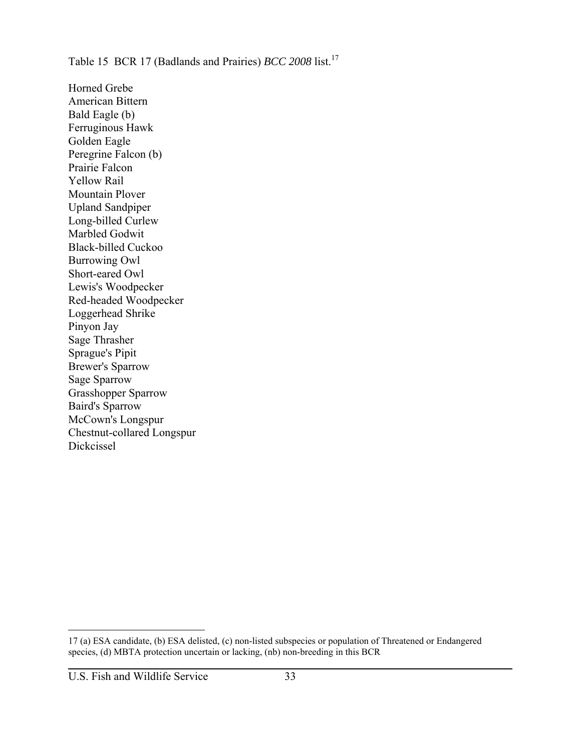Table 15 BCR 17 (Badlands and Prairies) *BCC 2008* list.[17]

Horned Grebe
American Bittern
Bald Eagle (b)
Ferruginous Hawk
Golden Eagle
Peregrine Falcon (b)
Prairie Falcon
Yellow Rail
Mountain Plover
Upland Sandpiper
Long-billed Curlew
Marbled Godwit
Black-billed Cuckoo
Burrowing Owl
Short-eared Owl
Lewis's Woodpecker
Red-headed Woodpecker
Loggerhead Shrike
Pinyon Jay
Sage Thrasher
Sprague's Pipit
Brewer's Sparrow
Sage Sparrow
Grasshopper Sparrow
Baird's Sparrow
McCown's Longspur
Chestnut-collared Longspur
Dickcissel

---

17 (a) ESA candidate, (b) ESA delisted, (c) non-listed subspecies or population of Threatened or Endangered species, (d) MBTA protection uncertain or lacking, (nb) non-breeding in this BCR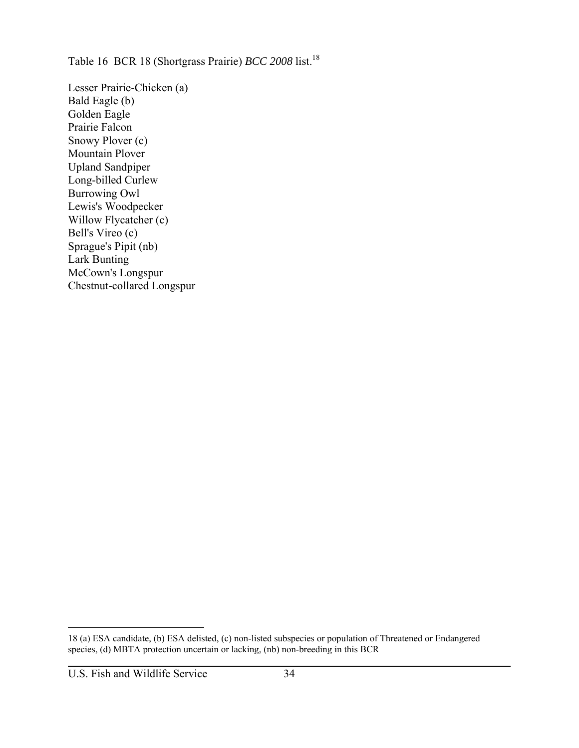Table 16 BCR 18 (Shortgrass Prairie) *BCC 2008* list.[18]

Lesser Prairie-Chicken (a)
Bald Eagle (b)
Golden Eagle
Prairie Falcon
Snowy Plover (c)
Mountain Plover
Upland Sandpiper
Long-billed Curlew
Burrowing Owl
Lewis's Woodpecker
Willow Flycatcher (c)
Bell's Vireo (c)
Sprague's Pipit (nb)
Lark Bunting
McCown's Longspur
Chestnut-collared Longspur

---

18 (a) ESA candidate, (b) ESA delisted, (c) non-listed subspecies or population of Threatened or Endangered species, (d) MBTA protection uncertain or lacking, (nb) non-breeding in this BCR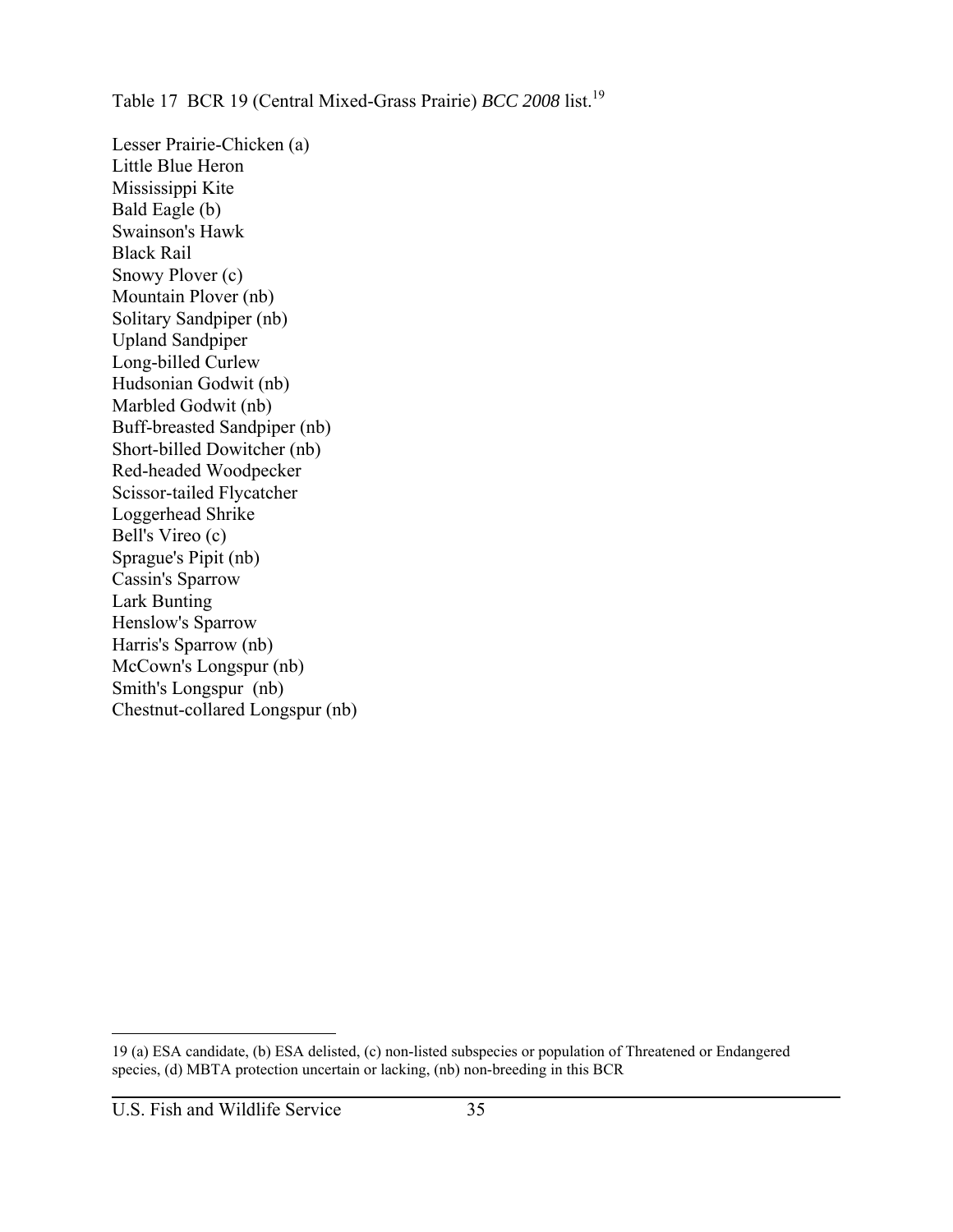Table 17 BCR 19 (Central Mixed-Grass Prairie) *BCC 2008* list.[19]

Lesser Prairie-Chicken (a)
Little Blue Heron
Mississippi Kite
Bald Eagle (b)
Swainson's Hawk
Black Rail
Snowy Plover (c)
Mountain Plover (nb)
Solitary Sandpiper (nb)
Upland Sandpiper
Long-billed Curlew
Hudsonian Godwit (nb)
Marbled Godwit (nb)
Buff-breasted Sandpiper (nb)
Short-billed Dowitcher (nb)
Red-headed Woodpecker
Scissor-tailed Flycatcher
Loggerhead Shrike
Bell's Vireo (c)
Sprague's Pipit (nb)
Cassin's Sparrow
Lark Bunting
Henslow's Sparrow
Harris's Sparrow (nb)
McCown's Longspur (nb)
Smith's Longspur (nb)
Chestnut-collared Longspur (nb)

---

19 (a) ESA candidate, (b) ESA delisted, (c) non-listed subspecies or population of Threatened or Endangered species, (d) MBTA protection uncertain or lacking, (nb) non-breeding in this BCR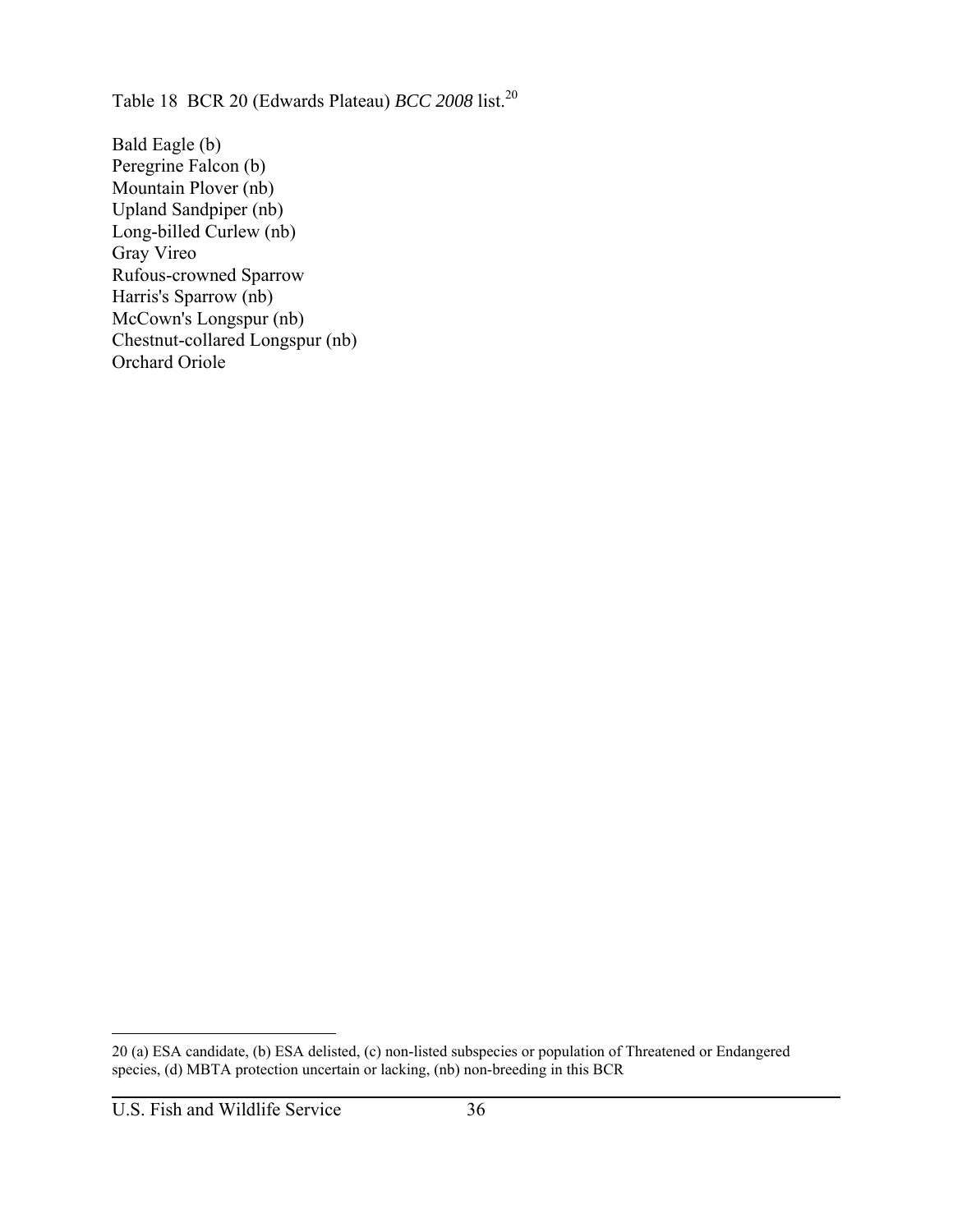Table 18 BCR 20 (Edwards Plateau) *BCC 2008* list.[20]

Bald Eagle (b)
Peregrine Falcon (b)
Mountain Plover (nb)
Upland Sandpiper (nb)
Long-billed Curlew (nb)
Gray Vireo
Rufous-crowned Sparrow
Harris's Sparrow (nb)
McCown's Longspur (nb)
Chestnut-collared Longspur (nb)
Orchard Oriole

---

20 (a) ESA candidate, (b) ESA delisted, (c) non-listed subspecies or population of Threatened or Endangered species, (d) MBTA protection uncertain or lacking, (nb) non-breeding in this BCR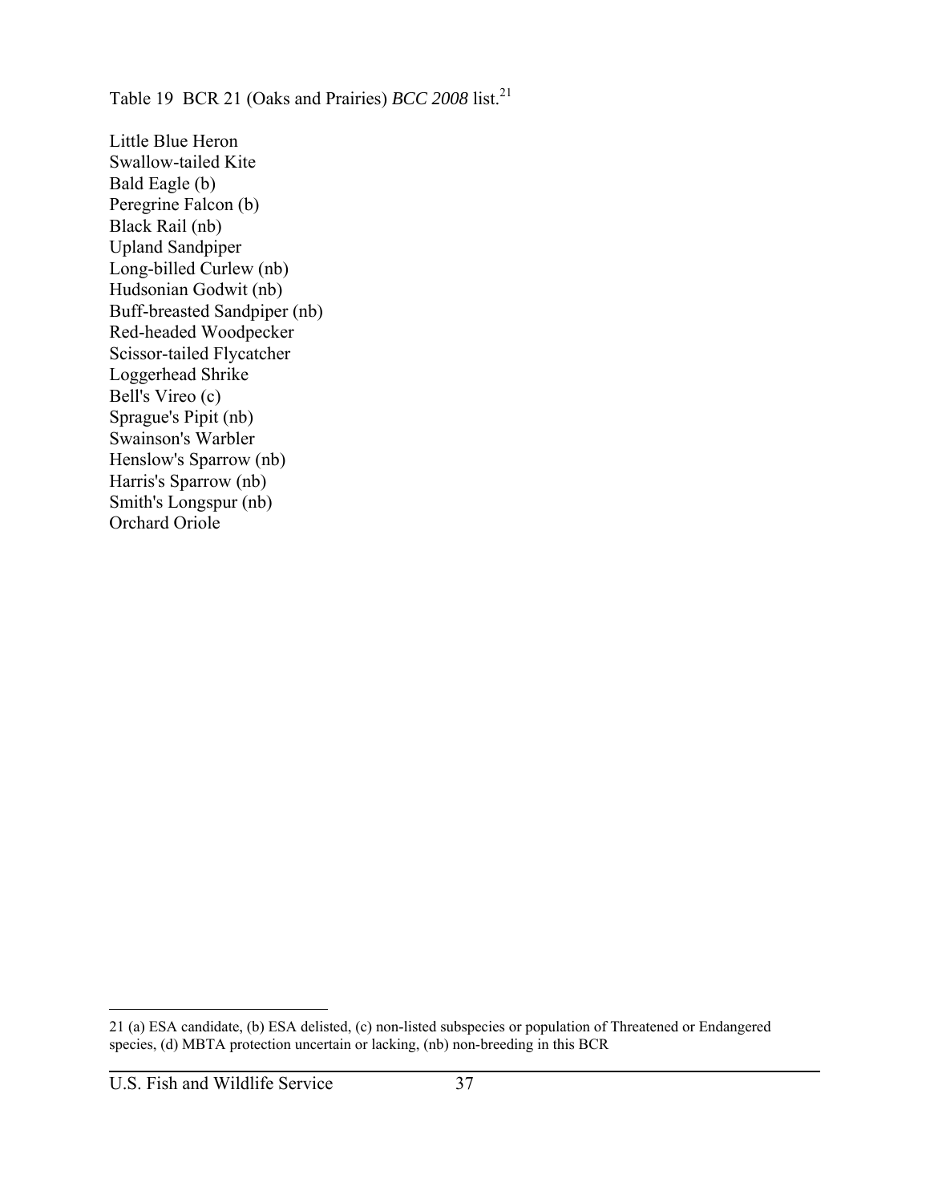Table 19 BCR 21 (Oaks and Prairies) *BCC 2008* list.[21]

Little Blue Heron
Swallow-tailed Kite
Bald Eagle (b)
Peregrine Falcon (b)
Black Rail (nb)
Upland Sandpiper
Long-billed Curlew (nb)
Hudsonian Godwit (nb)
Buff-breasted Sandpiper (nb)
Red-headed Woodpecker
Scissor-tailed Flycatcher
Loggerhead Shrike
Bell's Vireo (c)
Sprague's Pipit (nb)
Swainson's Warbler
Henslow's Sparrow (nb)
Harris's Sparrow (nb)
Smith's Longspur (nb)
Orchard Oriole

---

21 (a) ESA candidate, (b) ESA delisted, (c) non-listed subspecies or population of Threatened or Endangered species, (d) MBTA protection uncertain or lacking, (nb) non-breeding in this BCR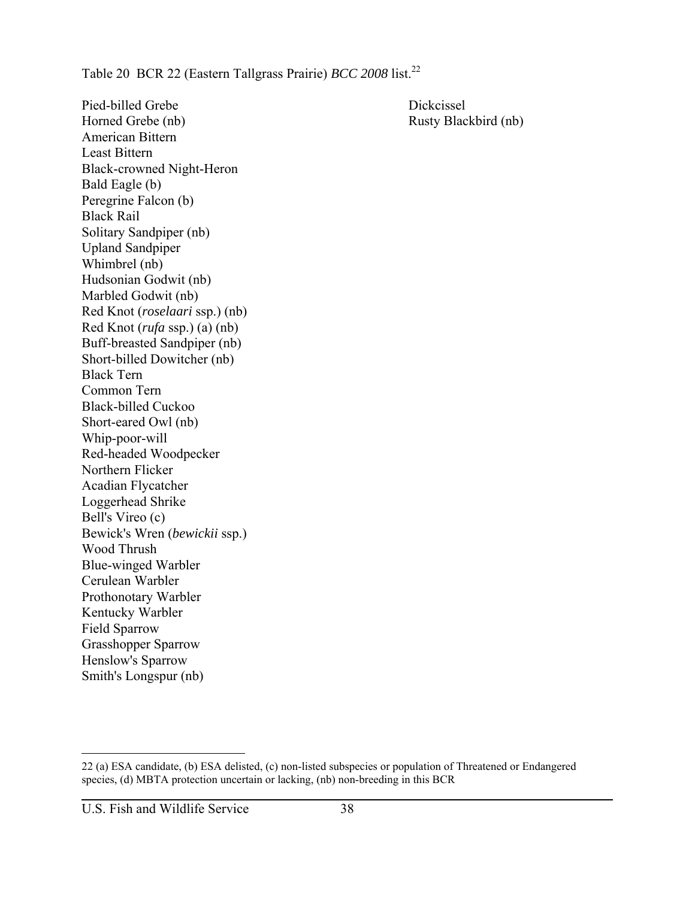Table 20 BCR 22 (Eastern Tallgrass Prairie) *BCC 2008* list.[22]

Pied-billed Grebe
Horned Grebe (nb)
American Bittern
Least Bittern
Black-crowned Night-Heron
Bald Eagle (b)
Peregrine Falcon (b)
Black Rail
Solitary Sandpiper (nb)
Upland Sandpiper
Whimbrel (nb)
Hudsonian Godwit (nb)
Marbled Godwit (nb)
Red Knot (*roselaari* ssp.) (nb)
Red Knot (*rufa* ssp.) (a) (nb)
Buff-breasted Sandpiper (nb)
Short-billed Dowitcher (nb)
Black Tern
Common Tern
Black-billed Cuckoo
Short-eared Owl (nb)
Whip-poor-will
Red-headed Woodpecker
Northern Flicker
Acadian Flycatcher
Loggerhead Shrike
Bell's Vireo (c)
Bewick's Wren (*bewickii* ssp.)
Wood Thrush
Blue-winged Warbler
Cerulean Warbler
Prothonotary Warbler
Kentucky Warbler
Field Sparrow
Grasshopper Sparrow
Henslow's Sparrow
Smith's Longspur (nb)
Dickcissel
Rusty Blackbird (nb)

22 (a) ESA candidate, (b) ESA delisted, (c) non-listed subspecies or population of Threatened or Endangered species, (d) MBTA protection uncertain or lacking, (nb) non-breeding in this BCR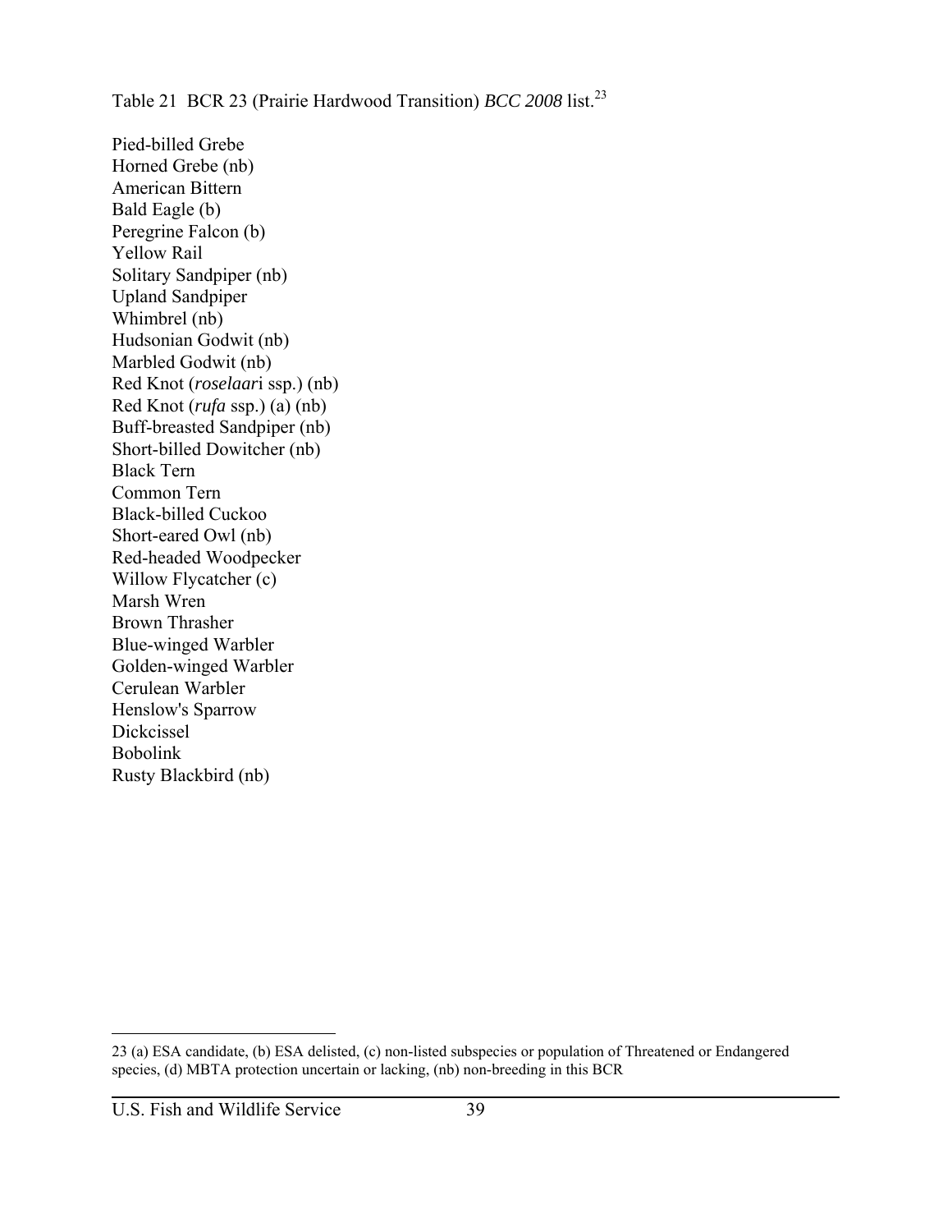Table 21 BCR 23 (Prairie Hardwood Transition) *BCC 2008* list.[23]

Pied-billed Grebe
Horned Grebe (nb)
American Bittern
Bald Eagle (b)
Peregrine Falcon (b)
Yellow Rail
Solitary Sandpiper (nb)
Upland Sandpiper
Whimbrel (nb)
Hudsonian Godwit (nb)
Marbled Godwit (nb)
Red Knot (*roselaar*i ssp.) (nb)
Red Knot (*rufa* ssp.) (a) (nb)
Buff-breasted Sandpiper (nb)
Short-billed Dowitcher (nb)
Black Tern
Common Tern
Black-billed Cuckoo
Short-eared Owl (nb)
Red-headed Woodpecker
Willow Flycatcher (c)
Marsh Wren
Brown Thrasher
Blue-winged Warbler
Golden-winged Warbler
Cerulean Warbler
Henslow's Sparrow
Dickcissel
Bobolink
Rusty Blackbird (nb)

---

23 (a) ESA candidate, (b) ESA delisted, (c) non-listed subspecies or population of Threatened or Endangered species, (d) MBTA protection uncertain or lacking, (nb) non-breeding in this BCR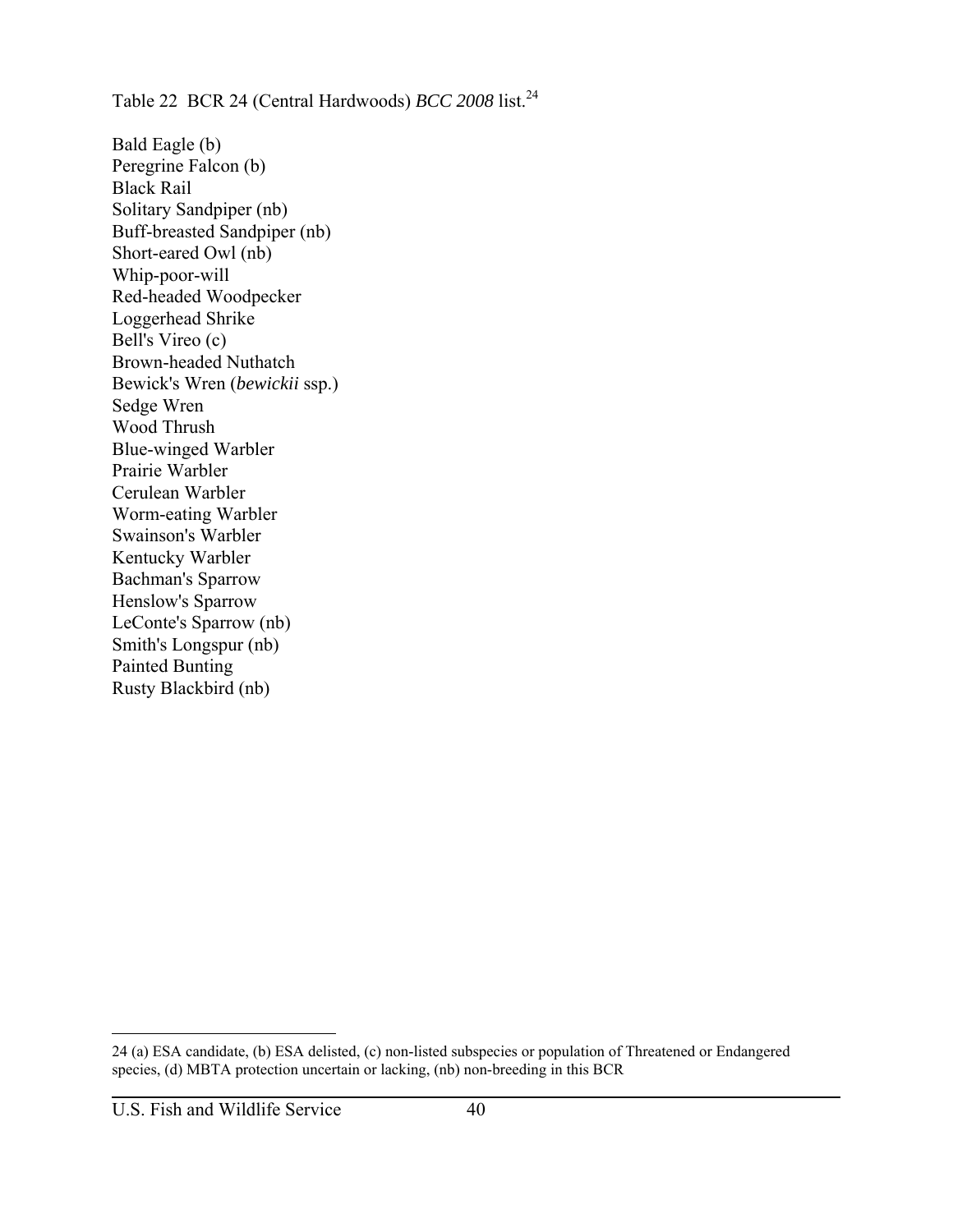Table 22 BCR 24 (Central Hardwoods) *BCC 2008* list.[24]

Bald Eagle (b)
Peregrine Falcon (b)
Black Rail
Solitary Sandpiper (nb)
Buff-breasted Sandpiper (nb)
Short-eared Owl (nb)
Whip-poor-will
Red-headed Woodpecker
Loggerhead Shrike
Bell's Vireo (c)
Brown-headed Nuthatch
Bewick's Wren (*bewickii* ssp.)
Sedge Wren
Wood Thrush
Blue-winged Warbler
Prairie Warbler
Cerulean Warbler
Worm-eating Warbler
Swainson's Warbler
Kentucky Warbler
Bachman's Sparrow
Henslow's Sparrow
LeConte's Sparrow (nb)
Smith's Longspur (nb)
Painted Bunting
Rusty Blackbird (nb)

---

24 (a) ESA candidate, (b) ESA delisted, (c) non-listed subspecies or population of Threatened or Endangered species, (d) MBTA protection uncertain or lacking, (nb) non-breeding in this BCR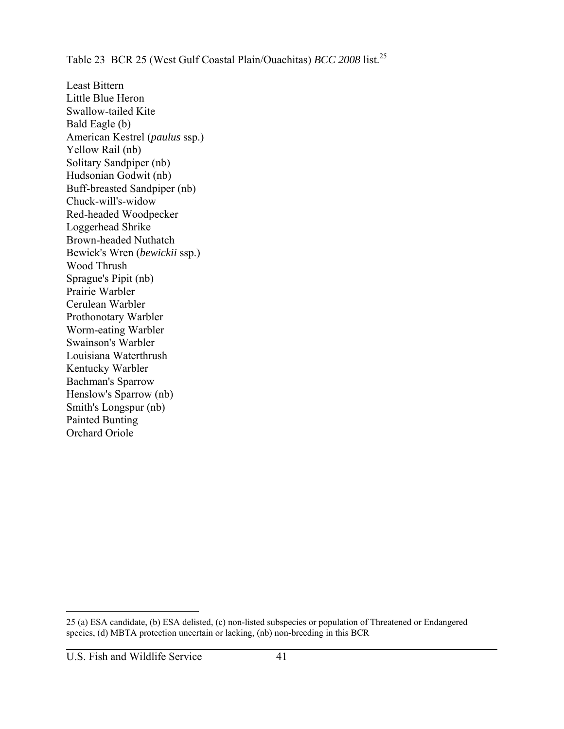Table 23 BCR 25 (West Gulf Coastal Plain/Ouachitas) *BCC 2008* list.[25]

Least Bittern
Little Blue Heron
Swallow-tailed Kite
Bald Eagle (b)
American Kestrel (*paulus* ssp.)
Yellow Rail (nb)
Solitary Sandpiper (nb)
Hudsonian Godwit (nb)
Buff-breasted Sandpiper (nb)
Chuck-will's-widow
Red-headed Woodpecker
Loggerhead Shrike
Brown-headed Nuthatch
Bewick's Wren (*bewickii* ssp.)
Wood Thrush
Sprague's Pipit (nb)
Prairie Warbler
Cerulean Warbler
Prothonotary Warbler
Worm-eating Warbler
Swainson's Warbler
Louisiana Waterthrush
Kentucky Warbler
Bachman's Sparrow
Henslow's Sparrow (nb)
Smith's Longspur (nb)
Painted Bunting
Orchard Oriole

---

25 (a) ESA candidate, (b) ESA delisted, (c) non-listed subspecies or population of Threatened or Endangered species, (d) MBTA protection uncertain or lacking, (nb) non-breeding in this BCR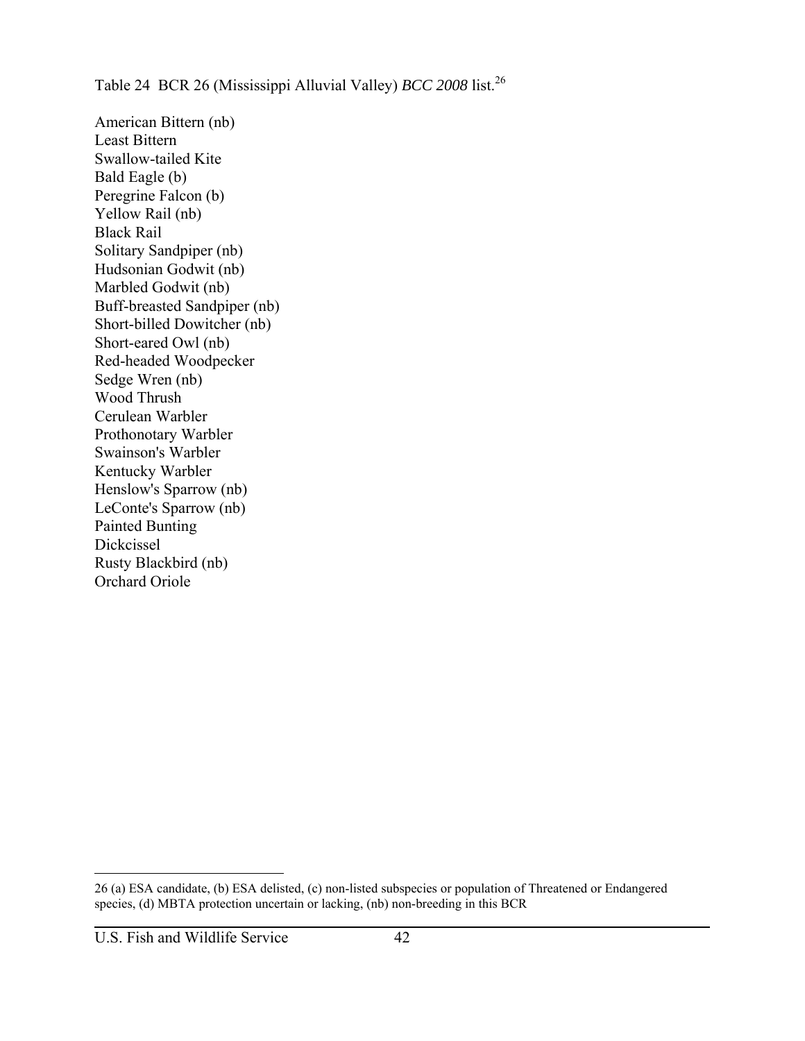Table 24 BCR 26 (Mississippi Alluvial Valley) *BCC 2008* list.[26]

American Bittern (nb)
Least Bittern
Swallow-tailed Kite
Bald Eagle (b)
Peregrine Falcon (b)
Yellow Rail (nb)
Black Rail
Solitary Sandpiper (nb)
Hudsonian Godwit (nb)
Marbled Godwit (nb)
Buff-breasted Sandpiper (nb)
Short-billed Dowitcher (nb)
Short-eared Owl (nb)
Red-headed Woodpecker
Sedge Wren (nb)
Wood Thrush
Cerulean Warbler
Prothonotary Warbler
Swainson's Warbler
Kentucky Warbler
Henslow's Sparrow (nb)
LeConte's Sparrow (nb)
Painted Bunting
Dickcissel
Rusty Blackbird (nb)
Orchard Oriole

---

26 (a) ESA candidate, (b) ESA delisted, (c) non-listed subspecies or population of Threatened or Endangered species, (d) MBTA protection uncertain or lacking, (nb) non-breeding in this BCR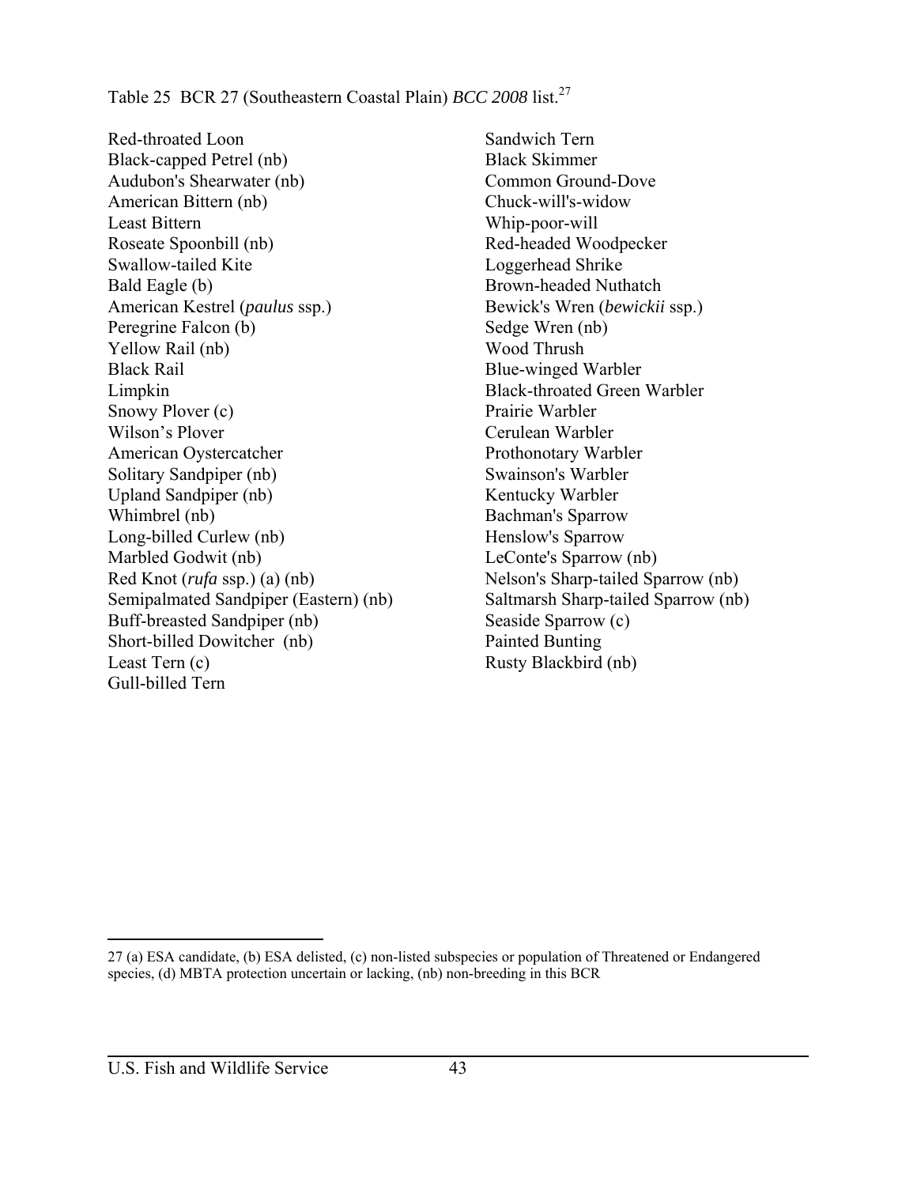Table 25 BCR 27 (Southeastern Coastal Plain) *BCC 2008* list.[27]

Red-throated Loon
Black-capped Petrel (nb)
Audubon's Shearwater (nb)
American Bittern (nb)
Least Bittern
Roseate Spoonbill (nb)
Swallow-tailed Kite
Bald Eagle (b)
American Kestrel (*paulus* ssp.)
Peregrine Falcon (b)
Yellow Rail (nb)
Black Rail
Limpkin
Snowy Plover (c)
Wilson’s Plover
American Oystercatcher
Solitary Sandpiper (nb)
Upland Sandpiper (nb)
Whimbrel (nb)
Long-billed Curlew (nb)
Marbled Godwit (nb)
Red Knot (*rufa* ssp.) (a) (nb)
Semipalmated Sandpiper (Eastern) (nb)
Buff-breasted Sandpiper (nb)
Short-billed Dowitcher (nb)
Least Tern (c)
Gull-billed Tern
Sandwich Tern
Black Skimmer
Common Ground-Dove
Chuck-will's-widow
Whip-poor-will
Red-headed Woodpecker
Loggerhead Shrike
Brown-headed Nuthatch
Bewick's Wren (*bewickii* ssp.)
Sedge Wren (nb)
Wood Thrush
Blue-winged Warbler
Black-throated Green Warbler
Prairie Warbler
Cerulean Warbler
Prothonotary Warbler
Swainson's Warbler
Kentucky Warbler
Bachman's Sparrow
Henslow's Sparrow
LeConte's Sparrow (nb)
Nelson's Sharp-tailed Sparrow (nb)
Saltmarsh Sharp-tailed Sparrow (nb)
Seaside Sparrow (c)
Painted Bunting
Rusty Blackbird (nb)

---

27 (a) ESA candidate, (b) ESA delisted, (c) non-listed subspecies or population of Threatened or Endangered species, (d) MBTA protection uncertain or lacking, (nb) non-breeding in this BCR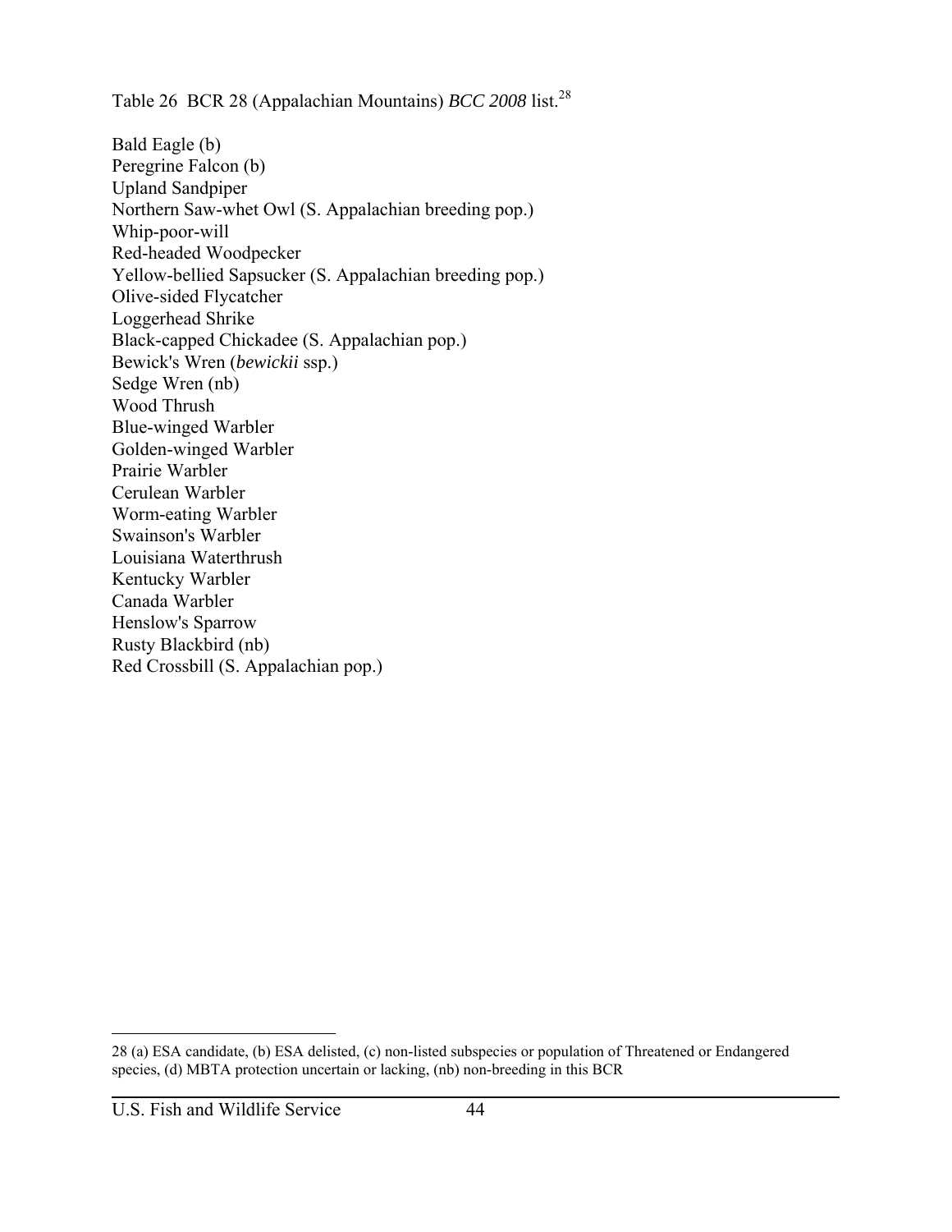Table 26 BCR 28 (Appalachian Mountains) *BCC 2008* list.[28]

Bald Eagle (b)
Peregrine Falcon (b)
Upland Sandpiper
Northern Saw-whet Owl (S. Appalachian breeding pop.)
Whip-poor-will
Red-headed Woodpecker
Yellow-bellied Sapsucker (S. Appalachian breeding pop.)
Olive-sided Flycatcher
Loggerhead Shrike
Black-capped Chickadee (S. Appalachian pop.)
Bewick's Wren (*bewickii* ssp.)
Sedge Wren (nb)
Wood Thrush
Blue-winged Warbler
Golden-winged Warbler
Prairie Warbler
Cerulean Warbler
Worm-eating Warbler
Swainson's Warbler
Louisiana Waterthrush
Kentucky Warbler
Canada Warbler
Henslow's Sparrow
Rusty Blackbird (nb)
Red Crossbill (S. Appalachian pop.)

---

28 (a) ESA candidate, (b) ESA delisted, (c) non-listed subspecies or population of Threatened or Endangered species, (d) MBTA protection uncertain or lacking, (nb) non-breeding in this BCR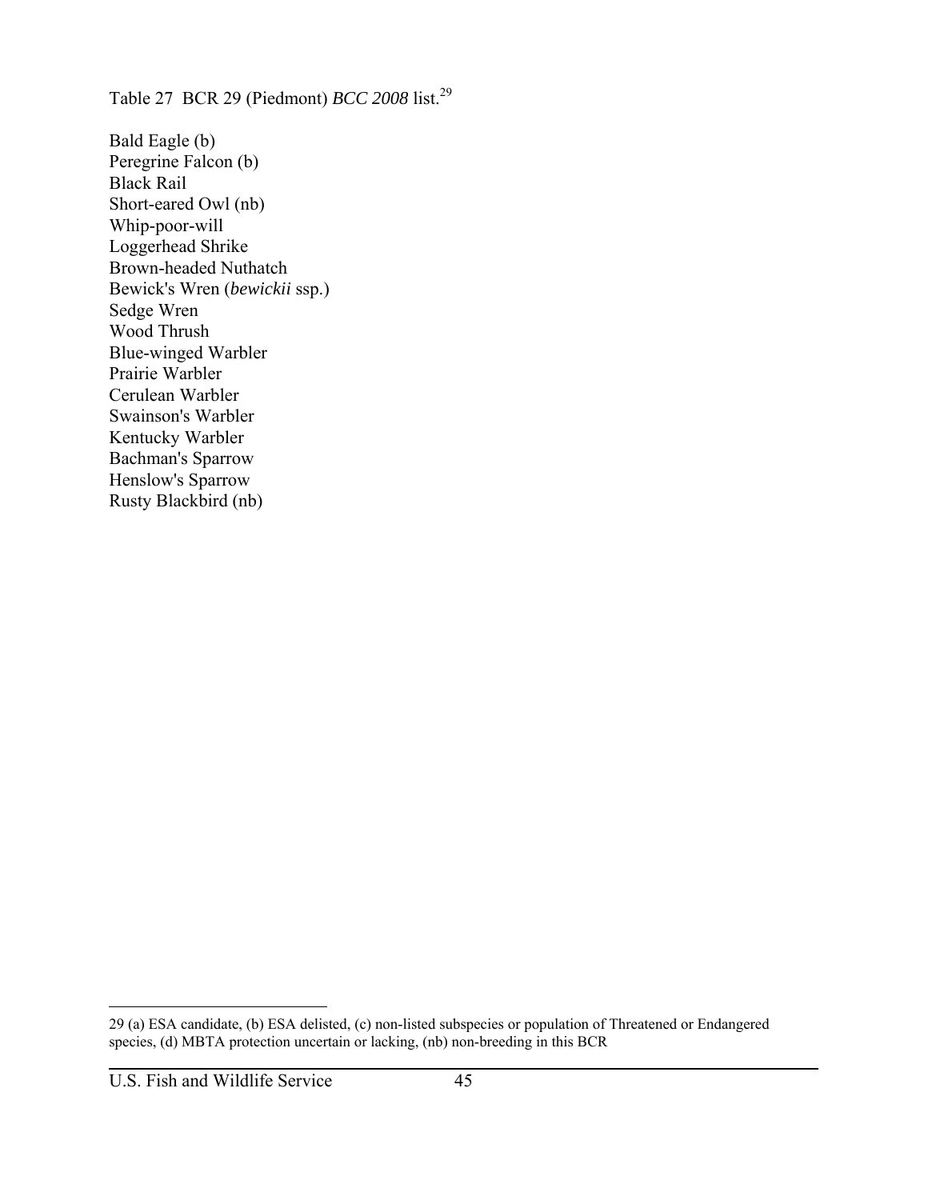Table 27 BCR 29 (Piedmont) *BCC 2008* list.[29]

Bald Eagle (b)
Peregrine Falcon (b)
Black Rail
Short-eared Owl (nb)
Whip-poor-will
Loggerhead Shrike
Brown-headed Nuthatch
Bewick's Wren (*bewickii* ssp.)
Sedge Wren
Wood Thrush
Blue-winged Warbler
Prairie Warbler
Cerulean Warbler
Swainson's Warbler
Kentucky Warbler
Bachman's Sparrow
Henslow's Sparrow
Rusty Blackbird (nb)

---

29 (a) ESA candidate, (b) ESA delisted, (c) non-listed subspecies or population of Threatened or Endangered species, (d) MBTA protection uncertain or lacking, (nb) non-breeding in this BCR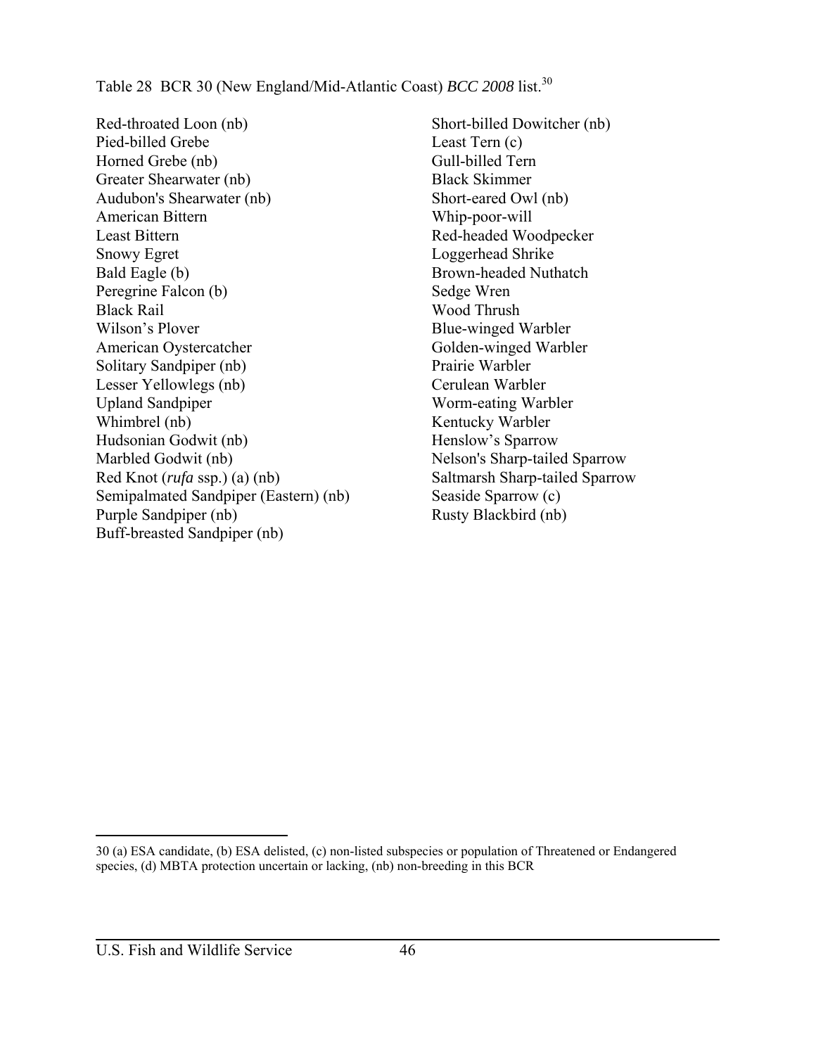Table 28 BCR 30 (New England/Mid-Atlantic Coast) *BCC 2008* list.[30]

Red-throated Loon (nb)
Pied-billed Grebe
Horned Grebe (nb)
Greater Shearwater (nb)
Audubon's Shearwater (nb)
American Bittern
Least Bittern
Snowy Egret
Bald Eagle (b)
Peregrine Falcon (b)
Black Rail
Wilson's Plover
American Oystercatcher
Solitary Sandpiper (nb)
Lesser Yellowlegs (nb)
Upland Sandpiper
Whimbrel (nb)
Hudsonian Godwit (nb)
Marbled Godwit (nb)
Red Knot (*rufa* ssp.) (a) (nb)
Semipalmated Sandpiper (Eastern) (nb)
Purple Sandpiper (nb)
Buff-breasted Sandpiper (nb)
Short-billed Dowitcher (nb)
Least Tern (c)
Gull-billed Tern
Black Skimmer
Short-eared Owl (nb)
Whip-poor-will
Red-headed Woodpecker
Loggerhead Shrike
Brown-headed Nuthatch
Sedge Wren
Wood Thrush
Blue-winged Warbler
Golden-winged Warbler
Prairie Warbler
Cerulean Warbler
Worm-eating Warbler
Kentucky Warbler
Henslow's Sparrow
Nelson's Sharp-tailed Sparrow
Saltmarsh Sharp-tailed Sparrow
Seaside Sparrow (c)
Rusty Blackbird (nb)

---

30 (a) ESA candidate, (b) ESA delisted, (c) non-listed subspecies or population of Threatened or Endangered species, (d) MBTA protection uncertain or lacking, (nb) non-breeding in this BCR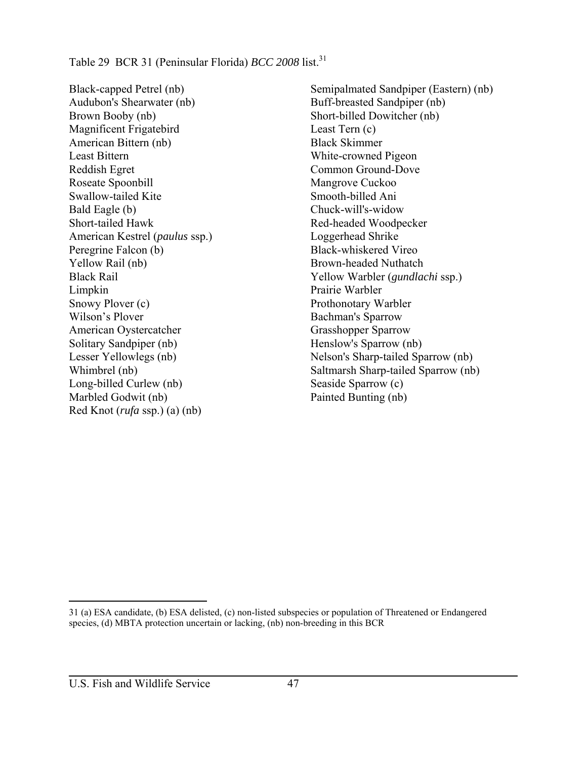Table 29 BCR 31 (Peninsular Florida) *BCC 2008* list.[31]

Black-capped Petrel (nb)
Audubon's Shearwater (nb)
Brown Booby (nb)
Magnificent Frigatebird
American Bittern (nb)
Least Bittern
Reddish Egret
Roseate Spoonbill
Swallow-tailed Kite
Bald Eagle (b)
Short-tailed Hawk
American Kestrel (*paulus* ssp.)
Peregrine Falcon (b)
Yellow Rail (nb)
Black Rail
Limpkin
Snowy Plover (c)
Wilson's Plover
American Oystercatcher
Solitary Sandpiper (nb)
Lesser Yellowlegs (nb)
Whimbrel (nb)
Long-billed Curlew (nb)
Marbled Godwit (nb)
Red Knot (*rufa* ssp.) (a) (nb)
Semipalmated Sandpiper (Eastern) (nb)
Buff-breasted Sandpiper (nb)
Short-billed Dowitcher (nb)
Least Tern (c)
Black Skimmer
White-crowned Pigeon
Common Ground-Dove
Mangrove Cuckoo
Smooth-billed Ani
Chuck-will's-widow
Red-headed Woodpecker
Loggerhead Shrike
Black-whiskered Vireo
Brown-headed Nuthatch
Yellow Warbler (*gundlachi* ssp.)
Prairie Warbler
Prothonotary Warbler
Bachman's Sparrow
Grasshopper Sparrow
Henslow's Sparrow (nb)
Nelson's Sharp-tailed Sparrow (nb)
Saltmarsh Sharp-tailed Sparrow (nb)
Seaside Sparrow (c)
Painted Bunting (nb)

---

31 (a) ESA candidate, (b) ESA delisted, (c) non-listed subspecies or population of Threatened or Endangered species, (d) MBTA protection uncertain or lacking, (nb) non-breeding in this BCR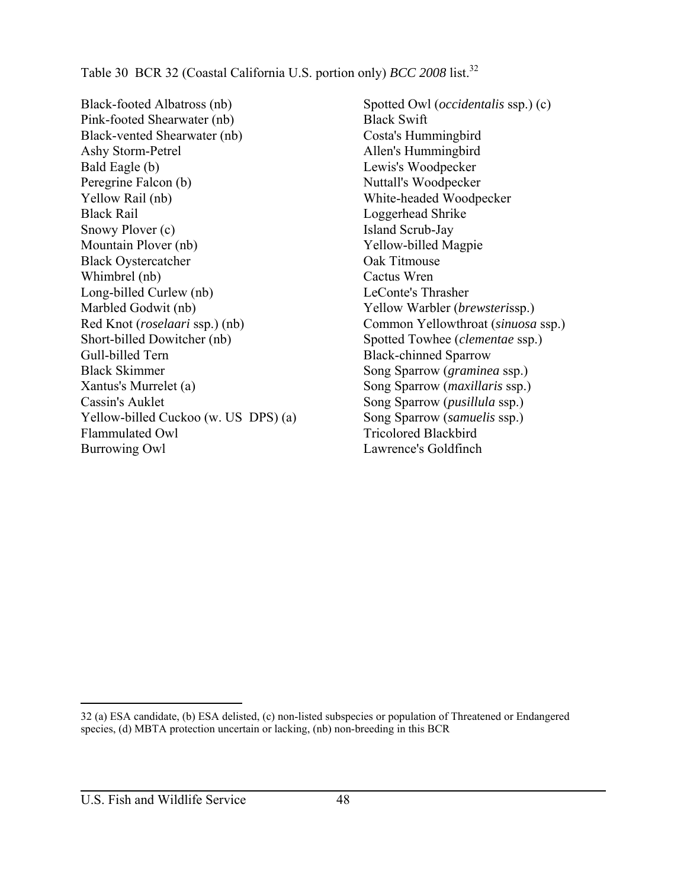Table 30 BCR 32 (Coastal California U.S. portion only) *BCC 2008* list.[32]

Black-footed Albatross (nb)
Pink-footed Shearwater (nb)
Black-vented Shearwater (nb)
Ashy Storm-Petrel
Bald Eagle (b)
Peregrine Falcon (b)
Yellow Rail (nb)
Black Rail
Snowy Plover (c)
Mountain Plover (nb)
Black Oystercatcher
Whimbrel (nb)
Long-billed Curlew (nb)
Marbled Godwit (nb)
Red Knot (*roselaari* ssp.) (nb)
Short-billed Dowitcher (nb)
Gull-billed Tern
Black Skimmer
Xantus's Murrelet (a)
Cassin's Auklet
Yellow-billed Cuckoo (w. US DPS) (a)
Flammulated Owl
Burrowing Owl
Spotted Owl (*occidentalis* ssp.) (c)
Black Swift
Costa's Hummingbird
Allen's Hummingbird
Lewis's Woodpecker
Nuttall's Woodpecker
White-headed Woodpecker
Loggerhead Shrike
Island Scrub-Jay
Yellow-billed Magpie
Oak Titmouse
Cactus Wren
LeConte's Thrasher
Yellow Warbler (*brewsteri*ssp.)
Common Yellowthroat (*sinuosa* ssp.)
Spotted Towhee (*clementae* ssp.)
Black-chinned Sparrow
Song Sparrow (*graminea* ssp.)
Song Sparrow (*maxillaris* ssp.)
Song Sparrow (*pusillula* ssp.)
Song Sparrow (*samuelis* ssp.)
Tricolored Blackbird
Lawrence's Goldfinch

32 (a) ESA candidate, (b) ESA delisted, (c) non-listed subspecies or population of Threatened or Endangered species, (d) MBTA protection uncertain or lacking, (nb) non-breeding in this BCR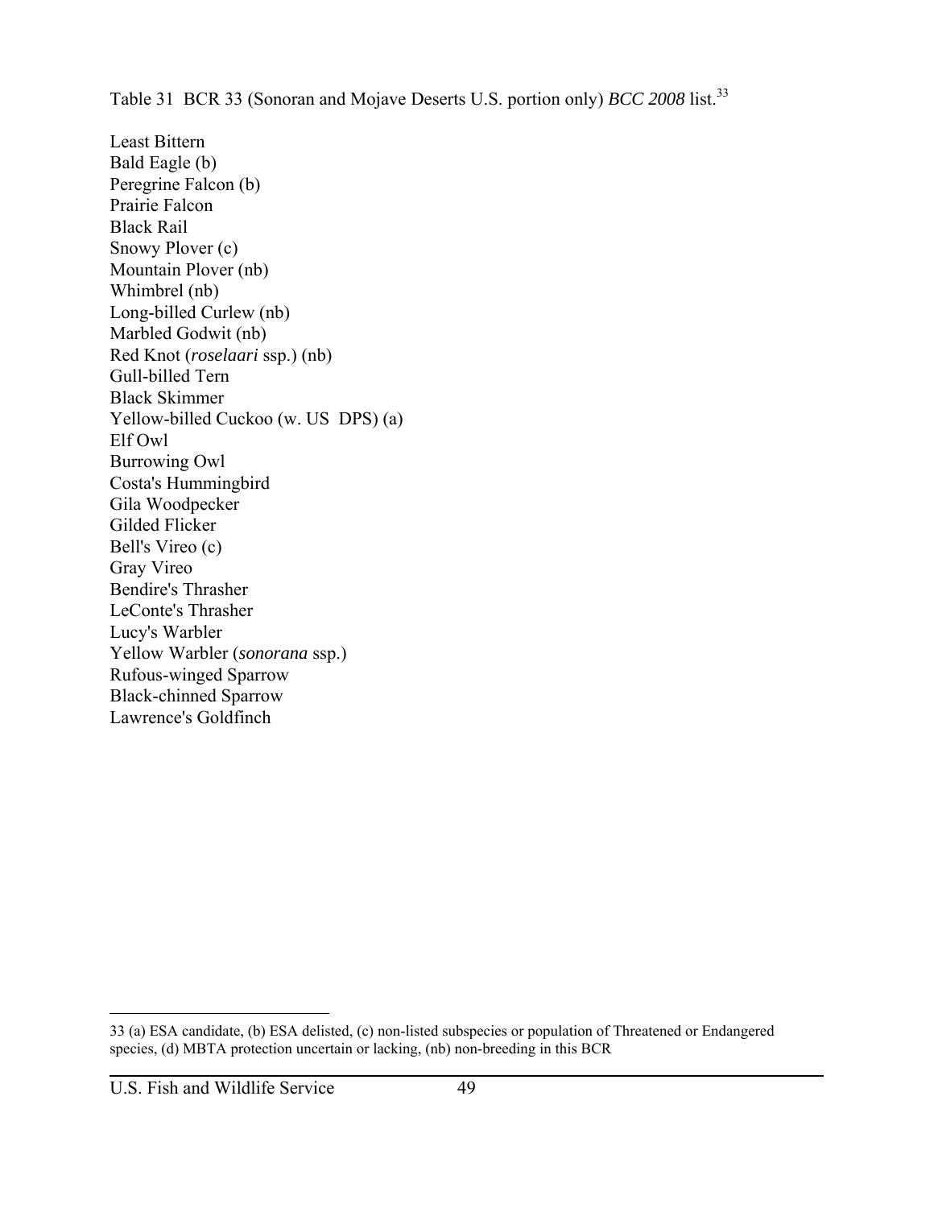Table 31 BCR 33 (Sonoran and Mojave Deserts U.S. portion only) *BCC 2008* list.[33]

Least Bittern
Bald Eagle (b)
Peregrine Falcon (b)
Prairie Falcon
Black Rail
Snowy Plover (c)
Mountain Plover (nb)
Whimbrel (nb)
Long-billed Curlew (nb)
Marbled Godwit (nb)
Red Knot (*roselaari* ssp.) (nb)
Gull-billed Tern
Black Skimmer
Yellow-billed Cuckoo (w. US DPS) (a)
Elf Owl
Burrowing Owl
Costa's Hummingbird
Gila Woodpecker
Gilded Flicker
Bell's Vireo (c)
Gray Vireo
Bendire's Thrasher
LeConte's Thrasher
Lucy's Warbler
Yellow Warbler (*sonorana* ssp.)
Rufous-winged Sparrow
Black-chinned Sparrow
Lawrence's Goldfinch

---

33 (a) ESA candidate, (b) ESA delisted, (c) non-listed subspecies or population of Threatened or Endangered species, (d) MBTA protection uncertain or lacking, (nb) non-breeding in this BCR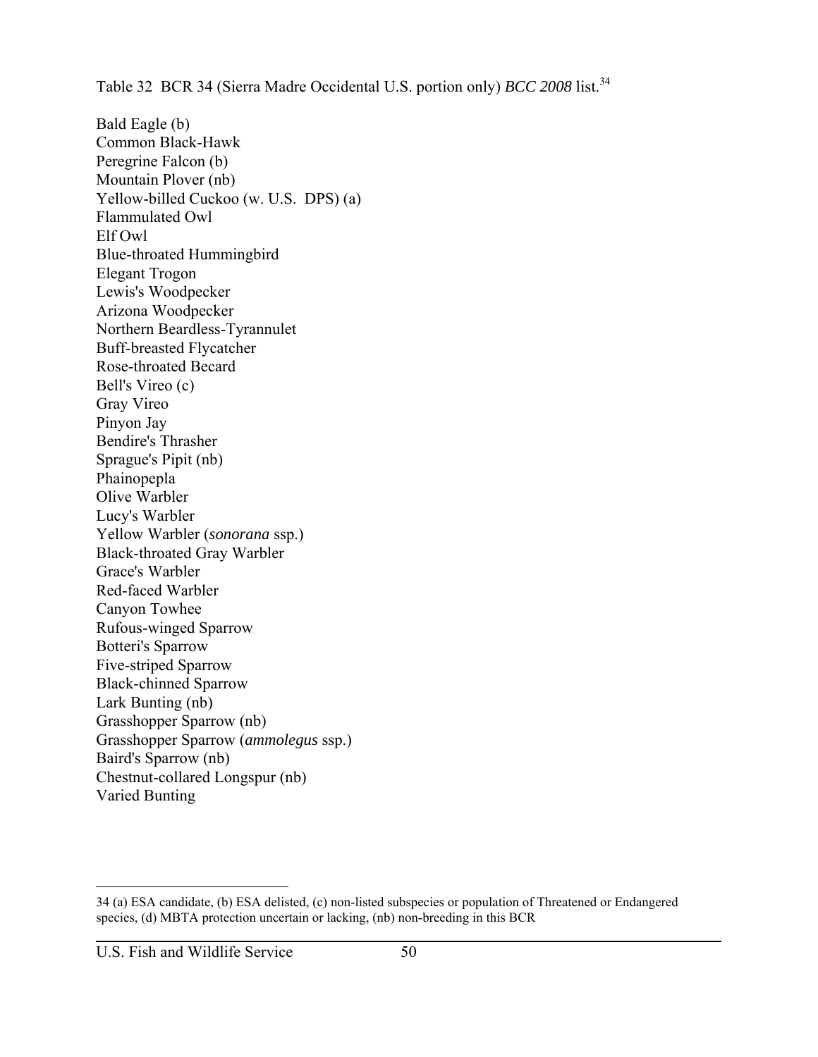Table 32 BCR 34 (Sierra Madre Occidental U.S. portion only) *BCC 2008* list.[34]

Bald Eagle (b)
Common Black-Hawk
Peregrine Falcon (b)
Mountain Plover (nb)
Yellow-billed Cuckoo (w. U.S. DPS) (a)
Flammulated Owl
Elf Owl
Blue-throated Hummingbird
Elegant Trogon
Lewis's Woodpecker
Arizona Woodpecker
Northern Beardless-Tyrannulet
Buff-breasted Flycatcher
Rose-throated Becard
Bell's Vireo (c)
Gray Vireo
Pinyon Jay
Bendire's Thrasher
Sprague's Pipit (nb)
Phainopepla
Olive Warbler
Lucy's Warbler
Yellow Warbler (*sonorana* ssp.)
Black-throated Gray Warbler
Grace's Warbler
Red-faced Warbler
Canyon Towhee
Rufous-winged Sparrow
Botteri's Sparrow
Five-striped Sparrow
Black-chinned Sparrow
Lark Bunting (nb)
Grasshopper Sparrow (nb)
Grasshopper Sparrow (*ammolegus* ssp.)
Baird's Sparrow (nb)
Chestnut-collared Longspur (nb)
Varied Bunting

---

[34] (a) ESA candidate, (b) ESA delisted, (c) non-listed subspecies or population of Threatened or Endangered species, (d) MBTA protection uncertain or lacking, (nb) non-breeding in this BCR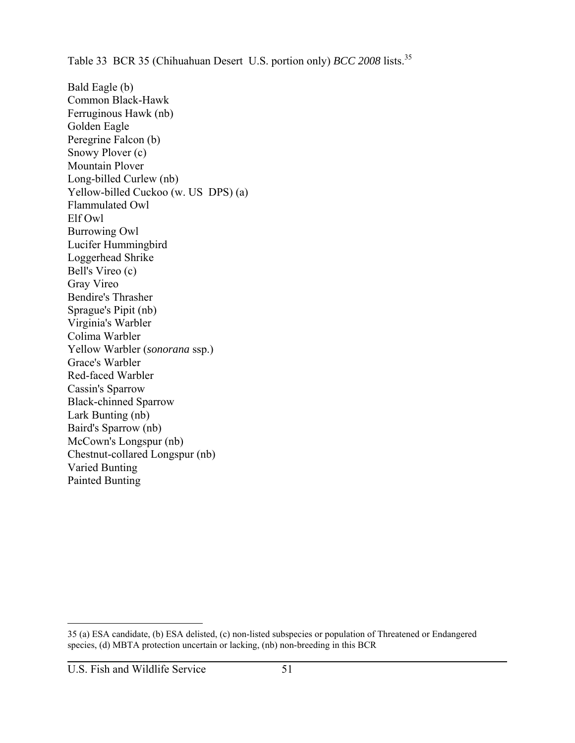Table 33 BCR 35 (Chihuahuan Desert U.S. portion only) *BCC 2008* lists.[35]

Bald Eagle (b)
Common Black-Hawk
Ferruginous Hawk (nb)
Golden Eagle
Peregrine Falcon (b)
Snowy Plover (c)
Mountain Plover
Long-billed Curlew (nb)
Yellow-billed Cuckoo (w. US DPS) (a)
Flammulated Owl
Elf Owl
Burrowing Owl
Lucifer Hummingbird
Loggerhead Shrike
Bell's Vireo (c)
Gray Vireo
Bendire's Thrasher
Sprague's Pipit (nb)
Virginia's Warbler
Colima Warbler
Yellow Warbler (*sonorana* ssp.)
Grace's Warbler
Red-faced Warbler
Cassin's Sparrow
Black-chinned Sparrow
Lark Bunting (nb)
Baird's Sparrow (nb)
McCown's Longspur (nb)
Chestnut-collared Longspur (nb)
Varied Bunting
Painted Bunting

---

35 (a) ESA candidate, (b) ESA delisted, (c) non-listed subspecies or population of Threatened or Endangered species, (d) MBTA protection uncertain or lacking, (nb) non-breeding in this BCR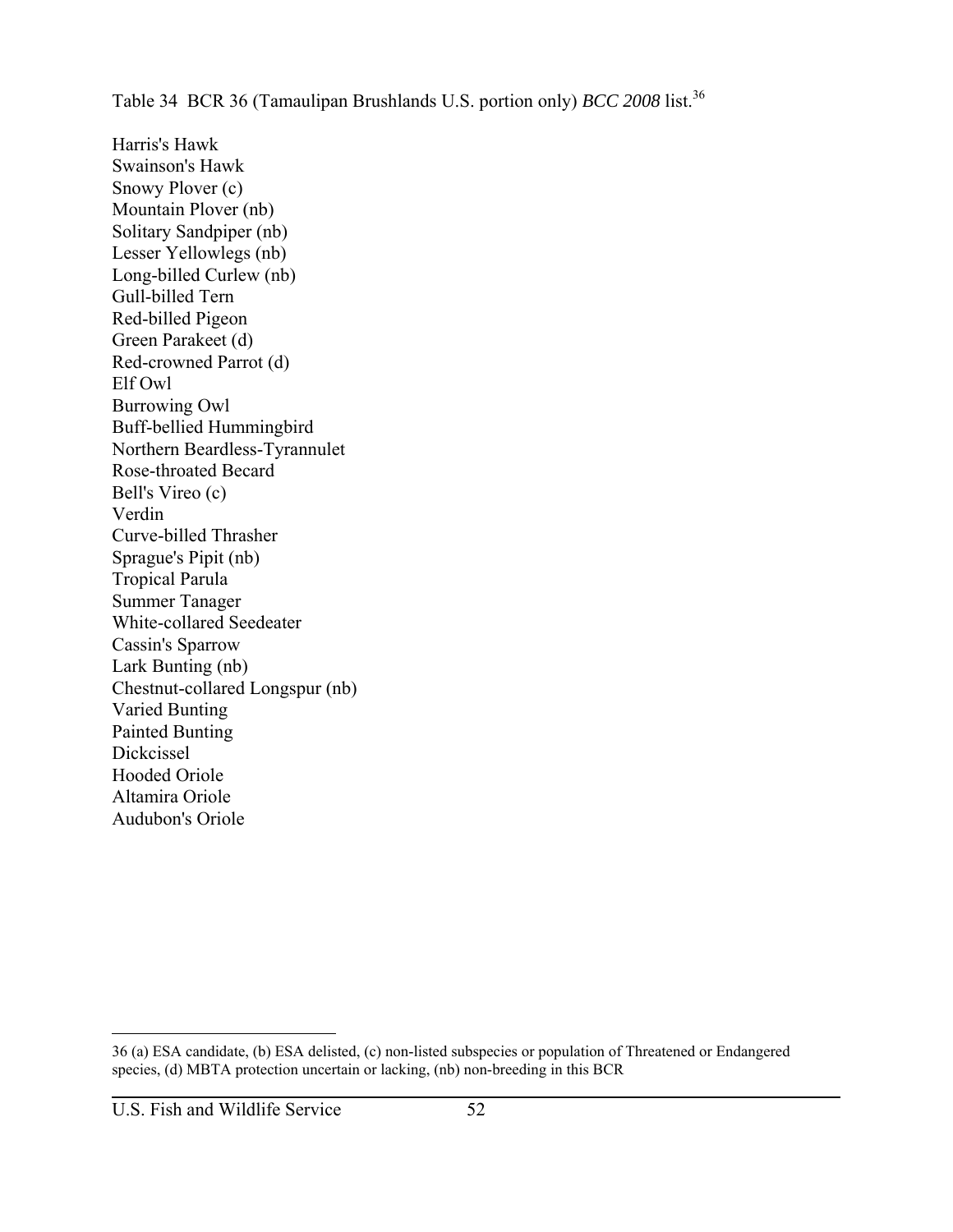Table 34 BCR 36 (Tamaulipan Brushlands U.S. portion only) *BCC 2008* list.[36]

Harris's Hawk
Swainson's Hawk
Snowy Plover (c)
Mountain Plover (nb)
Solitary Sandpiper (nb)
Lesser Yellowlegs (nb)
Long-billed Curlew (nb)
Gull-billed Tern
Red-billed Pigeon
Green Parakeet (d)
Red-crowned Parrot (d)
Elf Owl
Burrowing Owl
Buff-bellied Hummingbird
Northern Beardless-Tyrannulet
Rose-throated Becard
Bell's Vireo (c)
Verdin
Curve-billed Thrasher
Sprague's Pipit (nb)
Tropical Parula
Summer Tanager
White-collared Seedeater
Cassin's Sparrow
Lark Bunting (nb)
Chestnut-collared Longspur (nb)
Varied Bunting
Painted Bunting
Dickcissel
Hooded Oriole
Altamira Oriole
Audubon's Oriole

---

36 (a) ESA candidate, (b) ESA delisted, (c) non-listed subspecies or population of Threatened or Endangered species, (d) MBTA protection uncertain or lacking, (nb) non-breeding in this BCR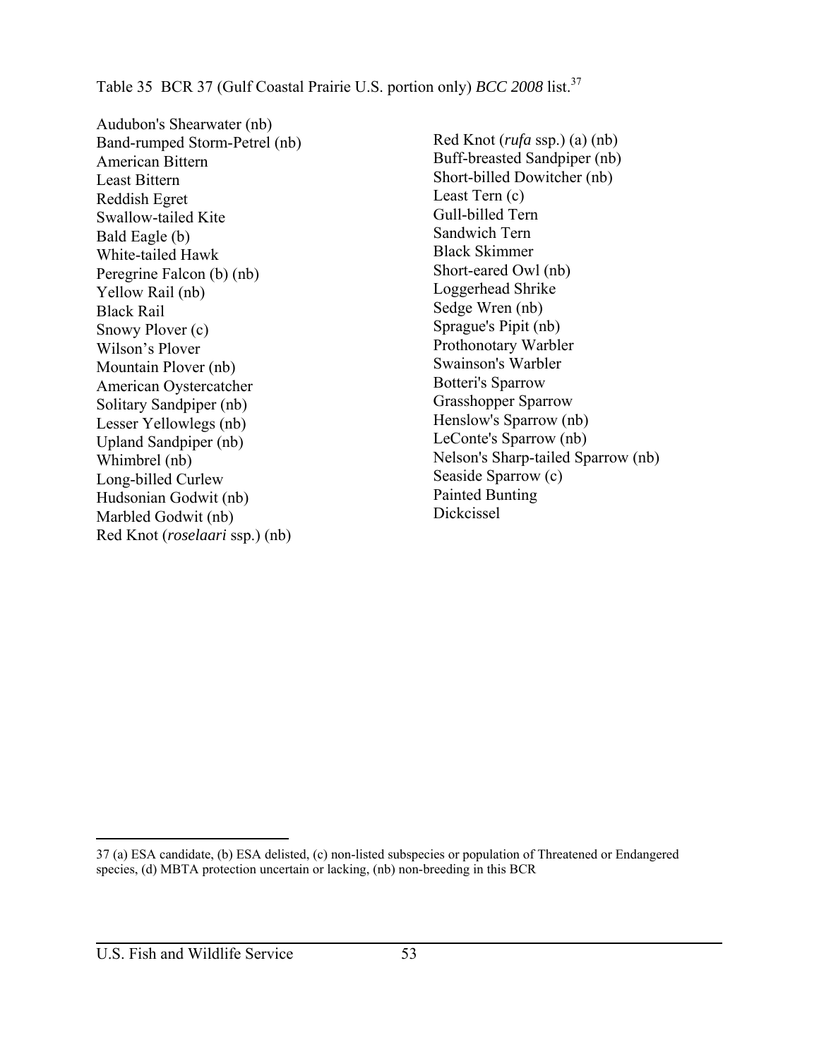Table 35 BCR 37 (Gulf Coastal Prairie U.S. portion only) *BCC 2008* list.[37]

Audubon's Shearwater (nb)
Band-rumped Storm-Petrel (nb)
American Bittern
Least Bittern
Reddish Egret
Swallow-tailed Kite
Bald Eagle (b)
White-tailed Hawk
Peregrine Falcon (b) (nb)
Yellow Rail (nb)
Black Rail
Snowy Plover (c)
Wilson's Plover
Mountain Plover (nb)
American Oystercatcher
Solitary Sandpiper (nb)
Lesser Yellowlegs (nb)
Upland Sandpiper (nb)
Whimbrel (nb)
Long-billed Curlew
Hudsonian Godwit (nb)
Marbled Godwit (nb)
Red Knot (*roselaari* ssp.) (nb)
Red Knot (*rufa* ssp.) (a) (nb)
Buff-breasted Sandpiper (nb)
Short-billed Dowitcher (nb)
Least Tern (c)
Gull-billed Tern
Sandwich Tern
Black Skimmer
Short-eared Owl (nb)
Loggerhead Shrike
Sedge Wren (nb)
Sprague's Pipit (nb)
Prothonotary Warbler
Swainson's Warbler
Botteri's Sparrow
Grasshopper Sparrow
Henslow's Sparrow (nb)
LeConte's Sparrow (nb)
Nelson's Sharp-tailed Sparrow (nb)
Seaside Sparrow (c)
Painted Bunting
Dickcissel

---

37 (a) ESA candidate, (b) ESA delisted, (c) non-listed subspecies or population of Threatened or Endangered species, (d) MBTA protection uncertain or lacking, (nb) non-breeding in this BCR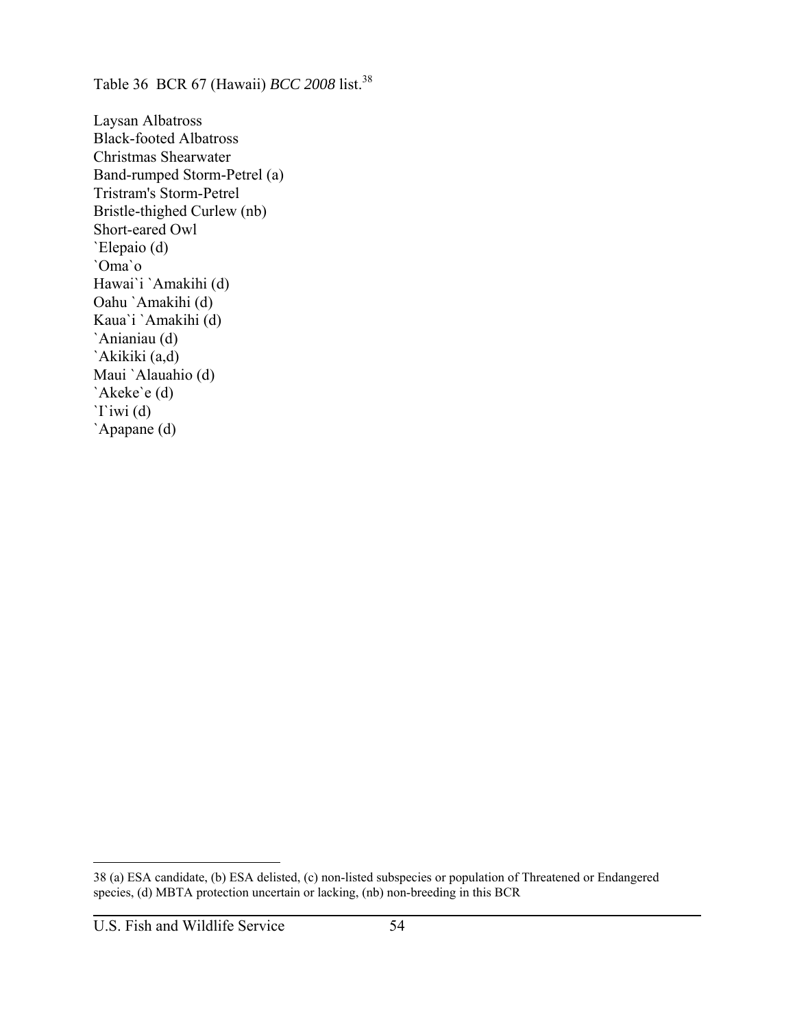Table 36 BCR 67 (Hawaii) *BCC 2008* list.[38]

Laysan Albatross
Black-footed Albatross
Christmas Shearwater
Band-rumped Storm-Petrel (a)
Tristram's Storm-Petrel
Bristle-thighed Curlew (nb)
Short-eared Owl
`Elepaio (d)
`Oma`o
Hawai`i `Amakihi (d)
Oahu `Amakihi (d)
Kaua`i `Amakihi (d)
`Anianiau (d)
`Akikiki (a,d)
Maui `Alauahio (d)
`Akeke`e (d)
`I`iwi (d)
`Apapane (d)

---

38 (a) ESA candidate, (b) ESA delisted, (c) non-listed subspecies or population of Threatened or Endangered species, (d) MBTA protection uncertain or lacking, (nb) non-breeding in this BCR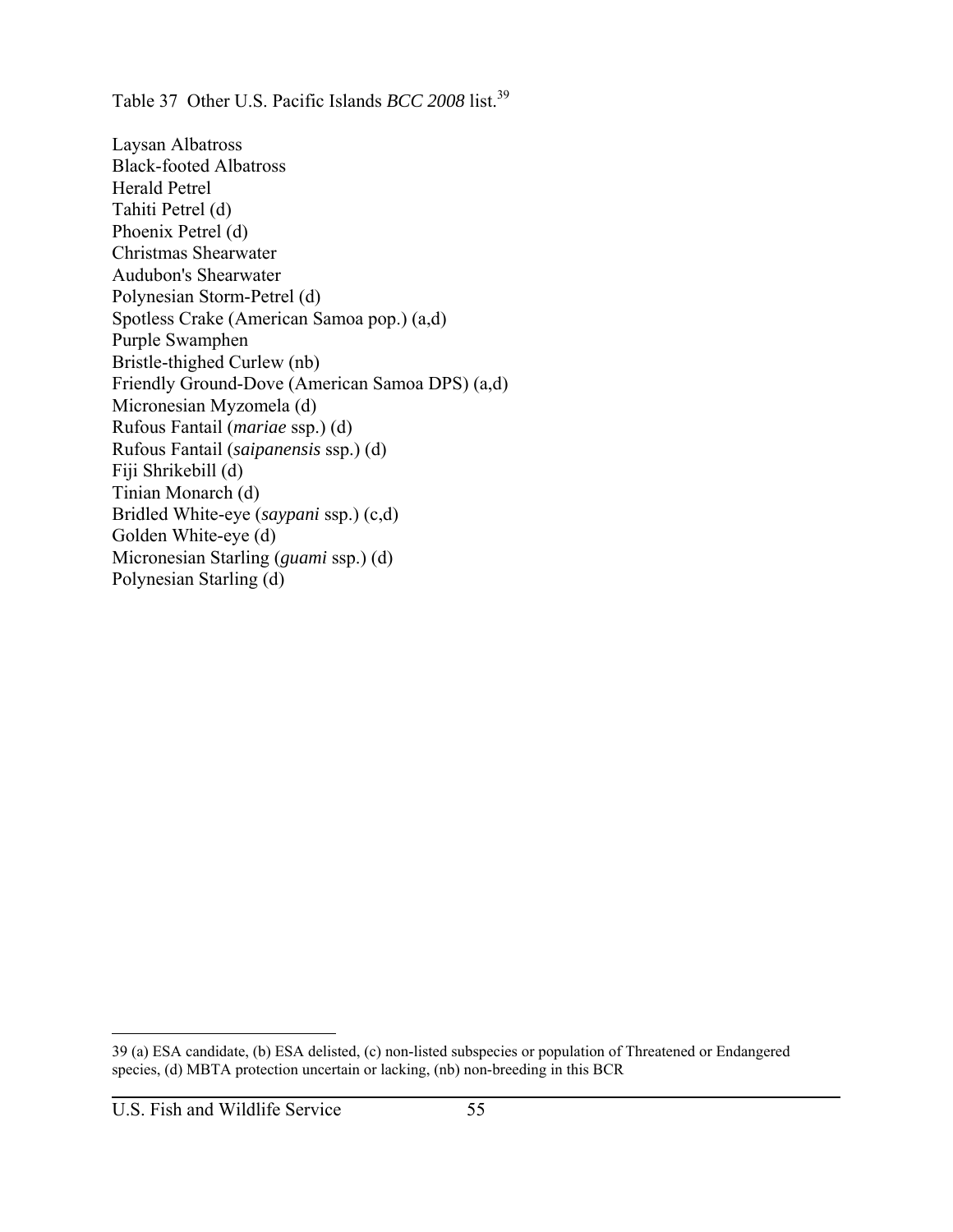Table 37 Other U.S. Pacific Islands *BCC 2008* list.[39]

Laysan Albatross
Black-footed Albatross
Herald Petrel
Tahiti Petrel (d)
Phoenix Petrel (d)
Christmas Shearwater
Audubon's Shearwater
Polynesian Storm-Petrel (d)
Spotless Crake (American Samoa pop.) (a,d)
Purple Swamphen
Bristle-thighed Curlew (nb)
Friendly Ground-Dove (American Samoa DPS) (a,d)
Micronesian Myzomela (d)
Rufous Fantail (*mariae* ssp.) (d)
Rufous Fantail (*saipanensis* ssp.) (d)
Fiji Shrikebill (d)
Tinian Monarch (d)
Bridled White-eye (*saypani* ssp.) (c,d)
Golden White-eye (d)
Micronesian Starling (*guami* ssp.) (d)
Polynesian Starling (d)

---

39 (a) ESA candidate, (b) ESA delisted, (c) non-listed subspecies or population of Threatened or Endangered species, (d) MBTA protection uncertain or lacking, (nb) non-breeding in this BCR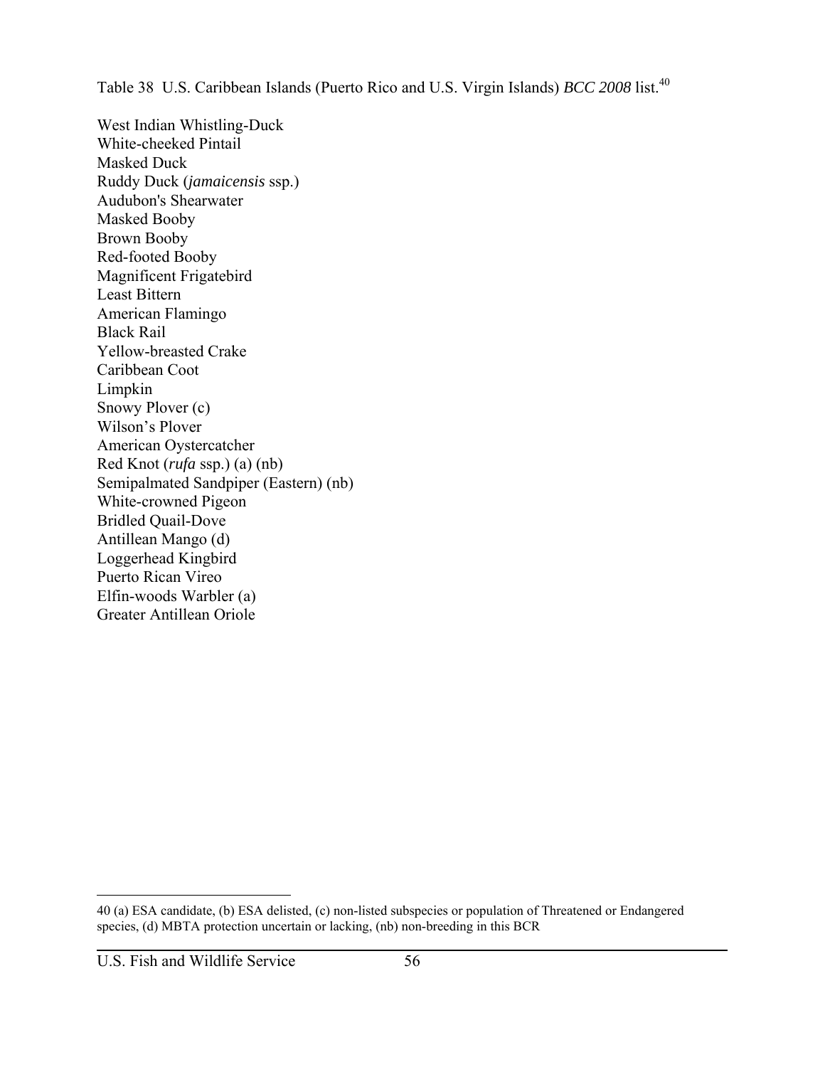Table 38 U.S. Caribbean Islands (Puerto Rico and U.S. Virgin Islands) *BCC 2008* list.[40]

West Indian Whistling-Duck
White-cheeked Pintail
Masked Duck
Ruddy Duck (*jamaicensis* ssp.)
Audubon's Shearwater
Masked Booby
Brown Booby
Red-footed Booby
Magnificent Frigatebird
Least Bittern
American Flamingo
Black Rail
Yellow-breasted Crake
Caribbean Coot
Limpkin
Snowy Plover (c)
Wilson's Plover
American Oystercatcher
Red Knot (*rufa* ssp.) (a) (nb)
Semipalmated Sandpiper (Eastern) (nb)
White-crowned Pigeon
Bridled Quail-Dove
Antillean Mango (d)
Loggerhead Kingbird
Puerto Rican Vireo
Elfin-woods Warbler (a)
Greater Antillean Oriole

---

40 (a) ESA candidate, (b) ESA delisted, (c) non-listed subspecies or population of Threatened or Endangered species, (d) MBTA protection uncertain or lacking, (nb) non-breeding in this BCR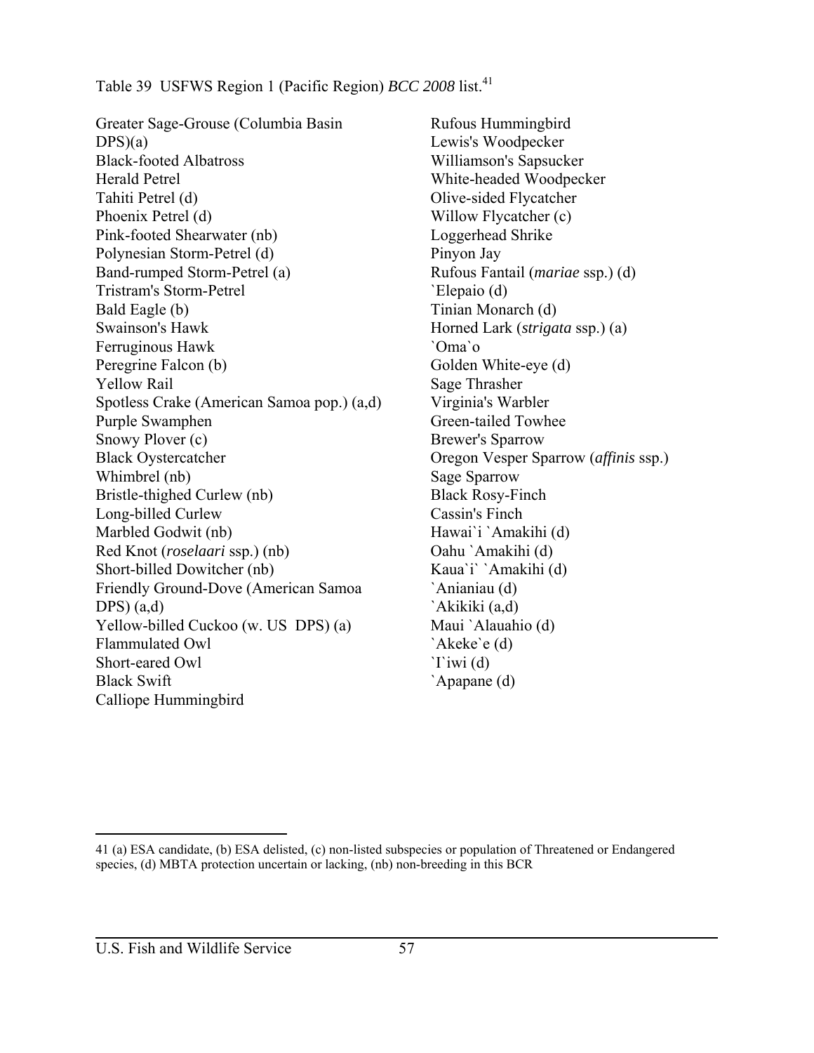Table 39 USFWS Region 1 (Pacific Region) *BCC 2008* list.[41]

Greater Sage-Grouse (Columbia Basin DPS)(a)
Black-footed Albatross
Herald Petrel
Tahiti Petrel (d)
Phoenix Petrel (d)
Pink-footed Shearwater (nb)
Polynesian Storm-Petrel (d)
Band-rumped Storm-Petrel (a)
Tristram's Storm-Petrel
Bald Eagle (b)
Swainson's Hawk
Ferruginous Hawk
Peregrine Falcon (b)
Yellow Rail
Spotless Crake (American Samoa pop.) (a,d)
Purple Swamphen
Snowy Plover (c)
Black Oystercatcher
Whimbrel (nb)
Bristle-thighed Curlew (nb)
Long-billed Curlew
Marbled Godwit (nb)
Red Knot (*roselaari* ssp.) (nb)
Short-billed Dowitcher (nb)
Friendly Ground-Dove (American Samoa DPS) (a,d)
Yellow-billed Cuckoo (w. US DPS) (a)
Flammulated Owl
Short-eared Owl
Black Swift
Calliope Hummingbird
Rufous Hummingbird
Lewis's Woodpecker
Williamson's Sapsucker
White-headed Woodpecker
Olive-sided Flycatcher
Willow Flycatcher (c)
Loggerhead Shrike
Pinyon Jay
Rufous Fantail (*mariae* ssp.) (d)
`Elepaio (d)
Tinian Monarch (d)
Horned Lark (*strigata* ssp.) (a)
`Oma`o
Golden White-eye (d)
Sage Thrasher
Virginia's Warbler
Green-tailed Towhee
Brewer's Sparrow
Oregon Vesper Sparrow (*affinis* ssp.)
Sage Sparrow
Black Rosy-Finch
Cassin's Finch
Hawai`i `Amakihi (d)
Oahu `Amakihi (d)
Kaua`i` `Amakihi (d)
`Anianiau (d)
`Akikiki (a,d)
Maui `Alauahio (d)
`Akeke`e (d)
`I`iwi (d)
`Apapane (d)

41 (a) ESA candidate, (b) ESA delisted, (c) non-listed subspecies or population of Threatened or Endangered species, (d) MBTA protection uncertain or lacking, (nb) non-breeding in this BCR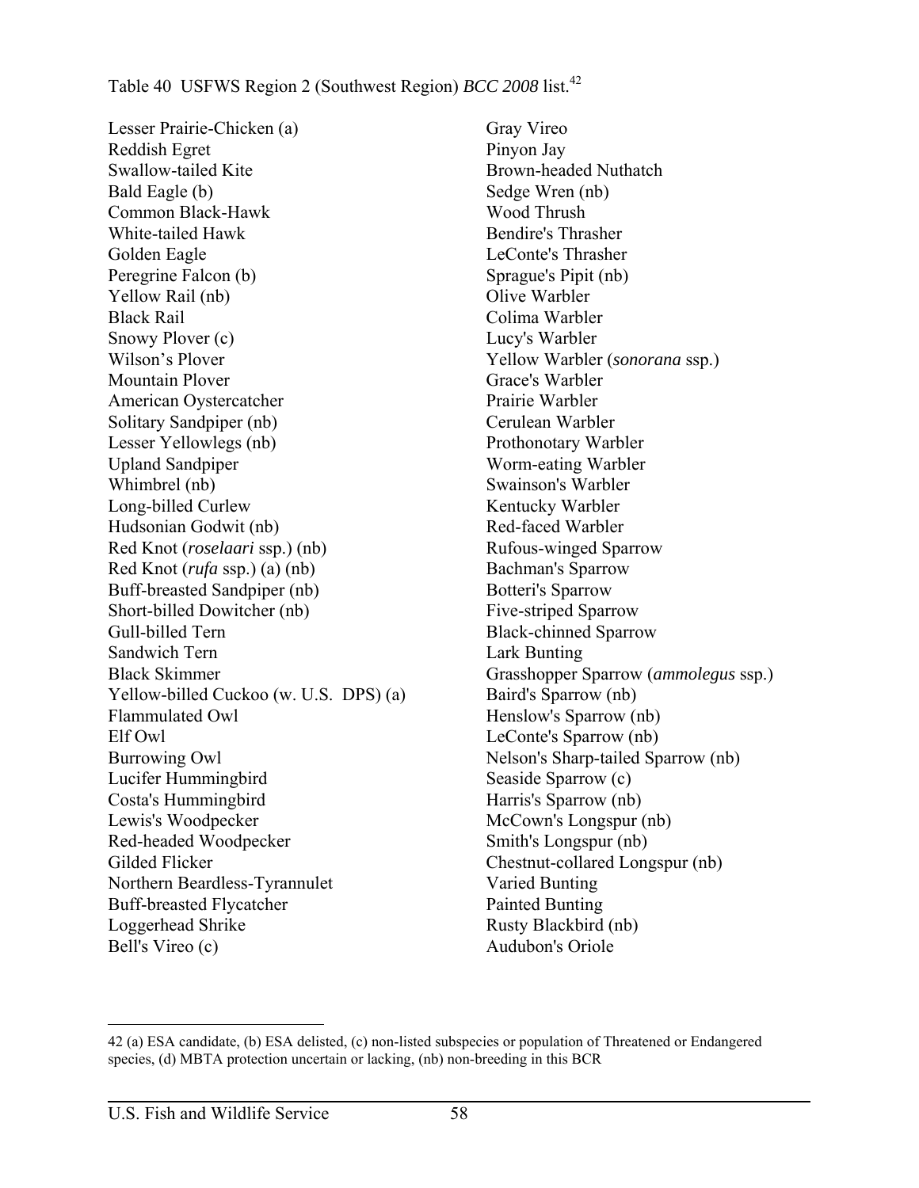Table 40 USFWS Region 2 (Southwest Region) *BCC 2008* list.[42]

Lesser Prairie-Chicken (a)
Reddish Egret
Swallow-tailed Kite
Bald Eagle (b)
Common Black-Hawk
White-tailed Hawk
Golden Eagle
Peregrine Falcon (b)
Yellow Rail (nb)
Black Rail
Snowy Plover (c)
Wilson's Plover
Mountain Plover
American Oystercatcher
Solitary Sandpiper (nb)
Lesser Yellowlegs (nb)
Upland Sandpiper
Whimbrel (nb)
Long-billed Curlew
Hudsonian Godwit (nb)
Red Knot (*roselaari* ssp.) (nb)
Red Knot (*rufa* ssp.) (a) (nb)
Buff-breasted Sandpiper (nb)
Short-billed Dowitcher (nb)
Gull-billed Tern
Sandwich Tern
Black Skimmer
Yellow-billed Cuckoo (w. U.S. DPS) (a)
Flammulated Owl
Elf Owl
Burrowing Owl
Lucifer Hummingbird
Costa's Hummingbird
Lewis's Woodpecker
Red-headed Woodpecker
Gilded Flicker
Northern Beardless-Tyrannulet
Buff-breasted Flycatcher
Loggerhead Shrike
Bell's Vireo (c)
Gray Vireo
Pinyon Jay
Brown-headed Nuthatch
Sedge Wren (nb)
Wood Thrush
Bendire's Thrasher
LeConte's Thrasher
Sprague's Pipit (nb)
Olive Warbler
Colima Warbler
Lucy's Warbler
Yellow Warbler (*sonorana* ssp.)
Grace's Warbler
Prairie Warbler
Cerulean Warbler
Prothonotary Warbler
Worm-eating Warbler
Swainson's Warbler
Kentucky Warbler
Red-faced Warbler
Rufous-winged Sparrow
Bachman's Sparrow
Botteri's Sparrow
Five-striped Sparrow
Black-chinned Sparrow
Lark Bunting
Grasshopper Sparrow (*ammolegus* ssp.)
Baird's Sparrow (nb)
Henslow's Sparrow (nb)
LeConte's Sparrow (nb)
Nelson's Sharp-tailed Sparrow (nb)
Seaside Sparrow (c)
Harris's Sparrow (nb)
McCown's Longspur (nb)
Smith's Longspur (nb)
Chestnut-collared Longspur (nb)
Varied Bunting
Painted Bunting
Rusty Blackbird (nb)
Audubon's Oriole

42 (a) ESA candidate, (b) ESA delisted, (c) non-listed subspecies or population of Threatened or Endangered species, (d) MBTA protection uncertain or lacking, (nb) non-breeding in this BCR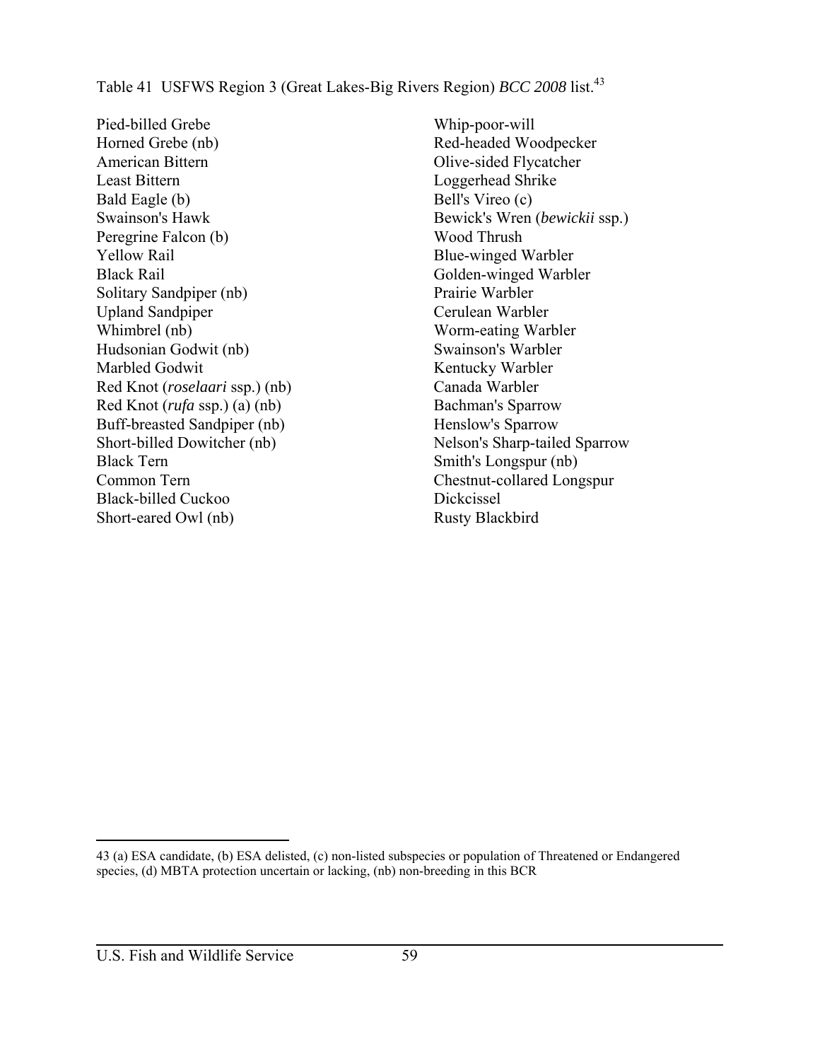Table 41 USFWS Region 3 (Great Lakes-Big Rivers Region) *BCC 2008* list.[43]

Pied-billed Grebe
Horned Grebe (nb)
American Bittern
Least Bittern
Bald Eagle (b)
Swainson's Hawk
Peregrine Falcon (b)
Yellow Rail
Black Rail
Solitary Sandpiper (nb)
Upland Sandpiper
Whimbrel (nb)
Hudsonian Godwit (nb)
Marbled Godwit
Red Knot (*roselaari* ssp.) (nb)
Red Knot (*rufa* ssp.) (a) (nb)
Buff-breasted Sandpiper (nb)
Short-billed Dowitcher (nb)
Black Tern
Common Tern
Black-billed Cuckoo
Short-eared Owl (nb)
Whip-poor-will
Red-headed Woodpecker
Olive-sided Flycatcher
Loggerhead Shrike
Bell's Vireo (c)
Bewick's Wren (*bewickii* ssp.)
Wood Thrush
Blue-winged Warbler
Golden-winged Warbler
Prairie Warbler
Cerulean Warbler
Worm-eating Warbler
Swainson's Warbler
Kentucky Warbler
Canada Warbler
Bachman's Sparrow
Henslow's Sparrow
Nelson's Sharp-tailed Sparrow
Smith's Longspur (nb)
Chestnut-collared Longspur
Dickcissel
Rusty Blackbird

43 (a) ESA candidate, (b) ESA delisted, (c) non-listed subspecies or population of Threatened or Endangered species, (d) MBTA protection uncertain or lacking, (nb) non-breeding in this BCR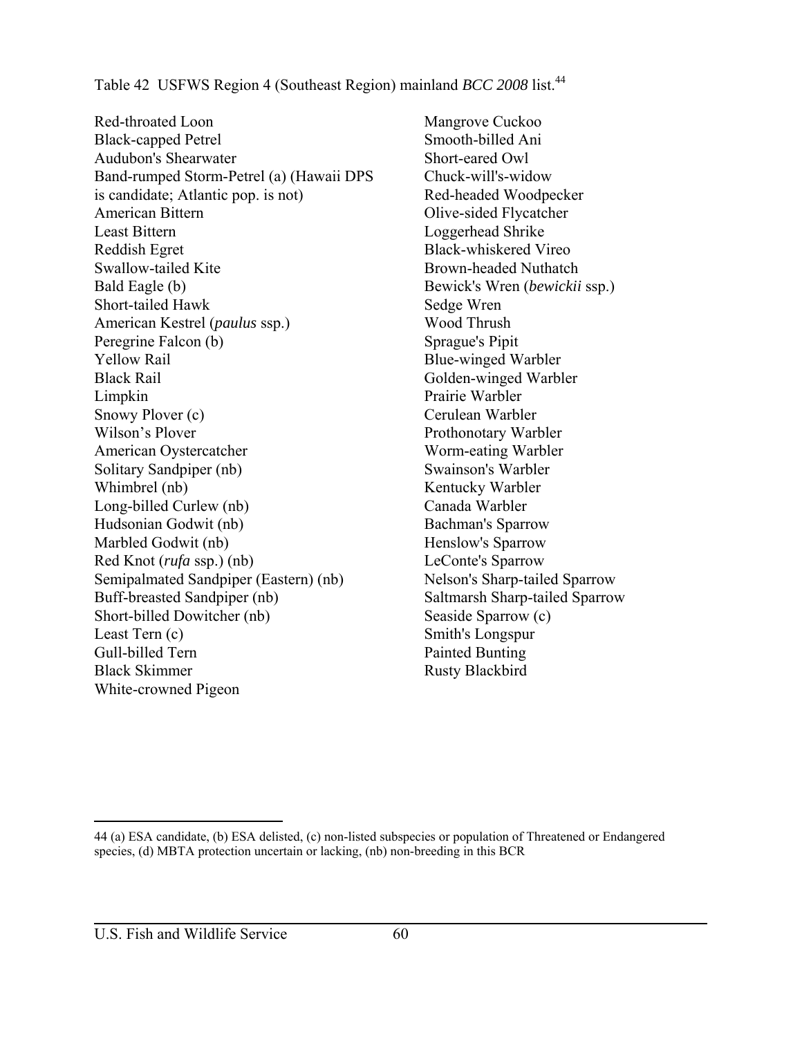Table 42 USFWS Region 4 (Southeast Region) mainland *BCC 2008* list.[44]

Red-throated Loon
Black-capped Petrel
Audubon's Shearwater
Band-rumped Storm-Petrel (a) (Hawaii DPS is candidate; Atlantic pop. is not)
American Bittern
Least Bittern
Reddish Egret
Swallow-tailed Kite
Bald Eagle (b)
Short-tailed Hawk
American Kestrel (*paulus* ssp.)
Peregrine Falcon (b)
Yellow Rail
Black Rail
Limpkin
Snowy Plover (c)
Wilson's Plover
American Oystercatcher
Solitary Sandpiper (nb)
Whimbrel (nb)
Long-billed Curlew (nb)
Hudsonian Godwit (nb)
Marbled Godwit (nb)
Red Knot (*rufa* ssp.) (nb)
Semipalmated Sandpiper (Eastern) (nb)
Buff-breasted Sandpiper (nb)
Short-billed Dowitcher (nb)
Least Tern (c)
Gull-billed Tern
Black Skimmer
White-crowned Pigeon
Mangrove Cuckoo
Smooth-billed Ani
Short-eared Owl
Chuck-will's-widow
Red-headed Woodpecker
Olive-sided Flycatcher
Loggerhead Shrike
Black-whiskered Vireo
Brown-headed Nuthatch
Bewick's Wren (*bewickii* ssp.)
Sedge Wren
Wood Thrush
Sprague's Pipit
Blue-winged Warbler
Golden-winged Warbler
Prairie Warbler
Cerulean Warbler
Prothonotary Warbler
Worm-eating Warbler
Swainson's Warbler
Kentucky Warbler
Canada Warbler
Bachman's Sparrow
Henslow's Sparrow
LeConte's Sparrow
Nelson's Sharp-tailed Sparrow
Saltmarsh Sharp-tailed Sparrow
Seaside Sparrow (c)
Smith's Longspur
Painted Bunting
Rusty Blackbird

---

44 (a) ESA candidate, (b) ESA delisted, (c) non-listed subspecies or population of Threatened or Endangered species, (d) MBTA protection uncertain or lacking, (nb) non-breeding in this BCR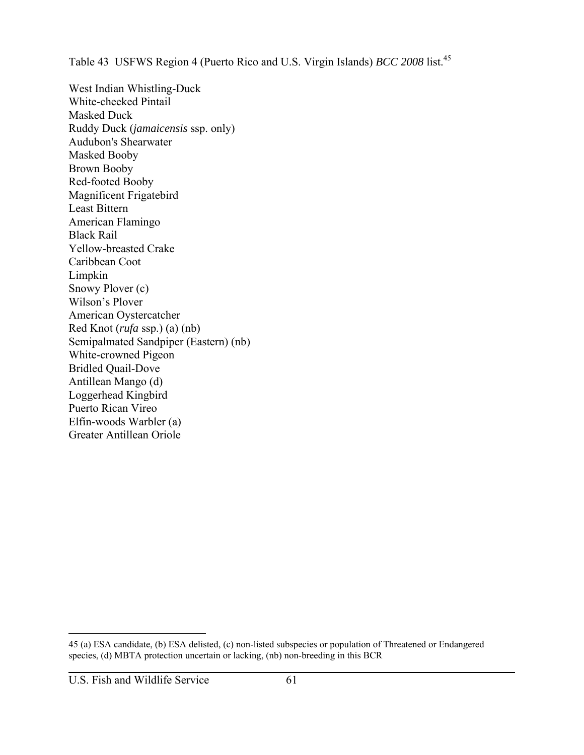Table 43 USFWS Region 4 (Puerto Rico and U.S. Virgin Islands) *BCC 2008* list.[45]

West Indian Whistling-Duck
White-cheeked Pintail
Masked Duck
Ruddy Duck (*jamaicensis* ssp. only)
Audubon's Shearwater
Masked Booby
Brown Booby
Red-footed Booby
Magnificent Frigatebird
Least Bittern
American Flamingo
Black Rail
Yellow-breasted Crake
Caribbean Coot
Limpkin
Snowy Plover (c)
Wilson's Plover
American Oystercatcher
Red Knot (*rufa* ssp.) (a) (nb)
Semipalmated Sandpiper (Eastern) (nb)
White-crowned Pigeon
Bridled Quail-Dove
Antillean Mango (d)
Loggerhead Kingbird
Puerto Rican Vireo
Elfin-woods Warbler (a)
Greater Antillean Oriole

---

45 (a) ESA candidate, (b) ESA delisted, (c) non-listed subspecies or population of Threatened or Endangered species, (d) MBTA protection uncertain or lacking, (nb) non-breeding in this BCR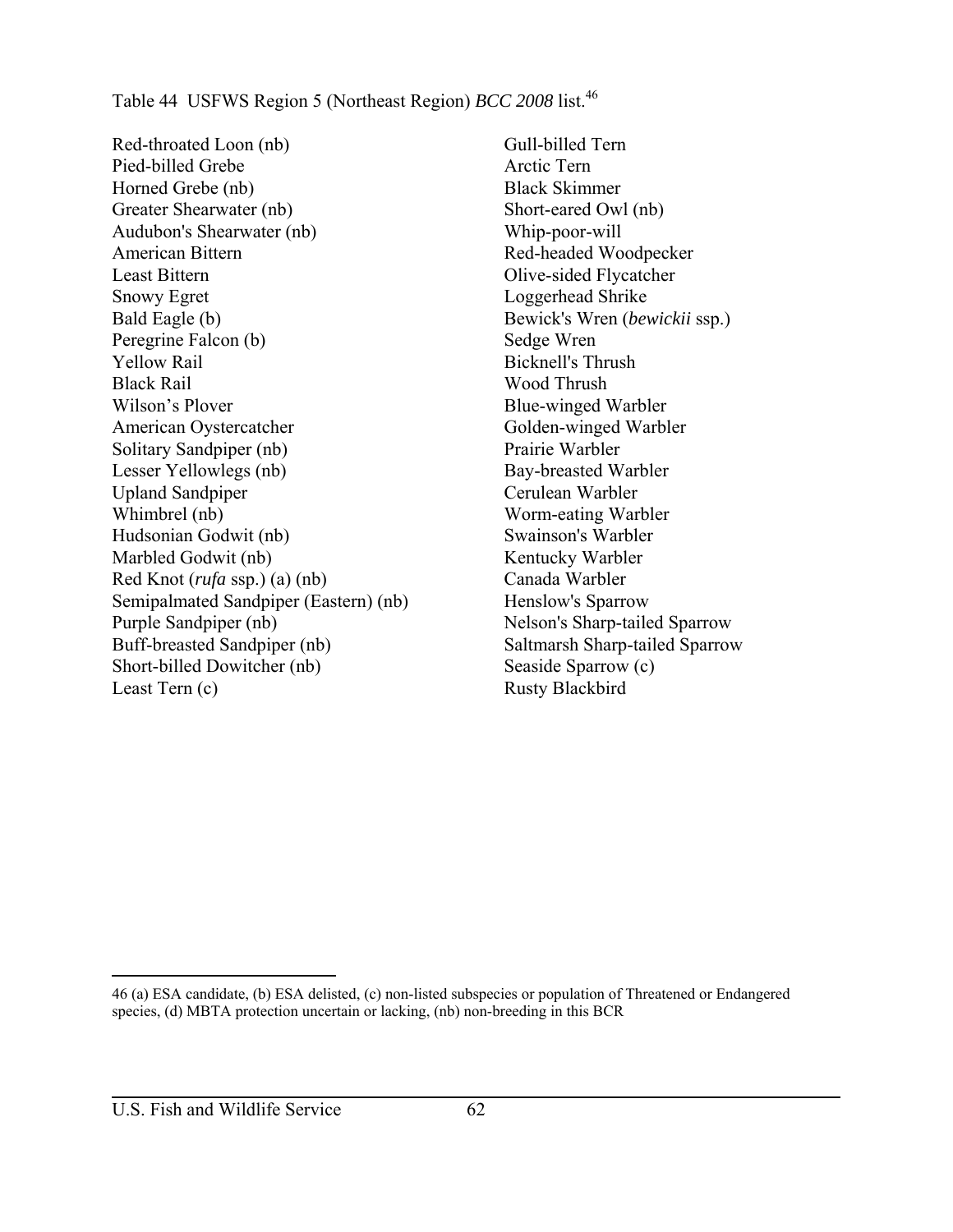Table 44 USFWS Region 5 (Northeast Region) *BCC 2008* list.[46]

Red-throated Loon (nb)
Pied-billed Grebe
Horned Grebe (nb)
Greater Shearwater (nb)
Audubon's Shearwater (nb)
American Bittern
Least Bittern
Snowy Egret
Bald Eagle (b)
Peregrine Falcon (b)
Yellow Rail
Black Rail
Wilson's Plover
American Oystercatcher
Solitary Sandpiper (nb)
Lesser Yellowlegs (nb)
Upland Sandpiper
Whimbrel (nb)
Hudsonian Godwit (nb)
Marbled Godwit (nb)
Red Knot (*rufa* ssp.) (a) (nb)
Semipalmated Sandpiper (Eastern) (nb)
Purple Sandpiper (nb)
Buff-breasted Sandpiper (nb)
Short-billed Dowitcher (nb)
Least Tern (c)
Gull-billed Tern
Arctic Tern
Black Skimmer
Short-eared Owl (nb)
Whip-poor-will
Red-headed Woodpecker
Olive-sided Flycatcher
Loggerhead Shrike
Bewick's Wren (*bewickii* ssp.)
Sedge Wren
Bicknell's Thrush
Wood Thrush
Blue-winged Warbler
Golden-winged Warbler
Prairie Warbler
Bay-breasted Warbler
Cerulean Warbler
Worm-eating Warbler
Swainson's Warbler
Kentucky Warbler
Canada Warbler
Henslow's Sparrow
Nelson's Sharp-tailed Sparrow
Saltmarsh Sharp-tailed Sparrow
Seaside Sparrow (c)
Rusty Blackbird

---

46 (a) ESA candidate, (b) ESA delisted, (c) non-listed subspecies or population of Threatened or Endangered species, (d) MBTA protection uncertain or lacking, (nb) non-breeding in this BCR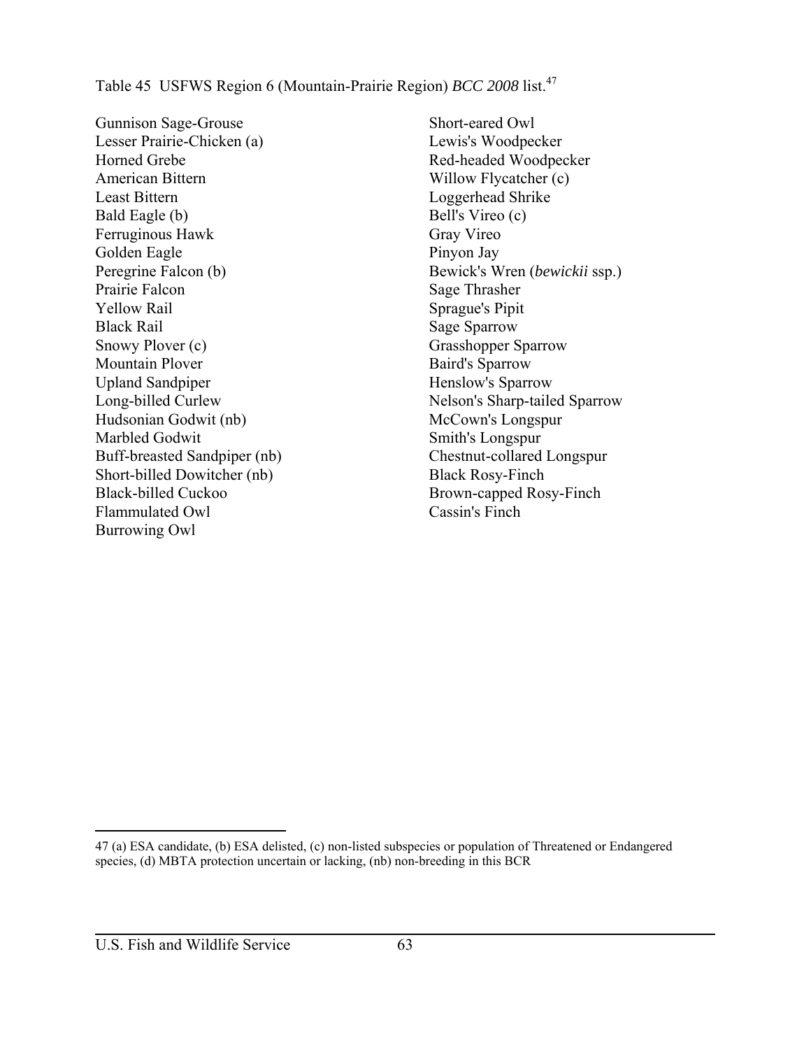Table 45 USFWS Region 6 (Mountain-Prairie Region) *BCC 2008* list.[47]

Gunnison Sage-Grouse
Lesser Prairie-Chicken (a)
Horned Grebe
American Bittern
Least Bittern
Bald Eagle (b)
Ferruginous Hawk
Golden Eagle
Peregrine Falcon (b)
Prairie Falcon
Yellow Rail
Black Rail
Snowy Plover (c)
Mountain Plover
Upland Sandpiper
Long-billed Curlew
Hudsonian Godwit (nb)
Marbled Godwit
Buff-breasted Sandpiper (nb)
Short-billed Dowitcher (nb)
Black-billed Cuckoo
Flammulated Owl
Burrowing Owl
Short-eared Owl
Lewis's Woodpecker
Red-headed Woodpecker
Willow Flycatcher (c)
Loggerhead Shrike
Bell's Vireo (c)
Gray Vireo
Pinyon Jay
Bewick's Wren (*bewickii* ssp.)
Sage Thrasher
Sprague's Pipit
Sage Sparrow
Grasshopper Sparrow
Baird's Sparrow
Henslow's Sparrow
Nelson's Sharp-tailed Sparrow
McCown's Longspur
Smith's Longspur
Chestnut-collared Longspur
Black Rosy-Finch
Brown-capped Rosy-Finch
Cassin's Finch

---

47 (a) ESA candidate, (b) ESA delisted, (c) non-listed subspecies or population of Threatened or Endangered species, (d) MBTA protection uncertain or lacking, (nb) non-breeding in this BCR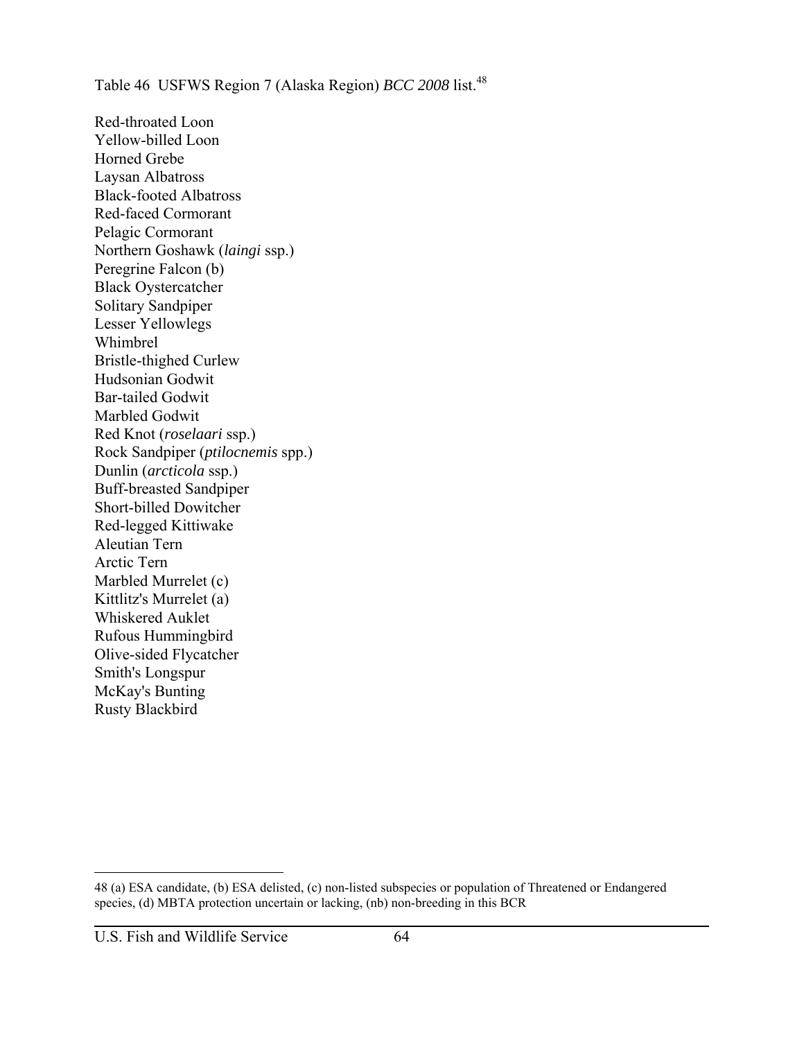Table 46 USFWS Region 7 (Alaska Region) *BCC 2008* list.[48]

Red-throated Loon
Yellow-billed Loon
Horned Grebe
Laysan Albatross
Black-footed Albatross
Red-faced Cormorant
Pelagic Cormorant
Northern Goshawk (*laingi* ssp.)
Peregrine Falcon (b)
Black Oystercatcher
Solitary Sandpiper
Lesser Yellowlegs
Whimbrel
Bristle-thighed Curlew
Hudsonian Godwit
Bar-tailed Godwit
Marbled Godwit
Red Knot (*roselaari* ssp.)
Rock Sandpiper (*ptilocnemis* spp.)
Dunlin (*arcticola* ssp.)
Buff-breasted Sandpiper
Short-billed Dowitcher
Red-legged Kittiwake
Aleutian Tern
Arctic Tern
Marbled Murrelet (c)
Kittlitz's Murrelet (a)
Whiskered Auklet
Rufous Hummingbird
Olive-sided Flycatcher
Smith's Longspur
McKay's Bunting
Rusty Blackbird

---

48 (a) ESA candidate, (b) ESA delisted, (c) non-listed subspecies or population of Threatened or Endangered species, (d) MBTA protection uncertain or lacking, (nb) non-breeding in this BCR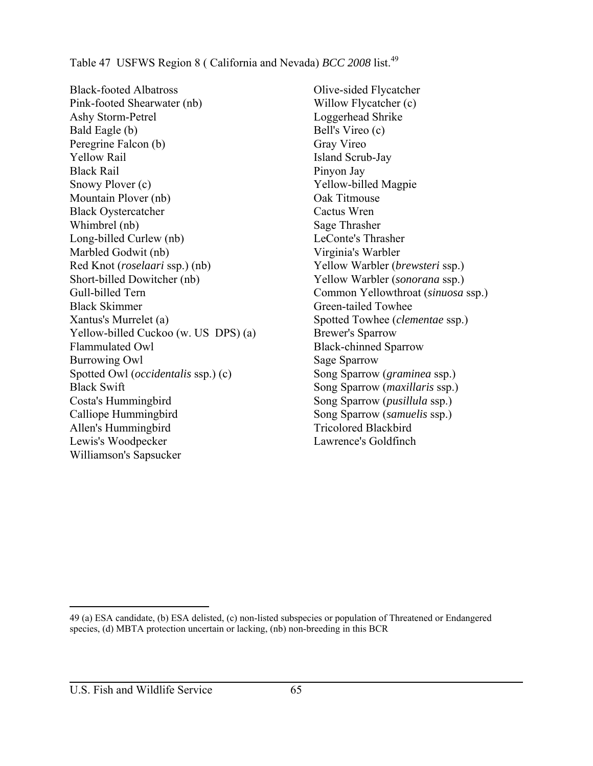Table 47 USFWS Region 8 ( California and Nevada) *BCC 2008* list.[49]

Black-footed Albatross
Pink-footed Shearwater (nb)
Ashy Storm-Petrel
Bald Eagle (b)
Peregrine Falcon (b)
Yellow Rail
Black Rail
Snowy Plover (c)
Mountain Plover (nb)
Black Oystercatcher
Whimbrel (nb)
Long-billed Curlew (nb)
Marbled Godwit (nb)
Red Knot (*roselaari* ssp.) (nb)
Short-billed Dowitcher (nb)
Gull-billed Tern
Black Skimmer
Xantus's Murrelet (a)
Yellow-billed Cuckoo (w. US DPS) (a)
Flammulated Owl
Burrowing Owl
Spotted Owl (*occidentalis* ssp.) (c)
Black Swift
Costa's Hummingbird
Calliope Hummingbird
Allen's Hummingbird
Lewis's Woodpecker
Williamson's Sapsucker
Olive-sided Flycatcher
Willow Flycatcher (c)
Loggerhead Shrike
Bell's Vireo (c)
Gray Vireo
Island Scrub-Jay
Pinyon Jay
Yellow-billed Magpie
Oak Titmouse
Cactus Wren
Sage Thrasher
LeConte's Thrasher
Virginia's Warbler
Yellow Warbler (*brewsteri* ssp.)
Yellow Warbler (*sonorana* ssp.)
Common Yellowthroat (*sinuosa* ssp.)
Green-tailed Towhee
Spotted Towhee (*clementae* ssp.)
Brewer's Sparrow
Black-chinned Sparrow
Sage Sparrow
Song Sparrow (*graminea* ssp.)
Song Sparrow (*maxillaris* ssp.)
Song Sparrow (*pusillula* ssp.)
Song Sparrow (*samuelis* ssp.)
Tricolored Blackbird
Lawrence's Goldfinch

---

49 (a) ESA candidate, (b) ESA delisted, (c) non-listed subspecies or population of Threatened or Endangered species, (d) MBTA protection uncertain or lacking, (nb) non-breeding in this BCR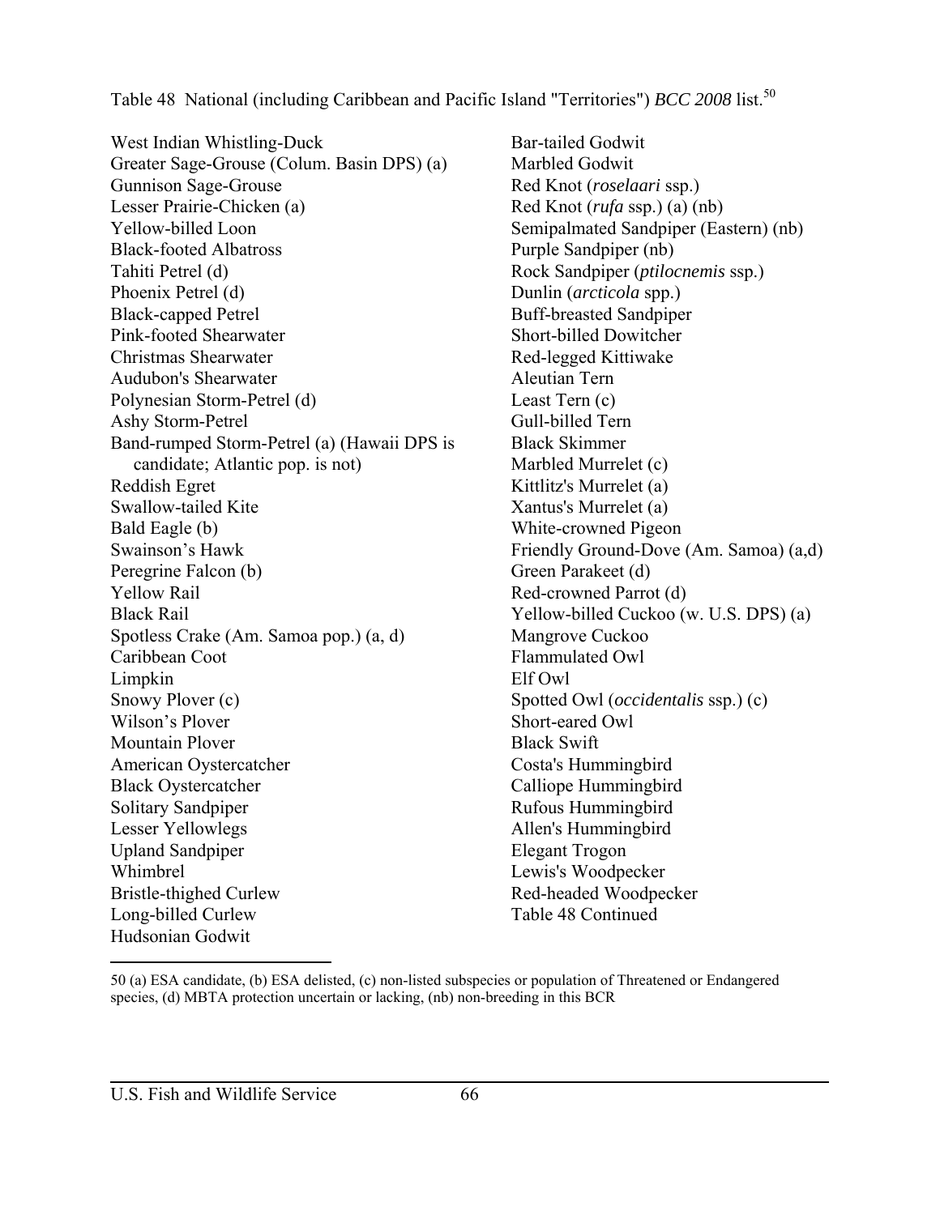Table 48 National (including Caribbean and Pacific Island "Territories") *BCC 2008* list.[50]

West Indian Whistling-Duck
Greater Sage-Grouse (Colum. Basin DPS) (a)
Gunnison Sage-Grouse
Lesser Prairie-Chicken (a)
Yellow-billed Loon
Black-footed Albatross
Tahiti Petrel (d)
Phoenix Petrel (d)
Black-capped Petrel
Pink-footed Shearwater
Christmas Shearwater
Audubon's Shearwater
Polynesian Storm-Petrel (d)
Ashy Storm-Petrel
Band-rumped Storm-Petrel (a) (Hawaii DPS is candidate; Atlantic pop. is not)
Reddish Egret
Swallow-tailed Kite
Bald Eagle (b)
Swainson's Hawk
Peregrine Falcon (b)
Yellow Rail
Black Rail
Spotless Crake (Am. Samoa pop.) (a, d)
Caribbean Coot
Limpkin
Snowy Plover (c)
Wilson's Plover
Mountain Plover
American Oystercatcher
Black Oystercatcher
Solitary Sandpiper
Lesser Yellowlegs
Upland Sandpiper
Whimbrel
Bristle-thighed Curlew
Long-billed Curlew
Hudsonian Godwit
Bar-tailed Godwit
Marbled Godwit
Red Knot (*roselaari* ssp.)
Red Knot (*rufa* ssp.) (a) (nb)
Semipalmated Sandpiper (Eastern) (nb)
Purple Sandpiper (nb)
Rock Sandpiper (*ptilocnemis* ssp.)
Dunlin (*arcticola* spp.)
Buff-breasted Sandpiper
Short-billed Dowitcher
Red-legged Kittiwake
Aleutian Tern
Least Tern (c)
Gull-billed Tern
Black Skimmer
Marbled Murrelet (c)
Kittlitz's Murrelet (a)
Xantus's Murrelet (a)
White-crowned Pigeon
Friendly Ground-Dove (Am. Samoa) (a,d)
Green Parakeet (d)
Red-crowned Parrot (d)
Yellow-billed Cuckoo (w. U.S. DPS) (a)
Mangrove Cuckoo
Flammulated Owl
Elf Owl
Spotted Owl (*occidentalis* ssp.) (c)
Short-eared Owl
Black Swift
Costa's Hummingbird
Calliope Hummingbird
Rufous Hummingbird
Allen's Hummingbird
Elegant Trogon
Lewis's Woodpecker
Red-headed Woodpecker
Table 48 Continued

50 (a) ESA candidate, (b) ESA delisted, (c) non-listed subspecies or population of Threatened or Endangered species, (d) MBTA protection uncertain or lacking, (nb) non-breeding in this BCR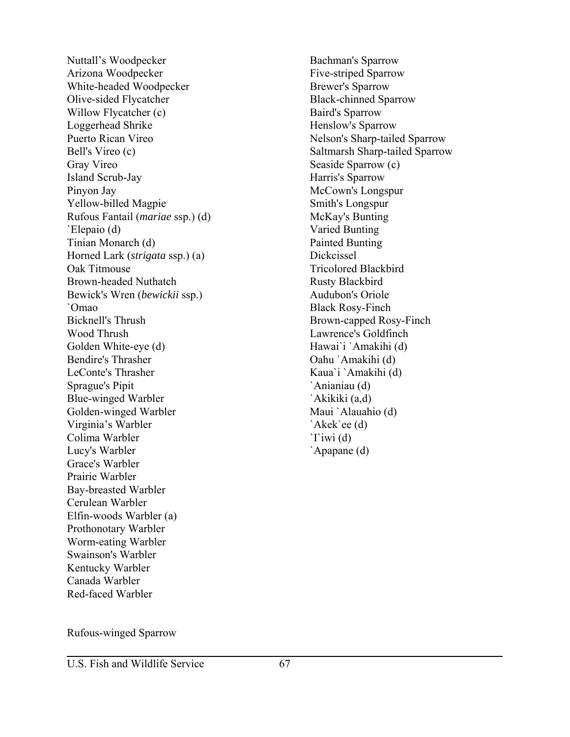Nuttall’s Woodpecker
Arizona Woodpecker
White-headed Woodpecker
Olive-sided Flycatcher
Willow Flycatcher (c)
Loggerhead Shrike
Puerto Rican Vireo
Bell's Vireo (c)
Gray Vireo
Island Scrub-Jay
Pinyon Jay
Yellow-billed Magpie
Rufous Fantail (*mariae* ssp.) (d)
`Elepaio (d)
Tinian Monarch (d)
Horned Lark (*strigata* ssp.) (a)
Oak Titmouse
Brown-headed Nuthatch
Bewick's Wren (*bewickii* ssp.)
`Omao
Bicknell's Thrush
Wood Thrush
Golden White-eye (d)
Bendire's Thrasher
LeConte's Thrasher
Sprague's Pipit
Blue-winged Warbler
Golden-winged Warbler
Virginia’s Warbler
Colima Warbler
Lucy's Warbler
Grace's Warbler
Prairie Warbler
Bay-breasted Warbler
Cerulean Warbler
Elfin-woods Warbler (a)
Prothonotary Warbler
Worm-eating Warbler
Swainson's Warbler
Kentucky Warbler
Canada Warbler
Red-faced Warbler
Rufous-winged Sparrow
Bachman's Sparrow
Five-striped Sparrow
Brewer's Sparrow
Black-chinned Sparrow
Baird's Sparrow
Henslow's Sparrow
Nelson's Sharp-tailed Sparrow
Saltmarsh Sharp-tailed Sparrow
Seaside Sparrow (c)
Harris's Sparrow
McCown's Longspur
Smith's Longspur
McKay's Bunting
Varied Bunting
Painted Bunting
Dickcissel
Tricolored Blackbird
Rusty Blackbird
Audubon's Oriole
Black Rosy-Finch
Brown-capped Rosy-Finch
Lawrence's Goldfinch
Hawai`i `Amakihi (d)
Oahu `Amakihi (d)
Kaua`i `Amakihi (d)
`Anianiau (d)
`Akikiki (a,d)
Maui `Alauahio (d)
`Akek`ee (d)
`I`iwi (d)
`Apapane (d)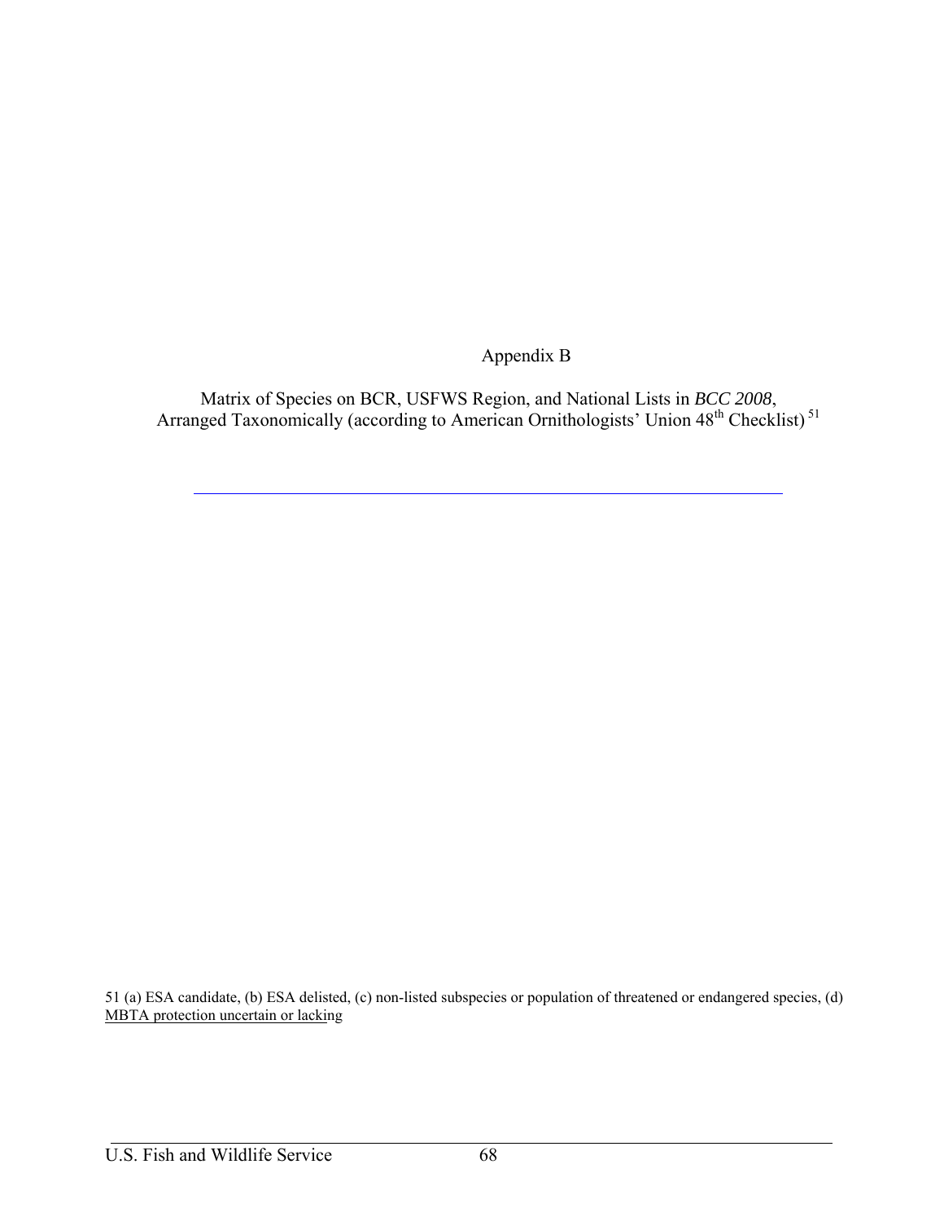# Appendix B

## Matrix of Species on BCR, USFWS Region, and National Lists in *BCC 2008*, Arranged Taxonomically (according to American Ornithologists' Union 48th Checklist) [51]

---

51 (a) ESA candidate, (b) ESA delisted, (c) non-listed subspecies or population of threatened or endangered species, (d) MBTA protection uncertain or lacking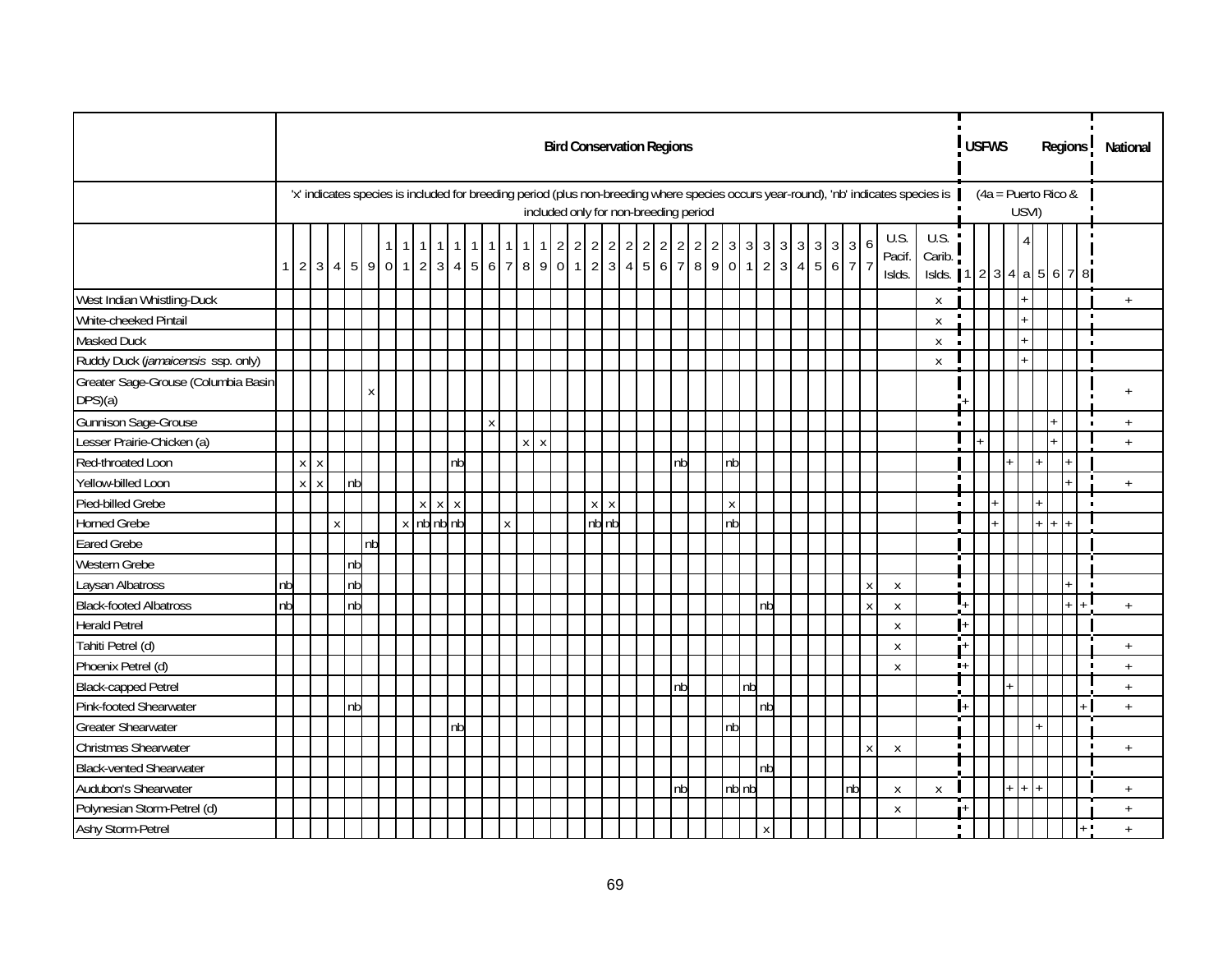| | Bird Conservation Regions | | | | | | | | | | | | | | | | | | | | | | | | | | | | | | | | | | | | USFWS Regions | | | | | | | | | National |
|---|---|---|---|---|---|---|---|---|---|---|---|---|---|---|---|---|---|---|---|---|---|---|---|---|---|---|---|---|---|---|---|---|---|---|---|---|---|---|---|---|---|---|---|---|---|---|
| | 'x' indicates species is included for breeding period (plus non-breeding where species occurs year-round), 'nb' indicates species is included only for non-breeding period | | | | | | | | | | | | | | | | | | | | | | | | | | | | | | | | | | | | (4a = Puerto Rico & USVI) | | | | | | | | | |
| | 1 | 2 | 3 | 4 | 5 | 9 | 10 | 11 | 12 | 13 | 14 | 15 | 16 | 17 | 18 | 19 | 20 | 21 | 22 | 23 | 24 | 25 | 26 | 27 | 28 | 29 | 30 | 31 | 32 | 33 | 34 | 35 | 36 | 37 | 67 | U.S. Pacif. Islds. | U.S. Carib. Islds. | 1 | 2 | 3 | 4 | 4a | 5 | 6 | 7 | 8 | |
| West Indian Whistling-Duck | | | | | | | | | | | | | | | | | | | | | | | | | | | | | | | | | | | | | x | | | | | + | | | | | + |
| White-cheeked Pintail | | | | | | | | | | | | | | | | | | | | | | | | | | | | | | | | | | | | | x | | | | | + | | | | | |
| Masked Duck | | | | | | | | | | | | | | | | | | | | | | | | | | | | | | | | | | | | | x | | | | | + | | | | | |
| Ruddy Duck (*jamaicensis* ssp. only) | | | | | | | | | | | | | | | | | | | | | | | | | | | | | | | | | | | | | x | | | | | + | | | | | |
| Greater Sage-Grouse (Columbia Basin DPS)(a) | | | | | | x | | | | | | | | | | | | | | | | | | | | | | | | | | | | | | | | + | | | | | | | | | + |
| Gunnison Sage-Grouse | | | | | | | | | | | | | x | | | | | | | | | | | | | | | | | | | | | | | | | | | | | | | + | | | + |
| Lesser Prairie-Chicken (a) | | | | | | | | | | | | | | | x | x | | | | | | | | | | | | | | | | | | | | | | | + | | | | | + | | | + |
| Red-throated Loon | | x | x | | | | | | | | nb | | | | | | | | | | | | | nb | | | nb | | | | | | | | | | | | | | + | | + | | + | | |
| Yellow-billed Loon | | x | x | | nb | | | | | | | | | | | | | | | | | | | | | | | | | | | | | | | | | | | | | | | | + | | + |
| Pied-billed Grebe | | | | | | | | | x | x | x | | | | | | | | x | x | | | | | | | x | | | | | | | | | | | | | + | | | + | | | | |
| Horned Grebe | | | | x | | | | x | nb | nb | nb | | | x | | | | | nb | nb | | | | | | | nb | | | | | | | | | | | | | + | | | + | + | + | | |
| Eared Grebe | | | | | | nb | | | | | | | | | | | | | | | | | | | | | | | | | | | | | | | | | | | | | | | | | |
| Western Grebe | | | | | nb | | | | | | | | | | | | | | | | | | | | | | | | | | | | | | | | | | | | | | | | | | |
| Laysan Albatross | nb | | | | nb | | | | | | | | | | | | | | | | | | | | | | | | | | | | | | x | x | | | | | | | | | + | | |
| Black-footed Albatross | nb | | | | nb | | | | | | | | | | | | | | | | | | | | | | | | nb | | | | | | x | x | | + | | | | | | | + | + | + |
| Herald Petrel | | | | | | | | | | | | | | | | | | | | | | | | | | | | | | | | | | | | x | | + | | | | | | | | | |
| Tahiti Petrel (d) | | | | | | | | | | | | | | | | | | | | | | | | | | | | | | | | | | | | x | | + | | | | | | | | | + |
| Phoenix Petrel (d) | | | | | | | | | | | | | | | | | | | | | | | | | | | | | | | | | | | | x | | + | | | | | | | | | + |
| Black-capped Petrel | | | | | | | | | | | | | | | | | | | | | | | | nb | | | | nb | | | | | | | | | | | | | + | | | | | | + |
| Pink-footed Shearwater | | | | | nb | | | | | | | | | | | | | | | | | | | | | | | | nb | | | | | | | | | + | | | | | | | | + | + |
| Greater Shearwater | | | | | | | | | | | nb | | | | | | | | | | | | | | | | nb | | | | | | | | | | | | | | | | + | | | | |
| Christmas Shearwater | | | | | | | | | | | | | | | | | | | | | | | | | | | | | | | | | | | x | x | | | | | | | | | | | + |
| Black-vented Shearwater | | | | | | | | | | | | | | | | | | | | | | | | | | | | | nb | | | | | | | | | | | | | | | | | | |
| Audubon's Shearwater | | | | | | | | | | | | | | | | | | | | | | | | nb | | | nb | nb | | | | | | nb | | x | x | | | | + | + | + | | | | + |
| Polynesian Storm-Petrel (d) | | | | | | | | | | | | | | | | | | | | | | | | | | | | | | | | | | | | x | | + | | | | | | | | | + |
| Ashy Storm-Petrel | | | | | | | | | | | | | | | | | | | | | | | | | | | | | x | | | | | | | | | | | | | | | | | + | + |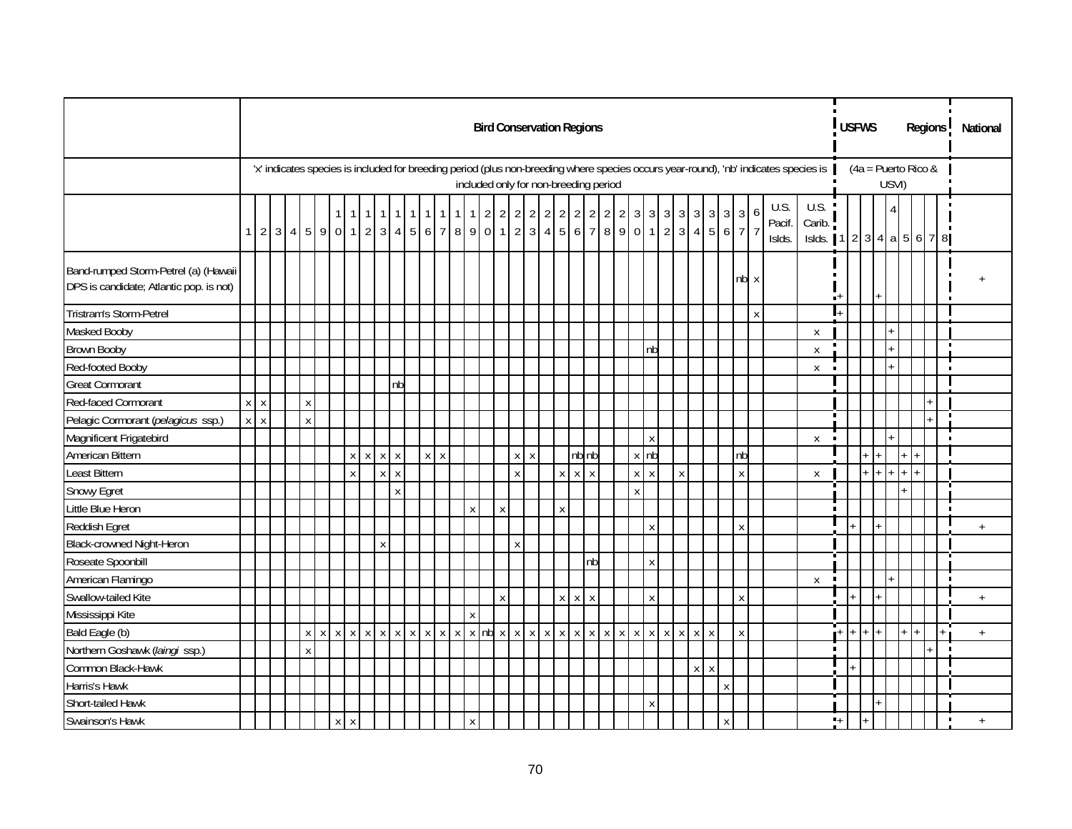| | Bird Conservation Regions | | | | | | | | | | | | | | | | | | | | | | | | | | | | | | | | | | | | USFWS Regions | | | | | | | | | National |
|---|---|---|---|---|---|---|---|---|---|---|---|---|---|---|---|---|---|---|---|---|---|---|---|---|---|---|---|---|---|---|---|---|---|---|---|---|---|---|---|---|---|---|---|---|---|---|
| | 'x' indicates species is included for breeding period (plus non-breeding where species occurs year-round), 'nb' indicates species is included only for non-breeding period | | | | | | | | | | | | | | | | | | | | | | | | | | | | | | | | | | | | (4a = Puerto Rico & USVI) | | | | | | | | | |
| | 1 | 2 | 3 | 4 | 5 | 9 | 10 | 11 | 12 | 13 | 14 | 15 | 16 | 17 | 18 | 19 | 20 | 21 | 22 | 23 | 24 | 25 | 26 | 27 | 28 | 29 | 30 | 31 | 32 | 33 | 34 | 35 | 36 | 37 | 67 | U.S. Pacif. Islds. | U.S. Carib. Islds. | 1 | 2 | 3 | 4 | 4a | 5 | 6 | 7 | 8 | |
| Band-rumped Storm-Petrel (a) (Hawaii DPS is candidate; Atlantic pop. is not) | | | | | | | | | | | | | | | | | | | | | | | | | | | | | | | | | | nb | x | | | + | | | + | | | | | | + |
| Tristram's Storm-Petrel | | | | | | | | | | | | | | | | | | | | | | | | | | | | | | | | | | | x | | | + | | | | | | | | | |
| Masked Booby | | | | | | | | | | | | | | | | | | | | | | | | | | | | | | | | | | | | | x | | | | | + | | | | | |
| Brown Booby | | | | | | | | | | | | | | | | | | | | | | | | | | | | nb | | | | | | | | | x | | | | | + | | | | | |
| Red-footed Booby | | | | | | | | | | | | | | | | | | | | | | | | | | | | | | | | | | | | | x | | | | | + | | | | | |
| Great Cormorant | | | | | | | | | | | nb | | | | | | | | | | | | | | | | | | | | | | | | | | | | | | | | | | | | |
| Red-faced Cormorant | x | x | | | x | | | | | | | | | | | | | | | | | | | | | | | | | | | | | | | | | | | | | | | | + | | |
| Pelagic Cormorant (*pelagicus* ssp.) | x | x | | | x | | | | | | | | | | | | | | | | | | | | | | | | | | | | | | | | | | | | | | | | + | | |
| Magnificent Frigatebird | | | | | | | | | | | | | | | | | | | | | | | | | | | | x | | | | | | | | | x | | | | | + | | | | | |
| American Bittern | | | | | | | | x | x | x | x | | x | x | | | | | x | x | | | nb | nb | | | x | nb | | | | | | nb | | | | | | + | + | | + | + | | | |
| Least Bittern | | | | | | | | x | | x | x | | | | | | | | x | | | x | x | x | | | x | x | | x | | | | x | | | x | | | + | + | + | + | + | | | |
| Snowy Egret | | | | | | | | | | | x | | | | | | | | | | | | | | | | x | | | | | | | | | | | | | | | | + | | | | |
| Little Blue Heron | | | | | | | | | | | | | | | | x | | x | | | | x | | | | | | | | | | | | | | | | | | | | | | | | | |
| Reddish Egret | | | | | | | | | | | | | | | | | | | | | | | | | | | | x | | | | | | x | | | | | + | | + | | | | | | + |
| Black-crowned Night-Heron | | | | | | | | | | x | | | | | | | | | x | | | | | | | | | | | | | | | | | | | | | | | | | | | | |
| Roseate Spoonbill | | | | | | | | | | | | | | | | | | | | | | | | nb | | | | x | | | | | | | | | | | | | | | | | | | |
| American Flamingo | | | | | | | | | | | | | | | | | | | | | | | | | | | | | | | | | | | | | x | | | | | + | | | | | |
| Swallow-tailed Kite | | | | | | | | | | | | | | | | | | x | | | | x | x | x | | | | x | | | | | | x | | | | | + | | + | | | | | | + |
| Mississippi Kite | | | | | | | | | | | | | | | | x | | | | | | | | | | | | | | | | | | | | | | | | | | | | | | | |
| Bald Eagle (b) | | | | | x | x | x | x | x | x | x | x | x | x | x | x | nb | x | x | x | x | x | x | x | x | x | x | x | x | x | x | x | | x | | | | + | + | + | + | | + | + | | + | + |
| Northern Goshawk (*laingi* ssp.) | | | | | x | | | | | | | | | | | | | | | | | | | | | | | | | | | | | | | | | | | | | | | | + | | |
| Common Black-Hawk | | | | | | | | | | | | | | | | | | | | | | | | | | | | | | | x | x | | | | | | | + | | | | | | | | |
| Harris's Hawk | | | | | | | | | | | | | | | | | | | | | | | | | | | | | | | | | x | | | | | | | | | | | | | | |
| Short-tailed Hawk | | | | | | | | | | | | | | | | | | | | | | | | | | | | x | | | | | | | | | | | | | + | | | | | | |
| Swainson's Hawk | | | | | | | x | x | | | | | | | | x | | | | | | | | | | | | | | | | | x | | | | | + | | + | | | | | | | + |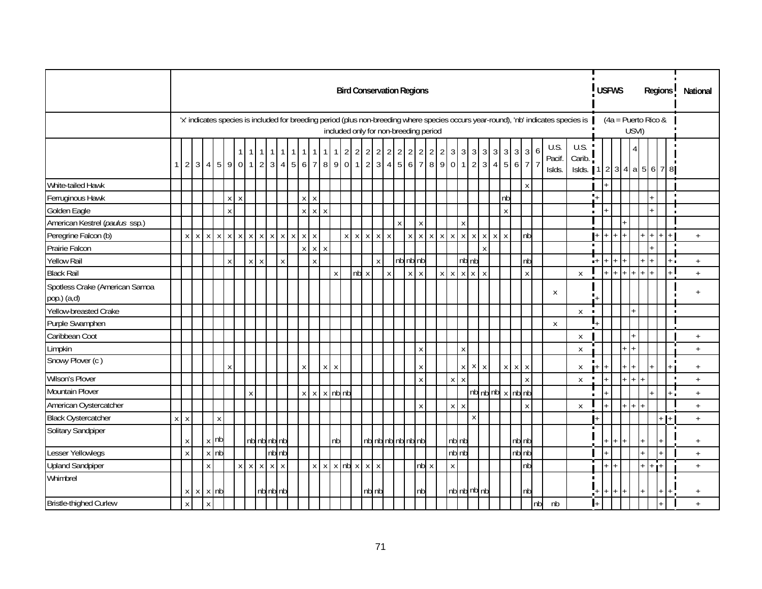| | Bird Conservation Regions | | | | | | | | | | | | | | | | | | | | | | | | | | | | | | | | | | | | USFWS Regions | | | | | | | | | National |
|---|---|---|---|---|---|---|---|---|---|---|---|---|---|---|---|---|---|---|---|---|---|---|---|---|---|---|---|---|---|---|---|---|---|---|---|---|---|---|---|---|---|---|---|---|---|---|
| | 'x' indicates species is included for breeding period (plus non-breeding where species occurs year-round), 'nb' indicates species is included only for non-breeding period | | | | | | | | | | | | | | | | | | | | | | | | | | | | | | | | | | | | (4a = Puerto Rico & USVI) | | | | | | | | | |
| | 1 | 2 | 3 | 4 | 5 | 9 | 10 | 11 | 12 | 13 | 14 | 15 | 16 | 17 | 18 | 19 | 20 | 21 | 22 | 23 | 24 | 25 | 26 | 27 | 28 | 29 | 30 | 31 | 32 | 33 | 34 | 35 | 36 | 37 | 67 | U.S. Pacif. Islds. | U.S. Carib. Islds. | 1 | 2 | 3 | 4 | 4a | 5 | 6 | 7 | 8 | |
| White-tailed Hawk | | | | | | | | | | | | | | | | | | | | | | | | | | | | | | | | | | x | | | | | + | | | | | | | | |
| Ferruginous Hawk | | | | | | x | x | | | | | | x | x | | | | | | | | | | | | | | | | | | nb | | | | | | + | | | | | | + | | | |
| Golden Eagle | | | | | | x | | | | | | | x | x | x | | | | | | | | | | | | | | | | | x | | | | | | | + | | | | | + | | | |
| American Kestrel (*paulus* ssp.) | | | | | | | | | | | | | | | | | | | | | | x | | x | | | | x | | | | | | | | | | | | | + | | | | | | |
| Peregrine Falcon (b) | | x | x | x | x | x | x | x | x | x | x | x | x | x | | | x | x | x | x | x | | x | x | x | x | x | x | x | x | x | x | | nb | | | | + | + | + | + | | + | + | + | + | + |
| Prairie Falcon | | | | | | | | | | | | | x | x | x | | | | | | | | | | | | | | | x | | | | | | | | | | | | | | + | | | |
| Yellow Rail | | | | | | x | | x | x | | x | | | x | | | | | | x | | nb | nb | nb | | | | nb | nb | | | | | nb | | | | + | + | + | + | | + | + | | + | + |
| Black Rail | | | | | | | | | | | | | | | | x | | nb | x | | x | | x | x | | x | x | x | x | x | | | | x | | | x | | + | + | + | + | + | + | | + | + |
| Spotless Crake (American Samoa pop.) (a,d) | | | | | | | | | | | | | | | | | | | | | | | | | | | | | | | | | | | | x | | + | | | | | | | | | + |
| Yellow-breasted Crake | | | | | | | | | | | | | | | | | | | | | | | | | | | | | | | | | | | | | x | | | | | + | | | | | |
| Purple Swamphen | | | | | | | | | | | | | | | | | | | | | | | | | | | | | | | | | | | | x | | + | | | | | | | | | |
| Caribbean Coot | | | | | | | | | | | | | | | | | | | | | | | | | | | | | | | | | | | | | x | | | | | + | | | | | + |
| Limpkin | | | | | | | | | | | | | | | | | | | | | | | | x | | | | x | | | | | | | | | x | | | | + | + | | | | | + |
| Snowy Plover (c ) | | | | | | x | | | | | | | x | | x | x | | | | | | | | x | | | | x | x | x | | x | x | x | | | x | + | + | | + | + | | + | | + | + |
| Wilson's Plover | | | | | | | | | | | | | | | | | | | | | | | | x | | | x | x | | | | | | x | | | x | | + | | + | + | + | | | | + |
| Mountain Plover | | | | | | | | x | | | | | x | x | x | nb | nb | | | | | | | | | | | | nb | nb | nb | x | nb | nb | | | | | + | | | | | + | | + | + |
| American Oystercatcher | | | | | | | | | | | | | | | | | | | | | | | | x | | | x | x | | | | | | x | | | x | | + | | + | + | + | | | | + |
| Black Oystercatcher | x | x | | | x | | | | | | | | | | | | | | | | | | | | | | | | x | | | | | | | | | + | | | | | | | + | + | + |
| Solitary Sandpiper | | x | | x | nb | | | nb | nb | nb | nb | | | | | nb | | | nb | nb | nb | nb | nb | nb | | | nb | nb | | | | | nb | nb | | | | | + | + | + | | + | | + | | + |
| Lesser Yellowlegs | | x | | x | nb | | | | | nb | nb | | | | | | | | | | | | | | | | nb | nb | | | | | nb | nb | | | | | + | | | | + | | + | | + |
| Upland Sandpiper | | | | x | | | x | x | x | x | x | | | x | x | x | nb | x | x | x | | | | nb | x | | x | | | | | | | nb | | | | | + | + | | | + | + | + | | + |
| Whimbrel | | x | x | x | nb | | | | nb | nb | nb | | | | | | | | nb | nb | | | | nb | | | nb | nb | nb | nb | | | | nb | | | | + | + | + | + | | + | | + | + | + |
| Bristle-thighed Curlew | | x | | x | | | | | | | | | | | | | | | | | | | | | | | | | | | | | | | nb | nb | | + | | | | | | | + | | + |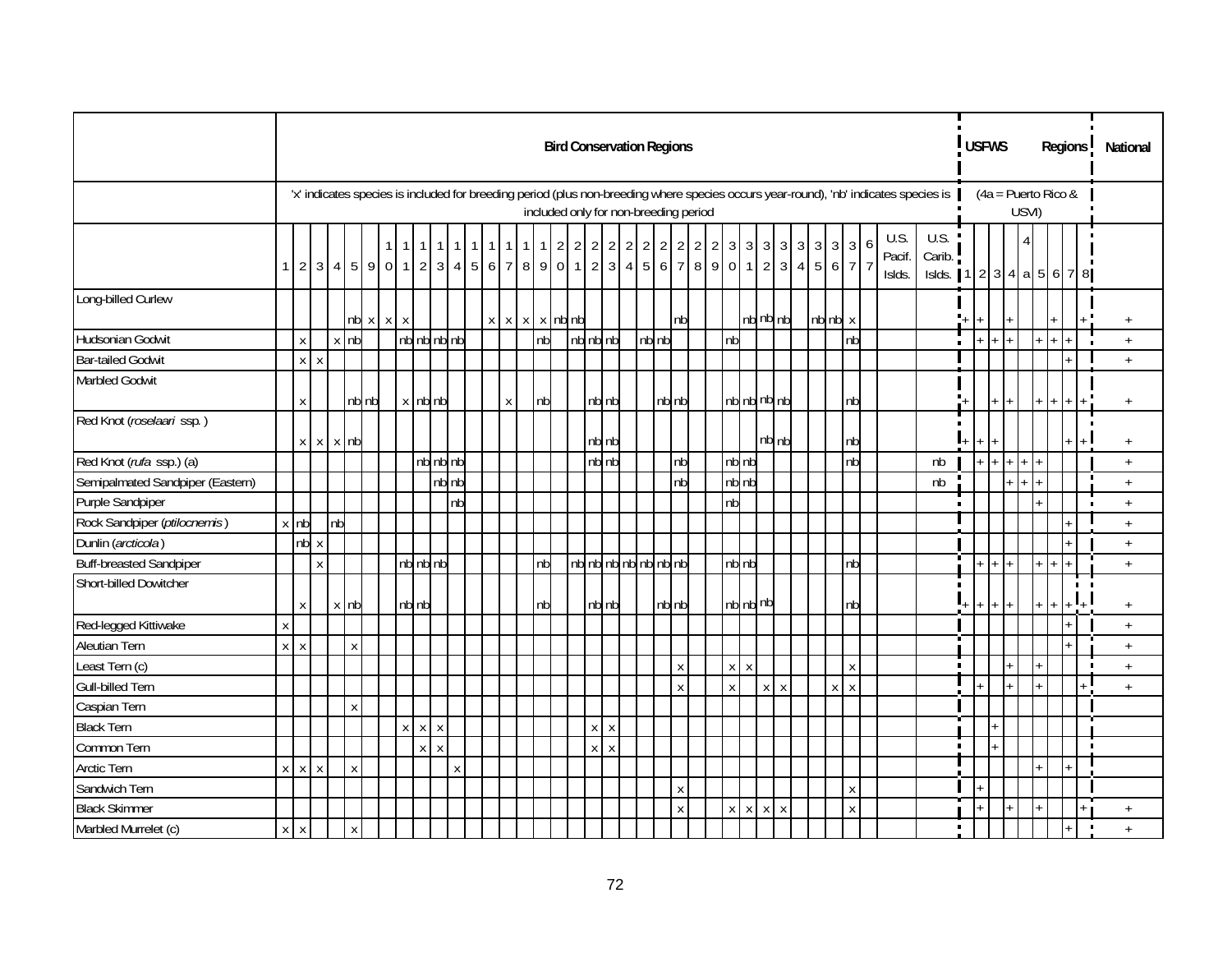| | Bird Conservation Regions | | | | | | | | | | | | | | | | | | | | | | | | | | | | | | | | | | | | USFWS Regions | | | | | | | | | National |
|---|---|---|---|---|---|---|---|---|---|---|---|---|---|---|---|---|---|---|---|---|---|---|---|---|---|---|---|---|---|---|---|---|---|---|---|---|---|---|---|---|---|---|---|---|---|---|
| | 'x' indicates species is included for breeding period (plus non-breeding where species occurs year-round), 'nb' indicates species is included only for non-breeding period | | | | | | | | | | | | | | | | | | | | | | | | | | | | | | | | | | | | (4a = Puerto Rico & USVI) | | | | | | | | | |
| | 1 | 2 | 3 | 4 | 5 | 9 | 10 | 11 | 12 | 13 | 14 | 15 | 16 | 17 | 18 | 19 | 20 | 21 | 22 | 23 | 24 | 25 | 26 | 27 | 28 | 29 | 30 | 31 | 32 | 33 | 34 | 35 | 36 | 37 | U.S. Pacif. Islds. | U.S. Carib. Islds. | 1 | 2 | 3 | 4 | 4a | 5 | 6 | 7 | 8 | |
| Long-billed Curlew | | | | | nb | x | x | x | | | | | x | x | x | x | nb | nb | | | | | | nb | | | | nb | nb | nb | | nb | nb | x | | | + | + | | + | | | + | | + | + |
| Hudsonian Godwit | | x | | x | nb | | | nb | nb | nb | nb | | | | | nb | | nb | nb | nb | | nb | nb | | | | nb | | | | | | | nb | | | | + | + | + | | + | + | + | | + |
| Bar-tailed Godwit | | x | x | | | | | | | | | | | | | | | | | | | | | | | | | | | | | | | | | | | | | | | | | + | | + |
| Marbled Godwit | | x | | | nb | nb | | x | nb | nb | | | | x | | nb | | | nb | nb | | | nb | nb | | | nb | nb | nb | nb | | | | nb | | | + | | + | + | | + | + | + | + | + |
| Red Knot (*roselaari* ssp.) | | x | x | x | nb | | | | | | | | | | | | | | nb | nb | | | | | | | | | nb | nb | | | | nb | | | + | + | + | | | | | + | + | + |
| Red Knot (*rufa* ssp.) (a) | | | | | | | | | nb | nb | nb | | | | | | | | nb | nb | | | | nb | | | nb | nb | | | | | | nb | | nb | | + | + | + | + | + | | | | + |
| Semipalmated Sandpiper (Eastern) | | | | | | | | | | nb | nb | | | | | | | | | | | | | nb | | | nb | nb | | | | | | | | nb | | | | + | + | + | | | | + |
| Purple Sandpiper | | | | | | | | | | | nb | | | | | | | | | | | | | | | | nb | | | | | | | | | | | | | | | + | | | | + |
| Rock Sandpiper (*ptilocnemis*) | x | nb | | nb | | | | | | | | | | | | | | | | | | | | | | | | | | | | | | | | | | | | | | | | + | | + |
| Dunlin (*arcticola*) | | nb | x | | | | | | | | | | | | | | | | | | | | | | | | | | | | | | | | | | | | | | | | | + | | + |
| Buff-breasted Sandpiper | | | x | | | | | nb | nb | nb | | | | | | nb | | nb | nb | nb | nb | nb | nb | nb | | | nb | nb | | | | | | nb | | | | + | + | + | | + | + | + | | + |
| Short-billed Dowitcher | | x | | x | nb | | | nb | nb | | | | | | | nb | | | nb | nb | | | nb | nb | | | nb | nb | nb | | | | | nb | | | + | + | + | + | | + | + | + | + | + |
| Red-legged Kittiwake | x | | | | | | | | | | | | | | | | | | | | | | | | | | | | | | | | | | | | | | | | | | | + | | + |
| Aleutian Tern | x | x | | | x | | | | | | | | | | | | | | | | | | | | | | | | | | | | | | | | | | | | | | | + | | + |
| Least Tern (c) | | | | | | | | | | | | | | | | | | | | | | | | x | | | x | x | | | | | | x | | | | | | + | | + | | | | + |
| Gull-billed Tern | | | | | | | | | | | | | | | | | | | | | | | | x | | | x | | x | x | | | x | x | | | | + | | + | | + | | | + | + |
| Caspian Tern | | | | | x | | | | | | | | | | | | | | | | | | | | | | | | | | | | | | | | | | | | | | | | | |
| Black Tern | | | | | | | | x | x | x | | | | | | | | | x | x | | | | | | | | | | | | | | | | | | | + | | | | | | | |
| Common Tern | | | | | | | | | x | x | | | | | | | | | x | x | | | | | | | | | | | | | | | | | | | + | | | | | | | |
| Arctic Tern | x | x | x | | x | | | | | | x | | | | | | | | | | | | | | | | | | | | | | | | | | | | | | | + | | + | | |
| Sandwich Tern | | | | | | | | | | | | | | | | | | | | | | | | x | | | | | | | | | | x | | | | + | | | | | | | | |
| Black Skimmer | | | | | | | | | | | | | | | | | | | | | | | | x | | | x | x | x | x | | | | x | | | | + | | + | | + | | | + | + |
| Marbled Murrelet (c) | x | x | | | x | | | | | | | | | | | | | | | | | | | | | | | | | | | | | | | | | | | | | | | + | | + |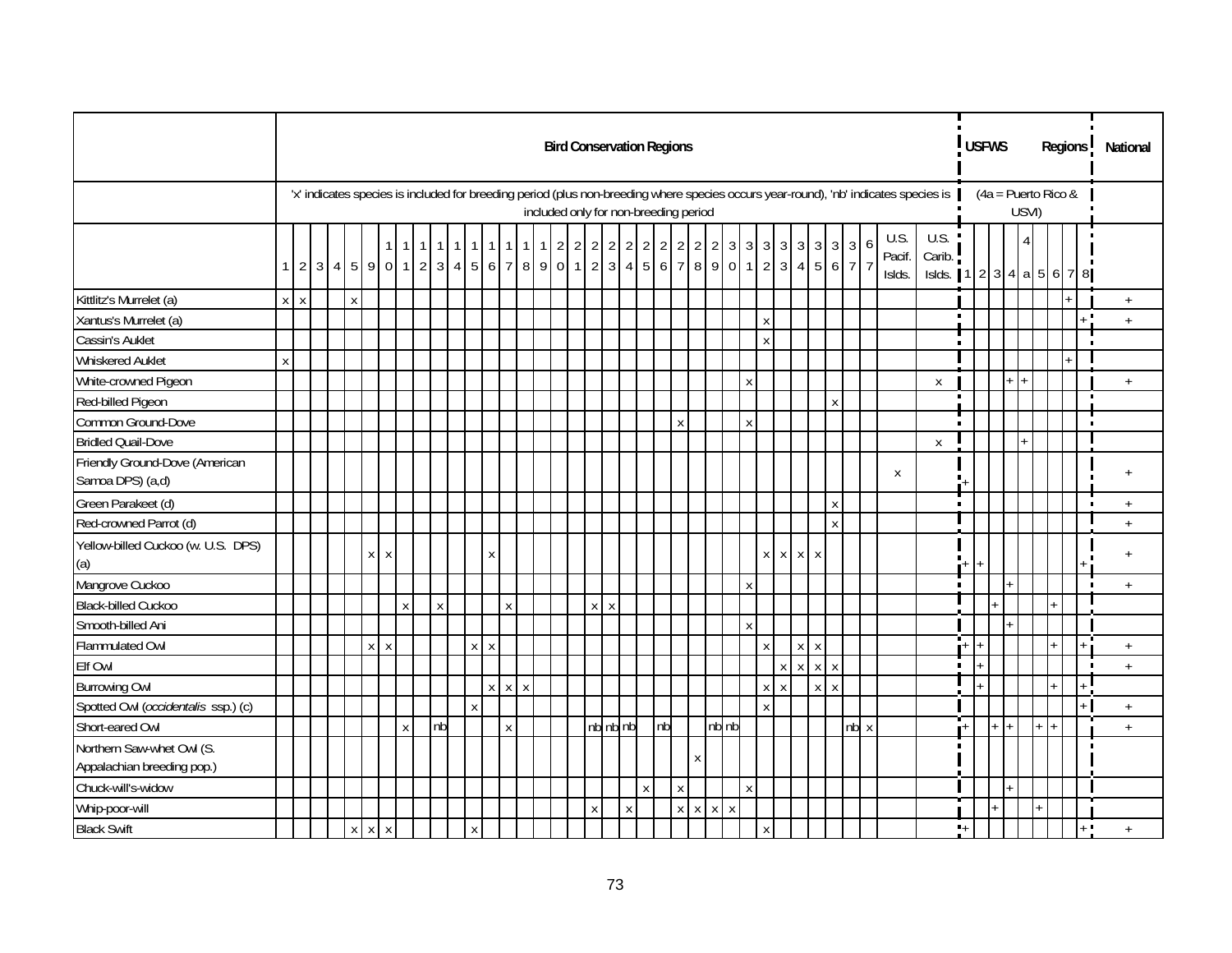| | Bird Conservation Regions | | | | | | | | | | | | | | | | | | | | | | | | | | | | | | | | | | | | USFWS Regions | | | | | | | | | National |
|---|---|---|---|---|---|---|---|---|---|---|---|---|---|---|---|---|---|---|---|---|---|---|---|---|---|---|---|---|---|---|---|---|---|---|---|---|---|---|---|---|---|---|---|---|---|---|
| | 'x' indicates species is included for breeding period (plus non-breeding where species occurs year-round), 'nb' indicates species is included only for non-breeding period | | | | | | | | | | | | | | | | | | | | | | | | | | | | | | | | | | | | (4a = Puerto Rico & USVI) | | | | | | | | | |
| | 1 | 2 | 3 | 4 | 5 | 9 | 10 | 11 | 12 | 13 | 14 | 15 | 16 | 17 | 18 | 19 | 20 | 21 | 22 | 23 | 24 | 25 | 26 | 27 | 28 | 29 | 30 | 31 | 32 | 33 | 34 | 35 | 36 | 37 | 67 | U.S. Pacif. Islds. | U.S. Carib. Islds. | 1 | 2 | 3 | 4 | 4a | 5 | 6 | 7 | 8 | |
| Kittlitz's Murrelet (a) | x | x | | | x | | | | | | | | | | | | | | | | | | | | | | | | | | | | | | | | | | | | | | | | + | | + |
| Xantus's Murrelet (a) | | | | | | | | | | | | | | | | | | | | | | | | | | | | | x | | | | | | | | | | | | | | | | | + | + |
| Cassin's Auklet | | | | | | | | | | | | | | | | | | | | | | | | | | | | | x | | | | | | | | | | | | | | | | | | |
| Whiskered Auklet | x | | | | | | | | | | | | | | | | | | | | | | | | | | | | | | | | | | | | | | | | | | | | + | | |
| White-crowned Pigeon | | | | | | | | | | | | | | | | | | | | | | | | | | | | x | | | | | | | | | x | | | | + | + | | | | | + |
| Red-billed Pigeon | | | | | | | | | | | | | | | | | | | | | | | | | | | | | | | | | x | | | | | | | | | | | | | | |
| Common Ground-Dove | | | | | | | | | | | | | | | | | | | | | | | | x | | | | x | | | | | | | | | | | | | | | | | | | |
| Bridled Quail-Dove | | | | | | | | | | | | | | | | | | | | | | | | | | | | | | | | | | | | | x | | | | | + | | | | | |
| Friendly Ground-Dove (American Samoa DPS) (a,d) | | | | | | | | | | | | | | | | | | | | | | | | | | | | | | | | | | | | x | | + | | | | | | | | | + |
| Green Parakeet (d) | | | | | | | | | | | | | | | | | | | | | | | | | | | | | | | | | x | | | | | | | | | | | | | | + |
| Red-crowned Parrot (d) | | | | | | | | | | | | | | | | | | | | | | | | | | | | | | | | | x | | | | | | | | | | | | | | + |
| Yellow-billed Cuckoo (w. U.S. DPS) (a) | | | | | | x | x | | | | | | x | | | | | | | | | | | | | | | | x | x | x | x | | | | | | + | + | | | | | | | + | + |
| Mangrove Cuckoo | | | | | | | | | | | | | | | | | | | | | | | | | | | | x | | | | | | | | | | | | | + | | | | | | + |
| Black-billed Cuckoo | | | | | | | | x | | x | | | | x | | | | | x | x | | | | | | | | | | | | | | | | | | | | + | | | | + | | | |
| Smooth-billed Ani | | | | | | | | | | | | | | | | | | | | | | | | | | | | x | | | | | | | | | | | | | + | | | | | | |
| Flammulated Owl | | | | | | x | x | | | | | x | x | | | | | | | | | | | | | | | | x | | x | x | | | | | | + | + | | | | | + | | + | + |
| Elf Owl | | | | | | | | | | | | | | | | | | | | | | | | | | | | | | x | x | x | x | | | | | | + | | | | | | | | + |
| Burrowing Owl | | | | | | | | | | | | | x | x | x | | | | | | | | | | | | | | x | x | | x | x | | | | | | + | | | | | + | | + | |
| Spotted Owl (*occidentalis* ssp.) (c) | | | | | | | | | | | | x | | | | | | | | | | | | | | | | | x | | | | | | | | | | | | | | | | | + | + |
| Short-eared Owl | | | | | | | | x | | nb | | | | x | | | | | nb | nb | nb | | nb | | | nb | nb | | | | | | | nb | x | | | + | | + | + | | + | + | | | + |
| Northern Saw-whet Owl (S. Appalachian breeding pop.) | | | | | | | | | | | | | | | | | | | | | | | | | x | | | | | | | | | | | | | | | | | | | | | | |
| Chuck-will's-widow | | | | | | | | | | | | | | | | | | | | | | x | | x | | | | x | | | | | | | | | | | | | + | | | | | | |
| Whip-poor-will | | | | | | | | | | | | | | | | | | | x | | x | | | x | x | x | x | | | | | | | | | | | | | + | | | + | | | | |
| Black Swift | | | | | x | x | x | | | | | x | | | | | | | | | | | | | | | | | x | | | | | | | | | + | | | | | | | | + | + |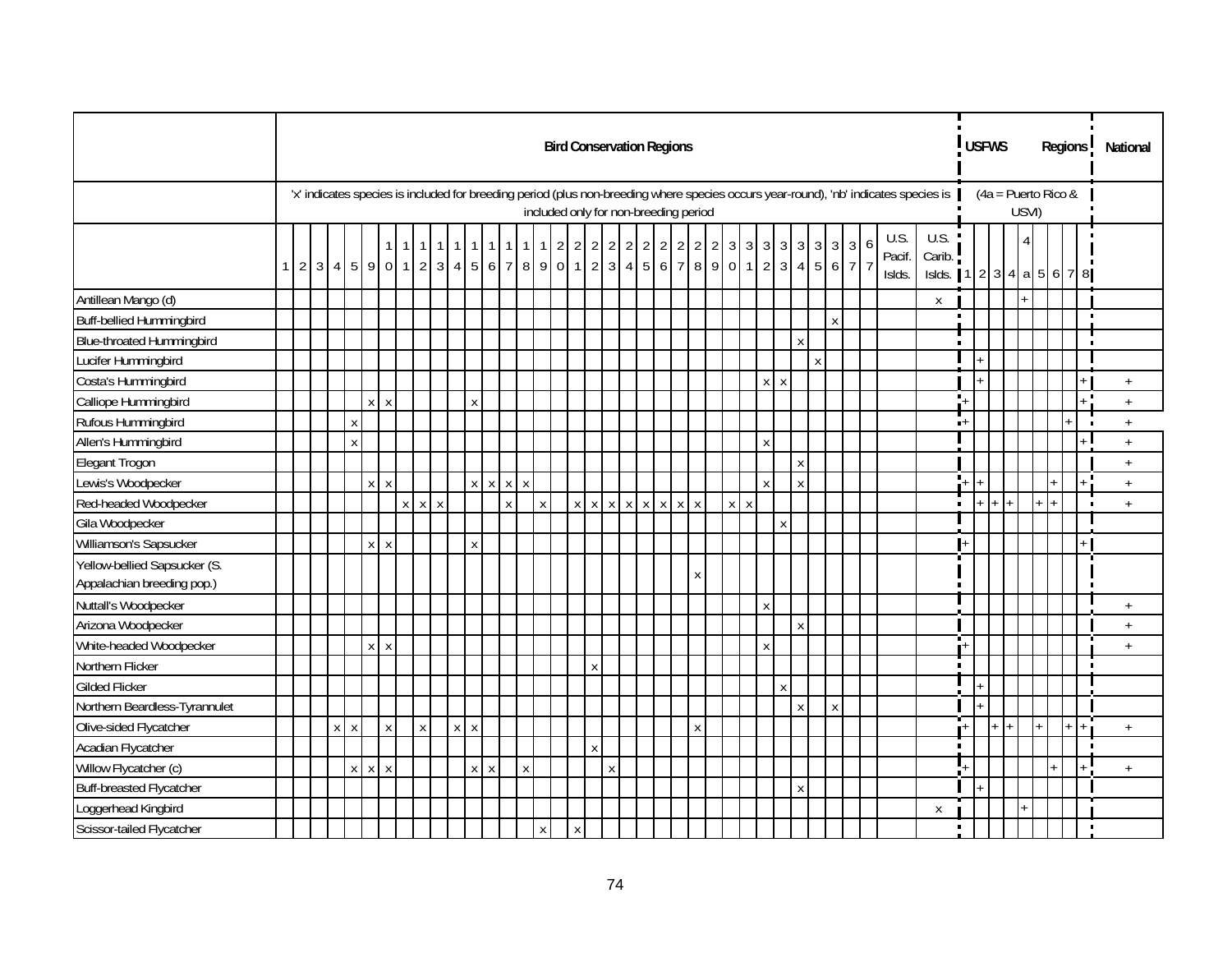| | Bird Conservation Regions | | | | | | | | | | | | | | | | | | | | | | | | | | | | | | | | | | | | | USFWS Regions | | | | | | | | | National |
|---|---|---|---|---|---|---|---|---|---|---|---|---|---|---|---|---|---|---|---|---|---|---|---|---|---|---|---|---|---|---|---|---|---|---|---|---|---|---|---|---|---|---|---|---|---|---|---|
| | 'x' indicates species is included for breeding period (plus non-breeding where species occurs year-round), 'nb' indicates species is included only for non-breeding period | | | | | | | | | | | | | | | | | | | | | | | | | | | | | | | | | | | | | (4a = Puerto Rico & USVI) | | | | | | | | | |
| | 1 | 2 | 3 | 4 | 5 | 9 | 10 | 11 | 12 | 13 | 14 | 15 | 16 | 17 | 18 | 19 | 20 | 21 | 22 | 23 | 24 | 25 | 26 | 27 | 28 | 29 | 30 | 31 | 32 | 33 | 34 | 35 | 36 | 37 | 67 | U.S. Pacif. Islds. | U.S. Carib. Islds. | 1 | 2 | 3 | 4 | 4a | 5 | 6 | 7 | 8 | |
| Antillean Mango (d) | | | | | | | | | | | | | | | | | | | | | | | | | | | | | | | | | | | | | x | | | | | + | | | | | |
| Buff-bellied Hummingbird | | | | | | | | | | | | | | | | | | | | | | | | | | | | | | | | | x | | | | | | | | | | | | | | |
| Blue-throated Hummingbird | | | | | | | | | | | | | | | | | | | | | | | | | | | | | | | x | | | | | | | | | | | | | | | | |
| Lucifer Hummingbird | | | | | | | | | | | | | | | | | | | | | | | | | | | | | | | | x | | | | | | | + | | | | | | | | |
| Costa's Hummingbird | | | | | | | | | | | | | | | | | | | | | | | | | | | | | x | x | | | | | | | | | + | | | | | | | + | + |
| Calliope Hummingbird | | | | | | x | x | | | | | x | | | | | | | | | | | | | | | | | | | | | | | | | | + | | | | | | | | + | + |
| Rufous Hummingbird | | | | | x | | | | | | | | | | | | | | | | | | | | | | | | | | | | | | | | | + | | | | | | | + | | + |
| Allen's Hummingbird | | | | | x | | | | | | | | | | | | | | | | | | | | | | | | x | | | | | | | | | | | | | | | | | + | + |
| Elegant Trogon | | | | | | | | | | | | | | | | | | | | | | | | | | | | | | | x | | | | | | | | | | | | | | | | + |
| Lewis's Woodpecker | | | | | | x | x | | | | | x | x | x | x | | | | | | | | | | | | | | x | | x | | | | | | | + | + | | | | | + | | + | + |
| Red-headed Woodpecker | | | | | | | | x | x | x | | | | x | | x | | x | x | x | x | x | x | x | x | | x | x | | | | | | | | | | | + | + | + | | + | + | | | + |
| Gila Woodpecker | | | | | | | | | | | | | | | | | | | | | | | | | | | | | | x | | | | | | | | | | | | | | | | | |
| Williamson's Sapsucker | | | | | | x | x | | | | | x | | | | | | | | | | | | | | | | | | | | | | | | | | + | | | | | | | | + | |
| Yellow-bellied Sapsucker (S. Appalachian breeding pop.) | | | | | | | | | | | | | | | | | | | | | | | | | x | | | | | | | | | | | | | | | | | | | | | | |
| Nuttall's Woodpecker | | | | | | | | | | | | | | | | | | | | | | | | | | | | | x | | | | | | | | | | | | | | | | | | + |
| Arizona Woodpecker | | | | | | | | | | | | | | | | | | | | | | | | | | | | | | | x | | | | | | | | | | | | | | | | + |
| White-headed Woodpecker | | | | | | x | x | | | | | | | | | | | | | | | | | | | | | | x | | | | | | | | | + | | | | | | | | | + |
| Northern Flicker | | | | | | | | | | | | | | | | | | | x | | | | | | | | | | | | | | | | | | | | | | | | | | | | |
| Gilded Flicker | | | | | | | | | | | | | | | | | | | | | | | | | | | | | | x | | | | | | | | | + | | | | | | | | |
| Northern Beardless-Tyrannulet | | | | | | | | | | | | | | | | | | | | | | | | | | | | | | | x | | x | | | | | | + | | | | | | | | |
| Olive-sided Flycatcher | | | | x | x | | x | | x | | x | x | | | | | | | | | | | | | x | | | | | | | | | | | | | + | | + | + | | + | | + | + | + |
| Acadian Flycatcher | | | | | | | | | | | | | | | | | | | x | | | | | | | | | | | | | | | | | | | | | | | | | | | | |
| Willow Flycatcher (c) | | | | | x | x | x | | | | | x | x | | x | | | | | x | | | | | | | | | | | | | | | | | | + | | | | | | + | | + | + |
| Buff-breasted Flycatcher | | | | | | | | | | | | | | | | | | | | | | | | | | | | | | | x | | | | | | | | + | | | | | | | | |
| Loggerhead Kingbird | | | | | | | | | | | | | | | | | | | | | | | | | | | | | | | | | | | | | x | | | | | + | | | | | |
| Scissor-tailed Flycatcher | | | | | | | | | | | | | | | | x | | x | | | | | | | | | | | | | | | | | | | | | | | | | | | | | |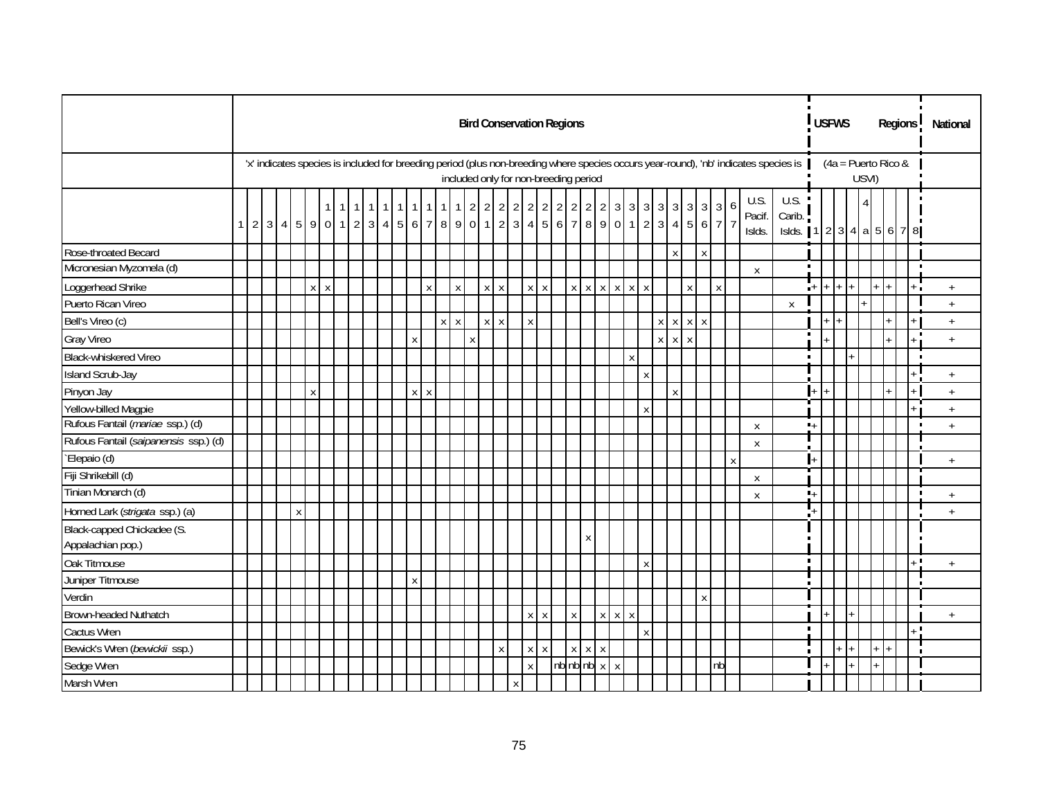| | Bird Conservation Regions | | | | | | | | | | | | | | | | | | | | | | | | | | | | | | | | | | | | USFWS Regions | | | | | | | | | National |
|---|---|---|---|---|---|---|---|---|---|---|---|---|---|---|---|---|---|---|---|---|---|---|---|---|---|---|---|---|---|---|---|---|---|---|---|---|---|---|---|---|---|---|---|---|---|---|
| | 'x' indicates species is included for breeding period (plus non-breeding where species occurs year-round), 'nb' indicates species is included only for non-breeding period | | | | | | | | | | | | | | | | | | | | | | | | | | | | | | | | | | | | (4a = Puerto Rico & USVI) | | | | | | | | | |
| | 1 | 2 | 3 | 4 | 5 | 9 | 10 | 11 | 12 | 13 | 14 | 15 | 16 | 17 | 18 | 19 | 20 | 21 | 22 | 23 | 24 | 25 | 26 | 27 | 28 | 29 | 30 | 31 | 32 | 33 | 34 | 35 | 36 | 37 | 67 | U.S. Pacif. Islds. | U.S. Carib. Islds. | 1 | 2 | 3 | 4 | 4a | 5 | 6 | 7 | 8 | |
| Rose-throated Becard | | | | | | | | | | | | | | | | | | | | | | | | | | | | | | | x | | x | | | | | | | | | | | | | | |
| Micronesian Myzomela (d) | | | | | | | | | | | | | | | | | | | | | | | | | | | | | | | | | | | | x | | | | | | | | | | | |
| Loggerhead Shrike | | | | | | x | x | | | | | | | x | | x | | x | x | | x | x | | x | x | x | x | x | x | | | x | | x | | | | + | + | + | + | | + | + | | + | + |
| Puerto Rican Vireo | | | | | | | | | | | | | | | | | | | | | | | | | | | | | | | | | | | | | x | | | | | + | | | | | + |
| Bell's Vireo (c) | | | | | | | | | | | | | | | x | x | | x | x | | x | | | | | | | | | x | x | x | x | | | | | | + | + | | | | + | | + | + |
| Gray Vireo | | | | | | | | | | | | | x | | | | x | | | | | | | | | | | | | x | x | x | | | | | | | + | | | | | + | | + | + |
| Black-whiskered Vireo | | | | | | | | | | | | | | | | | | | | | | | | | | | | x | | | | | | | | | | | | | + | | | | | | |
| Island Scrub-Jay | | | | | | | | | | | | | | | | | | | | | | | | | | | | | x | | | | | | | | | | | | | | | | | + | + |
| Pinyon Jay | | | | | | x | | | | | | | x | x | | | | | | | | | | | | | | | | | x | | | | | | | + | + | | | | | + | | + | + |
| Yellow-billed Magpie | | | | | | | | | | | | | | | | | | | | | | | | | | | | | x | | | | | | | | | | | | | | | | | + | + |
| Rufous Fantail (*mariae* ssp.) (d) | | | | | | | | | | | | | | | | | | | | | | | | | | | | | | | | | | | | x | | + | | | | | | | | | + |
| Rufous Fantail (*saipanensis* ssp.) (d) | | | | | | | | | | | | | | | | | | | | | | | | | | | | | | | | | | | | x | | | | | | | | | | | |
| `Elepaio (d) | | | | | | | | | | | | | | | | | | | | | | | | | | | | | | | | | | | x | | | + | | | | | | | | | + |
| Fiji Shrikebill (d) | | | | | | | | | | | | | | | | | | | | | | | | | | | | | | | | | | | | x | | | | | | | | | | | |
| Tinian Monarch (d) | | | | | | | | | | | | | | | | | | | | | | | | | | | | | | | | | | | | x | | + | | | | | | | | | + |
| Horned Lark (*strigata* ssp.) (a) | | | | | x | | | | | | | | | | | | | | | | | | | | | | | | | | | | | | | | | + | | | | | | | | | + |
| Black-capped Chickadee (S. Appalachian pop.) | | | | | | | | | | | | | | | | | | | | | | | | | x | | | | | | | | | | | | | | | | | | | | | | |
| Oak Titmouse | | | | | | | | | | | | | | | | | | | | | | | | | | | | | x | | | | | | | | | | | | | | | | | + | + |
| Juniper Titmouse | | | | | | | | | | | | | x | | | | | | | | | | | | | | | | | | | | | | | | | | | | | | | | | | |
| Verdin | | | | | | | | | | | | | | | | | | | | | | | | | | | | | | | | | x | | | | | | | | | | | | | | |
| Brown-headed Nuthatch | | | | | | | | | | | | | | | | | | | | | x | x | | x | | x | x | x | | | | | | | | | | | + | | + | | | | | | + |
| Cactus Wren | | | | | | | | | | | | | | | | | | | | | | | | | | | | | x | | | | | | | | | | | | | | | | | + | |
| Bewick's Wren (*bewickii* ssp.) | | | | | | | | | | | | | | | | | | | x | | x | x | | x | x | x | | | | | | | | | | | | | | + | + | | + | + | | | |
| Sedge Wren | | | | | | | | | | | | | | | | | | | | | x | | nb | nb | nb | x | x | | | | | | | nb | | | | | + | | + | | + | | | | |
| Marsh Wren | | | | | | | | | | | | | | | | | | | | x | | | | | | | | | | | | | | | | | | | | | | | | | | | |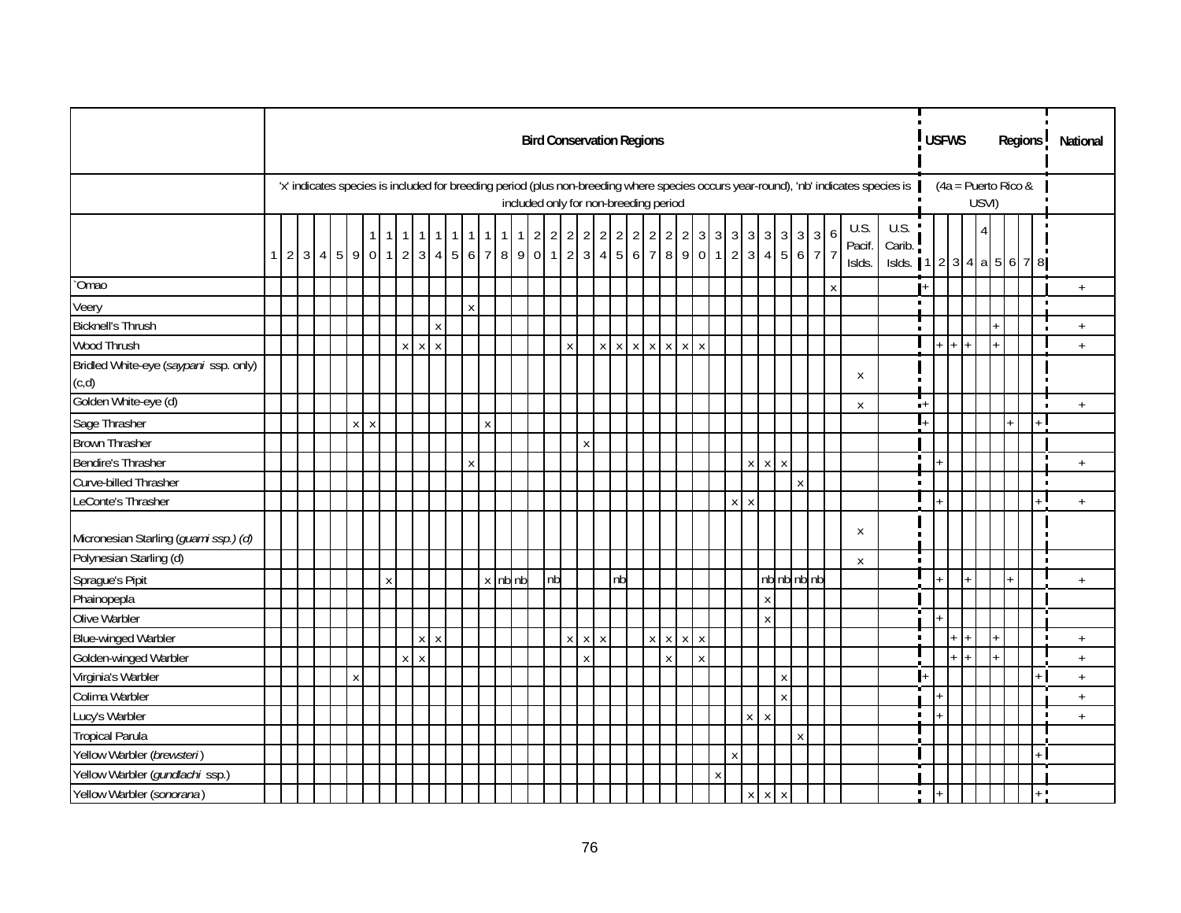'x' indicates species is included for breeding period (plus non-breeding where species occurs year-round), 'nb' indicates species is included only for non-breeding period

(4a = Puerto Rico & USVI)

| | Bird Conservation Regions | | | | | | | | | | | | | | | | | | | | | | | | | | | | | | | | | | | | USFWS Regions | | | | | | | | | National |
|---|---|---|---|---|---|---|---|---|---|---|---|---|---|---|---|---|---|---|---|---|---|---|---|---|---|---|---|---|---|---|---|---|---|---|---|---|---|---|---|---|---|---|---|---|---|---|
| | 1 | 2 | 3 | 4 | 5 | 9 | 10 | 11 | 12 | 13 | 14 | 15 | 16 | 17 | 18 | 19 | 20 | 21 | 22 | 23 | 24 | 25 | 26 | 27 | 28 | 29 | 30 | 31 | 32 | 33 | 34 | 35 | 36 | 37 | 67 | U.S. Pacif. Islds. | U.S. Carib. Islds. | 1 | 2 | 3 | 4 | 4a | 5 | 6 | 7 | 8 | |
| `Omao | | | | | | | | | | | | | | | | | | | | | | | | | | | | | | | | | | | x | | | + | | | | | | | | | + |
| Veery | | | | | | | | | | | | | x | | | | | | | | | | | | | | | | | | | | | | | | | | | | | | | | | | |
| Bicknell's Thrush | | | | | | | | | | | x | | | | | | | | | | | | | | | | | | | | | | | | | | | | | | | | + | | | | + |
| Wood Thrush | | | | | | | | | x | x | x | | | | | | | | x | | x | x | x | x | x | x | x | | | | | | | | | | | | + | + | + | | + | | | | + |
| Bridled White-eye (*saypani* ssp. only) (c,d) | | | | | | | | | | | | | | | | | | | | | | | | | | | | | | | | | | | | x | | | | | | | | | | | |
| Golden White-eye (d) | | | | | | | | | | | | | | | | | | | | | | | | | | | | | | | | | | | | x | | + | | | | | | | | | + |
| Sage Thrasher | | | | | | x | x | | | | | | | x | | | | | | | | | | | | | | | | | | | | | | | | + | | | | | | + | | + | |
| Brown Thrasher | | | | | | | | | | | | | | | | | | | | x | | | | | | | | | | | | | | | | | | | | | | | | | | | |
| Bendire's Thrasher | | | | | | | | | | | | | x | | | | | | | | | | | | | | | | | x | x | x | | | | | | | + | | | | | | | | + |
| Curve-billed Thrasher | | | | | | | | | | | | | | | | | | | | | | | | | | | | | | | | | x | | | | | | | | | | | | | | |
| LeConte's Thrasher | | | | | | | | | | | | | | | | | | | | | | | | | | | | | x | x | | | | | | | | | + | | | | | | | + | + |
| Micronesian Starling (*guami ssp.) (d)* | | | | | | | | | | | | | | | | | | | | | | | | | | | | | | | | | | | | x | | | | | | | | | | | |
| Polynesian Starling (d) | | | | | | | | | | | | | | | | | | | | | | | | | | | | | | | | | | | | x | | | | | | | | | | | |
| Sprague's Pipit | | | | | | | | x | | | | | | x | nb | nb | | nb | | | | nb | | | | | | | | | nb | nb | nb | nb | | | | | + | | + | | | + | | | + |
| Phainopepla | | | | | | | | | | | | | | | | | | | | | | | | | | | | | | | x | | | | | | | | | | | | | | | | |
| Olive Warbler | | | | | | | | | | | | | | | | | | | | | | | | | | | | | | | x | | | | | | | | + | | | | | | | | |
| Blue-winged Warbler | | | | | | | | | | x | x | | | | | | | | x | x | x | | | x | x | x | x | | | | | | | | | | | | | + | + | | + | | | | + |
| Golden-winged Warbler | | | | | | | | | x | x | | | | | | | | | | x | | | | | x | | x | | | | | | | | | | | | | + | + | | + | | | | + |
| Virginia's Warbler | | | | | | x | | | | | | | | | | | | | | | | | | | | | | | | | | x | | | | | | + | | | | | | | | + | + |
| Colima Warbler | | | | | | | | | | | | | | | | | | | | | | | | | | | | | | | | x | | | | | | | + | | | | | | | | + |
| Lucy's Warbler | | | | | | | | | | | | | | | | | | | | | | | | | | | | | | x | x | | | | | | | | + | | | | | | | | + |
| Tropical Parula | | | | | | | | | | | | | | | | | | | | | | | | | | | | | | | | | x | | | | | | | | | | | | | | |
| Yellow Warbler (*brewsteri*) | | | | | | | | | | | | | | | | | | | | | | | | | | | | | x | | | | | | | | | | | | | | | | | + | |
| Yellow Warbler (*gundlachi* ssp.) | | | | | | | | | | | | | | | | | | | | | | | | | | | | x | | | | | | | | | | | | | | | | | | | |
| Yellow Warbler (*sonorana*) | | | | | | | | | | | | | | | | | | | | | | | | | | | | | | x | x | x | | | | | | | + | | | | | | | + | |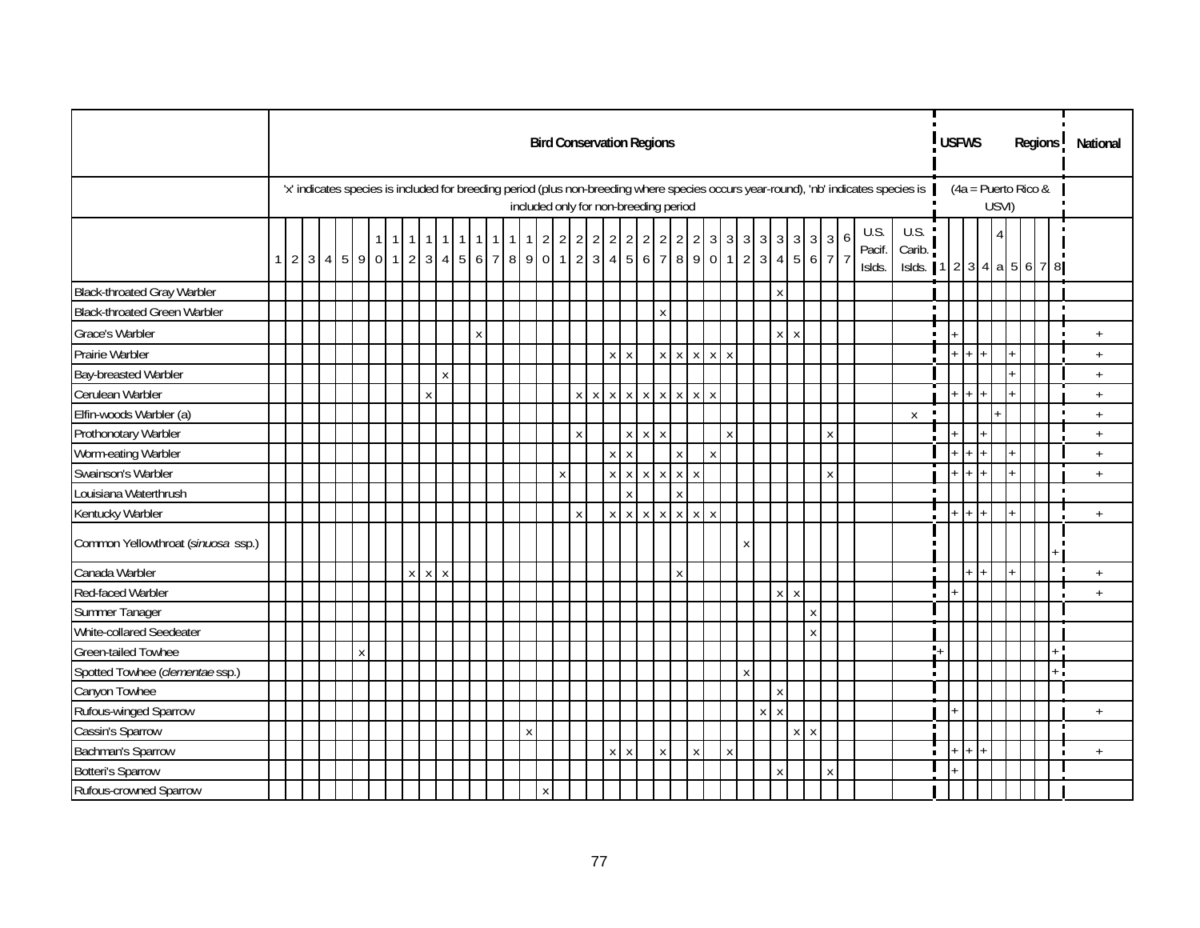| | Bird Conservation Regions | | | | | | | | | | | | | | | | | | | | | | | | | | | | | | | | | | | | | USFWS Regions | | | | | | | | | National |
|---|---|---|---|---|---|---|---|---|---|---|---|---|---|---|---|---|---|---|---|---|---|---|---|---|---|---|---|---|---|---|---|---|---|---|---|---|---|---|---|---|---|---|---|---|---|---|
| | 'x' indicates species is included for breeding period (plus non-breeding where species occurs year-round), 'nb' indicates species is included only for non-breeding period | | | | | | | | | | | | | | | | | | | | | | | | | | | | | | | | | | | | | (4a = Puerto Rico & USVI) | | | | | | | | | |
| | 1 | 2 | 3 | 4 | 5 | 9 | 10 | 11 | 12 | 13 | 14 | 15 | 16 | 17 | 18 | 19 | 20 | 21 | 22 | 23 | 24 | 25 | 26 | 27 | 28 | 29 | 30 | 31 | 32 | 33 | 34 | 35 | 36 | 37 | 67 | U.S. Pacif. Islds. | U.S. Carib. Islds. | 1 | 2 | 3 | 4 | 4a | 5 | 6 | 7 | 8 | |
| Black-throated Gray Warbler | | | | | | | | | | | | | | | | | | | | | | | | | | | | | | | x | | | | | | | | | | | | | | | | |
| Black-throated Green Warbler | | | | | | | | | | | | | | | | | | | | | | | | x | | | | | | | | | | | | | | | | | | | | | | | |
| Grace's Warbler | | | | | | | | | | | | | x | | | | | | | | | | | | | | | | | | x | x | | | | | | | + | | | | | | | | + |
| Prairie Warbler | | | | | | | | | | | | | | | | | | | | | x | x | | x | x | x | x | x | | | | | | | | | | | + | + | + | | + | | | | + |
| Bay-breasted Warbler | | | | | | | | | | | x | | | | | | | | | | | | | | | | | | | | | | | | | | | | | | | | + | | | | + |
| Cerulean Warbler | | | | | | | | | | x | | | | | | | | | x | x | x | x | x | x | x | x | x | | | | | | | | | | | | + | + | + | | + | | | | + |
| Elfin-woods Warbler (a) | | | | | | | | | | | | | | | | | | | | | | | | | | | | | | | | | | | | | x | | | | | + | | | | | + |
| Prothonotary Warbler | | | | | | | | | | | | | | | | | | | x | | | x | x | x | | | | x | | | | | | x | | | | | + | | + | | | | | | + |
| Worm-eating Warbler | | | | | | | | | | | | | | | | | | | | | x | x | | | x | | x | | | | | | | | | | | | + | + | + | | + | | | | + |
| Swainson's Warbler | | | | | | | | | | | | | | | | | | x | | | x | x | x | x | x | x | | | | | | | | x | | | | | + | + | + | | + | | | | + |
| Louisiana Waterthrush | | | | | | | | | | | | | | | | | | | | | | x | | | x | | | | | | | | | | | | | | | | | | | | | | |
| Kentucky Warbler | | | | | | | | | | | | | | | | | | | x | | x | x | x | x | x | x | x | | | | | | | | | | | | + | + | + | | + | | | | + |
| Common Yellowthroat (*sinuosa* ssp.) | | | | | | | | | | | | | | | | | | | | | | | | | | | | | x | | | | | | | | | | | | | | | | | + | |
| Canada Warbler | | | | | | | | | x | x | x | | | | | | | | | | | | | | x | | | | | | | | | | | | | | | + | + | | + | | | | + |
| Red-faced Warbler | | | | | | | | | | | | | | | | | | | | | | | | | | | | | | | x | x | | | | | | | + | | | | | | | | + |
| Summer Tanager | | | | | | | | | | | | | | | | | | | | | | | | | | | | | | | | | x | | | | | | | | | | | | | | |
| White-collared Seedeater | | | | | | | | | | | | | | | | | | | | | | | | | | | | | | | | | x | | | | | | | | | | | | | | |
| Green-tailed Towhee | | | | | | x | | | | | | | | | | | | | | | | | | | | | | | | | | | | | | | | + | | | | | | | | + | |
| Spotted Towhee (*clementae* ssp.) | | | | | | | | | | | | | | | | | | | | | | | | | | | | | x | | | | | | | | | | | | | | | | | + | |
| Canyon Towhee | | | | | | | | | | | | | | | | | | | | | | | | | | | | | | | x | | | | | | | | | | | | | | | | |
| Rufous-winged Sparrow | | | | | | | | | | | | | | | | | | | | | | | | | | | | | | x | x | | | | | | | | + | | | | | | | | + |
| Cassin's Sparrow | | | | | | | | | | | | | | | | x | | | | | | | | | | | | | | | | x | x | | | | | | | | | | | | | | |
| Bachman's Sparrow | | | | | | | | | | | | | | | | | | | | | x | x | | x | | x | | x | | | | | | | | | | | + | + | + | | | | | | + |
| Botteri's Sparrow | | | | | | | | | | | | | | | | | | | | | | | | | | | | | | | x | | | x | | | | | + | | | | | | | | |
| Rufous-crowned Sparrow | | | | | | | | | | | | | | | | | x | | | | | | | | | | | | | | | | | | | | | | | | | | | | | | |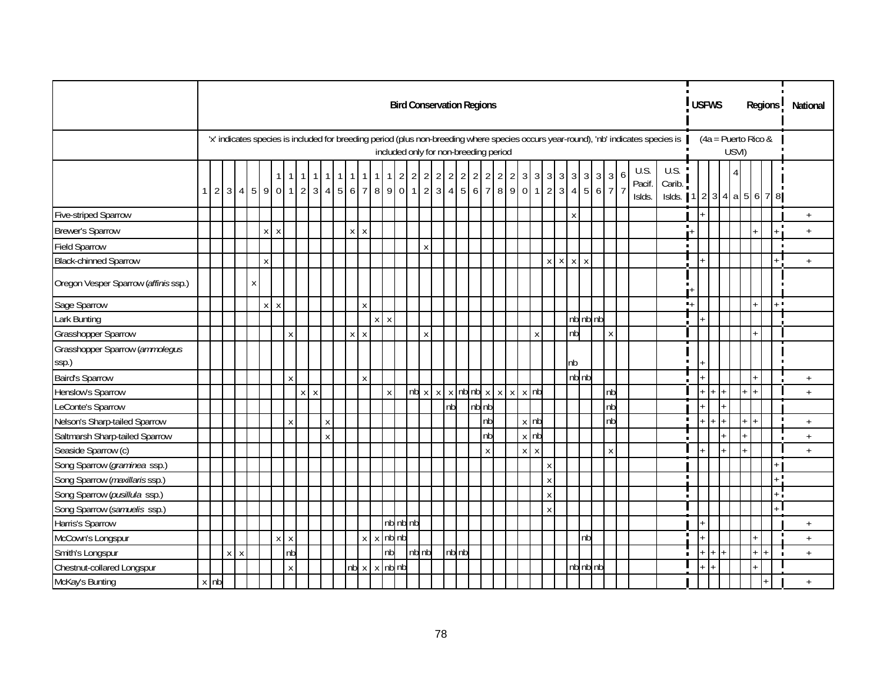| | Bird Conservation Regions | | | | | | | | | | | | | | | | | | | | | | | | | | | | | | | | | | | | | USFWS Regions | | | | | | | | | National |
|---|---|---|---|---|---|---|---|---|---|---|---|---|---|---|---|---|---|---|---|---|---|---|---|---|---|---|---|---|---|---|---|---|---|---|---|---|---|---|---|---|---|---|---|---|---|---|---|
| | 'x' indicates species is included for breeding period (plus non-breeding where species occurs year-round), 'nb' indicates species is included only for non-breeding period | | | | | | | | | | | | | | | | | | | | | | | | | | | | | | | | | | | | | (4a = Puerto Rico & USVI) | | | | | | | | | |
| | 1 | 2 | 3 | 4 | 5 | 9 | 10 | 11 | 12 | 13 | 14 | 15 | 16 | 17 | 18 | 19 | 20 | 21 | 22 | 23 | 24 | 25 | 26 | 27 | 28 | 29 | 30 | 31 | 32 | 33 | 34 | 35 | 36 | 37 | 67 | U.S. Pacif. Islds. | U.S. Carib. Islds. | 1 | 2 | 3 | 4 | 4a | 5 | 6 | 7 | 8 | |
| Five-striped Sparrow | | | | | | | | | | | | | | | | | | | | | | | | | | | | | | | x | | | | | | | | + | | | | | | | | + |
| Brewer's Sparrow | | | | | | x | x | | | | | | x | x | | | | | | | | | | | | | | | | | | | | | | | | + | | | | | | + | | + | + |
| Field Sparrow | | | | | | | | | | | | | | | | | | | x | | | | | | | | | | | | | | | | | | | | | | | | | | | | |
| Black-chinned Sparrow | | | | | | x | | | | | | | | | | | | | | | | | | | | | | | x | x | x | x | | | | | | | + | | | | | | | + | + |
| Oregon Vesper Sparrow (*affinis* ssp.) | | | | | x | | | | | | | | | | | | | | | | | | | | | | | | | | | | | | | | | + | | | | | | | | | |
| Sage Sparrow | | | | | | x | x | | | | | | | x | | | | | | | | | | | | | | | | | | | | | | | | + | | | | | | + | | + | |
| Lark Bunting | | | | | | | | | | | | | | | x | x | | | | | | | | | | | | | | | nb | nb | nb | | | | | | + | | | | | | | | |
| Grasshopper Sparrow | | | | | | | | x | | | | | x | x | | | | | x | | | | | | | | | x | | | nb | | | x | | | | | | | | | | + | | | |
| Grasshopper Sparrow (*ammolegus* ssp.) | | | | | | | | | | | | | | | | | | | | | | | | | | | | | | | nb | | | | | | | | + | | | | | | | | |
| Baird's Sparrow | | | | | | | | x | | | | | | x | | | | | | | | | | | | | | | | | nb | nb | | | | | | | + | | | | | + | | | + |
| Henslow's Sparrow | | | | | | | | | x | x | | | | | | x | | nb | x | x | x | nb | nb | x | x | x | x | nb | | | | | | nb | | | | | + | + | + | | + | + | | | + |
| LeConte's Sparrow | | | | | | | | | | | | | | | | | | | | | nb | | nb | nb | | | | | | | | | | nb | | | | | + | | + | | | | | | |
| Nelson's Sharp-tailed Sparrow | | | | | | | | x | | | x | | | | | | | | | | | | | nb | | | x | nb | | | | | | nb | | | | | + | + | + | | + | + | | | + |
| Saltmarsh Sharp-tailed Sparrow | | | | | | | | | | | x | | | | | | | | | | | | | nb | | | x | nb | | | | | | | | | | | | | + | | + | | | | + |
| Seaside Sparrow (c) | | | | | | | | | | | | | | | | | | | | | | | | x | | | x | x | | | | | | x | | | | | + | | + | | + | | | | + |
| Song Sparrow (*graminea* ssp.) | | | | | | | | | | | | | | | | | | | | | | | | | | | | | x | | | | | | | | | | | | | | | | | + | |
| Song Sparrow (*maxillaris* ssp.) | | | | | | | | | | | | | | | | | | | | | | | | | | | | | x | | | | | | | | | | | | | | | | | + | |
| Song Sparrow (*pusillula* ssp.) | | | | | | | | | | | | | | | | | | | | | | | | | | | | | x | | | | | | | | | | | | | | | | | + | |
| Song Sparrow (*samuelis* ssp.) | | | | | | | | | | | | | | | | | | | | | | | | | | | | | x | | | | | | | | | | | | | | | | | + | |
| Harris's Sparrow | | | | | | | | | | | | | | | | nb | nb | nb | | | | | | | | | | | | | | | | | | | | | + | | | | | | | | + |
| McCown's Longspur | | | | | | | x | x | | | | | | x | x | nb | nb | | | | | | | | | | | | | | | nb | | | | | | | + | | | | | + | | | + |
| Smith's Longspur | | | | x | x | | | nb | | | | | | | | nb | | nb | nb | | nb | nb | | | | | | | | | | | | | | | | | + | + | + | | | + | + | | + |
| Chestnut-collared Longspur | | | | | | | | x | | | | | nb | x | x | nb | nb | | | | | | | | | | | | | | nb | nb | nb | | | | | | + | + | | | | + | | | |
| McKay's Bunting | x | nb | | | | | | | | | | | | | | | | | | | | | | | | | | | | | | | | | | | | | | | | | | | + | | + |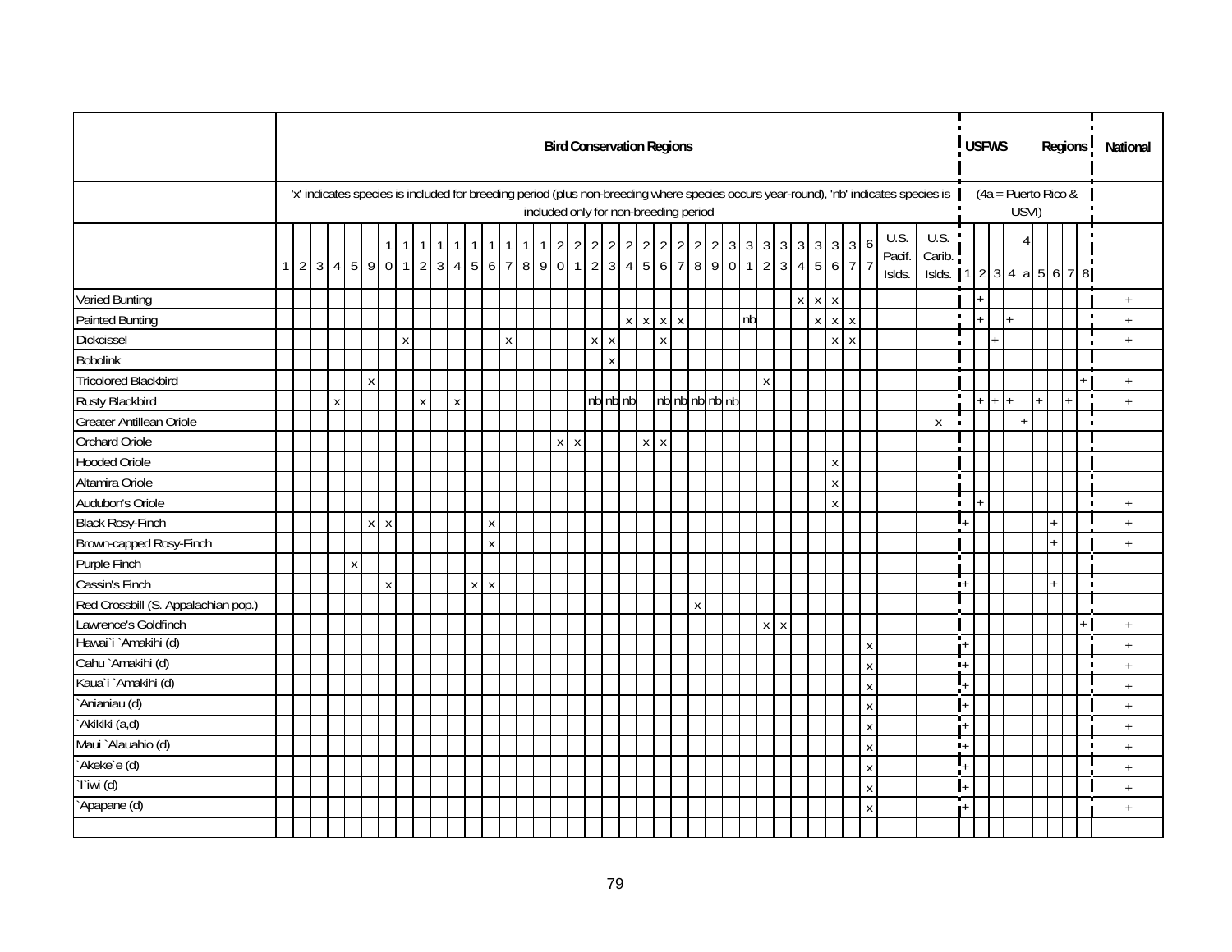| | Bird Conservation Regions | | | | | | | | | | | | | | | | | | | | | | | | | | | | | | | | | | | | USFWS Regions | | | | | | | | | National |
|---|---|---|---|---|---|---|---|---|---|---|---|---|---|---|---|---|---|---|---|---|---|---|---|---|---|---|---|---|---|---|---|---|---|---|---|---|---|---|---|---|---|---|---|---|---|---|
| | 'x' indicates species is included for breeding period (plus non-breeding where species occurs year-round), 'nb' indicates species is included only for non-breeding period | | | | | | | | | | | | | | | | | | | | | | | | | | | | | | | | | | | | (4a = Puerto Rico & USVI) | | | | | | | | | |
| | 1 | 2 | 3 | 4 | 5 | 9 | 10 | 11 | 12 | 13 | 14 | 15 | 16 | 17 | 18 | 19 | 20 | 21 | 22 | 23 | 24 | 25 | 26 | 27 | 28 | 29 | 30 | 31 | 32 | 33 | 34 | 35 | 36 | 37 | 67 | U.S. Pacif. Islds. | U.S. Carib. Islds. | 1 | 2 | 3 | 4 | 4a | 5 | 6 | 7 | 8 | |
| Varied Bunting | | | | | | | | | | | | | | | | | | | | | | | | | | | | | | | x | x | x | | | | | | + | | | | | | | | + |
| Painted Bunting | | | | | | | | | | | | | | | | | | | | | x | x | x | x | | | | nb | | | | x | x | x | | | | | + | | + | | | | | | + |
| Dickcissel | | | | | | | | x | | | | | | x | | | | | x | x | | | x | | | | | | | | | | x | x | | | | | | + | | | | | | | + |
| Bobolink | | | | | | | | | | | | | | | | | | | | x | | | | | | | | | | | | | | | | | | | | | | | | | | | |
| Tricolored Blackbird | | | | | | x | | | | | | | | | | | | | | | | | | | | | | | x | | | | | | | | | | | | | | | | | + | + |
| Rusty Blackbird | | | | x | | | | | x | | x | | | | | | | | nb | nb | nb | | nb | nb | nb | nb | nb | | | | | | | | | | | | + | + | + | | + | | + | | + |
| Greater Antillean Oriole | | | | | | | | | | | | | | | | | | | | | | | | | | | | | | | | | | | | | x | | | | | + | | | | | |
| Orchard Oriole | | | | | | | | | | | | | | | | | x | x | | | | x | x | | | | | | | | | | | | | | | | | | | | | | | | |
| Hooded Oriole | | | | | | | | | | | | | | | | | | | | | | | | | | | | | | | | | x | | | | | | | | | | | | | | |
| Altamira Oriole | | | | | | | | | | | | | | | | | | | | | | | | | | | | | | | | | x | | | | | | | | | | | | | | |
| Audubon's Oriole | | | | | | | | | | | | | | | | | | | | | | | | | | | | | | | | | x | | | | | | + | | | | | | | | + |
| Black Rosy-Finch | | | | | | x | x | | | | | | x | | | | | | | | | | | | | | | | | | | | | | | | | + | | | | | | + | | | + |
| Brown-capped Rosy-Finch | | | | | | | | | | | | | x | | | | | | | | | | | | | | | | | | | | | | | | | | | | | | | + | | | + |
| Purple Finch | | | | | x | | | | | | | | | | | | | | | | | | | | | | | | | | | | | | | | | | | | | | | | | | |
| Cassin's Finch | | | | | | | x | | | | | x | x | | | | | | | | | | | | | | | | | | | | | | | | | + | | | | | | + | | | |
| Red Crossbill (S. Appalachian pop.) | | | | | | | | | | | | | | | | | | | | | | | | | x | | | | | | | | | | | | | | | | | | | | | | |
| Lawrence's Goldfinch | | | | | | | | | | | | | | | | | | | | | | | | | | | | | x | x | | | | | | | | | | | | | | | | + | + |
| Hawai`i `Amakihi (d) | | | | | | | | | | | | | | | | | | | | | | | | | | | | | | | | | | | x | | | + | | | | | | | | | + |
| Oahu `Amakihi (d) | | | | | | | | | | | | | | | | | | | | | | | | | | | | | | | | | | | x | | | + | | | | | | | | | + |
| Kaua`i `Amakihi (d) | | | | | | | | | | | | | | | | | | | | | | | | | | | | | | | | | | | x | | | + | | | | | | | | | + |
| `Anianiau (d) | | | | | | | | | | | | | | | | | | | | | | | | | | | | | | | | | | | x | | | + | | | | | | | | | + |
| `Akikiki (a,d) | | | | | | | | | | | | | | | | | | | | | | | | | | | | | | | | | | | x | | | + | | | | | | | | | + |
| Maui `Alauahio (d) | | | | | | | | | | | | | | | | | | | | | | | | | | | | | | | | | | | x | | | + | | | | | | | | | + |
| `Akeke`e (d) | | | | | | | | | | | | | | | | | | | | | | | | | | | | | | | | | | | x | | | + | | | | | | | | | + |
| `I`iwi (d) | | | | | | | | | | | | | | | | | | | | | | | | | | | | | | | | | | | x | | | + | | | | | | | | | + |
| `Apapane (d) | | | | | | | | | | | | | | | | | | | | | | | | | | | | | | | | | | | x | | | + | | | | | | | | | + |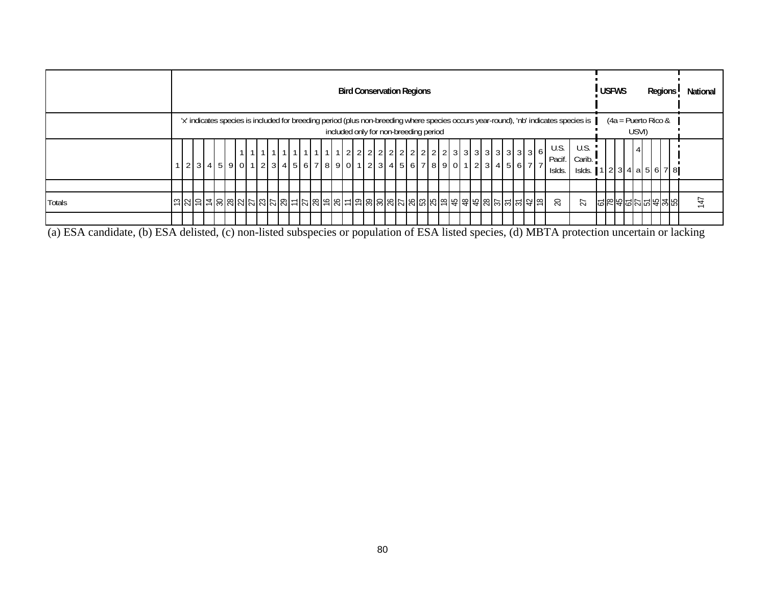| | Bird Conservation Regions | | | | | | | | | | | | | | | | | | | | | | | | | | | | | | | | | | | | USFWS Regions | | | | | | | | | National |
|---|---|---|---|---|---|---|---|---|---|---|---|---|---|---|---|---|---|---|---|---|---|---|---|---|---|---|---|---|---|---|---|---|---|---|---|---|---|---|---|---|---|---|---|---|---|---|
| | 'x' indicates species is included for breeding period (plus non-breeding where species occurs year-round), 'nb' indicates species is included only for non-breeding period | | | | | | | | | | | | | | | | | | | | | | | | | | | | | | | | | | | | (4a = Puerto Rico & USVI) | | | | | | | | | |
| | 1 | 2 | 3 | 4 | 5 | 9 | 10 | 11 | 12 | 13 | 14 | 15 | 16 | 17 | 18 | 19 | 20 | 21 | 22 | 23 | 24 | 25 | 26 | 27 | 28 | 29 | 30 | 31 | 32 | 33 | 34 | 35 | 36 | 37 | 67 | U.S. Pacif. Islds. | U.S. Carib. Islds. | 1 | 2 | 3 | 4 | 4a | 5 | 6 | 7 | 8 | |
| Totals | 13 | 22 | 10 | 14 | 30 | 28 | 22 | 27 | 23 | 27 | 29 | 11 | 27 | 28 | 16 | 26 | 11 | 19 | 39 | 30 | 26 | 27 | 26 | 53 | 25 | 18 | 45 | 48 | 45 | 28 | 37 | 31 | 31 | 42 | 18 | 20 | 27 | 61 | 78 | 45 | 61 | 27 | 51 | 45 | 34 | 55 | 147 |

(a) ESA candidate, (b) ESA delisted, (c) non-listed subspecies or population of ESA listed species, (d) MBTA protection uncertain or lacking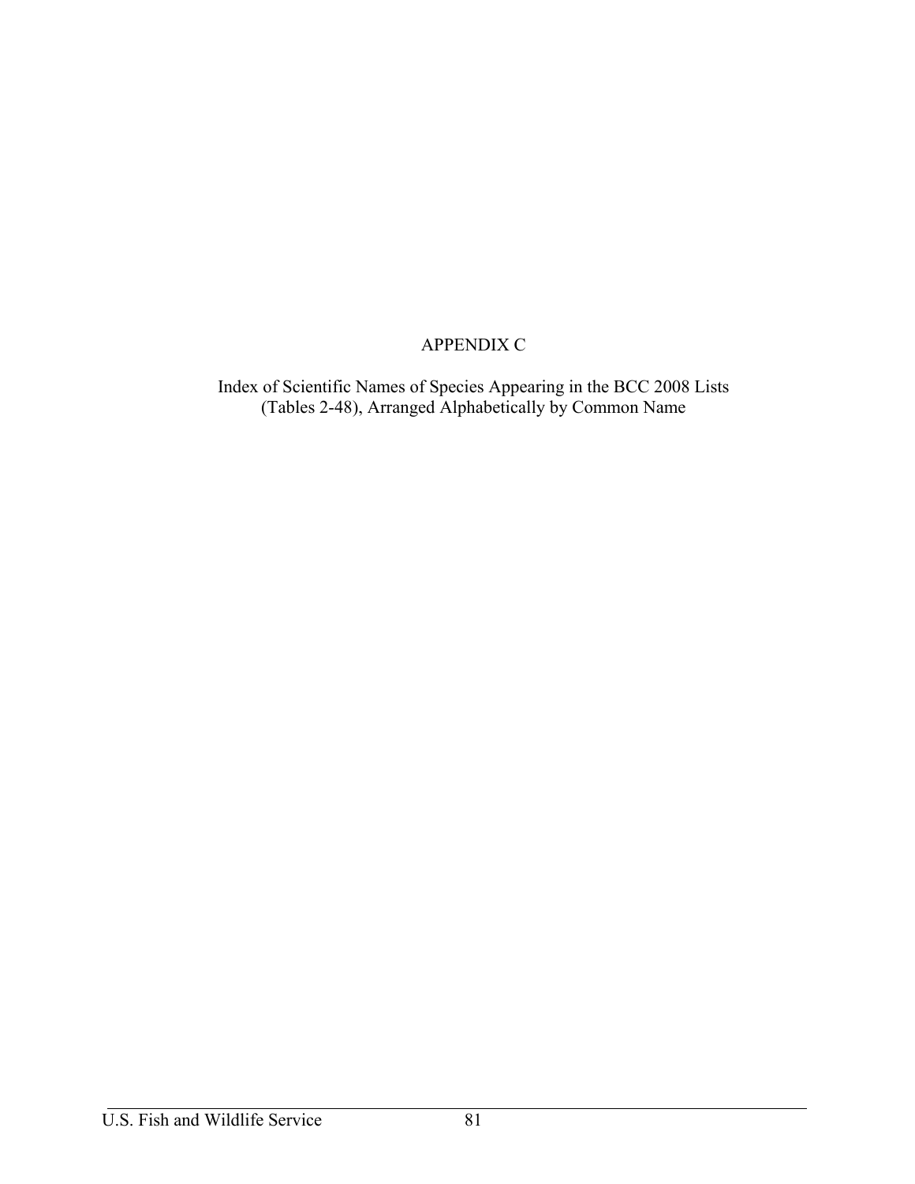# APPENDIX C

Index of Scientific Names of Species Appearing in the BCC 2008 Lists (Tables 2-48), Arranged Alphabetically by Common Name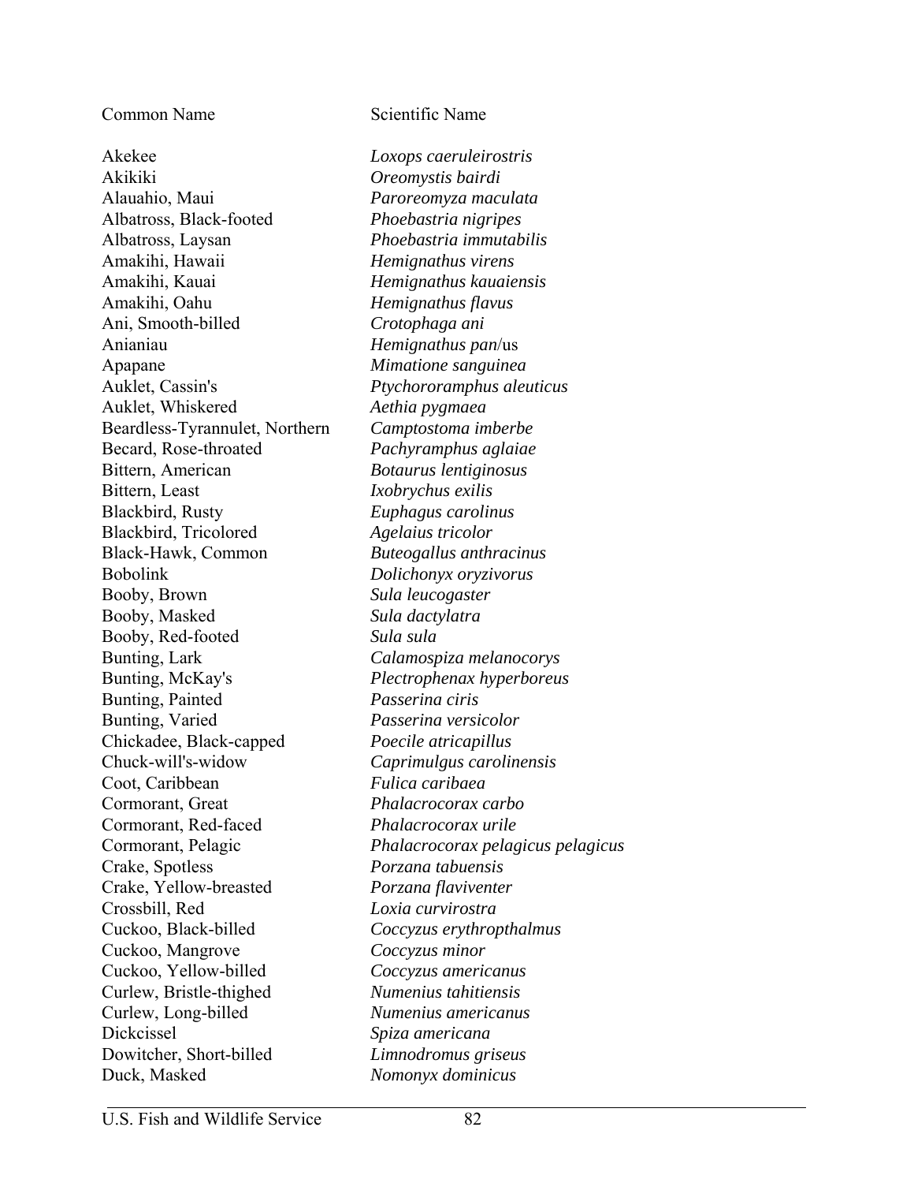| Common Name | Scientific Name |
| --- | --- |
| Akekee | *Loxops caeruleirostris* |
| Akikiki | *Oreomystis bairdi* |
| Alauahio, Maui | *Paroreomyza maculata* |
| Albatross, Black-footed | *Phoebastria nigripes* |
| Albatross, Laysan | *Phoebastria immutabilis* |
| Amakihi, Hawaii | *Hemignathus virens* |
| Amakihi, Kauai | *Hemignathus kauaiensis* |
| Amakihi, Oahu | *Hemignathus flavus* |
| Ani, Smooth-billed | *Crotophaga ani* |
| Anianiau | *Hemignathus pan*/us |
| Apapane | *Mimatione sanguinea* |
| Auklet, Cassin's | *Ptychororamphus aleuticus* |
| Auklet, Whiskered | *Aethia pygmaea* |
| Beardless-Tyrannulet, Northern | *Camptostoma imberbe* |
| Becard, Rose-throated | *Pachyramphus aglaiae* |
| Bittern, American | *Botaurus lentiginosus* |
| Bittern, Least | *Ixobrychus exilis* |
| Blackbird, Rusty | *Euphagus carolinus* |
| Blackbird, Tricolored | *Agelaius tricolor* |
| Black-Hawk, Common | *Buteogallus anthracinus* |
| Bobolink | *Dolichonyx oryzivorus* |
| Booby, Brown | *Sula leucogaster* |
| Booby, Masked | *Sula dactylatra* |
| Booby, Red-footed | *Sula sula* |
| Bunting, Lark | *Calamospiza melanocorys* |
| Bunting, McKay's | *Plectrophenax hyperboreus* |
| Bunting, Painted | *Passerina ciris* |
| Bunting, Varied | *Passerina versicolor* |
| Chickadee, Black-capped | *Poecile atricapillus* |
| Chuck-will's-widow | *Caprimulgus carolinensis* |
| Coot, Caribbean | *Fulica caribaea* |
| Cormorant, Great | *Phalacrocorax carbo* |
| Cormorant, Red-faced | *Phalacrocorax urile* |
| Cormorant, Pelagic | *Phalacrocorax pelagicus pelagicus* |
| Crake, Spotless | *Porzana tabuensis* |
| Crake, Yellow-breasted | *Porzana flaviventer* |
| Crossbill, Red | *Loxia curvirostra* |
| Cuckoo, Black-billed | *Coccyzus erythropthalmus* |
| Cuckoo, Mangrove | *Coccyzus minor* |
| Cuckoo, Yellow-billed | *Coccyzus americanus* |
| Curlew, Bristle-thighed | *Numenius tahitiensis* |
| Curlew, Long-billed | *Numenius americanus* |
| Dickcissel | *Spiza americana* |
| Dowitcher, Short-billed | *Limnodromus griseus* |
| Duck, Masked | *Nomonyx dominicus* |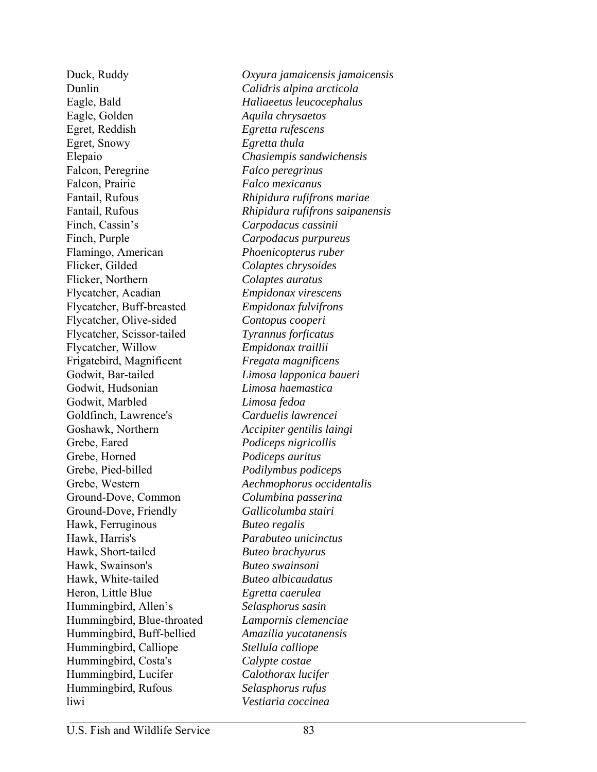| | |
|---|---|
| Duck, Ruddy | *Oxyura jamaicensis jamaicensis* |
| Dunlin | *Calidris alpina arcticola* |
| Eagle, Bald | *Haliaeetus leucocephalus* |
| Eagle, Golden | *Aquila chrysaetos* |
| Egret, Reddish | *Egretta rufescens* |
| Egret, Snowy | *Egretta thula* |
| Elepaio | *Chasiempis sandwichensis* |
| Falcon, Peregrine | *Falco peregrinus* |
| Falcon, Prairie | *Falco mexicanus* |
| Fantail, Rufous | *Rhipidura rufifrons mariae* |
| Fantail, Rufous | *Rhipidura rufifrons saipanensis* |
| Finch, Cassin's | *Carpodacus cassinii* |
| Finch, Purple | *Carpodacus purpureus* |
| Flamingo, American | *Phoenicopterus ruber* |
| Flicker, Gilded | *Colaptes chrysoides* |
| Flicker, Northern | *Colaptes auratus* |
| Flycatcher, Acadian | *Empidonax virescens* |
| Flycatcher, Buff-breasted | *Empidonax fulvifrons* |
| Flycatcher, Olive-sided | *Contopus cooperi* |
| Flycatcher, Scissor-tailed | *Tyrannus forficatus* |
| Flycatcher, Willow | *Empidonax traillii* |
| Frigatebird, Magnificent | *Fregata magnificens* |
| Godwit, Bar-tailed | *Limosa lapponica baueri* |
| Godwit, Hudsonian | *Limosa haemastica* |
| Godwit, Marbled | *Limosa fedoa* |
| Goldfinch, Lawrence's | *Carduelis lawrencei* |
| Goshawk, Northern | *Accipiter gentilis laingi* |
| Grebe, Eared | *Podiceps nigricollis* |
| Grebe, Horned | *Podiceps auritus* |
| Grebe, Pied-billed | *Podilymbus podiceps* |
| Grebe, Western | *Aechmophorus occidentalis* |
| Ground-Dove, Common | *Columbina passerina* |
| Ground-Dove, Friendly | *Gallicolumba stairi* |
| Hawk, Ferruginous | *Buteo regalis* |
| Hawk, Harris's | *Parabuteo unicinctus* |
| Hawk, Short-tailed | *Buteo brachyurus* |
| Hawk, Swainson's | *Buteo swainsoni* |
| Hawk, White-tailed | *Buteo albicaudatus* |
| Heron, Little Blue | *Egretta caerulea* |
| Hummingbird, Allen's | *Selasphorus sasin* |
| Hummingbird, Blue-throated | *Lampornis clemenciae* |
| Hummingbird, Buff-bellied | *Amazilia yucatanensis* |
| Hummingbird, Calliope | *Stellula calliope* |
| Hummingbird, Costa's | *Calypte costae* |
| Hummingbird, Lucifer | *Calothorax lucifer* |
| Hummingbird, Rufous | *Selasphorus rufus* |
| liwi | *Vestiaria coccinea* |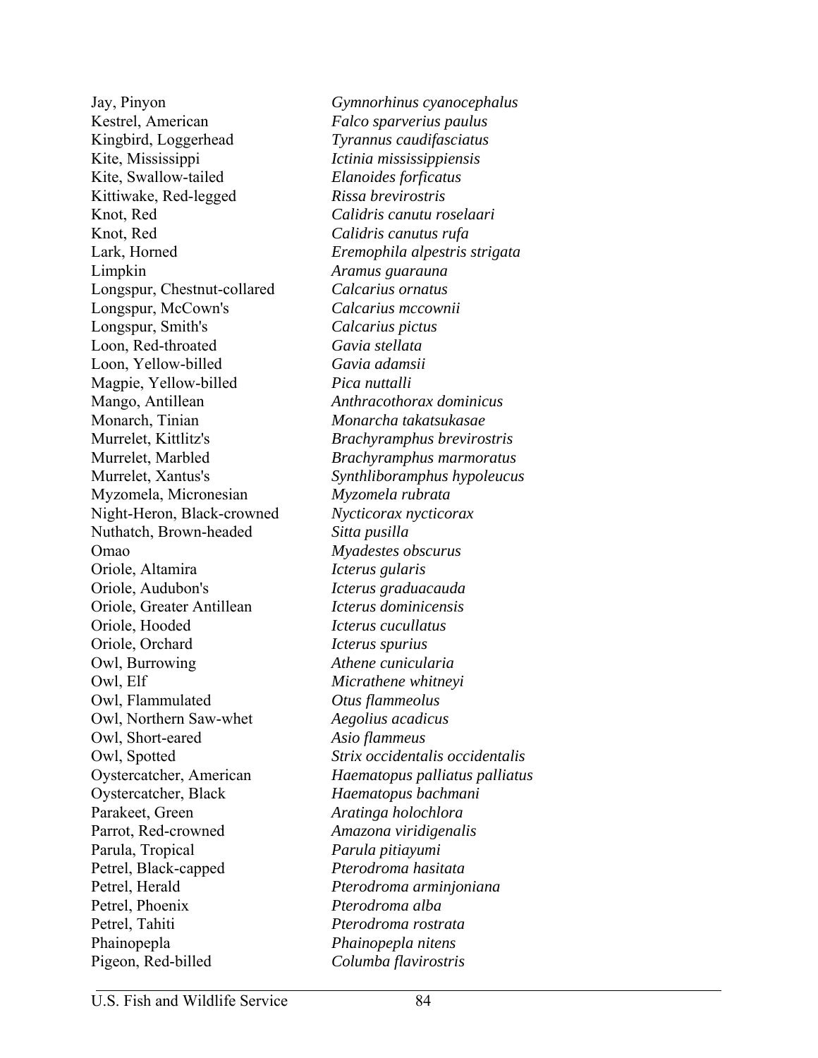| | |
|---|---|
| Jay, Pinyon | *Gymnorhinus cyanocephalus* |
| Kestrel, American | *Falco sparverius paulus* |
| Kingbird, Loggerhead | *Tyrannus caudifasciatus* |
| Kite, Mississippi | *Ictinia mississippiensis* |
| Kite, Swallow-tailed | *Elanoides forficatus* |
| Kittiwake, Red-legged | *Rissa brevirostris* |
| Knot, Red | *Calidris canutu roselaari* |
| Knot, Red | *Calidris canutus rufa* |
| Lark, Horned | *Eremophila alpestris strigata* |
| Limpkin | *Aramus guarauna* |
| Longspur, Chestnut-collared | *Calcarius ornatus* |
| Longspur, McCown's | *Calcarius mccownii* |
| Longspur, Smith's | *Calcarius pictus* |
| Loon, Red-throated | *Gavia stellata* |
| Loon, Yellow-billed | *Gavia adamsii* |
| Magpie, Yellow-billed | *Pica nuttalli* |
| Mango, Antillean | *Anthracothorax dominicus* |
| Monarch, Tinian | *Monarcha takatsukasae* |
| Murrelet, Kittlitz's | *Brachyramphus brevirostris* |
| Murrelet, Marbled | *Brachyramphus marmoratus* |
| Murrelet, Xantus's | *Synthliboramphus hypoleucus* |
| Myzomela, Micronesian | *Myzomela rubrata* |
| Night-Heron, Black-crowned | *Nycticorax nycticorax* |
| Nuthatch, Brown-headed | *Sitta pusilla* |
| Omao | *Myadestes obscurus* |
| Oriole, Altamira | *Icterus gularis* |
| Oriole, Audubon's | *Icterus graduacauda* |
| Oriole, Greater Antillean | *Icterus dominicensis* |
| Oriole, Hooded | *Icterus cucullatus* |
| Oriole, Orchard | *Icterus spurius* |
| Owl, Burrowing | *Athene cunicularia* |
| Owl, Elf | *Micrathene whitneyi* |
| Owl, Flammulated | *Otus flammeolus* |
| Owl, Northern Saw-whet | *Aegolius acadicus* |
| Owl, Short-eared | *Asio flammeus* |
| Owl, Spotted | *Strix occidentalis occidentalis* |
| Oystercatcher, American | *Haematopus palliatus palliatus* |
| Oystercatcher, Black | *Haematopus bachmani* |
| Parakeet, Green | *Aratinga holochlora* |
| Parrot, Red-crowned | *Amazona viridigenalis* |
| Parula, Tropical | *Parula pitiayumi* |
| Petrel, Black-capped | *Pterodroma hasitata* |
| Petrel, Herald | *Pterodroma arminjoniana* |
| Petrel, Phoenix | *Pterodroma alba* |
| Petrel, Tahiti | *Pterodroma rostrata* |
| Phainopepla | *Phainopepla nitens* |
| Pigeon, Red-billed | *Columba flavirostris* |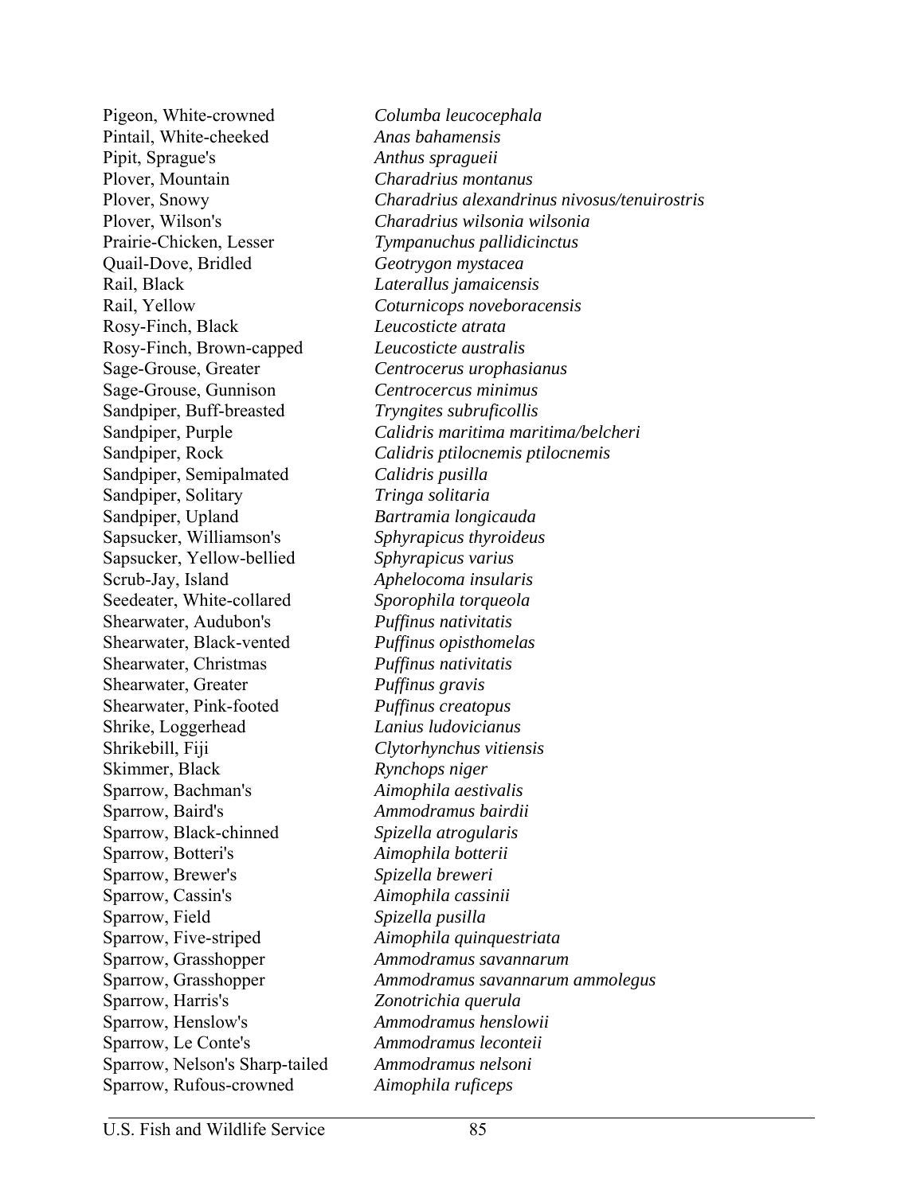| | |
|---|---|
| Pigeon, White-crowned | *Columba leucocephala* |
| Pintail, White-cheeked | *Anas bahamensis* |
| Pipit, Sprague's | *Anthus spragueii* |
| Plover, Mountain | *Charadrius montanus* |
| Plover, Snowy | *Charadrius alexandrinus nivosus/tenuirostris* |
| Plover, Wilson's | *Charadrius wilsonia wilsonia* |
| Prairie-Chicken, Lesser | *Tympanuchus pallidicinctus* |
| Quail-Dove, Bridled | *Geotrygon mystacea* |
| Rail, Black | *Laterallus jamaicensis* |
| Rail, Yellow | *Coturnicops noveboracensis* |
| Rosy-Finch, Black | *Leucosticte atrata* |
| Rosy-Finch, Brown-capped | *Leucosticte australis* |
| Sage-Grouse, Greater | *Centrocerus urophasianus* |
| Sage-Grouse, Gunnison | *Centrocercus minimus* |
| Sandpiper, Buff-breasted | *Tryngites subruficollis* |
| Sandpiper, Purple | *Calidris maritima maritima/belcheri* |
| Sandpiper, Rock | *Calidris ptilocnemis ptilocnemis* |
| Sandpiper, Semipalmated | *Calidris pusilla* |
| Sandpiper, Solitary | *Tringa solitaria* |
| Sandpiper, Upland | *Bartramia longicauda* |
| Sapsucker, Williamson's | *Sphyrapicus thyroideus* |
| Sapsucker, Yellow-bellied | *Sphyrapicus varius* |
| Scrub-Jay, Island | *Aphelocoma insularis* |
| Seedeater, White-collared | *Sporophila torqueola* |
| Shearwater, Audubon's | *Puffinus nativitatis* |
| Shearwater, Black-vented | *Puffinus opisthomelas* |
| Shearwater, Christmas | *Puffinus nativitatis* |
| Shearwater, Greater | *Puffinus gravis* |
| Shearwater, Pink-footed | *Puffinus creatopus* |
| Shrike, Loggerhead | *Lanius ludovicianus* |
| Shrikebill, Fiji | *Clytorhynchus vitiensis* |
| Skimmer, Black | *Rynchops niger* |
| Sparrow, Bachman's | *Aimophila aestivalis* |
| Sparrow, Baird's | *Ammodramus bairdii* |
| Sparrow, Black-chinned | *Spizella atrogularis* |
| Sparrow, Botteri's | *Aimophila botterii* |
| Sparrow, Brewer's | *Spizella breweri* |
| Sparrow, Cassin's | *Aimophila cassinii* |
| Sparrow, Field | *Spizella pusilla* |
| Sparrow, Five-striped | *Aimophila quinquestriata* |
| Sparrow, Grasshopper | *Ammodramus savannarum* |
| Sparrow, Grasshopper | *Ammodramus savannarum ammolegus* |
| Sparrow, Harris's | *Zonotrichia querula* |
| Sparrow, Henslow's | *Ammodramus henslowii* |
| Sparrow, Le Conte's | *Ammodramus leconteii* |
| Sparrow, Nelson's Sharp-tailed | *Ammodramus nelsoni* |
| Sparrow, Rufous-crowned | *Aimophila ruficeps* |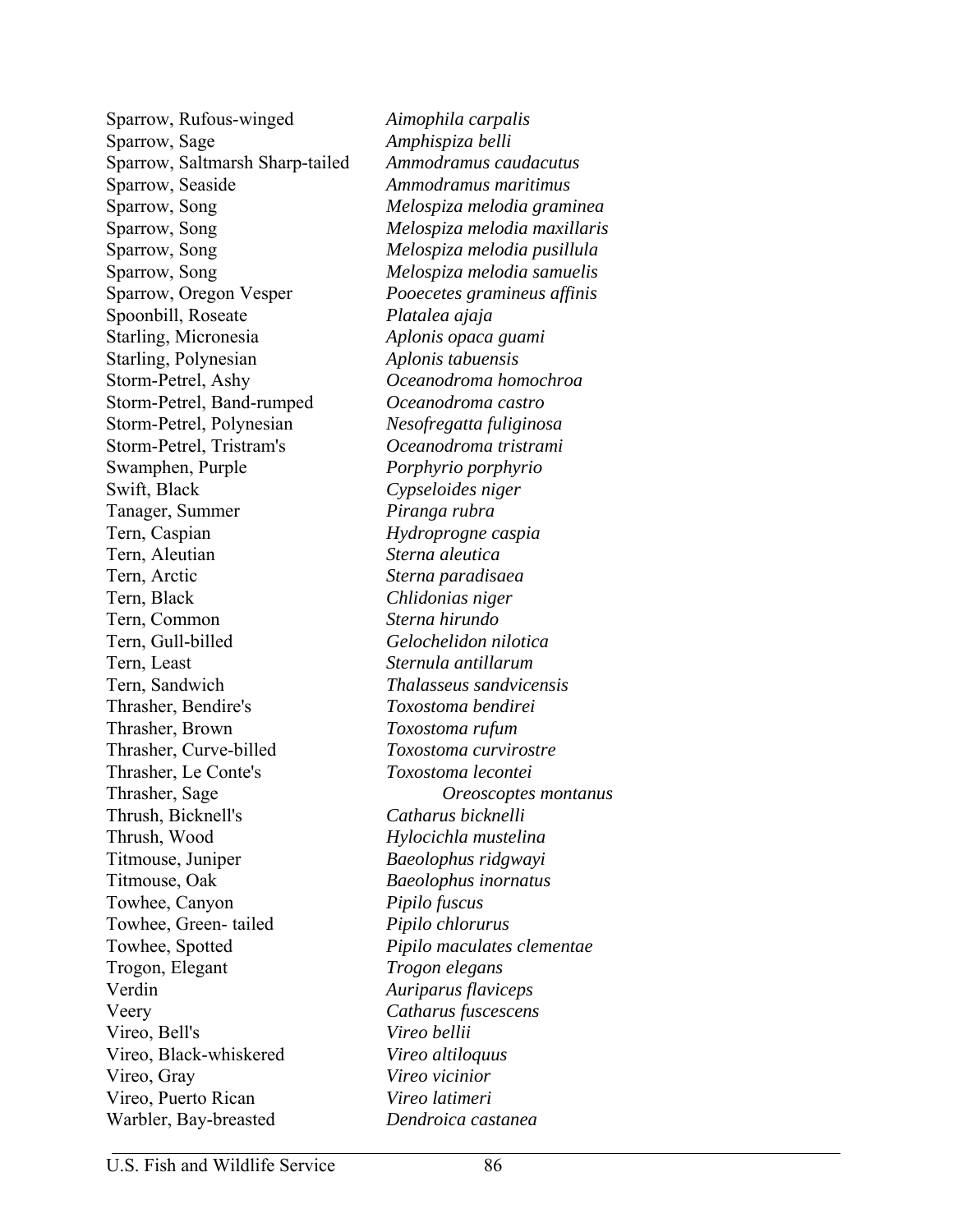| | |
|---|---|
| Sparrow, Rufous-winged | *Aimophila carpalis* |
| Sparrow, Sage | *Amphispiza belli* |
| Sparrow, Saltmarsh Sharp-tailed | *Ammodramus caudacutus* |
| Sparrow, Seaside | *Ammodramus maritimus* |
| Sparrow, Song | *Melospiza melodia graminea* |
| Sparrow, Song | *Melospiza melodia maxillaris* |
| Sparrow, Song | *Melospiza melodia pusillula* |
| Sparrow, Song | *Melospiza melodia samuelis* |
| Sparrow, Oregon Vesper | *Pooecetes gramineus affinis* |
| Spoonbill, Roseate | *Platalea ajaja* |
| Starling, Micronesia | *Aplonis opaca guami* |
| Starling, Polynesian | *Aplonis tabuensis* |
| Storm-Petrel, Ashy | *Oceanodroma homochroa* |
| Storm-Petrel, Band-rumped | *Oceanodroma castro* |
| Storm-Petrel, Polynesian | *Nesofregatta fuliginosa* |
| Storm-Petrel, Tristram's | *Oceanodroma tristrami* |
| Swamphen, Purple | *Porphyrio porphyrio* |
| Swift, Black | *Cypseloides niger* |
| Tanager, Summer | *Piranga rubra* |
| Tern, Caspian | *Hydroprogne caspia* |
| Tern, Aleutian | *Sterna aleutica* |
| Tern, Arctic | *Sterna paradisaea* |
| Tern, Black | *Chlidonias niger* |
| Tern, Common | *Sterna hirundo* |
| Tern, Gull-billed | *Gelochelidon nilotica* |
| Tern, Least | *Sternula antillarum* |
| Tern, Sandwich | *Thalasseus sandvicensis* |
| Thrasher, Bendire's | *Toxostoma bendirei* |
| Thrasher, Brown | *Toxostoma rufum* |
| Thrasher, Curve-billed | *Toxostoma curvirostre* |
| Thrasher, Le Conte's | *Toxostoma lecontei* |
| Thrasher, Sage | *Oreoscoptes montanus* |
| Thrush, Bicknell's | *Catharus bicknelli* |
| Thrush, Wood | *Hylocichla mustelina* |
| Titmouse, Juniper | *Baeolophus ridgwayi* |
| Titmouse, Oak | *Baeolophus inornatus* |
| Towhee, Canyon | *Pipilo fuscus* |
| Towhee, Green- tailed | *Pipilo chlorurus* |
| Towhee, Spotted | *Pipilo maculates clementae* |
| Trogon, Elegant | *Trogon elegans* |
| Verdin | *Auriparus flaviceps* |
| Veery | *Catharus fuscescens* |
| Vireo, Bell's | *Vireo bellii* |
| Vireo, Black-whiskered | *Vireo altiloquus* |
| Vireo, Gray | *Vireo vicinior* |
| Vireo, Puerto Rican | *Vireo latimeri* |
| Warbler, Bay-breasted | *Dendroica castanea* |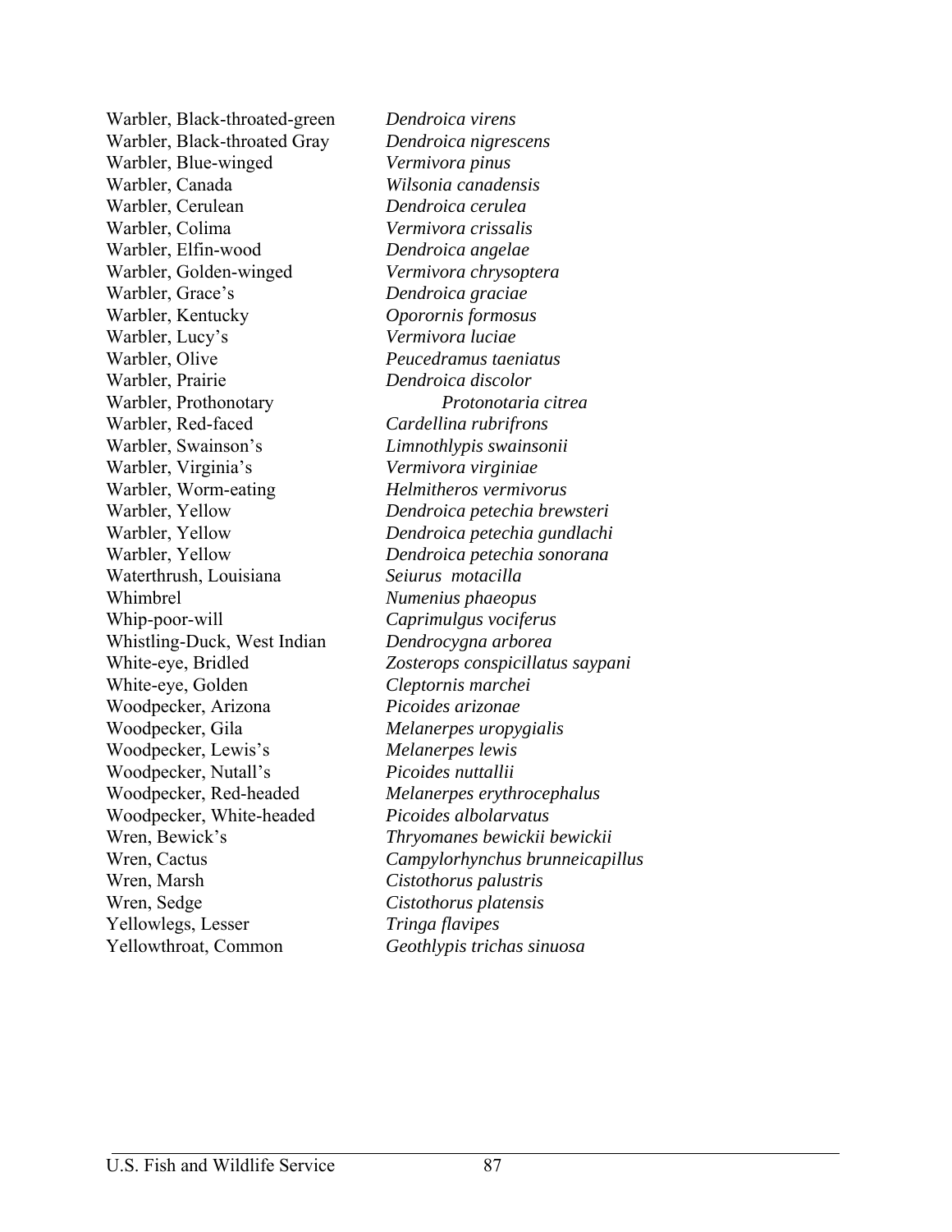| | |
|---|---|
| Warbler, Black-throated-green | *Dendroica virens* |
| Warbler, Black-throated Gray | *Dendroica nigrescens* |
| Warbler, Blue-winged | *Vermivora pinus* |
| Warbler, Canada | *Wilsonia canadensis* |
| Warbler, Cerulean | *Dendroica cerulea* |
| Warbler, Colima | *Vermivora crissalis* |
| Warbler, Elfin-wood | *Dendroica angelae* |
| Warbler, Golden-winged | *Vermivora chrysoptera* |
| Warbler, Grace's | *Dendroica graciae* |
| Warbler, Kentucky | *Oporornis formosus* |
| Warbler, Lucy's | *Vermivora luciae* |
| Warbler, Olive | *Peucedramus taeniatus* |
| Warbler, Prairie | *Dendroica discolor* |
| Warbler, Prothonotary | *Protonotaria citrea* |
| Warbler, Red-faced | *Cardellina rubrifrons* |
| Warbler, Swainson's | *Limnothlypis swainsonii* |
| Warbler, Virginia's | *Vermivora virginiae* |
| Warbler, Worm-eating | *Helmitheros vermivorus* |
| Warbler, Yellow | *Dendroica petechia brewsteri* |
| Warbler, Yellow | *Dendroica petechia gundlachi* |
| Warbler, Yellow | *Dendroica petechia sonorana* |
| Waterthrush, Louisiana | *Seiurus motacilla* |
| Whimbrel | *Numenius phaeopus* |
| Whip-poor-will | *Caprimulgus vociferus* |
| Whistling-Duck, West Indian | *Dendrocygna arborea* |
| White-eye, Bridled | *Zosterops conspicillatus saypani* |
| White-eye, Golden | *Cleptornis marchei* |
| Woodpecker, Arizona | *Picoides arizonae* |
| Woodpecker, Gila | *Melanerpes uropygialis* |
| Woodpecker, Lewis's | *Melanerpes lewis* |
| Woodpecker, Nutall's | *Picoides nuttallii* |
| Woodpecker, Red-headed | *Melanerpes erythrocephalus* |
| Woodpecker, White-headed | *Picoides albolarvatus* |
| Wren, Bewick's | *Thryomanes bewickii bewickii* |
| Wren, Cactus | *Campylorhynchus brunneicapillus* |
| Wren, Marsh | *Cistothorus palustris* |
| Wren, Sedge | *Cistothorus platensis* |
| Yellowlegs, Lesser | *Tringa flavipes* |
| Yellowthroat, Common | *Geothlypis trichas sinuosa* |